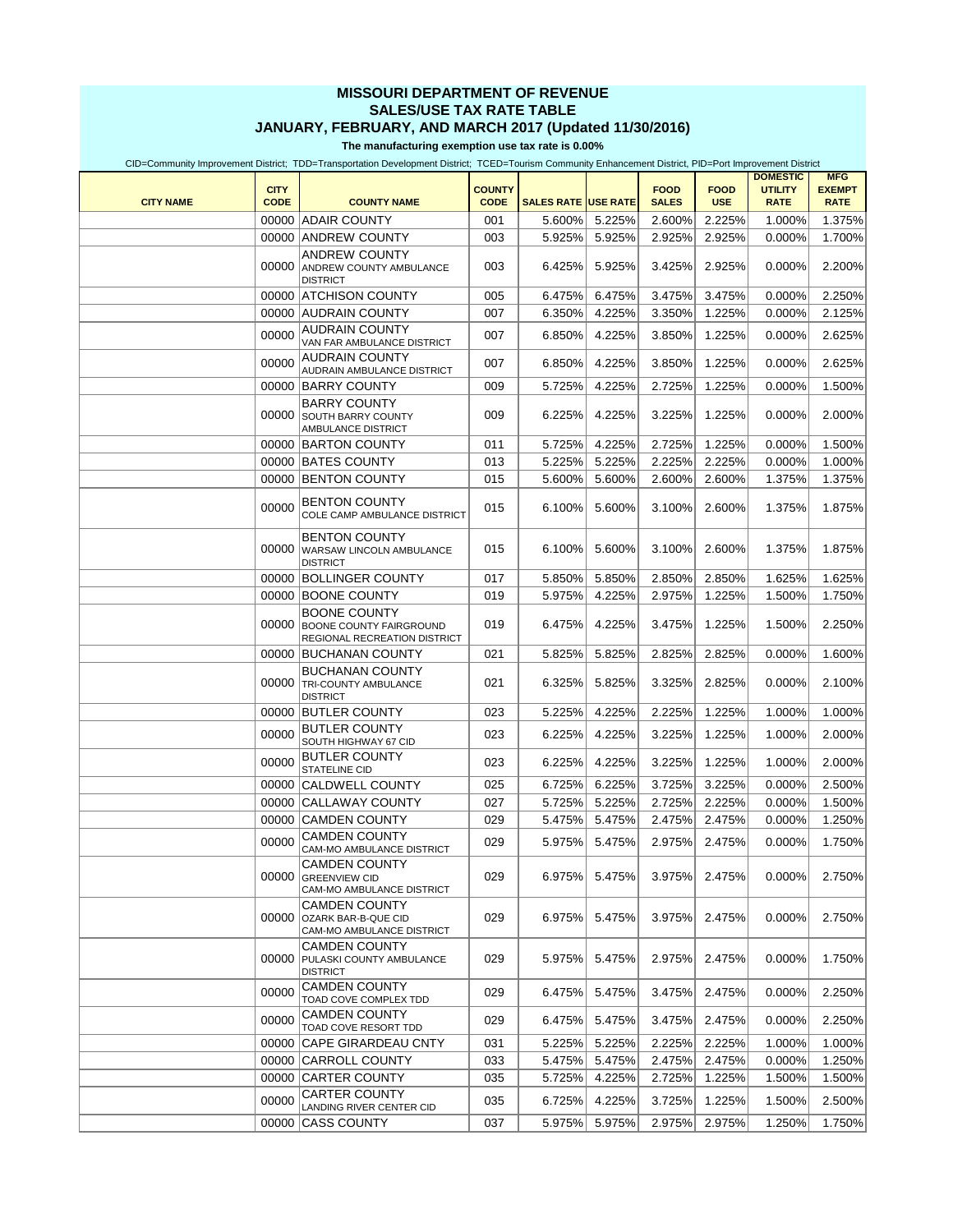# MISSOURI DEPARTMENT OF REVENUE
## SALES/USE TAX RATE TABLE
## JANUARY, FEBRUARY, AND MARCH 2017 (Updated 11/30/2016)

**The manufacturing exemption use tax rate is 0.00%**

CID=Community Improvement District; TDD=Transportation Development District; TCED=Tourism Community Enhancement District, PID=Port Improvement District

| CITY NAME | CITY CODE | COUNTY NAME | COUNTY CODE | SALES RATE | USE RATE | FOOD SALES | FOOD USE | DOMESTIC UTILITY RATE | MFG EXEMPT RATE |
|---|---|---|---|---|---|---|---|---|---|
| | 00000 | ADAIR COUNTY | 001 | 5.600% | 5.225% | 2.600% | 2.225% | 1.000% | 1.375% |
| | 00000 | ANDREW COUNTY | 003 | 5.925% | 5.925% | 2.925% | 2.925% | 0.000% | 1.700% |
| | 00000 | ANDREW COUNTY ANDREW COUNTY AMBULANCE DISTRICT | 003 | 6.425% | 5.925% | 3.425% | 2.925% | 0.000% | 2.200% |
| | 00000 | ATCHISON COUNTY | 005 | 6.475% | 6.475% | 3.475% | 3.475% | 0.000% | 2.250% |
| | 00000 | AUDRAIN COUNTY | 007 | 6.350% | 4.225% | 3.350% | 1.225% | 0.000% | 2.125% |
| | 00000 | AUDRAIN COUNTY VAN FAR AMBULANCE DISTRICT | 007 | 6.850% | 4.225% | 3.850% | 1.225% | 0.000% | 2.625% |
| | 00000 | AUDRAIN COUNTY AUDRAIN AMBULANCE DISTRICT | 007 | 6.850% | 4.225% | 3.850% | 1.225% | 0.000% | 2.625% |
| | 00000 | BARRY COUNTY | 009 | 5.725% | 4.225% | 2.725% | 1.225% | 0.000% | 1.500% |
| | 00000 | BARRY COUNTY SOUTH BARRY COUNTY AMBULANCE DISTRICT | 009 | 6.225% | 4.225% | 3.225% | 1.225% | 0.000% | 2.000% |
| | 00000 | BARTON COUNTY | 011 | 5.725% | 4.225% | 2.725% | 1.225% | 0.000% | 1.500% |
| | 00000 | BATES COUNTY | 013 | 5.225% | 5.225% | 2.225% | 2.225% | 0.000% | 1.000% |
| | 00000 | BENTON COUNTY | 015 | 5.600% | 5.600% | 2.600% | 2.600% | 1.375% | 1.375% |
| | 00000 | BENTON COUNTY COLE CAMP AMBULANCE DISTRICT | 015 | 6.100% | 5.600% | 3.100% | 2.600% | 1.375% | 1.875% |
| | 00000 | BENTON COUNTY WARSAW LINCOLN AMBULANCE DISTRICT | 015 | 6.100% | 5.600% | 3.100% | 2.600% | 1.375% | 1.875% |
| | 00000 | BOLLINGER COUNTY | 017 | 5.850% | 5.850% | 2.850% | 2.850% | 1.625% | 1.625% |
| | 00000 | BOONE COUNTY | 019 | 5.975% | 4.225% | 2.975% | 1.225% | 1.500% | 1.750% |
| | 00000 | BOONE COUNTY BOONE COUNTY FAIRGROUND REGIONAL RECREATION DISTRICT | 019 | 6.475% | 4.225% | 3.475% | 1.225% | 1.500% | 2.250% |
| | 00000 | BUCHANAN COUNTY | 021 | 5.825% | 5.825% | 2.825% | 2.825% | 0.000% | 1.600% |
| | 00000 | BUCHANAN COUNTY TRI-COUNTY AMBULANCE DISTRICT | 021 | 6.325% | 5.825% | 3.325% | 2.825% | 0.000% | 2.100% |
| | 00000 | BUTLER COUNTY | 023 | 5.225% | 4.225% | 2.225% | 1.225% | 1.000% | 1.000% |
| | 00000 | BUTLER COUNTY SOUTH HIGHWAY 67 CID | 023 | 6.225% | 4.225% | 3.225% | 1.225% | 1.000% | 2.000% |
| | 00000 | BUTLER COUNTY STATELINE CID | 023 | 6.225% | 4.225% | 3.225% | 1.225% | 1.000% | 2.000% |
| | 00000 | CALDWELL COUNTY | 025 | 6.725% | 6.225% | 3.725% | 3.225% | 0.000% | 2.500% |
| | 00000 | CALLAWAY COUNTY | 027 | 5.725% | 5.225% | 2.725% | 2.225% | 0.000% | 1.500% |
| | 00000 | CAMDEN COUNTY | 029 | 5.475% | 5.475% | 2.475% | 2.475% | 0.000% | 1.250% |
| | 00000 | CAMDEN COUNTY CAM-MO AMBULANCE DISTRICT | 029 | 5.975% | 5.475% | 2.975% | 2.475% | 0.000% | 1.750% |
| | 00000 | CAMDEN COUNTY GREENVIEW CID CAM-MO AMBULANCE DISTRICT | 029 | 6.975% | 5.475% | 3.975% | 2.475% | 0.000% | 2.750% |
| | 00000 | CAMDEN COUNTY OZARK BAR-B-QUE CID CAM-MO AMBULANCE DISTRICT | 029 | 6.975% | 5.475% | 3.975% | 2.475% | 0.000% | 2.750% |
| | 00000 | CAMDEN COUNTY PULASKI COUNTY AMBULANCE DISTRICT | 029 | 5.975% | 5.475% | 2.975% | 2.475% | 0.000% | 1.750% |
| | 00000 | CAMDEN COUNTY TOAD COVE COMPLEX TDD | 029 | 6.475% | 5.475% | 3.475% | 2.475% | 0.000% | 2.250% |
| | 00000 | CAMDEN COUNTY TOAD COVE RESORT TDD | 029 | 6.475% | 5.475% | 3.475% | 2.475% | 0.000% | 2.250% |
| | 00000 | CAPE GIRARDEAU CNTY | 031 | 5.225% | 5.225% | 2.225% | 2.225% | 1.000% | 1.000% |
| | 00000 | CARROLL COUNTY | 033 | 5.475% | 5.475% | 2.475% | 2.475% | 0.000% | 1.250% |
| | 00000 | CARTER COUNTY | 035 | 5.725% | 4.225% | 2.725% | 1.225% | 1.500% | 1.500% |
| | 00000 | CARTER COUNTY LANDING RIVER CENTER CID | 035 | 6.725% | 4.225% | 3.725% | 1.225% | 1.500% | 2.500% |
| | 00000 | CASS COUNTY | 037 | 5.975% | 5.975% | 2.975% | 2.975% | 1.250% | 1.750% |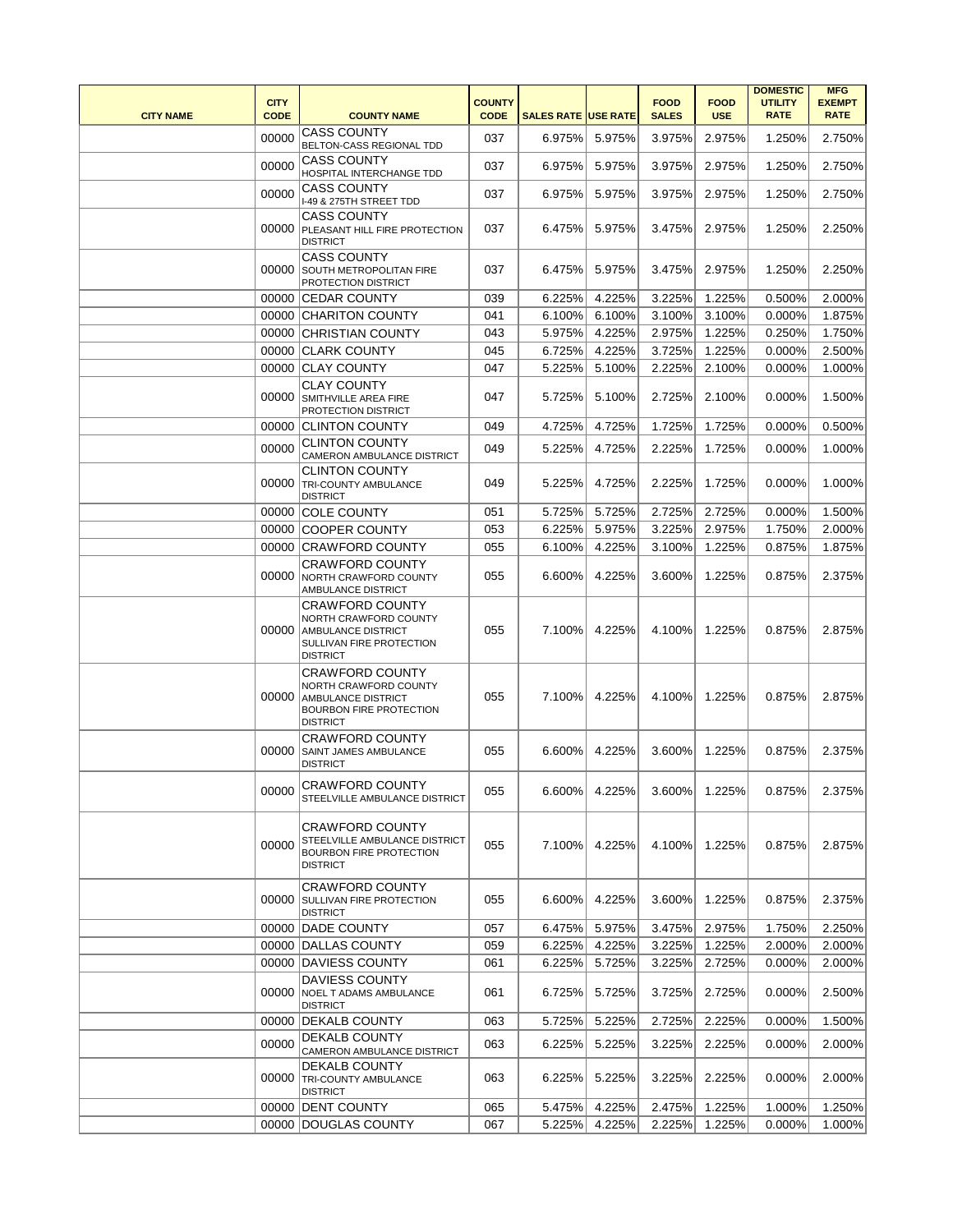| CITY NAME | CITY CODE | COUNTY NAME | COUNTY CODE | SALES RATE | USE RATE | FOOD SALES | FOOD USE | DOMESTIC UTILITY RATE | MFG EXEMPT RATE |
|---|---|---|---|---|---|---|---|---|---|
| | 00000 | CASS COUNTY BELTON-CASS REGIONAL TDD | 037 | 6.975% | 5.975% | 3.975% | 2.975% | 1.250% | 2.750% |
| | 00000 | CASS COUNTY HOSPITAL INTERCHANGE TDD | 037 | 6.975% | 5.975% | 3.975% | 2.975% | 1.250% | 2.750% |
| | 00000 | CASS COUNTY I-49 & 275TH STREET TDD | 037 | 6.975% | 5.975% | 3.975% | 2.975% | 1.250% | 2.750% |
| | 00000 | CASS COUNTY PLEASANT HILL FIRE PROTECTION DISTRICT | 037 | 6.475% | 5.975% | 3.475% | 2.975% | 1.250% | 2.250% |
| | 00000 | CASS COUNTY SOUTH METROPOLITAN FIRE PROTECTION DISTRICT | 037 | 6.475% | 5.975% | 3.475% | 2.975% | 1.250% | 2.250% |
| | 00000 | CEDAR COUNTY | 039 | 6.225% | 4.225% | 3.225% | 1.225% | 0.500% | 2.000% |
| | 00000 | CHARITON COUNTY | 041 | 6.100% | 6.100% | 3.100% | 3.100% | 0.000% | 1.875% |
| | 00000 | CHRISTIAN COUNTY | 043 | 5.975% | 4.225% | 2.975% | 1.225% | 0.250% | 1.750% |
| | 00000 | CLARK COUNTY | 045 | 6.725% | 4.225% | 3.725% | 1.225% | 0.000% | 2.500% |
| | 00000 | CLAY COUNTY | 047 | 5.225% | 5.100% | 2.225% | 2.100% | 0.000% | 1.000% |
| | 00000 | CLAY COUNTY SMITHVILLE AREA FIRE PROTECTION DISTRICT | 047 | 5.725% | 5.100% | 2.725% | 2.100% | 0.000% | 1.500% |
| | 00000 | CLINTON COUNTY | 049 | 4.725% | 4.725% | 1.725% | 1.725% | 0.000% | 0.500% |
| | 00000 | CLINTON COUNTY CAMERON AMBULANCE DISTRICT | 049 | 5.225% | 4.725% | 2.225% | 1.725% | 0.000% | 1.000% |
| | 00000 | CLINTON COUNTY TRI-COUNTY AMBULANCE DISTRICT | 049 | 5.225% | 4.725% | 2.225% | 1.725% | 0.000% | 1.000% |
| | 00000 | COLE COUNTY | 051 | 5.725% | 5.725% | 2.725% | 2.725% | 0.000% | 1.500% |
| | 00000 | COOPER COUNTY | 053 | 6.225% | 5.975% | 3.225% | 2.975% | 1.750% | 2.000% |
| | 00000 | CRAWFORD COUNTY | 055 | 6.100% | 4.225% | 3.100% | 1.225% | 0.875% | 1.875% |
| | 00000 | CRAWFORD COUNTY NORTH CRAWFORD COUNTY AMBULANCE DISTRICT | 055 | 6.600% | 4.225% | 3.600% | 1.225% | 0.875% | 2.375% |
| | 00000 | CRAWFORD COUNTY NORTH CRAWFORD COUNTY AMBULANCE DISTRICT SULLIVAN FIRE PROTECTION DISTRICT | 055 | 7.100% | 4.225% | 4.100% | 1.225% | 0.875% | 2.875% |
| | 00000 | CRAWFORD COUNTY NORTH CRAWFORD COUNTY AMBULANCE DISTRICT BOURBON FIRE PROTECTION DISTRICT | 055 | 7.100% | 4.225% | 4.100% | 1.225% | 0.875% | 2.875% |
| | 00000 | CRAWFORD COUNTY SAINT JAMES AMBULANCE DISTRICT | 055 | 6.600% | 4.225% | 3.600% | 1.225% | 0.875% | 2.375% |
| | 00000 | CRAWFORD COUNTY STEELVILLE AMBULANCE DISTRICT | 055 | 6.600% | 4.225% | 3.600% | 1.225% | 0.875% | 2.375% |
| | 00000 | CRAWFORD COUNTY STEELVILLE AMBULANCE DISTRICT BOURBON FIRE PROTECTION DISTRICT | 055 | 7.100% | 4.225% | 4.100% | 1.225% | 0.875% | 2.875% |
| | 00000 | CRAWFORD COUNTY SULLIVAN FIRE PROTECTION DISTRICT | 055 | 6.600% | 4.225% | 3.600% | 1.225% | 0.875% | 2.375% |
| | 00000 | DADE COUNTY | 057 | 6.475% | 5.975% | 3.475% | 2.975% | 1.750% | 2.250% |
| | 00000 | DALLAS COUNTY | 059 | 6.225% | 4.225% | 3.225% | 1.225% | 2.000% | 2.000% |
| | 00000 | DAVIESS COUNTY | 061 | 6.225% | 5.725% | 3.225% | 2.725% | 0.000% | 2.000% |
| | 00000 | DAVIESS COUNTY NOEL T ADAMS AMBULANCE DISTRICT | 061 | 6.725% | 5.725% | 3.725% | 2.725% | 0.000% | 2.500% |
| | 00000 | DEKALB COUNTY | 063 | 5.725% | 5.225% | 2.725% | 2.225% | 0.000% | 1.500% |
| | 00000 | DEKALB COUNTY CAMERON AMBULANCE DISTRICT | 063 | 6.225% | 5.225% | 3.225% | 2.225% | 0.000% | 2.000% |
| | 00000 | DEKALB COUNTY TRI-COUNTY AMBULANCE DISTRICT | 063 | 6.225% | 5.225% | 3.225% | 2.225% | 0.000% | 2.000% |
| | 00000 | DENT COUNTY | 065 | 5.475% | 4.225% | 2.475% | 1.225% | 1.000% | 1.250% |
| | 00000 | DOUGLAS COUNTY | 067 | 5.225% | 4.225% | 2.225% | 1.225% | 0.000% | 1.000% |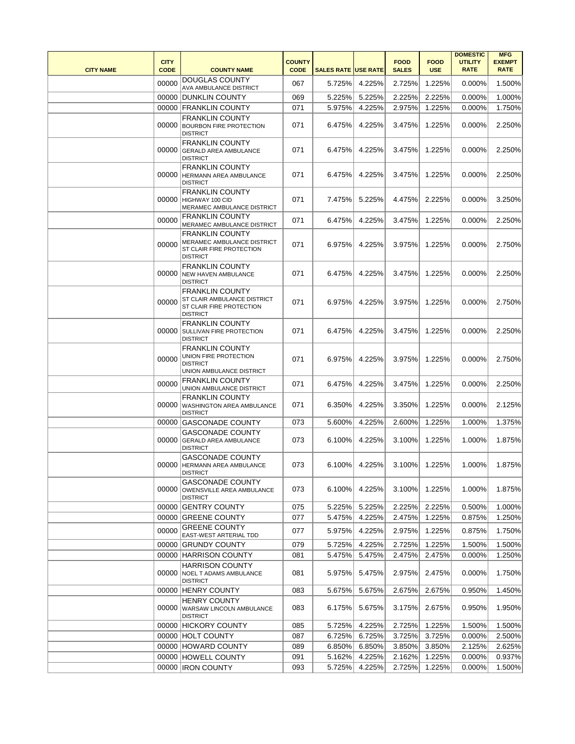| CITY NAME | CITY CODE | COUNTY NAME | COUNTY CODE | SALES RATE | USE RATE | FOOD SALES | FOOD USE | DOMESTIC UTILITY RATE | MFG EXEMPT RATE |
|---|---|---|---|---|---|---|---|---|---|
| | 00000 | DOUGLAS COUNTY AVA AMBULANCE DISTRICT | 067 | 5.725% | 4.225% | 2.725% | 1.225% | 0.000% | 1.500% |
| | 00000 | DUNKLIN COUNTY | 069 | 5.225% | 5.225% | 2.225% | 2.225% | 0.000% | 1.000% |
| | 00000 | FRANKLIN COUNTY | 071 | 5.975% | 4.225% | 2.975% | 1.225% | 0.000% | 1.750% |
| | 00000 | FRANKLIN COUNTY BOURBON FIRE PROTECTION DISTRICT | 071 | 6.475% | 4.225% | 3.475% | 1.225% | 0.000% | 2.250% |
| | 00000 | FRANKLIN COUNTY GERALD AREA AMBULANCE DISTRICT | 071 | 6.475% | 4.225% | 3.475% | 1.225% | 0.000% | 2.250% |
| | 00000 | FRANKLIN COUNTY HERMANN AREA AMBULANCE DISTRICT | 071 | 6.475% | 4.225% | 3.475% | 1.225% | 0.000% | 2.250% |
| | 00000 | FRANKLIN COUNTY HIGHWAY 100 CID MERAMEC AMBULANCE DISTRICT | 071 | 7.475% | 5.225% | 4.475% | 2.225% | 0.000% | 3.250% |
| | 00000 | FRANKLIN COUNTY MERAMEC AMBULANCE DISTRICT | 071 | 6.475% | 4.225% | 3.475% | 1.225% | 0.000% | 2.250% |
| | 00000 | FRANKLIN COUNTY MERAMEC AMBULANCE DISTRICT ST CLAIR FIRE PROTECTION DISTRICT | 071 | 6.975% | 4.225% | 3.975% | 1.225% | 0.000% | 2.750% |
| | 00000 | FRANKLIN COUNTY NEW HAVEN AMBULANCE DISTRICT | 071 | 6.475% | 4.225% | 3.475% | 1.225% | 0.000% | 2.250% |
| | 00000 | FRANKLIN COUNTY ST CLAIR AMBULANCE DISTRICT ST CLAIR FIRE PROTECTION DISTRICT | 071 | 6.975% | 4.225% | 3.975% | 1.225% | 0.000% | 2.750% |
| | 00000 | FRANKLIN COUNTY SULLIVAN FIRE PROTECTION DISTRICT | 071 | 6.475% | 4.225% | 3.475% | 1.225% | 0.000% | 2.250% |
| | 00000 | FRANKLIN COUNTY UNION FIRE PROTECTION DISTRICT UNION AMBULANCE DISTRICT | 071 | 6.975% | 4.225% | 3.975% | 1.225% | 0.000% | 2.750% |
| | 00000 | FRANKLIN COUNTY UNION AMBULANCE DISTRICT | 071 | 6.475% | 4.225% | 3.475% | 1.225% | 0.000% | 2.250% |
| | 00000 | FRANKLIN COUNTY WASHINGTON AREA AMBULANCE DISTRICT | 071 | 6.350% | 4.225% | 3.350% | 1.225% | 0.000% | 2.125% |
| | 00000 | GASCONADE COUNTY | 073 | 5.600% | 4.225% | 2.600% | 1.225% | 1.000% | 1.375% |
| | 00000 | GASCONADE COUNTY GERALD AREA AMBULANCE DISTRICT | 073 | 6.100% | 4.225% | 3.100% | 1.225% | 1.000% | 1.875% |
| | 00000 | GASCONADE COUNTY HERMANN AREA AMBULANCE DISTRICT | 073 | 6.100% | 4.225% | 3.100% | 1.225% | 1.000% | 1.875% |
| | 00000 | GASCONADE COUNTY OWENSVILLE AREA AMBULANCE DISTRICT | 073 | 6.100% | 4.225% | 3.100% | 1.225% | 1.000% | 1.875% |
| | 00000 | GENTRY COUNTY | 075 | 5.225% | 5.225% | 2.225% | 2.225% | 0.500% | 1.000% |
| | 00000 | GREENE COUNTY | 077 | 5.475% | 4.225% | 2.475% | 1.225% | 0.875% | 1.250% |
| | 00000 | GREENE COUNTY EAST-WEST ARTERIAL TDD | 077 | 5.975% | 4.225% | 2.975% | 1.225% | 0.875% | 1.750% |
| | 00000 | GRUNDY COUNTY | 079 | 5.725% | 4.225% | 2.725% | 1.225% | 1.500% | 1.500% |
| | 00000 | HARRISON COUNTY | 081 | 5.475% | 5.475% | 2.475% | 2.475% | 0.000% | 1.250% |
| | 00000 | HARRISON COUNTY NOEL T ADAMS AMBULANCE DISTRICT | 081 | 5.975% | 5.475% | 2.975% | 2.475% | 0.000% | 1.750% |
| | 00000 | HENRY COUNTY | 083 | 5.675% | 5.675% | 2.675% | 2.675% | 0.950% | 1.450% |
| | 00000 | HENRY COUNTY WARSAW LINCOLN AMBULANCE DISTRICT | 083 | 6.175% | 5.675% | 3.175% | 2.675% | 0.950% | 1.950% |
| | 00000 | HICKORY COUNTY | 085 | 5.725% | 4.225% | 2.725% | 1.225% | 1.500% | 1.500% |
| | 00000 | HOLT COUNTY | 087 | 6.725% | 6.725% | 3.725% | 3.725% | 0.000% | 2.500% |
| | 00000 | HOWARD COUNTY | 089 | 6.850% | 6.850% | 3.850% | 3.850% | 2.125% | 2.625% |
| | 00000 | HOWELL COUNTY | 091 | 5.162% | 4.225% | 2.162% | 1.225% | 0.000% | 0.937% |
| | 00000 | IRON COUNTY | 093 | 5.725% | 4.225% | 2.725% | 1.225% | 0.000% | 1.500% |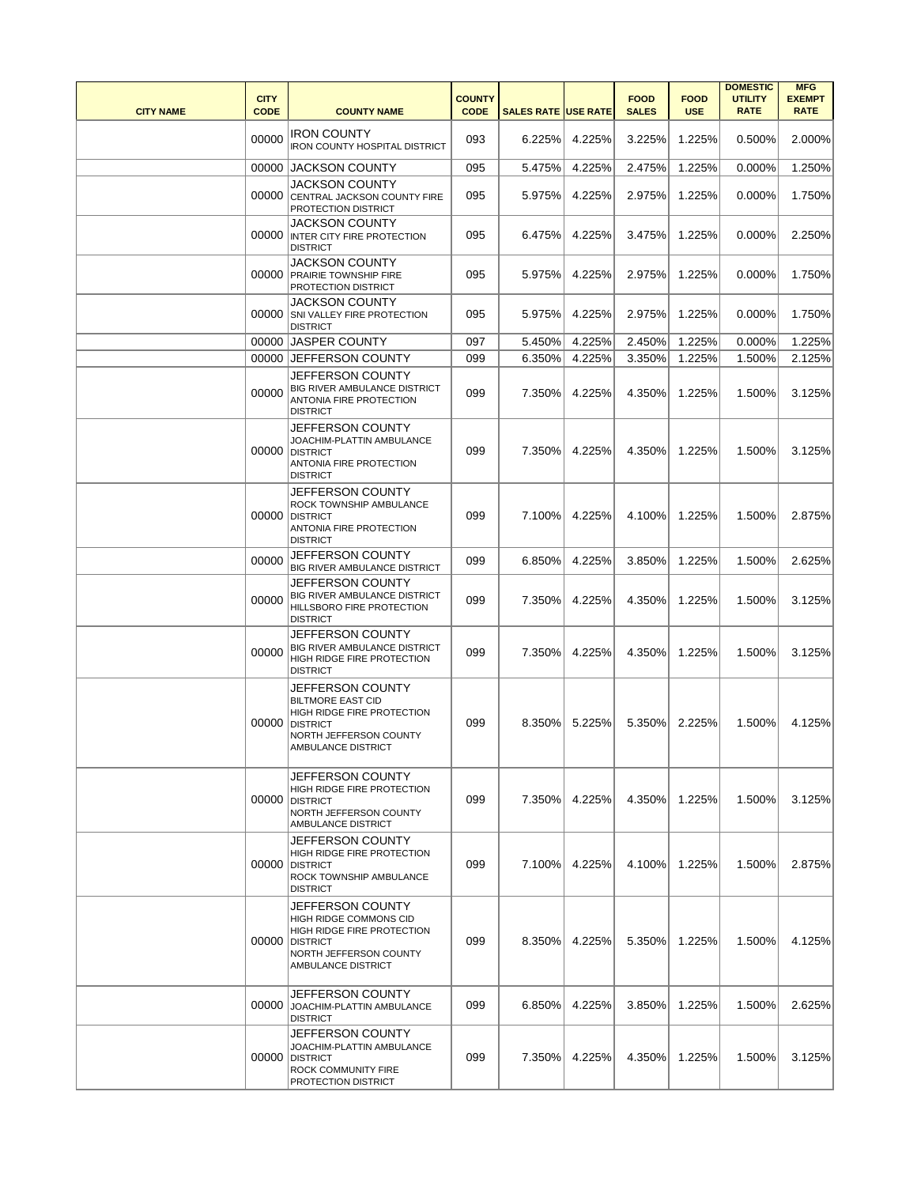| CITY NAME | CITY CODE | COUNTY NAME | COUNTY CODE | SALES RATE | USE RATE | FOOD SALES | FOOD USE | DOMESTIC UTILITY RATE | MFG EXEMPT RATE |
|---|---|---|---|---|---|---|---|---|---|
| | 00000 | IRON COUNTY IRON COUNTY HOSPITAL DISTRICT | 093 | 6.225% | 4.225% | 3.225% | 1.225% | 0.500% | 2.000% |
| | 00000 | JACKSON COUNTY | 095 | 5.475% | 4.225% | 2.475% | 1.225% | 0.000% | 1.250% |
| | 00000 | JACKSON COUNTY CENTRAL JACKSON COUNTY FIRE PROTECTION DISTRICT | 095 | 5.975% | 4.225% | 2.975% | 1.225% | 0.000% | 1.750% |
| | 00000 | JACKSON COUNTY INTER CITY FIRE PROTECTION DISTRICT | 095 | 6.475% | 4.225% | 3.475% | 1.225% | 0.000% | 2.250% |
| | 00000 | JACKSON COUNTY PRAIRIE TOWNSHIP FIRE PROTECTION DISTRICT | 095 | 5.975% | 4.225% | 2.975% | 1.225% | 0.000% | 1.750% |
| | 00000 | JACKSON COUNTY SNI VALLEY FIRE PROTECTION DISTRICT | 095 | 5.975% | 4.225% | 2.975% | 1.225% | 0.000% | 1.750% |
| | 00000 | JASPER COUNTY | 097 | 5.450% | 4.225% | 2.450% | 1.225% | 0.000% | 1.225% |
| | 00000 | JEFFERSON COUNTY | 099 | 6.350% | 4.225% | 3.350% | 1.225% | 1.500% | 2.125% |
| | 00000 | JEFFERSON COUNTY BIG RIVER AMBULANCE DISTRICT ANTONIA FIRE PROTECTION DISTRICT | 099 | 7.350% | 4.225% | 4.350% | 1.225% | 1.500% | 3.125% |
| | 00000 | JEFFERSON COUNTY JOACHIM-PLATTIN AMBULANCE DISTRICT ANTONIA FIRE PROTECTION DISTRICT | 099 | 7.350% | 4.225% | 4.350% | 1.225% | 1.500% | 3.125% |
| | 00000 | JEFFERSON COUNTY ROCK TOWNSHIP AMBULANCE DISTRICT ANTONIA FIRE PROTECTION DISTRICT | 099 | 7.100% | 4.225% | 4.100% | 1.225% | 1.500% | 2.875% |
| | 00000 | JEFFERSON COUNTY BIG RIVER AMBULANCE DISTRICT | 099 | 6.850% | 4.225% | 3.850% | 1.225% | 1.500% | 2.625% |
| | 00000 | JEFFERSON COUNTY BIG RIVER AMBULANCE DISTRICT HILLSBORO FIRE PROTECTION DISTRICT | 099 | 7.350% | 4.225% | 4.350% | 1.225% | 1.500% | 3.125% |
| | 00000 | JEFFERSON COUNTY BIG RIVER AMBULANCE DISTRICT HIGH RIDGE FIRE PROTECTION DISTRICT | 099 | 7.350% | 4.225% | 4.350% | 1.225% | 1.500% | 3.125% |
| | 00000 | JEFFERSON COUNTY BILTMORE EAST CID HIGH RIDGE FIRE PROTECTION DISTRICT NORTH JEFFERSON COUNTY AMBULANCE DISTRICT | 099 | 8.350% | 5.225% | 5.350% | 2.225% | 1.500% | 4.125% |
| | 00000 | JEFFERSON COUNTY HIGH RIDGE FIRE PROTECTION DISTRICT NORTH JEFFERSON COUNTY AMBULANCE DISTRICT | 099 | 7.350% | 4.225% | 4.350% | 1.225% | 1.500% | 3.125% |
| | 00000 | JEFFERSON COUNTY HIGH RIDGE FIRE PROTECTION DISTRICT ROCK TOWNSHIP AMBULANCE DISTRICT | 099 | 7.100% | 4.225% | 4.100% | 1.225% | 1.500% | 2.875% |
| | 00000 | JEFFERSON COUNTY HIGH RIDGE COMMONS CID HIGH RIDGE FIRE PROTECTION DISTRICT NORTH JEFFERSON COUNTY AMBULANCE DISTRICT | 099 | 8.350% | 4.225% | 5.350% | 1.225% | 1.500% | 4.125% |
| | 00000 | JEFFERSON COUNTY JOACHIM-PLATTIN AMBULANCE DISTRICT | 099 | 6.850% | 4.225% | 3.850% | 1.225% | 1.500% | 2.625% |
| | 00000 | JEFFERSON COUNTY JOACHIM-PLATTIN AMBULANCE DISTRICT ROCK COMMUNITY FIRE PROTECTION DISTRICT | 099 | 7.350% | 4.225% | 4.350% | 1.225% | 1.500% | 3.125% |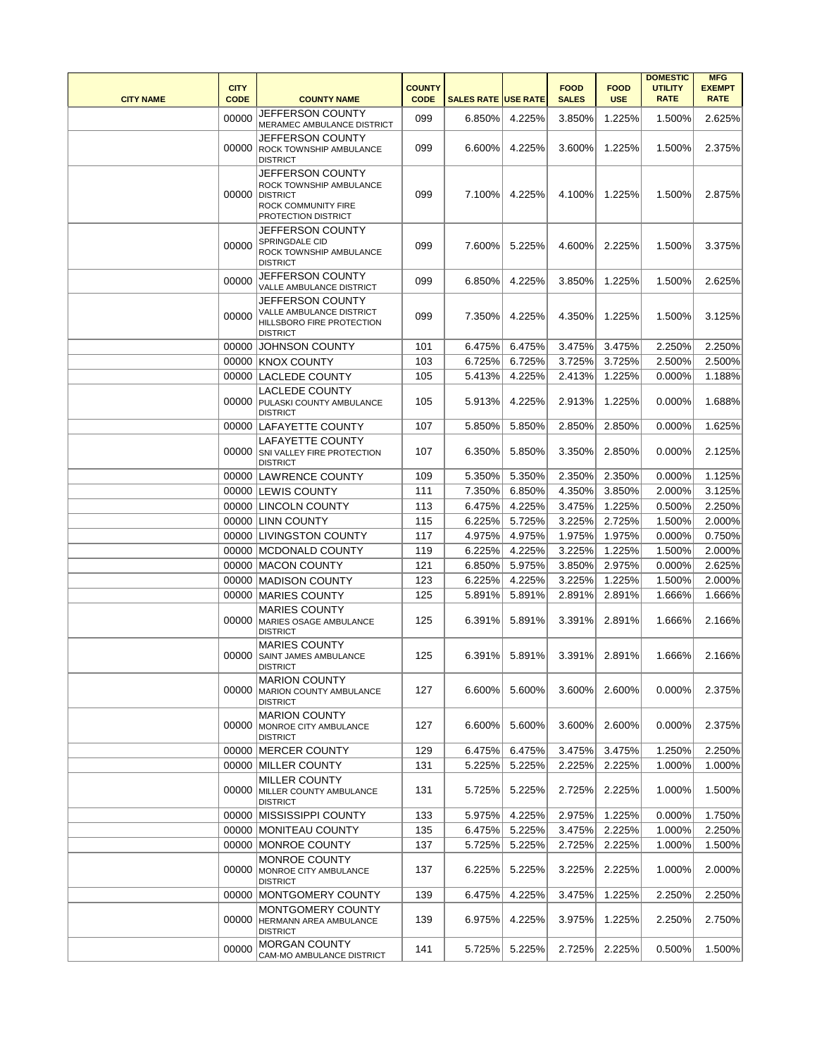| CITY NAME | CITY CODE | COUNTY NAME | COUNTY CODE | SALES RATE | USE RATE | FOOD SALES | FOOD USE | DOMESTIC UTILITY RATE | MFG EXEMPT RATE |
|---|---|---|---|---|---|---|---|---|---|
| | 00000 | JEFFERSON COUNTY MERAMEC AMBULANCE DISTRICT | 099 | 6.850% | 4.225% | 3.850% | 1.225% | 1.500% | 2.625% |
| | 00000 | JEFFERSON COUNTY ROCK TOWNSHIP AMBULANCE DISTRICT | 099 | 6.600% | 4.225% | 3.600% | 1.225% | 1.500% | 2.375% |
| | 00000 | JEFFERSON COUNTY ROCK TOWNSHIP AMBULANCE DISTRICT ROCK COMMUNITY FIRE PROTECTION DISTRICT | 099 | 7.100% | 4.225% | 4.100% | 1.225% | 1.500% | 2.875% |
| | 00000 | JEFFERSON COUNTY SPRINGDALE CID ROCK TOWNSHIP AMBULANCE DISTRICT | 099 | 7.600% | 5.225% | 4.600% | 2.225% | 1.500% | 3.375% |
| | 00000 | JEFFERSON COUNTY VALLE AMBULANCE DISTRICT | 099 | 6.850% | 4.225% | 3.850% | 1.225% | 1.500% | 2.625% |
| | 00000 | JEFFERSON COUNTY VALLE AMBULANCE DISTRICT HILLSBORO FIRE PROTECTION DISTRICT | 099 | 7.350% | 4.225% | 4.350% | 1.225% | 1.500% | 3.125% |
| | 00000 | JOHNSON COUNTY | 101 | 6.475% | 6.475% | 3.475% | 3.475% | 2.250% | 2.250% |
| | 00000 | KNOX COUNTY | 103 | 6.725% | 6.725% | 3.725% | 3.725% | 2.500% | 2.500% |
| | 00000 | LACLEDE COUNTY | 105 | 5.413% | 4.225% | 2.413% | 1.225% | 0.000% | 1.188% |
| | 00000 | LACLEDE COUNTY PULASKI COUNTY AMBULANCE DISTRICT | 105 | 5.913% | 4.225% | 2.913% | 1.225% | 0.000% | 1.688% |
| | 00000 | LAFAYETTE COUNTY | 107 | 5.850% | 5.850% | 2.850% | 2.850% | 0.000% | 1.625% |
| | 00000 | LAFAYETTE COUNTY SNI VALLEY FIRE PROTECTION DISTRICT | 107 | 6.350% | 5.850% | 3.350% | 2.850% | 0.000% | 2.125% |
| | 00000 | LAWRENCE COUNTY | 109 | 5.350% | 5.350% | 2.350% | 2.350% | 0.000% | 1.125% |
| | 00000 | LEWIS COUNTY | 111 | 7.350% | 6.850% | 4.350% | 3.850% | 2.000% | 3.125% |
| | 00000 | LINCOLN COUNTY | 113 | 6.475% | 4.225% | 3.475% | 1.225% | 0.500% | 2.250% |
| | 00000 | LINN COUNTY | 115 | 6.225% | 5.725% | 3.225% | 2.725% | 1.500% | 2.000% |
| | 00000 | LIVINGSTON COUNTY | 117 | 4.975% | 4.975% | 1.975% | 1.975% | 0.000% | 0.750% |
| | 00000 | MCDONALD COUNTY | 119 | 6.225% | 4.225% | 3.225% | 1.225% | 1.500% | 2.000% |
| | 00000 | MACON COUNTY | 121 | 6.850% | 5.975% | 3.850% | 2.975% | 0.000% | 2.625% |
| | 00000 | MADISON COUNTY | 123 | 6.225% | 4.225% | 3.225% | 1.225% | 1.500% | 2.000% |
| | 00000 | MARIES COUNTY | 125 | 5.891% | 5.891% | 2.891% | 2.891% | 1.666% | 1.666% |
| | 00000 | MARIES COUNTY MARIES OSAGE AMBULANCE DISTRICT | 125 | 6.391% | 5.891% | 3.391% | 2.891% | 1.666% | 2.166% |
| | 00000 | MARIES COUNTY SAINT JAMES AMBULANCE DISTRICT | 125 | 6.391% | 5.891% | 3.391% | 2.891% | 1.666% | 2.166% |
| | 00000 | MARION COUNTY MARION COUNTY AMBULANCE DISTRICT | 127 | 6.600% | 5.600% | 3.600% | 2.600% | 0.000% | 2.375% |
| | 00000 | MARION COUNTY MONROE CITY AMBULANCE DISTRICT | 127 | 6.600% | 5.600% | 3.600% | 2.600% | 0.000% | 2.375% |
| | 00000 | MERCER COUNTY | 129 | 6.475% | 6.475% | 3.475% | 3.475% | 1.250% | 2.250% |
| | 00000 | MILLER COUNTY | 131 | 5.225% | 5.225% | 2.225% | 2.225% | 1.000% | 1.000% |
| | 00000 | MILLER COUNTY MILLER COUNTY AMBULANCE DISTRICT | 131 | 5.725% | 5.225% | 2.725% | 2.225% | 1.000% | 1.500% |
| | 00000 | MISSISSIPPI COUNTY | 133 | 5.975% | 4.225% | 2.975% | 1.225% | 0.000% | 1.750% |
| | 00000 | MONITEAU COUNTY | 135 | 6.475% | 5.225% | 3.475% | 2.225% | 1.000% | 2.250% |
| | 00000 | MONROE COUNTY | 137 | 5.725% | 5.225% | 2.725% | 2.225% | 1.000% | 1.500% |
| | 00000 | MONROE COUNTY MONROE CITY AMBULANCE DISTRICT | 137 | 6.225% | 5.225% | 3.225% | 2.225% | 1.000% | 2.000% |
| | 00000 | MONTGOMERY COUNTY | 139 | 6.475% | 4.225% | 3.475% | 1.225% | 2.250% | 2.250% |
| | 00000 | MONTGOMERY COUNTY HERMANN AREA AMBULANCE DISTRICT | 139 | 6.975% | 4.225% | 3.975% | 1.225% | 2.250% | 2.750% |
| | 00000 | MORGAN COUNTY CAM-MO AMBULANCE DISTRICT | 141 | 5.725% | 5.225% | 2.725% | 2.225% | 0.500% | 1.500% |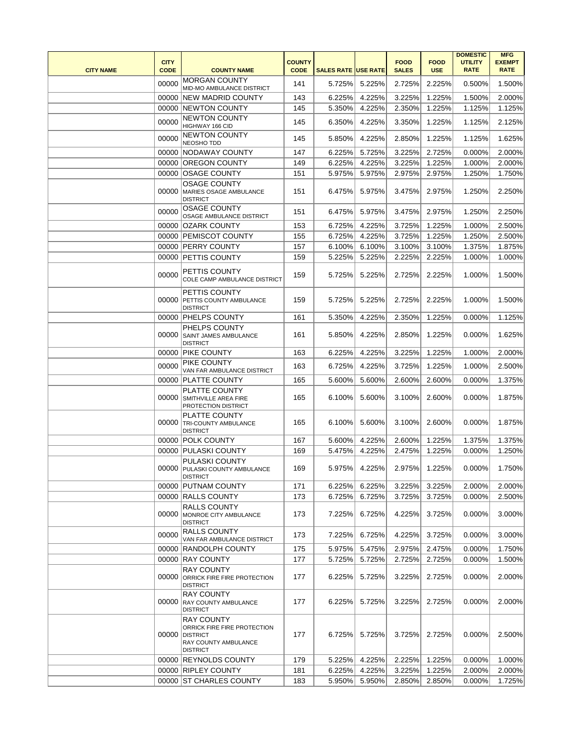| CITY NAME | CITY CODE | COUNTY NAME | COUNTY CODE | SALES RATE | USE RATE | FOOD SALES | FOOD USE | DOMESTIC UTILITY RATE | MFG EXEMPT RATE |
|---|---|---|---|---|---|---|---|---|---|
| | 00000 | MORGAN COUNTY MID-MO AMBULANCE DISTRICT | 141 | 5.725% | 5.225% | 2.725% | 2.225% | 0.500% | 1.500% |
| | 00000 | NEW MADRID COUNTY | 143 | 6.225% | 4.225% | 3.225% | 1.225% | 1.500% | 2.000% |
| | 00000 | NEWTON COUNTY | 145 | 5.350% | 4.225% | 2.350% | 1.225% | 1.125% | 1.125% |
| | 00000 | NEWTON COUNTY HIGHWAY 166 CID | 145 | 6.350% | 4.225% | 3.350% | 1.225% | 1.125% | 2.125% |
| | 00000 | NEWTON COUNTY NEOSHO TDD | 145 | 5.850% | 4.225% | 2.850% | 1.225% | 1.125% | 1.625% |
| | 00000 | NODAWAY COUNTY | 147 | 6.225% | 5.725% | 3.225% | 2.725% | 0.000% | 2.000% |
| | 00000 | OREGON COUNTY | 149 | 6.225% | 4.225% | 3.225% | 1.225% | 1.000% | 2.000% |
| | 00000 | OSAGE COUNTY | 151 | 5.975% | 5.975% | 2.975% | 2.975% | 1.250% | 1.750% |
| | 00000 | OSAGE COUNTY MARIES OSAGE AMBULANCE DISTRICT | 151 | 6.475% | 5.975% | 3.475% | 2.975% | 1.250% | 2.250% |
| | 00000 | OSAGE COUNTY OSAGE AMBULANCE DISTRICT | 151 | 6.475% | 5.975% | 3.475% | 2.975% | 1.250% | 2.250% |
| | 00000 | OZARK COUNTY | 153 | 6.725% | 4.225% | 3.725% | 1.225% | 1.000% | 2.500% |
| | 00000 | PEMISCOT COUNTY | 155 | 6.725% | 4.225% | 3.725% | 1.225% | 1.250% | 2.500% |
| | 00000 | PERRY COUNTY | 157 | 6.100% | 6.100% | 3.100% | 3.100% | 1.375% | 1.875% |
| | 00000 | PETTIS COUNTY | 159 | 5.225% | 5.225% | 2.225% | 2.225% | 1.000% | 1.000% |
| | 00000 | PETTIS COUNTY COLE CAMP AMBULANCE DISTRICT | 159 | 5.725% | 5.225% | 2.725% | 2.225% | 1.000% | 1.500% |
| | 00000 | PETTIS COUNTY PETTIS COUNTY AMBULANCE DISTRICT | 159 | 5.725% | 5.225% | 2.725% | 2.225% | 1.000% | 1.500% |
| | 00000 | PHELPS COUNTY | 161 | 5.350% | 4.225% | 2.350% | 1.225% | 0.000% | 1.125% |
| | 00000 | PHELPS COUNTY SAINT JAMES AMBULANCE DISTRICT | 161 | 5.850% | 4.225% | 2.850% | 1.225% | 0.000% | 1.625% |
| | 00000 | PIKE COUNTY | 163 | 6.225% | 4.225% | 3.225% | 1.225% | 1.000% | 2.000% |
| | 00000 | PIKE COUNTY VAN FAR AMBULANCE DISTRICT | 163 | 6.725% | 4.225% | 3.725% | 1.225% | 1.000% | 2.500% |
| | 00000 | PLATTE COUNTY | 165 | 5.600% | 5.600% | 2.600% | 2.600% | 0.000% | 1.375% |
| | 00000 | PLATTE COUNTY SMITHVILLE AREA FIRE PROTECTION DISTRICT | 165 | 6.100% | 5.600% | 3.100% | 2.600% | 0.000% | 1.875% |
| | 00000 | PLATTE COUNTY TRI-COUNTY AMBULANCE DISTRICT | 165 | 6.100% | 5.600% | 3.100% | 2.600% | 0.000% | 1.875% |
| | 00000 | POLK COUNTY | 167 | 5.600% | 4.225% | 2.600% | 1.225% | 1.375% | 1.375% |
| | 00000 | PULASKI COUNTY | 169 | 5.475% | 4.225% | 2.475% | 1.225% | 0.000% | 1.250% |
| | 00000 | PULASKI COUNTY PULASKI COUNTY AMBULANCE DISTRICT | 169 | 5.975% | 4.225% | 2.975% | 1.225% | 0.000% | 1.750% |
| | 00000 | PUTNAM COUNTY | 171 | 6.225% | 6.225% | 3.225% | 3.225% | 2.000% | 2.000% |
| | 00000 | RALLS COUNTY | 173 | 6.725% | 6.725% | 3.725% | 3.725% | 0.000% | 2.500% |
| | 00000 | RALLS COUNTY MONROE CITY AMBULANCE DISTRICT | 173 | 7.225% | 6.725% | 4.225% | 3.725% | 0.000% | 3.000% |
| | 00000 | RALLS COUNTY VAN FAR AMBULANCE DISTRICT | 173 | 7.225% | 6.725% | 4.225% | 3.725% | 0.000% | 3.000% |
| | 00000 | RANDOLPH COUNTY | 175 | 5.975% | 5.475% | 2.975% | 2.475% | 0.000% | 1.750% |
| | 00000 | RAY COUNTY | 177 | 5.725% | 5.725% | 2.725% | 2.725% | 0.000% | 1.500% |
| | 00000 | RAY COUNTY ORRICK FIRE FIRE PROTECTION DISTRICT | 177 | 6.225% | 5.725% | 3.225% | 2.725% | 0.000% | 2.000% |
| | 00000 | RAY COUNTY RAY COUNTY AMBULANCE DISTRICT | 177 | 6.225% | 5.725% | 3.225% | 2.725% | 0.000% | 2.000% |
| | 00000 | RAY COUNTY ORRICK FIRE FIRE PROTECTION DISTRICT RAY COUNTY AMBULANCE DISTRICT | 177 | 6.725% | 5.725% | 3.725% | 2.725% | 0.000% | 2.500% |
| | 00000 | REYNOLDS COUNTY | 179 | 5.225% | 4.225% | 2.225% | 1.225% | 0.000% | 1.000% |
| | 00000 | RIPLEY COUNTY | 181 | 6.225% | 4.225% | 3.225% | 1.225% | 2.000% | 2.000% |
| | 00000 | ST CHARLES COUNTY | 183 | 5.950% | 5.950% | 2.850% | 2.850% | 0.000% | 1.725% |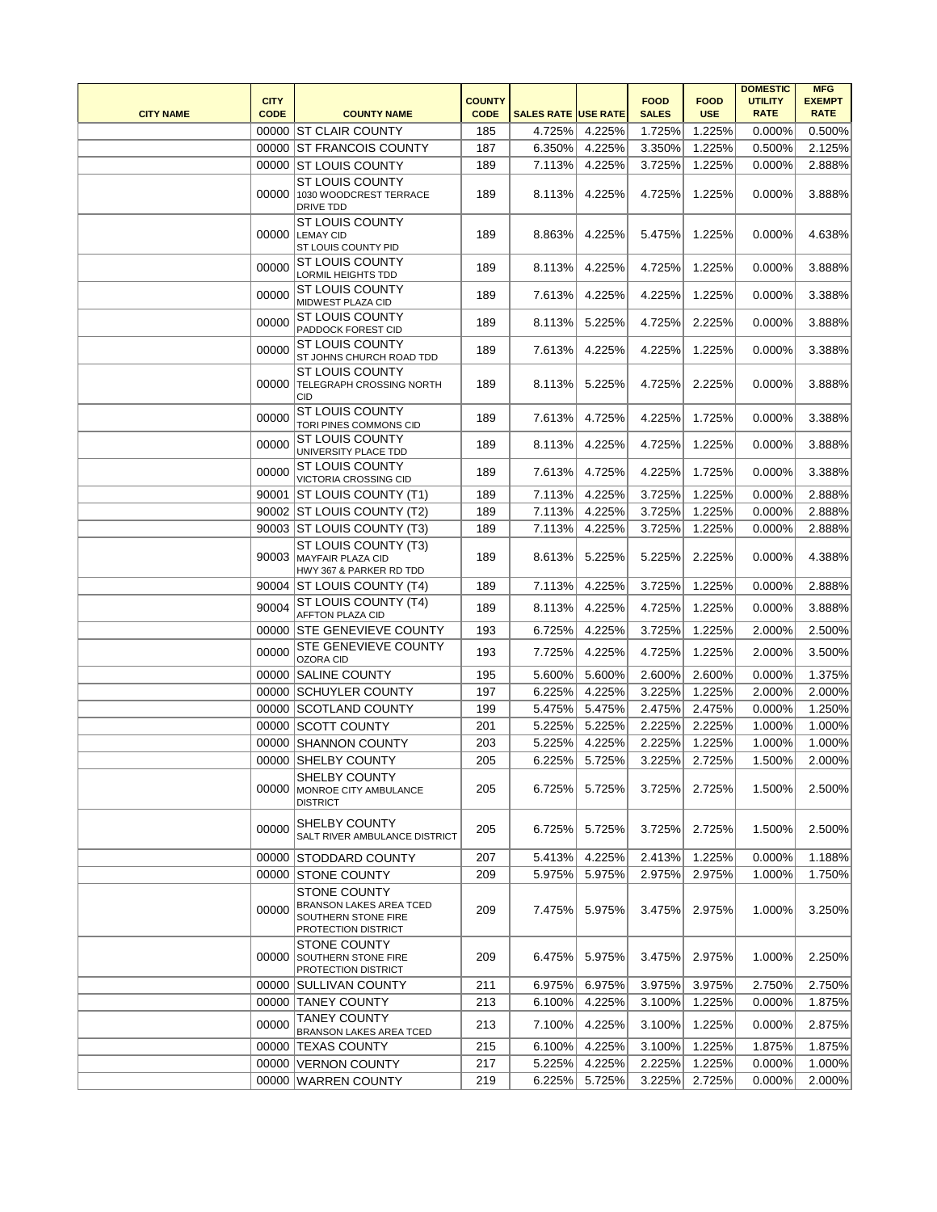| CITY NAME | CITY CODE | COUNTY NAME | COUNTY CODE | SALES RATE | USE RATE | FOOD SALES | FOOD USE | DOMESTIC UTILITY RATE | MFG EXEMPT RATE |
|---|---|---|---|---|---|---|---|---|---|
| | 00000 | ST CLAIR COUNTY | 185 | 4.725% | 4.225% | 1.725% | 1.225% | 0.000% | 0.500% |
| | 00000 | ST FRANCOIS COUNTY | 187 | 6.350% | 4.225% | 3.350% | 1.225% | 0.500% | 2.125% |
| | 00000 | ST LOUIS COUNTY | 189 | 7.113% | 4.225% | 3.725% | 1.225% | 0.000% | 2.888% |
| | 00000 | ST LOUIS COUNTY 1030 WOODCREST TERRACE DRIVE TDD | 189 | 8.113% | 4.225% | 4.725% | 1.225% | 0.000% | 3.888% |
| | 00000 | ST LOUIS COUNTY LEMAY CID ST LOUIS COUNTY PID | 189 | 8.863% | 4.225% | 5.475% | 1.225% | 0.000% | 4.638% |
| | 00000 | ST LOUIS COUNTY LORMIL HEIGHTS TDD | 189 | 8.113% | 4.225% | 4.725% | 1.225% | 0.000% | 3.888% |
| | 00000 | ST LOUIS COUNTY MIDWEST PLAZA CID | 189 | 7.613% | 4.225% | 4.225% | 1.225% | 0.000% | 3.388% |
| | 00000 | ST LOUIS COUNTY PADDOCK FOREST CID | 189 | 8.113% | 5.225% | 4.725% | 2.225% | 0.000% | 3.888% |
| | 00000 | ST LOUIS COUNTY ST JOHNS CHURCH ROAD TDD | 189 | 7.613% | 4.225% | 4.225% | 1.225% | 0.000% | 3.388% |
| | 00000 | ST LOUIS COUNTY TELEGRAPH CROSSING NORTH CID | 189 | 8.113% | 5.225% | 4.725% | 2.225% | 0.000% | 3.888% |
| | 00000 | ST LOUIS COUNTY TORI PINES COMMONS CID | 189 | 7.613% | 4.725% | 4.225% | 1.725% | 0.000% | 3.388% |
| | 00000 | ST LOUIS COUNTY UNIVERSITY PLACE TDD | 189 | 8.113% | 4.225% | 4.725% | 1.225% | 0.000% | 3.888% |
| | 00000 | ST LOUIS COUNTY VICTORIA CROSSING CID | 189 | 7.613% | 4.725% | 4.225% | 1.725% | 0.000% | 3.388% |
| | 90001 | ST LOUIS COUNTY (T1) | 189 | 7.113% | 4.225% | 3.725% | 1.225% | 0.000% | 2.888% |
| | 90002 | ST LOUIS COUNTY (T2) | 189 | 7.113% | 4.225% | 3.725% | 1.225% | 0.000% | 2.888% |
| | 90003 | ST LOUIS COUNTY (T3) | 189 | 7.113% | 4.225% | 3.725% | 1.225% | 0.000% | 2.888% |
| | 90003 | ST LOUIS COUNTY (T3) MAYFAIR PLAZA CID HWY 367 & PARKER RD TDD | 189 | 8.613% | 5.225% | 5.225% | 2.225% | 0.000% | 4.388% |
| | 90004 | ST LOUIS COUNTY (T4) | 189 | 7.113% | 4.225% | 3.725% | 1.225% | 0.000% | 2.888% |
| | 90004 | ST LOUIS COUNTY (T4) AFFTON PLAZA CID | 189 | 8.113% | 4.225% | 4.725% | 1.225% | 0.000% | 3.888% |
| | 00000 | STE GENEVIEVE COUNTY | 193 | 6.725% | 4.225% | 3.725% | 1.225% | 2.000% | 2.500% |
| | 00000 | STE GENEVIEVE COUNTY OZORA CID | 193 | 7.725% | 4.225% | 4.725% | 1.225% | 2.000% | 3.500% |
| | 00000 | SALINE COUNTY | 195 | 5.600% | 5.600% | 2.600% | 2.600% | 0.000% | 1.375% |
| | 00000 | SCHUYLER COUNTY | 197 | 6.225% | 4.225% | 3.225% | 1.225% | 2.000% | 2.000% |
| | 00000 | SCOTLAND COUNTY | 199 | 5.475% | 5.475% | 2.475% | 2.475% | 0.000% | 1.250% |
| | 00000 | SCOTT COUNTY | 201 | 5.225% | 5.225% | 2.225% | 2.225% | 1.000% | 1.000% |
| | 00000 | SHANNON COUNTY | 203 | 5.225% | 4.225% | 2.225% | 1.225% | 1.000% | 1.000% |
| | 00000 | SHELBY COUNTY | 205 | 6.225% | 5.725% | 3.225% | 2.725% | 1.500% | 2.000% |
| | 00000 | SHELBY COUNTY MONROE CITY AMBULANCE DISTRICT | 205 | 6.725% | 5.725% | 3.725% | 2.725% | 1.500% | 2.500% |
| | 00000 | SHELBY COUNTY SALT RIVER AMBULANCE DISTRICT | 205 | 6.725% | 5.725% | 3.725% | 2.725% | 1.500% | 2.500% |
| | 00000 | STODDARD COUNTY | 207 | 5.413% | 4.225% | 2.413% | 1.225% | 0.000% | 1.188% |
| | 00000 | STONE COUNTY | 209 | 5.975% | 5.975% | 2.975% | 2.975% | 1.000% | 1.750% |
| | 00000 | STONE COUNTY BRANSON LAKES AREA TCED SOUTHERN STONE FIRE PROTECTION DISTRICT | 209 | 7.475% | 5.975% | 3.475% | 2.975% | 1.000% | 3.250% |
| | 00000 | STONE COUNTY SOUTHERN STONE FIRE PROTECTION DISTRICT | 209 | 6.475% | 5.975% | 3.475% | 2.975% | 1.000% | 2.250% |
| | 00000 | SULLIVAN COUNTY | 211 | 6.975% | 6.975% | 3.975% | 3.975% | 2.750% | 2.750% |
| | 00000 | TANEY COUNTY | 213 | 6.100% | 4.225% | 3.100% | 1.225% | 0.000% | 1.875% |
| | 00000 | TANEY COUNTY BRANSON LAKES AREA TCED | 213 | 7.100% | 4.225% | 3.100% | 1.225% | 0.000% | 2.875% |
| | 00000 | TEXAS COUNTY | 215 | 6.100% | 4.225% | 3.100% | 1.225% | 1.875% | 1.875% |
| | 00000 | VERNON COUNTY | 217 | 5.225% | 4.225% | 2.225% | 1.225% | 0.000% | 1.000% |
| | 00000 | WARREN COUNTY | 219 | 6.225% | 5.725% | 3.225% | 2.725% | 0.000% | 2.000% |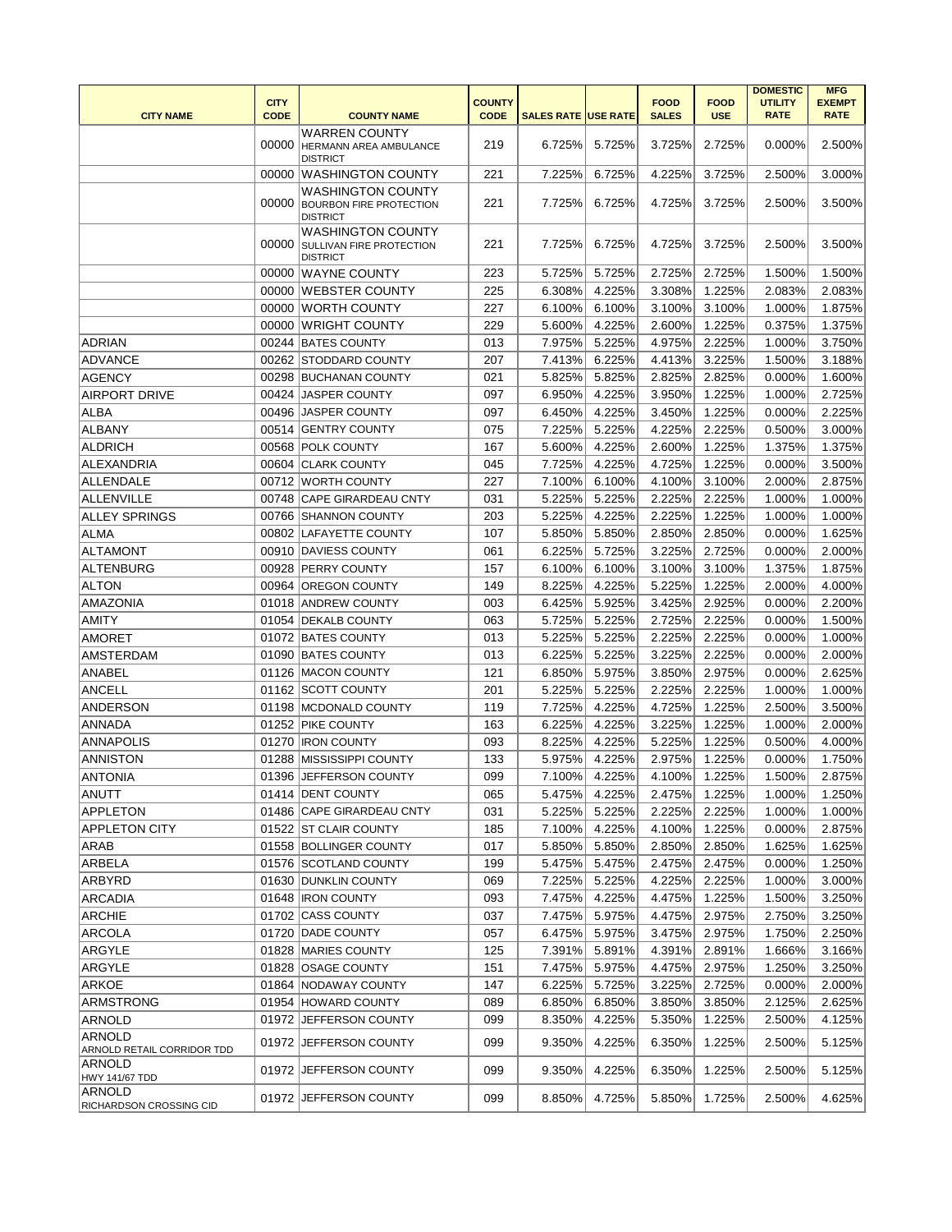| CITY NAME | CITY CODE | COUNTY NAME | COUNTY CODE | SALES RATE | USE RATE | FOOD SALES | FOOD USE | DOMESTIC UTILITY RATE | MFG EXEMPT RATE |
|---|---|---|---|---|---|---|---|---|---|
| | 00000 | WARREN COUNTY HERMANN AREA AMBULANCE DISTRICT | 219 | 6.725% | 5.725% | 3.725% | 2.725% | 0.000% | 2.500% |
| | 00000 | WASHINGTON COUNTY | 221 | 7.225% | 6.725% | 4.225% | 3.725% | 2.500% | 3.000% |
| | 00000 | WASHINGTON COUNTY BOURBON FIRE PROTECTION DISTRICT | 221 | 7.725% | 6.725% | 4.725% | 3.725% | 2.500% | 3.500% |
| | 00000 | WASHINGTON COUNTY SULLIVAN FIRE PROTECTION DISTRICT | 221 | 7.725% | 6.725% | 4.725% | 3.725% | 2.500% | 3.500% |
| | 00000 | WAYNE COUNTY | 223 | 5.725% | 5.725% | 2.725% | 2.725% | 1.500% | 1.500% |
| | 00000 | WEBSTER COUNTY | 225 | 6.308% | 4.225% | 3.308% | 1.225% | 2.083% | 2.083% |
| | 00000 | WORTH COUNTY | 227 | 6.100% | 6.100% | 3.100% | 3.100% | 1.000% | 1.875% |
| | 00000 | WRIGHT COUNTY | 229 | 5.600% | 4.225% | 2.600% | 1.225% | 0.375% | 1.375% |
| ADRIAN | 00244 | BATES COUNTY | 013 | 7.975% | 5.225% | 4.975% | 2.225% | 1.000% | 3.750% |
| ADVANCE | 00262 | STODDARD COUNTY | 207 | 7.413% | 6.225% | 4.413% | 3.225% | 1.500% | 3.188% |
| AGENCY | 00298 | BUCHANAN COUNTY | 021 | 5.825% | 5.825% | 2.825% | 2.825% | 0.000% | 1.600% |
| AIRPORT DRIVE | 00424 | JASPER COUNTY | 097 | 6.950% | 4.225% | 3.950% | 1.225% | 1.000% | 2.725% |
| ALBA | 00496 | JASPER COUNTY | 097 | 6.450% | 4.225% | 3.450% | 1.225% | 0.000% | 2.225% |
| ALBANY | 00514 | GENTRY COUNTY | 075 | 7.225% | 5.225% | 4.225% | 2.225% | 0.500% | 3.000% |
| ALDRICH | 00568 | POLK COUNTY | 167 | 5.600% | 4.225% | 2.600% | 1.225% | 1.375% | 1.375% |
| ALEXANDRIA | 00604 | CLARK COUNTY | 045 | 7.725% | 4.225% | 4.725% | 1.225% | 0.000% | 3.500% |
| ALLENDALE | 00712 | WORTH COUNTY | 227 | 7.100% | 6.100% | 4.100% | 3.100% | 2.000% | 2.875% |
| ALLENVILLE | 00748 | CAPE GIRARDEAU CNTY | 031 | 5.225% | 5.225% | 2.225% | 2.225% | 1.000% | 1.000% |
| ALLEY SPRINGS | 00766 | SHANNON COUNTY | 203 | 5.225% | 4.225% | 2.225% | 1.225% | 1.000% | 1.000% |
| ALMA | 00802 | LAFAYETTE COUNTY | 107 | 5.850% | 5.850% | 2.850% | 2.850% | 0.000% | 1.625% |
| ALTAMONT | 00910 | DAVIESS COUNTY | 061 | 6.225% | 5.725% | 3.225% | 2.725% | 0.000% | 2.000% |
| ALTENBURG | 00928 | PERRY COUNTY | 157 | 6.100% | 6.100% | 3.100% | 3.100% | 1.375% | 1.875% |
| ALTON | 00964 | OREGON COUNTY | 149 | 8.225% | 4.225% | 5.225% | 1.225% | 2.000% | 4.000% |
| AMAZONIA | 01018 | ANDREW COUNTY | 003 | 6.425% | 5.925% | 3.425% | 2.925% | 0.000% | 2.200% |
| AMITY | 01054 | DEKALB COUNTY | 063 | 5.725% | 5.225% | 2.725% | 2.225% | 0.000% | 1.500% |
| AMORET | 01072 | BATES COUNTY | 013 | 5.225% | 5.225% | 2.225% | 2.225% | 0.000% | 1.000% |
| AMSTERDAM | 01090 | BATES COUNTY | 013 | 6.225% | 5.225% | 3.225% | 2.225% | 0.000% | 2.000% |
| ANABEL | 01126 | MACON COUNTY | 121 | 6.850% | 5.975% | 3.850% | 2.975% | 0.000% | 2.625% |
| ANCELL | 01162 | SCOTT COUNTY | 201 | 5.225% | 5.225% | 2.225% | 2.225% | 1.000% | 1.000% |
| ANDERSON | 01198 | MCDONALD COUNTY | 119 | 7.725% | 4.225% | 4.725% | 1.225% | 2.500% | 3.500% |
| ANNADA | 01252 | PIKE COUNTY | 163 | 6.225% | 4.225% | 3.225% | 1.225% | 1.000% | 2.000% |
| ANNAPOLIS | 01270 | IRON COUNTY | 093 | 8.225% | 4.225% | 5.225% | 1.225% | 0.500% | 4.000% |
| ANNISTON | 01288 | MISSISSIPPI COUNTY | 133 | 5.975% | 4.225% | 2.975% | 1.225% | 0.000% | 1.750% |
| ANTONIA | 01396 | JEFFERSON COUNTY | 099 | 7.100% | 4.225% | 4.100% | 1.225% | 1.500% | 2.875% |
| ANUTT | 01414 | DENT COUNTY | 065 | 5.475% | 4.225% | 2.475% | 1.225% | 1.000% | 1.250% |
| APPLETON | 01486 | CAPE GIRARDEAU CNTY | 031 | 5.225% | 5.225% | 2.225% | 2.225% | 1.000% | 1.000% |
| APPLETON CITY | 01522 | ST CLAIR COUNTY | 185 | 7.100% | 4.225% | 4.100% | 1.225% | 0.000% | 2.875% |
| ARAB | 01558 | BOLLINGER COUNTY | 017 | 5.850% | 5.850% | 2.850% | 2.850% | 1.625% | 1.625% |
| ARBELA | 01576 | SCOTLAND COUNTY | 199 | 5.475% | 5.475% | 2.475% | 2.475% | 0.000% | 1.250% |
| ARBYRD | 01630 | DUNKLIN COUNTY | 069 | 7.225% | 5.225% | 4.225% | 2.225% | 1.000% | 3.000% |
| ARCADIA | 01648 | IRON COUNTY | 093 | 7.475% | 4.225% | 4.475% | 1.225% | 1.500% | 3.250% |
| ARCHIE | 01702 | CASS COUNTY | 037 | 7.475% | 5.975% | 4.475% | 2.975% | 2.750% | 3.250% |
| ARCOLA | 01720 | DADE COUNTY | 057 | 6.475% | 5.975% | 3.475% | 2.975% | 1.750% | 2.250% |
| ARGYLE | 01828 | MARIES COUNTY | 125 | 7.391% | 5.891% | 4.391% | 2.891% | 1.666% | 3.166% |
| ARGYLE | 01828 | OSAGE COUNTY | 151 | 7.475% | 5.975% | 4.475% | 2.975% | 1.250% | 3.250% |
| ARKOE | 01864 | NODAWAY COUNTY | 147 | 6.225% | 5.725% | 3.225% | 2.725% | 0.000% | 2.000% |
| ARMSTRONG | 01954 | HOWARD COUNTY | 089 | 6.850% | 6.850% | 3.850% | 3.850% | 2.125% | 2.625% |
| ARNOLD | 01972 | JEFFERSON COUNTY | 099 | 8.350% | 4.225% | 5.350% | 1.225% | 2.500% | 4.125% |
| ARNOLD ARNOLD RETAIL CORRIDOR TDD | 01972 | JEFFERSON COUNTY | 099 | 9.350% | 4.225% | 6.350% | 1.225% | 2.500% | 5.125% |
| ARNOLD HWY 141/67 TDD | 01972 | JEFFERSON COUNTY | 099 | 9.350% | 4.225% | 6.350% | 1.225% | 2.500% | 5.125% |
| ARNOLD RICHARDSON CROSSING CID | 01972 | JEFFERSON COUNTY | 099 | 8.850% | 4.725% | 5.850% | 1.725% | 2.500% | 4.625% |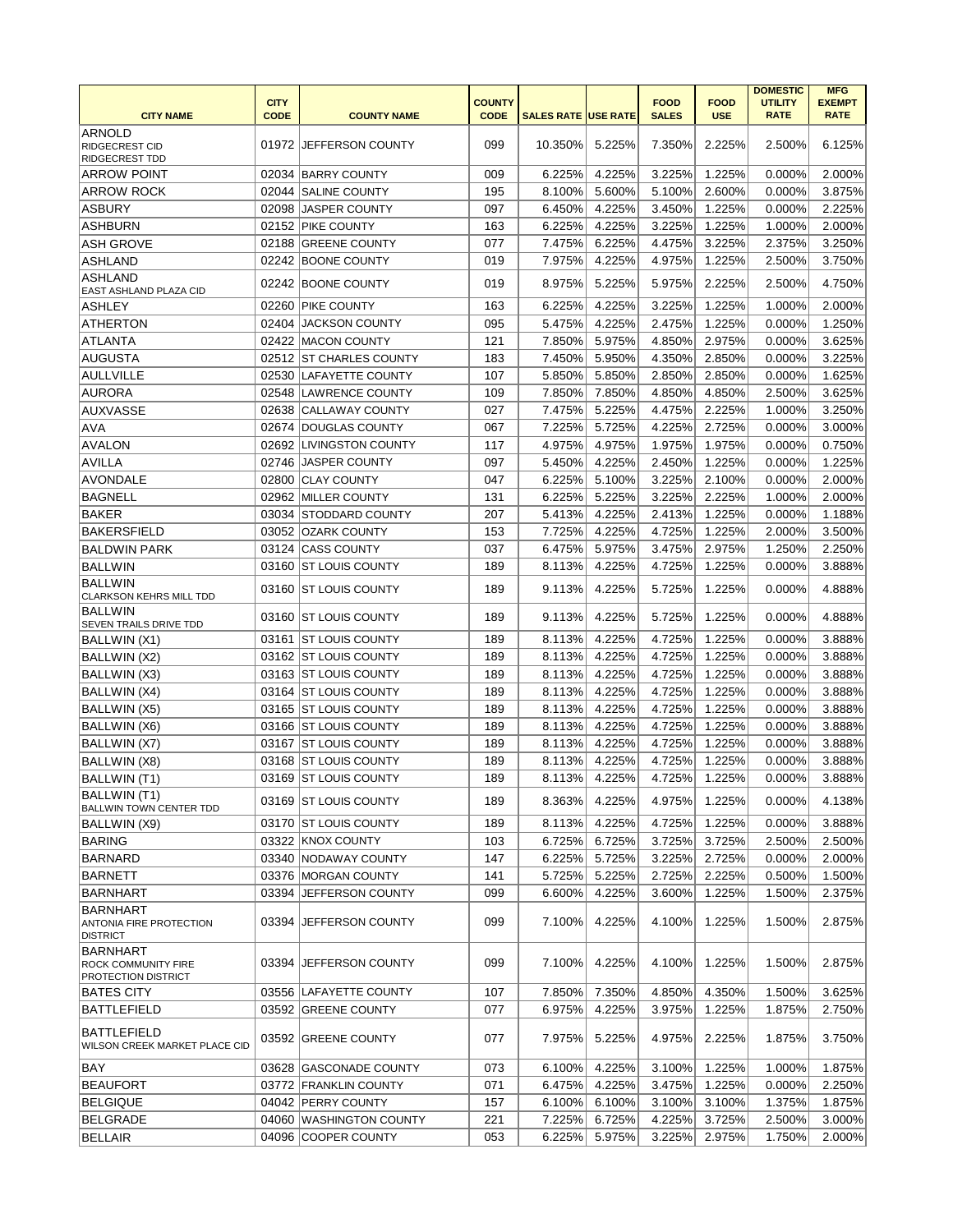| CITY NAME | CITY CODE | COUNTY NAME | COUNTY CODE | SALES RATE | USE RATE | FOOD SALES | FOOD USE | DOMESTIC UTILITY RATE | MFG EXEMPT RATE |
|---|---|---|---|---|---|---|---|---|---|
| ARNOLD RIDGECREST CID RIDGECREST TDD | 01972 | JEFFERSON COUNTY | 099 | 10.350% | 5.225% | 7.350% | 2.225% | 2.500% | 6.125% |
| ARROW POINT | 02034 | BARRY COUNTY | 009 | 6.225% | 4.225% | 3.225% | 1.225% | 0.000% | 2.000% |
| ARROW ROCK | 02044 | SALINE COUNTY | 195 | 8.100% | 5.600% | 5.100% | 2.600% | 0.000% | 3.875% |
| ASBURY | 02098 | JASPER COUNTY | 097 | 6.450% | 4.225% | 3.450% | 1.225% | 0.000% | 2.225% |
| ASHBURN | 02152 | PIKE COUNTY | 163 | 6.225% | 4.225% | 3.225% | 1.225% | 1.000% | 2.000% |
| ASH GROVE | 02188 | GREENE COUNTY | 077 | 7.475% | 6.225% | 4.475% | 3.225% | 2.375% | 3.250% |
| ASHLAND | 02242 | BOONE COUNTY | 019 | 7.975% | 4.225% | 4.975% | 1.225% | 2.500% | 3.750% |
| ASHLAND EAST ASHLAND PLAZA CID | 02242 | BOONE COUNTY | 019 | 8.975% | 5.225% | 5.975% | 2.225% | 2.500% | 4.750% |
| ASHLEY | 02260 | PIKE COUNTY | 163 | 6.225% | 4.225% | 3.225% | 1.225% | 1.000% | 2.000% |
| ATHERTON | 02404 | JACKSON COUNTY | 095 | 5.475% | 4.225% | 2.475% | 1.225% | 0.000% | 1.250% |
| ATLANTA | 02422 | MACON COUNTY | 121 | 7.850% | 5.975% | 4.850% | 2.975% | 0.000% | 3.625% |
| AUGUSTA | 02512 | ST CHARLES COUNTY | 183 | 7.450% | 5.950% | 4.350% | 2.850% | 0.000% | 3.225% |
| AULLVILLE | 02530 | LAFAYETTE COUNTY | 107 | 5.850% | 5.850% | 2.850% | 2.850% | 0.000% | 1.625% |
| AURORA | 02548 | LAWRENCE COUNTY | 109 | 7.850% | 7.850% | 4.850% | 4.850% | 2.500% | 3.625% |
| AUXVASSE | 02638 | CALLAWAY COUNTY | 027 | 7.475% | 5.225% | 4.475% | 2.225% | 1.000% | 3.250% |
| AVA | 02674 | DOUGLAS COUNTY | 067 | 7.225% | 5.725% | 4.225% | 2.725% | 0.000% | 3.000% |
| AVALON | 02692 | LIVINGSTON COUNTY | 117 | 4.975% | 4.975% | 1.975% | 1.975% | 0.000% | 0.750% |
| AVILLA | 02746 | JASPER COUNTY | 097 | 5.450% | 4.225% | 2.450% | 1.225% | 0.000% | 1.225% |
| AVONDALE | 02800 | CLAY COUNTY | 047 | 6.225% | 5.100% | 3.225% | 2.100% | 0.000% | 2.000% |
| BAGNELL | 02962 | MILLER COUNTY | 131 | 6.225% | 5.225% | 3.225% | 2.225% | 1.000% | 2.000% |
| BAKER | 03034 | STODDARD COUNTY | 207 | 5.413% | 4.225% | 2.413% | 1.225% | 0.000% | 1.188% |
| BAKERSFIELD | 03052 | OZARK COUNTY | 153 | 7.725% | 4.225% | 4.725% | 1.225% | 2.000% | 3.500% |
| BALDWIN PARK | 03124 | CASS COUNTY | 037 | 6.475% | 5.975% | 3.475% | 2.975% | 1.250% | 2.250% |
| BALLWIN | 03160 | ST LOUIS COUNTY | 189 | 8.113% | 4.225% | 4.725% | 1.225% | 0.000% | 3.888% |
| BALLWIN CLARKSON KEHRS MILL TDD | 03160 | ST LOUIS COUNTY | 189 | 9.113% | 4.225% | 5.725% | 1.225% | 0.000% | 4.888% |
| BALLWIN SEVEN TRAILS DRIVE TDD | 03160 | ST LOUIS COUNTY | 189 | 9.113% | 4.225% | 5.725% | 1.225% | 0.000% | 4.888% |
| BALLWIN (X1) | 03161 | ST LOUIS COUNTY | 189 | 8.113% | 4.225% | 4.725% | 1.225% | 0.000% | 3.888% |
| BALLWIN (X2) | 03162 | ST LOUIS COUNTY | 189 | 8.113% | 4.225% | 4.725% | 1.225% | 0.000% | 3.888% |
| BALLWIN (X3) | 03163 | ST LOUIS COUNTY | 189 | 8.113% | 4.225% | 4.725% | 1.225% | 0.000% | 3.888% |
| BALLWIN (X4) | 03164 | ST LOUIS COUNTY | 189 | 8.113% | 4.225% | 4.725% | 1.225% | 0.000% | 3.888% |
| BALLWIN (X5) | 03165 | ST LOUIS COUNTY | 189 | 8.113% | 4.225% | 4.725% | 1.225% | 0.000% | 3.888% |
| BALLWIN (X6) | 03166 | ST LOUIS COUNTY | 189 | 8.113% | 4.225% | 4.725% | 1.225% | 0.000% | 3.888% |
| BALLWIN (X7) | 03167 | ST LOUIS COUNTY | 189 | 8.113% | 4.225% | 4.725% | 1.225% | 0.000% | 3.888% |
| BALLWIN (X8) | 03168 | ST LOUIS COUNTY | 189 | 8.113% | 4.225% | 4.725% | 1.225% | 0.000% | 3.888% |
| BALLWIN (T1) | 03169 | ST LOUIS COUNTY | 189 | 8.113% | 4.225% | 4.725% | 1.225% | 0.000% | 3.888% |
| BALLWIN (T1) BALLWIN TOWN CENTER TDD | 03169 | ST LOUIS COUNTY | 189 | 8.363% | 4.225% | 4.975% | 1.225% | 0.000% | 4.138% |
| BALLWIN (X9) | 03170 | ST LOUIS COUNTY | 189 | 8.113% | 4.225% | 4.725% | 1.225% | 0.000% | 3.888% |
| BARING | 03322 | KNOX COUNTY | 103 | 6.725% | 6.725% | 3.725% | 3.725% | 2.500% | 2.500% |
| BARNARD | 03340 | NODAWAY COUNTY | 147 | 6.225% | 5.725% | 3.225% | 2.725% | 0.000% | 2.000% |
| BARNETT | 03376 | MORGAN COUNTY | 141 | 5.725% | 5.225% | 2.725% | 2.225% | 0.500% | 1.500% |
| BARNHART | 03394 | JEFFERSON COUNTY | 099 | 6.600% | 4.225% | 3.600% | 1.225% | 1.500% | 2.375% |
| BARNHART ANTONIA FIRE PROTECTION DISTRICT | 03394 | JEFFERSON COUNTY | 099 | 7.100% | 4.225% | 4.100% | 1.225% | 1.500% | 2.875% |
| BARNHART ROCK COMMUNITY FIRE PROTECTION DISTRICT | 03394 | JEFFERSON COUNTY | 099 | 7.100% | 4.225% | 4.100% | 1.225% | 1.500% | 2.875% |
| BATES CITY | 03556 | LAFAYETTE COUNTY | 107 | 7.850% | 7.350% | 4.850% | 4.350% | 1.500% | 3.625% |
| BATTLEFIELD | 03592 | GREENE COUNTY | 077 | 6.975% | 4.225% | 3.975% | 1.225% | 1.875% | 2.750% |
| BATTLEFIELD WILSON CREEK MARKET PLACE CID | 03592 | GREENE COUNTY | 077 | 7.975% | 5.225% | 4.975% | 2.225% | 1.875% | 3.750% |
| BAY | 03628 | GASCONADE COUNTY | 073 | 6.100% | 4.225% | 3.100% | 1.225% | 1.000% | 1.875% |
| BEAUFORT | 03772 | FRANKLIN COUNTY | 071 | 6.475% | 4.225% | 3.475% | 1.225% | 0.000% | 2.250% |
| BELGIQUE | 04042 | PERRY COUNTY | 157 | 6.100% | 6.100% | 3.100% | 3.100% | 1.375% | 1.875% |
| BELGRADE | 04060 | WASHINGTON COUNTY | 221 | 7.225% | 6.725% | 4.225% | 3.725% | 2.500% | 3.000% |
| BELLAIR | 04096 | COOPER COUNTY | 053 | 6.225% | 5.975% | 3.225% | 2.975% | 1.750% | 2.000% |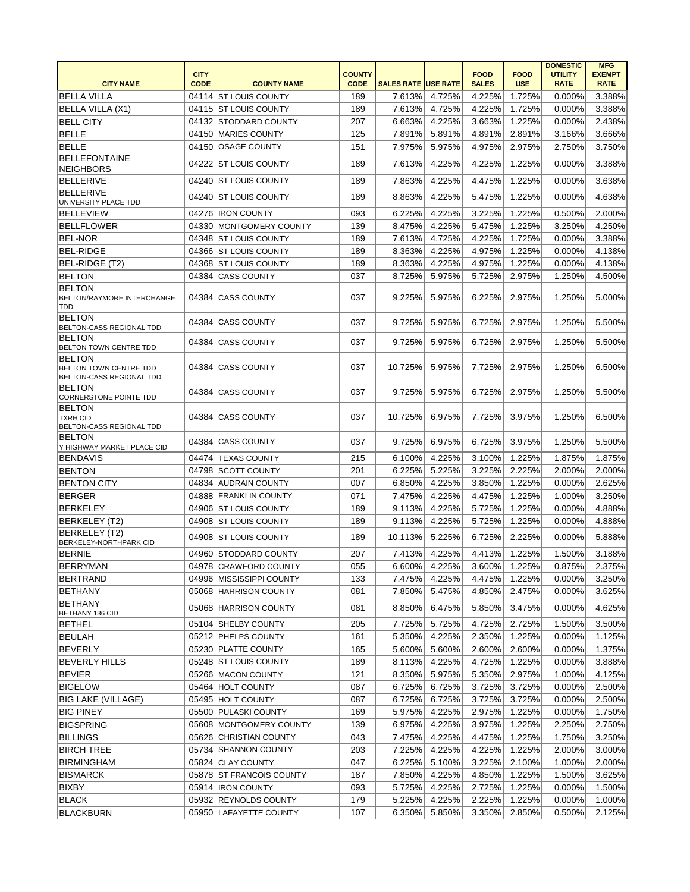| CITY NAME | CITY CODE | COUNTY NAME | COUNTY CODE | SALES RATE | USE RATE | FOOD SALES | FOOD USE | DOMESTIC UTILITY RATE | MFG EXEMPT RATE |
|---|---|---|---|---|---|---|---|---|---|
| BELLA VILLA | 04114 | ST LOUIS COUNTY | 189 | 7.613% | 4.725% | 4.225% | 1.725% | 0.000% | 3.388% |
| BELLA VILLA (X1) | 04115 | ST LOUIS COUNTY | 189 | 7.613% | 4.725% | 4.225% | 1.725% | 0.000% | 3.388% |
| BELL CITY | 04132 | STODDARD COUNTY | 207 | 6.663% | 4.225% | 3.663% | 1.225% | 0.000% | 2.438% |
| BELLE | 04150 | MARIES COUNTY | 125 | 7.891% | 5.891% | 4.891% | 2.891% | 3.166% | 3.666% |
| BELLE | 04150 | OSAGE COUNTY | 151 | 7.975% | 5.975% | 4.975% | 2.975% | 2.750% | 3.750% |
| BELLEFONTAINE NEIGHBORS | 04222 | ST LOUIS COUNTY | 189 | 7.613% | 4.225% | 4.225% | 1.225% | 0.000% | 3.388% |
| BELLERIVE | 04240 | ST LOUIS COUNTY | 189 | 7.863% | 4.225% | 4.475% | 1.225% | 0.000% | 3.638% |
| BELLERIVE UNIVERSITY PLACE TDD | 04240 | ST LOUIS COUNTY | 189 | 8.863% | 4.225% | 5.475% | 1.225% | 0.000% | 4.638% |
| BELLEVIEW | 04276 | IRON COUNTY | 093 | 6.225% | 4.225% | 3.225% | 1.225% | 0.500% | 2.000% |
| BELLFLOWER | 04330 | MONTGOMERY COUNTY | 139 | 8.475% | 4.225% | 5.475% | 1.225% | 3.250% | 4.250% |
| BEL-NOR | 04348 | ST LOUIS COUNTY | 189 | 7.613% | 4.725% | 4.225% | 1.725% | 0.000% | 3.388% |
| BEL-RIDGE | 04366 | ST LOUIS COUNTY | 189 | 8.363% | 4.225% | 4.975% | 1.225% | 0.000% | 4.138% |
| BEL-RIDGE (T2) | 04368 | ST LOUIS COUNTY | 189 | 8.363% | 4.225% | 4.975% | 1.225% | 0.000% | 4.138% |
| BELTON | 04384 | CASS COUNTY | 037 | 8.725% | 5.975% | 5.725% | 2.975% | 1.250% | 4.500% |
| BELTON BELTON/RAYMORE INTERCHANGE TDD | 04384 | CASS COUNTY | 037 | 9.225% | 5.975% | 6.225% | 2.975% | 1.250% | 5.000% |
| BELTON BELTON-CASS REGIONAL TDD | 04384 | CASS COUNTY | 037 | 9.725% | 5.975% | 6.725% | 2.975% | 1.250% | 5.500% |
| BELTON BELTON TOWN CENTRE TDD | 04384 | CASS COUNTY | 037 | 9.725% | 5.975% | 6.725% | 2.975% | 1.250% | 5.500% |
| BELTON BELTON TOWN CENTRE TDD BELTON-CASS REGIONAL TDD | 04384 | CASS COUNTY | 037 | 10.725% | 5.975% | 7.725% | 2.975% | 1.250% | 6.500% |
| BELTON CORNERSTONE POINTE TDD | 04384 | CASS COUNTY | 037 | 9.725% | 5.975% | 6.725% | 2.975% | 1.250% | 5.500% |
| BELTON TXRH CID BELTON-CASS REGIONAL TDD | 04384 | CASS COUNTY | 037 | 10.725% | 6.975% | 7.725% | 3.975% | 1.250% | 6.500% |
| BELTON Y HIGHWAY MARKET PLACE CID | 04384 | CASS COUNTY | 037 | 9.725% | 6.975% | 6.725% | 3.975% | 1.250% | 5.500% |
| BENDAVIS | 04474 | TEXAS COUNTY | 215 | 6.100% | 4.225% | 3.100% | 1.225% | 1.875% | 1.875% |
| BENTON | 04798 | SCOTT COUNTY | 201 | 6.225% | 5.225% | 3.225% | 2.225% | 2.000% | 2.000% |
| BENTON CITY | 04834 | AUDRAIN COUNTY | 007 | 6.850% | 4.225% | 3.850% | 1.225% | 0.000% | 2.625% |
| BERGER | 04888 | FRANKLIN COUNTY | 071 | 7.475% | 4.225% | 4.475% | 1.225% | 1.000% | 3.250% |
| BERKELEY | 04906 | ST LOUIS COUNTY | 189 | 9.113% | 4.225% | 5.725% | 1.225% | 0.000% | 4.888% |
| BERKELEY (T2) | 04908 | ST LOUIS COUNTY | 189 | 9.113% | 4.225% | 5.725% | 1.225% | 0.000% | 4.888% |
| BERKELEY (T2) BERKELEY-NORTHPARK CID | 04908 | ST LOUIS COUNTY | 189 | 10.113% | 5.225% | 6.725% | 2.225% | 0.000% | 5.888% |
| BERNIE | 04960 | STODDARD COUNTY | 207 | 7.413% | 4.225% | 4.413% | 1.225% | 1.500% | 3.188% |
| BERRYMAN | 04978 | CRAWFORD COUNTY | 055 | 6.600% | 4.225% | 3.600% | 1.225% | 0.875% | 2.375% |
| BERTRAND | 04996 | MISSISSIPPI COUNTY | 133 | 7.475% | 4.225% | 4.475% | 1.225% | 0.000% | 3.250% |
| BETHANY | 05068 | HARRISON COUNTY | 081 | 7.850% | 5.475% | 4.850% | 2.475% | 0.000% | 3.625% |
| BETHANY BETHANY 136 CID | 05068 | HARRISON COUNTY | 081 | 8.850% | 6.475% | 5.850% | 3.475% | 0.000% | 4.625% |
| BETHEL | 05104 | SHELBY COUNTY | 205 | 7.725% | 5.725% | 4.725% | 2.725% | 1.500% | 3.500% |
| BEULAH | 05212 | PHELPS COUNTY | 161 | 5.350% | 4.225% | 2.350% | 1.225% | 0.000% | 1.125% |
| BEVERLY | 05230 | PLATTE COUNTY | 165 | 5.600% | 5.600% | 2.600% | 2.600% | 0.000% | 1.375% |
| BEVERLY HILLS | 05248 | ST LOUIS COUNTY | 189 | 8.113% | 4.225% | 4.725% | 1.225% | 0.000% | 3.888% |
| BEVIER | 05266 | MACON COUNTY | 121 | 8.350% | 5.975% | 5.350% | 2.975% | 1.000% | 4.125% |
| BIGELOW | 05464 | HOLT COUNTY | 087 | 6.725% | 6.725% | 3.725% | 3.725% | 0.000% | 2.500% |
| BIG LAKE (VILLAGE) | 05495 | HOLT COUNTY | 087 | 6.725% | 6.725% | 3.725% | 3.725% | 0.000% | 2.500% |
| BIG PINEY | 05500 | PULASKI COUNTY | 169 | 5.975% | 4.225% | 2.975% | 1.225% | 0.000% | 1.750% |
| BIGSPRING | 05608 | MONTGOMERY COUNTY | 139 | 6.975% | 4.225% | 3.975% | 1.225% | 2.250% | 2.750% |
| BILLINGS | 05626 | CHRISTIAN COUNTY | 043 | 7.475% | 4.225% | 4.475% | 1.225% | 1.750% | 3.250% |
| BIRCH TREE | 05734 | SHANNON COUNTY | 203 | 7.225% | 4.225% | 4.225% | 1.225% | 2.000% | 3.000% |
| BIRMINGHAM | 05824 | CLAY COUNTY | 047 | 6.225% | 5.100% | 3.225% | 2.100% | 1.000% | 2.000% |
| BISMARCK | 05878 | ST FRANCOIS COUNTY | 187 | 7.850% | 4.225% | 4.850% | 1.225% | 1.500% | 3.625% |
| BIXBY | 05914 | IRON COUNTY | 093 | 5.725% | 4.225% | 2.725% | 1.225% | 0.000% | 1.500% |
| BLACK | 05932 | REYNOLDS COUNTY | 179 | 5.225% | 4.225% | 2.225% | 1.225% | 0.000% | 1.000% |
| BLACKBURN | 05950 | LAFAYETTE COUNTY | 107 | 6.350% | 5.850% | 3.350% | 2.850% | 0.500% | 2.125% |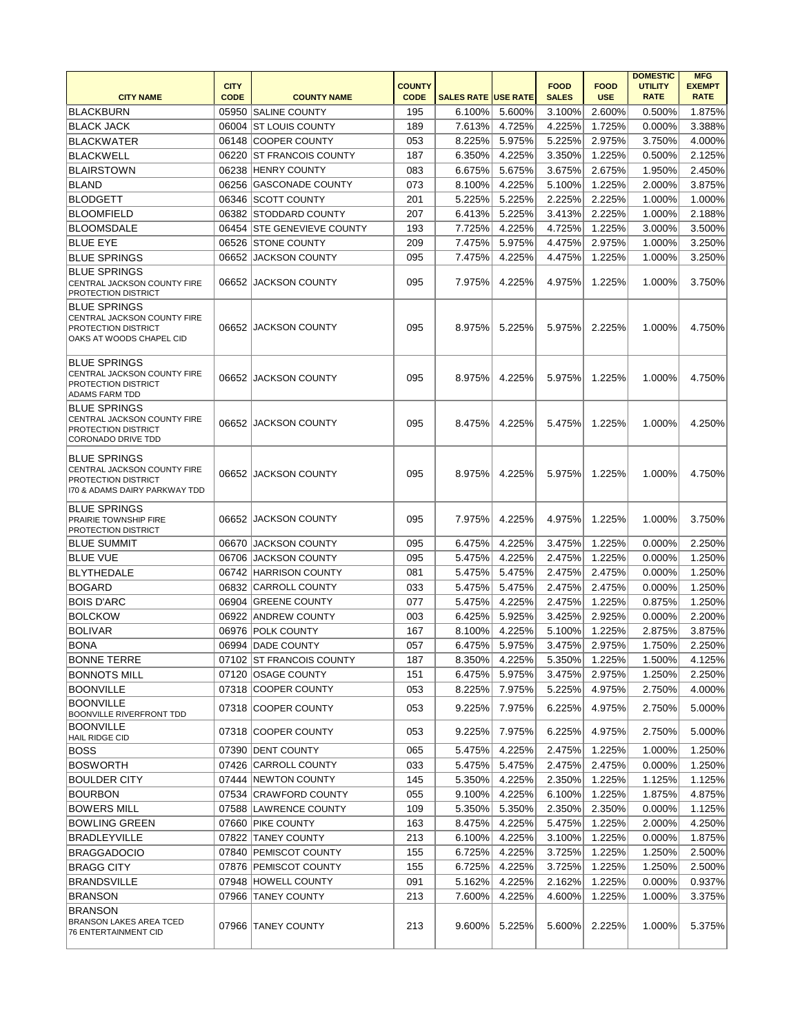| CITY NAME | CITY CODE | COUNTY NAME | COUNTY CODE | SALES RATE | USE RATE | FOOD SALES | FOOD USE | DOMESTIC UTILITY RATE | MFG EXEMPT RATE |
|---|---|---|---|---|---|---|---|---|---|
| BLACKBURN | 05950 | SALINE COUNTY | 195 | 6.100% | 5.600% | 3.100% | 2.600% | 0.500% | 1.875% |
| BLACK JACK | 06004 | ST LOUIS COUNTY | 189 | 7.613% | 4.725% | 4.225% | 1.725% | 0.000% | 3.388% |
| BLACKWATER | 06148 | COOPER COUNTY | 053 | 8.225% | 5.975% | 5.225% | 2.975% | 3.750% | 4.000% |
| BLACKWELL | 06220 | ST FRANCOIS COUNTY | 187 | 6.350% | 4.225% | 3.350% | 1.225% | 0.500% | 2.125% |
| BLAIRSTOWN | 06238 | HENRY COUNTY | 083 | 6.675% | 5.675% | 3.675% | 2.675% | 1.950% | 2.450% |
| BLAND | 06256 | GASCONADE COUNTY | 073 | 8.100% | 4.225% | 5.100% | 1.225% | 2.000% | 3.875% |
| BLODGETT | 06346 | SCOTT COUNTY | 201 | 5.225% | 5.225% | 2.225% | 2.225% | 1.000% | 1.000% |
| BLOOMFIELD | 06382 | STODDARD COUNTY | 207 | 6.413% | 5.225% | 3.413% | 2.225% | 1.000% | 2.188% |
| BLOOMSDALE | 06454 | STE GENEVIEVE COUNTY | 193 | 7.725% | 4.225% | 4.725% | 1.225% | 3.000% | 3.500% |
| BLUE EYE | 06526 | STONE COUNTY | 209 | 7.475% | 5.975% | 4.475% | 2.975% | 1.000% | 3.250% |
| BLUE SPRINGS | 06652 | JACKSON COUNTY | 095 | 7.475% | 4.225% | 4.475% | 1.225% | 1.000% | 3.250% |
| BLUE SPRINGS CENTRAL JACKSON COUNTY FIRE PROTECTION DISTRICT | 06652 | JACKSON COUNTY | 095 | 7.975% | 4.225% | 4.975% | 1.225% | 1.000% | 3.750% |
| BLUE SPRINGS CENTRAL JACKSON COUNTY FIRE PROTECTION DISTRICT OAKS AT WOODS CHAPEL CID | 06652 | JACKSON COUNTY | 095 | 8.975% | 5.225% | 5.975% | 2.225% | 1.000% | 4.750% |
| BLUE SPRINGS CENTRAL JACKSON COUNTY FIRE PROTECTION DISTRICT ADAMS FARM TDD | 06652 | JACKSON COUNTY | 095 | 8.975% | 4.225% | 5.975% | 1.225% | 1.000% | 4.750% |
| BLUE SPRINGS CENTRAL JACKSON COUNTY FIRE PROTECTION DISTRICT CORONADO DRIVE TDD | 06652 | JACKSON COUNTY | 095 | 8.475% | 4.225% | 5.475% | 1.225% | 1.000% | 4.250% |
| BLUE SPRINGS CENTRAL JACKSON COUNTY FIRE PROTECTION DISTRICT I70 & ADAMS DAIRY PARKWAY TDD | 06652 | JACKSON COUNTY | 095 | 8.975% | 4.225% | 5.975% | 1.225% | 1.000% | 4.750% |
| BLUE SPRINGS PRAIRIE TOWNSHIP FIRE PROTECTION DISTRICT | 06652 | JACKSON COUNTY | 095 | 7.975% | 4.225% | 4.975% | 1.225% | 1.000% | 3.750% |
| BLUE SUMMIT | 06670 | JACKSON COUNTY | 095 | 6.475% | 4.225% | 3.475% | 1.225% | 0.000% | 2.250% |
| BLUE VUE | 06706 | JACKSON COUNTY | 095 | 5.475% | 4.225% | 2.475% | 1.225% | 0.000% | 1.250% |
| BLYTHEDALE | 06742 | HARRISON COUNTY | 081 | 5.475% | 5.475% | 2.475% | 2.475% | 0.000% | 1.250% |
| BOGARD | 06832 | CARROLL COUNTY | 033 | 5.475% | 5.475% | 2.475% | 2.475% | 0.000% | 1.250% |
| BOIS D'ARC | 06904 | GREENE COUNTY | 077 | 5.475% | 4.225% | 2.475% | 1.225% | 0.875% | 1.250% |
| BOLCKOW | 06922 | ANDREW COUNTY | 003 | 6.425% | 5.925% | 3.425% | 2.925% | 0.000% | 2.200% |
| BOLIVAR | 06976 | POLK COUNTY | 167 | 8.100% | 4.225% | 5.100% | 1.225% | 2.875% | 3.875% |
| BONA | 06994 | DADE COUNTY | 057 | 6.475% | 5.975% | 3.475% | 2.975% | 1.750% | 2.250% |
| BONNE TERRE | 07102 | ST FRANCOIS COUNTY | 187 | 8.350% | 4.225% | 5.350% | 1.225% | 1.500% | 4.125% |
| BONNOTS MILL | 07120 | OSAGE COUNTY | 151 | 6.475% | 5.975% | 3.475% | 2.975% | 1.250% | 2.250% |
| BOONVILLE | 07318 | COOPER COUNTY | 053 | 8.225% | 7.975% | 5.225% | 4.975% | 2.750% | 4.000% |
| BOONVILLE BOONVILLE RIVERFRONT TDD | 07318 | COOPER COUNTY | 053 | 9.225% | 7.975% | 6.225% | 4.975% | 2.750% | 5.000% |
| BOONVILLE HAIL RIDGE CID | 07318 | COOPER COUNTY | 053 | 9.225% | 7.975% | 6.225% | 4.975% | 2.750% | 5.000% |
| BOSS | 07390 | DENT COUNTY | 065 | 5.475% | 4.225% | 2.475% | 1.225% | 1.000% | 1.250% |
| BOSWORTH | 07426 | CARROLL COUNTY | 033 | 5.475% | 5.475% | 2.475% | 2.475% | 0.000% | 1.250% |
| BOULDER CITY | 07444 | NEWTON COUNTY | 145 | 5.350% | 4.225% | 2.350% | 1.225% | 1.125% | 1.125% |
| BOURBON | 07534 | CRAWFORD COUNTY | 055 | 9.100% | 4.225% | 6.100% | 1.225% | 1.875% | 4.875% |
| BOWERS MILL | 07588 | LAWRENCE COUNTY | 109 | 5.350% | 5.350% | 2.350% | 2.350% | 0.000% | 1.125% |
| BOWLING GREEN | 07660 | PIKE COUNTY | 163 | 8.475% | 4.225% | 5.475% | 1.225% | 2.000% | 4.250% |
| BRADLEYVILLE | 07822 | TANEY COUNTY | 213 | 6.100% | 4.225% | 3.100% | 1.225% | 0.000% | 1.875% |
| BRAGGADOCIO | 07840 | PEMISCOT COUNTY | 155 | 6.725% | 4.225% | 3.725% | 1.225% | 1.250% | 2.500% |
| BRAGG CITY | 07876 | PEMISCOT COUNTY | 155 | 6.725% | 4.225% | 3.725% | 1.225% | 1.250% | 2.500% |
| BRANDSVILLE | 07948 | HOWELL COUNTY | 091 | 5.162% | 4.225% | 2.162% | 1.225% | 0.000% | 0.937% |
| BRANSON | 07966 | TANEY COUNTY | 213 | 7.600% | 4.225% | 4.600% | 1.225% | 1.000% | 3.375% |
| BRANSON BRANSON LAKES AREA TCED 76 ENTERTAINMENT CID | 07966 | TANEY COUNTY | 213 | 9.600% | 5.225% | 5.600% | 2.225% | 1.000% | 5.375% |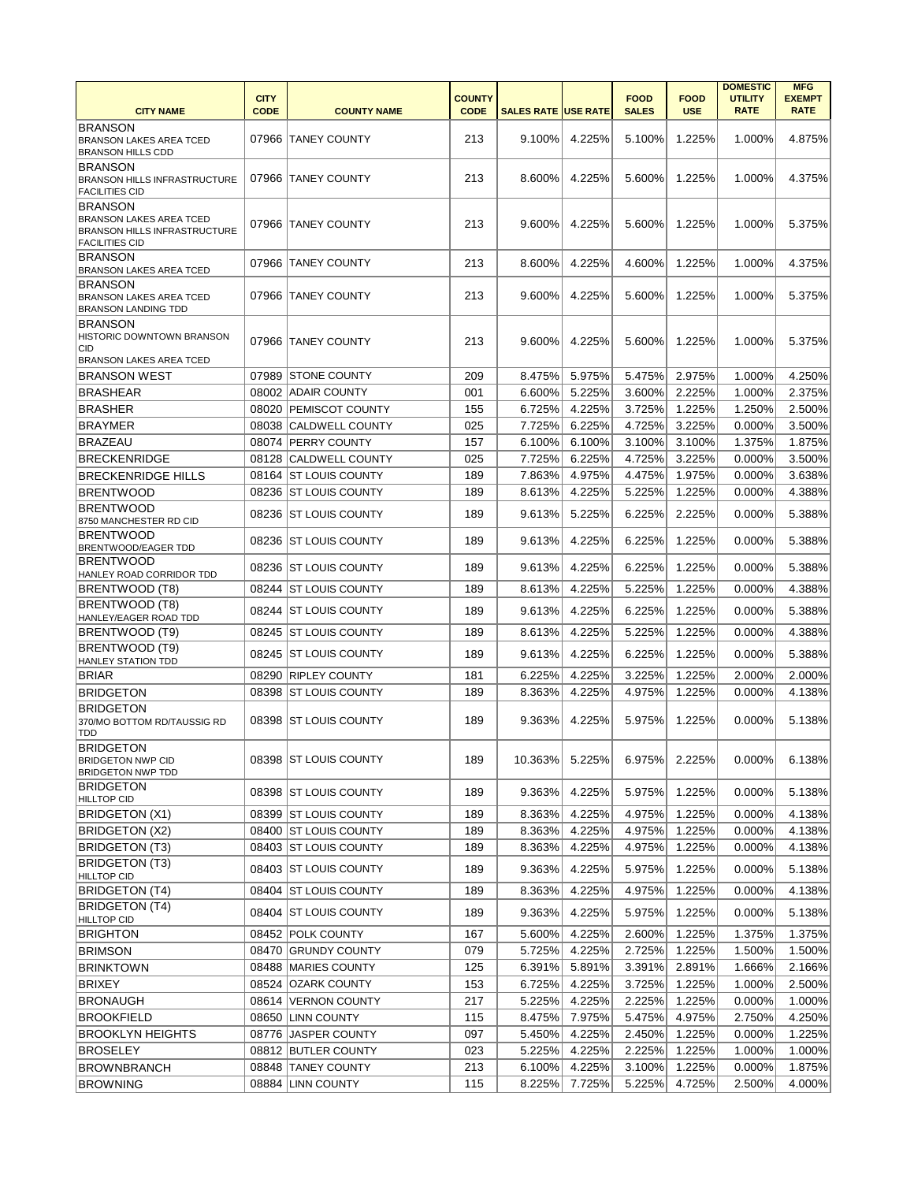| CITY NAME | CITY CODE | COUNTY NAME | COUNTY CODE | SALES RATE | USE RATE | FOOD SALES | FOOD USE | DOMESTIC UTILITY RATE | MFG EXEMPT RATE |
|---|---|---|---|---|---|---|---|---|---|
| BRANSON<br>BRANSON LAKES AREA TCED<br>BRANSON HILLS CDD | 07966 | TANEY COUNTY | 213 | 9.100% | 4.225% | 5.100% | 1.225% | 1.000% | 4.875% |
| BRANSON<br>BRANSON HILLS INFRASTRUCTURE FACILITIES CID | 07966 | TANEY COUNTY | 213 | 8.600% | 4.225% | 5.600% | 1.225% | 1.000% | 4.375% |
| BRANSON<br>BRANSON LAKES AREA TCED<br>BRANSON HILLS INFRASTRUCTURE FACILITIES CID | 07966 | TANEY COUNTY | 213 | 9.600% | 4.225% | 5.600% | 1.225% | 1.000% | 5.375% |
| BRANSON<br>BRANSON LAKES AREA TCED | 07966 | TANEY COUNTY | 213 | 8.600% | 4.225% | 4.600% | 1.225% | 1.000% | 4.375% |
| BRANSON<br>BRANSON LAKES AREA TCED<br>BRANSON LANDING TDD | 07966 | TANEY COUNTY | 213 | 9.600% | 4.225% | 5.600% | 1.225% | 1.000% | 5.375% |
| BRANSON<br>HISTORIC DOWNTOWN BRANSON CID<br>BRANSON LAKES AREA TCED | 07966 | TANEY COUNTY | 213 | 9.600% | 4.225% | 5.600% | 1.225% | 1.000% | 5.375% |
| BRANSON WEST | 07989 | STONE COUNTY | 209 | 8.475% | 5.975% | 5.475% | 2.975% | 1.000% | 4.250% |
| BRASHEAR | 08002 | ADAIR COUNTY | 001 | 6.600% | 5.225% | 3.600% | 2.225% | 1.000% | 2.375% |
| BRASHER | 08020 | PEMISCOT COUNTY | 155 | 6.725% | 4.225% | 3.725% | 1.225% | 1.250% | 2.500% |
| BRAYMER | 08038 | CALDWELL COUNTY | 025 | 7.725% | 6.225% | 4.725% | 3.225% | 0.000% | 3.500% |
| BRAZEAU | 08074 | PERRY COUNTY | 157 | 6.100% | 6.100% | 3.100% | 3.100% | 1.375% | 1.875% |
| BRECKENRIDGE | 08128 | CALDWELL COUNTY | 025 | 7.725% | 6.225% | 4.725% | 3.225% | 0.000% | 3.500% |
| BRECKENRIDGE HILLS | 08164 | ST LOUIS COUNTY | 189 | 7.863% | 4.975% | 4.475% | 1.975% | 0.000% | 3.638% |
| BRENTWOOD | 08236 | ST LOUIS COUNTY | 189 | 8.613% | 4.225% | 5.225% | 1.225% | 0.000% | 4.388% |
| BRENTWOOD<br>8750 MANCHESTER RD CID | 08236 | ST LOUIS COUNTY | 189 | 9.613% | 5.225% | 6.225% | 2.225% | 0.000% | 5.388% |
| BRENTWOOD<br>BRENTWOOD/EAGER TDD | 08236 | ST LOUIS COUNTY | 189 | 9.613% | 4.225% | 6.225% | 1.225% | 0.000% | 5.388% |
| BRENTWOOD<br>HANLEY ROAD CORRIDOR TDD | 08236 | ST LOUIS COUNTY | 189 | 9.613% | 4.225% | 6.225% | 1.225% | 0.000% | 5.388% |
| BRENTWOOD (T8) | 08244 | ST LOUIS COUNTY | 189 | 8.613% | 4.225% | 5.225% | 1.225% | 0.000% | 4.388% |
| BRENTWOOD (T8)<br>HANLEY/EAGER ROAD TDD | 08244 | ST LOUIS COUNTY | 189 | 9.613% | 4.225% | 6.225% | 1.225% | 0.000% | 5.388% |
| BRENTWOOD (T9) | 08245 | ST LOUIS COUNTY | 189 | 8.613% | 4.225% | 5.225% | 1.225% | 0.000% | 4.388% |
| BRENTWOOD (T9)<br>HANLEY STATION TDD | 08245 | ST LOUIS COUNTY | 189 | 9.613% | 4.225% | 6.225% | 1.225% | 0.000% | 5.388% |
| BRIAR | 08290 | RIPLEY COUNTY | 181 | 6.225% | 4.225% | 3.225% | 1.225% | 2.000% | 2.000% |
| BRIDGETON | 08398 | ST LOUIS COUNTY | 189 | 8.363% | 4.225% | 4.975% | 1.225% | 0.000% | 4.138% |
| BRIDGETON<br>370/MO BOTTOM RD/TAUSSIG RD TDD | 08398 | ST LOUIS COUNTY | 189 | 9.363% | 4.225% | 5.975% | 1.225% | 0.000% | 5.138% |
| BRIDGETON<br>BRIDGETON NWP CID<br>BRIDGETON NWP TDD | 08398 | ST LOUIS COUNTY | 189 | 10.363% | 5.225% | 6.975% | 2.225% | 0.000% | 6.138% |
| BRIDGETON<br>HILLTOP CID | 08398 | ST LOUIS COUNTY | 189 | 9.363% | 4.225% | 5.975% | 1.225% | 0.000% | 5.138% |
| BRIDGETON (X1) | 08399 | ST LOUIS COUNTY | 189 | 8.363% | 4.225% | 4.975% | 1.225% | 0.000% | 4.138% |
| BRIDGETON (X2) | 08400 | ST LOUIS COUNTY | 189 | 8.363% | 4.225% | 4.975% | 1.225% | 0.000% | 4.138% |
| BRIDGETON (T3) | 08403 | ST LOUIS COUNTY | 189 | 8.363% | 4.225% | 4.975% | 1.225% | 0.000% | 4.138% |
| BRIDGETON (T3)<br>HILLTOP CID | 08403 | ST LOUIS COUNTY | 189 | 9.363% | 4.225% | 5.975% | 1.225% | 0.000% | 5.138% |
| BRIDGETON (T4) | 08404 | ST LOUIS COUNTY | 189 | 8.363% | 4.225% | 4.975% | 1.225% | 0.000% | 4.138% |
| BRIDGETON (T4)<br>HILLTOP CID | 08404 | ST LOUIS COUNTY | 189 | 9.363% | 4.225% | 5.975% | 1.225% | 0.000% | 5.138% |
| BRIGHTON | 08452 | POLK COUNTY | 167 | 5.600% | 4.225% | 2.600% | 1.225% | 1.375% | 1.375% |
| BRIMSON | 08470 | GRUNDY COUNTY | 079 | 5.725% | 4.225% | 2.725% | 1.225% | 1.500% | 1.500% |
| BRINKTOWN | 08488 | MARIES COUNTY | 125 | 6.391% | 5.891% | 3.391% | 2.891% | 1.666% | 2.166% |
| BRIXEY | 08524 | OZARK COUNTY | 153 | 6.725% | 4.225% | 3.725% | 1.225% | 1.000% | 2.500% |
| BRONAUGH | 08614 | VERNON COUNTY | 217 | 5.225% | 4.225% | 2.225% | 1.225% | 0.000% | 1.000% |
| BROOKFIELD | 08650 | LINN COUNTY | 115 | 8.475% | 7.975% | 5.475% | 4.975% | 2.750% | 4.250% |
| BROOKLYN HEIGHTS | 08776 | JASPER COUNTY | 097 | 5.450% | 4.225% | 2.450% | 1.225% | 0.000% | 1.225% |
| BROSELEY | 08812 | BUTLER COUNTY | 023 | 5.225% | 4.225% | 2.225% | 1.225% | 1.000% | 1.000% |
| BROWNBRANCH | 08848 | TANEY COUNTY | 213 | 6.100% | 4.225% | 3.100% | 1.225% | 0.000% | 1.875% |
| BROWNING | 08884 | LINN COUNTY | 115 | 8.225% | 7.725% | 5.225% | 4.725% | 2.500% | 4.000% |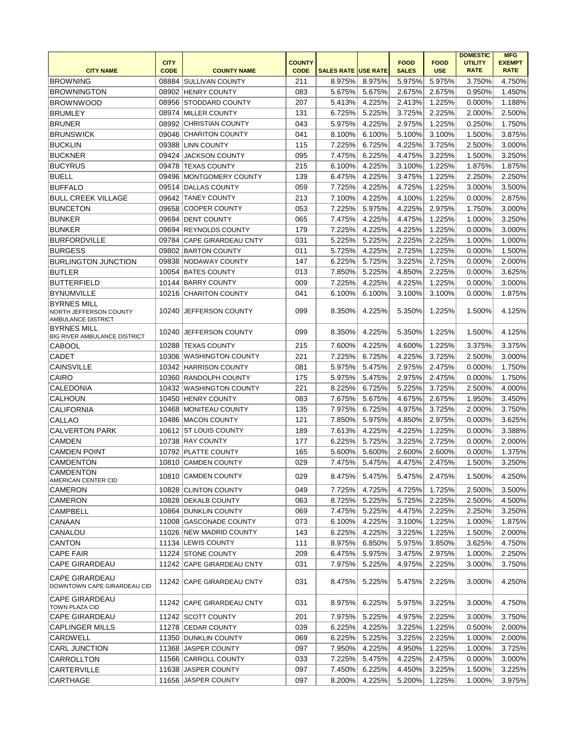| CITY NAME | CITY CODE | COUNTY NAME | COUNTY CODE | SALES RATE | USE RATE | FOOD SALES | FOOD USE | DOMESTIC UTILITY RATE | MFG EXEMPT RATE |
|---|---|---|---|---|---|---|---|---|---|
| BROWNING | 08884 | SULLIVAN COUNTY | 211 | 8.975% | 8.975% | 5.975% | 5.975% | 3.750% | 4.750% |
| BROWNINGTON | 08902 | HENRY COUNTY | 083 | 5.675% | 5.675% | 2.675% | 2.675% | 0.950% | 1.450% |
| BROWNWOOD | 08956 | STODDARD COUNTY | 207 | 5.413% | 4.225% | 2.413% | 1.225% | 0.000% | 1.188% |
| BRUMLEY | 08974 | MILLER COUNTY | 131 | 6.725% | 5.225% | 3.725% | 2.225% | 2.000% | 2.500% |
| BRUNER | 08992 | CHRISTIAN COUNTY | 043 | 5.975% | 4.225% | 2.975% | 1.225% | 0.250% | 1.750% |
| BRUNSWICK | 09046 | CHARITON COUNTY | 041 | 8.100% | 6.100% | 5.100% | 3.100% | 1.500% | 3.875% |
| BUCKLIN | 09388 | LINN COUNTY | 115 | 7.225% | 6.725% | 4.225% | 3.725% | 2.500% | 3.000% |
| BUCKNER | 09424 | JACKSON COUNTY | 095 | 7.475% | 6.225% | 4.475% | 3.225% | 1.500% | 3.250% |
| BUCYRUS | 09478 | TEXAS COUNTY | 215 | 6.100% | 4.225% | 3.100% | 1.225% | 1.875% | 1.875% |
| BUELL | 09496 | MONTGOMERY COUNTY | 139 | 6.475% | 4.225% | 3.475% | 1.225% | 2.250% | 2.250% |
| BUFFALO | 09514 | DALLAS COUNTY | 059 | 7.725% | 4.225% | 4.725% | 1.225% | 3.000% | 3.500% |
| BULL CREEK VILLAGE | 09642 | TANEY COUNTY | 213 | 7.100% | 4.225% | 4.100% | 1.225% | 0.000% | 2.875% |
| BUNCETON | 09658 | COOPER COUNTY | 053 | 7.225% | 5.975% | 4.225% | 2.975% | 1.750% | 3.000% |
| BUNKER | 09694 | DENT COUNTY | 065 | 7.475% | 4.225% | 4.475% | 1.225% | 1.000% | 3.250% |
| BUNKER | 09694 | REYNOLDS COUNTY | 179 | 7.225% | 4.225% | 4.225% | 1.225% | 0.000% | 3.000% |
| BURFORDVILLE | 09784 | CAPE GIRARDEAU CNTY | 031 | 5.225% | 5.225% | 2.225% | 2.225% | 1.000% | 1.000% |
| BURGESS | 09802 | BARTON COUNTY | 011 | 5.725% | 4.225% | 2.725% | 1.225% | 0.000% | 1.500% |
| BURLINGTON JUNCTION | 09838 | NODAWAY COUNTY | 147 | 6.225% | 5.725% | 3.225% | 2.725% | 0.000% | 2.000% |
| BUTLER | 10054 | BATES COUNTY | 013 | 7.850% | 5.225% | 4.850% | 2.225% | 0.000% | 3.625% |
| BUTTERFIELD | 10144 | BARRY COUNTY | 009 | 7.225% | 4.225% | 4.225% | 1.225% | 0.000% | 3.000% |
| BYNUMVILLE | 10216 | CHARITON COUNTY | 041 | 6.100% | 6.100% | 3.100% | 3.100% | 0.000% | 1.875% |
| BYRNES MILL NORTH JEFFERSON COUNTY AMBULANCE DISTRICT | 10240 | JEFFERSON COUNTY | 099 | 8.350% | 4.225% | 5.350% | 1.225% | 1.500% | 4.125% |
| BYRNES MILL BIG RIVER AMBULANCE DISTRICT | 10240 | JEFFERSON COUNTY | 099 | 8.350% | 4.225% | 5.350% | 1.225% | 1.500% | 4.125% |
| CABOOL | 10288 | TEXAS COUNTY | 215 | 7.600% | 4.225% | 4.600% | 1.225% | 3.375% | 3.375% |
| CADET | 10306 | WASHINGTON COUNTY | 221 | 7.225% | 6.725% | 4.225% | 3.725% | 2.500% | 3.000% |
| CAINSVILLE | 10342 | HARRISON COUNTY | 081 | 5.975% | 5.475% | 2.975% | 2.475% | 0.000% | 1.750% |
| CAIRO | 10360 | RANDOLPH COUNTY | 175 | 5.975% | 5.475% | 2.975% | 2.475% | 0.000% | 1.750% |
| CALEDONIA | 10432 | WASHINGTON COUNTY | 221 | 8.225% | 6.725% | 5.225% | 3.725% | 2.500% | 4.000% |
| CALHOUN | 10450 | HENRY COUNTY | 083 | 7.675% | 5.675% | 4.675% | 2.675% | 1.950% | 3.450% |
| CALIFORNIA | 10468 | MONITEAU COUNTY | 135 | 7.975% | 6.725% | 4.975% | 3.725% | 2.000% | 3.750% |
| CALLAO | 10486 | MACON COUNTY | 121 | 7.850% | 5.975% | 4.850% | 2.975% | 0.000% | 3.625% |
| CALVERTON PARK | 10612 | ST LOUIS COUNTY | 189 | 7.613% | 4.225% | 4.225% | 1.225% | 0.000% | 3.388% |
| CAMDEN | 10738 | RAY COUNTY | 177 | 6.225% | 5.725% | 3.225% | 2.725% | 0.000% | 2.000% |
| CAMDEN POINT | 10792 | PLATTE COUNTY | 165 | 5.600% | 5.600% | 2.600% | 2.600% | 0.000% | 1.375% |
| CAMDENTON | 10810 | CAMDEN COUNTY | 029 | 7.475% | 5.475% | 4.475% | 2.475% | 1.500% | 3.250% |
| CAMDENTON AMERICAN CENTER CID | 10810 | CAMDEN COUNTY | 029 | 8.475% | 5.475% | 5.475% | 2.475% | 1.500% | 4.250% |
| CAMERON | 10828 | CLINTON COUNTY | 049 | 7.725% | 4.725% | 4.725% | 1.725% | 2.500% | 3.500% |
| CAMERON | 10828 | DEKALB COUNTY | 063 | 8.725% | 5.225% | 5.725% | 2.225% | 2.500% | 4.500% |
| CAMPBELL | 10864 | DUNKLIN COUNTY | 069 | 7.475% | 5.225% | 4.475% | 2.225% | 2.250% | 3.250% |
| CANAAN | 11008 | GASCONADE COUNTY | 073 | 6.100% | 4.225% | 3.100% | 1.225% | 1.000% | 1.875% |
| CANALOU | 11026 | NEW MADRID COUNTY | 143 | 6.225% | 4.225% | 3.225% | 1.225% | 1.500% | 2.000% |
| CANTON | 11134 | LEWIS COUNTY | 111 | 8.975% | 6.850% | 5.975% | 3.850% | 3.625% | 4.750% |
| CAPE FAIR | 11224 | STONE COUNTY | 209 | 6.475% | 5.975% | 3.475% | 2.975% | 1.000% | 2.250% |
| CAPE GIRARDEAU | 11242 | CAPE GIRARDEAU CNTY | 031 | 7.975% | 5.225% | 4.975% | 2.225% | 3.000% | 3.750% |
| CAPE GIRARDEAU DOWNTOWN CAPE GIRARDEAU CID | 11242 | CAPE GIRARDEAU CNTY | 031 | 8.475% | 5.225% | 5.475% | 2.225% | 3.000% | 4.250% |
| CAPE GIRARDEAU TOWN PLAZA CID | 11242 | CAPE GIRARDEAU CNTY | 031 | 8.975% | 6.225% | 5.975% | 3.225% | 3.000% | 4.750% |
| CAPE GIRARDEAU | 11242 | SCOTT COUNTY | 201 | 7.975% | 5.225% | 4.975% | 2.225% | 3.000% | 3.750% |
| CAPLINGER MILLS | 11278 | CEDAR COUNTY | 039 | 6.225% | 4.225% | 3.225% | 1.225% | 0.500% | 2.000% |
| CARDWELL | 11350 | DUNKLIN COUNTY | 069 | 6.225% | 5.225% | 3.225% | 2.225% | 1.000% | 2.000% |
| CARL JUNCTION | 11368 | JASPER COUNTY | 097 | 7.950% | 4.225% | 4.950% | 1.225% | 1.000% | 3.725% |
| CARROLLTON | 11566 | CARROLL COUNTY | 033 | 7.225% | 5.475% | 4.225% | 2.475% | 0.000% | 3.000% |
| CARTERVILLE | 11638 | JASPER COUNTY | 097 | 7.450% | 6.225% | 4.450% | 3.225% | 1.500% | 3.225% |
| CARTHAGE | 11656 | JASPER COUNTY | 097 | 8.200% | 4.225% | 5.200% | 1.225% | 1.000% | 3.975% |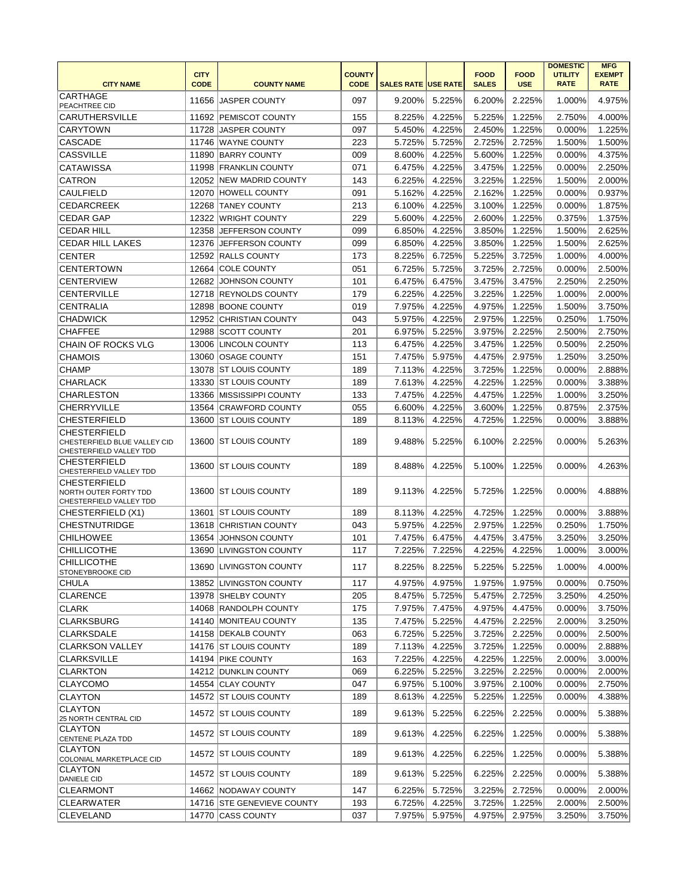| CITY NAME | CITY CODE | COUNTY NAME | COUNTY CODE | SALES RATE | USE RATE | FOOD SALES | FOOD USE | DOMESTIC UTILITY RATE | MFG EXEMPT RATE |
|---|---|---|---|---|---|---|---|---|---|
| CARTHAGE PEACHTREE CID | 11656 | JASPER COUNTY | 097 | 9.200% | 5.225% | 6.200% | 2.225% | 1.000% | 4.975% |
| CARUTHERSVILLE | 11692 | PEMISCOT COUNTY | 155 | 8.225% | 4.225% | 5.225% | 1.225% | 2.750% | 4.000% |
| CARYTOWN | 11728 | JASPER COUNTY | 097 | 5.450% | 4.225% | 2.450% | 1.225% | 0.000% | 1.225% |
| CASCADE | 11746 | WAYNE COUNTY | 223 | 5.725% | 5.725% | 2.725% | 2.725% | 1.500% | 1.500% |
| CASSVILLE | 11890 | BARRY COUNTY | 009 | 8.600% | 4.225% | 5.600% | 1.225% | 0.000% | 4.375% |
| CATAWISSA | 11998 | FRANKLIN COUNTY | 071 | 6.475% | 4.225% | 3.475% | 1.225% | 0.000% | 2.250% |
| CATRON | 12052 | NEW MADRID COUNTY | 143 | 6.225% | 4.225% | 3.225% | 1.225% | 1.500% | 2.000% |
| CAULFIELD | 12070 | HOWELL COUNTY | 091 | 5.162% | 4.225% | 2.162% | 1.225% | 0.000% | 0.937% |
| CEDARCREEK | 12268 | TANEY COUNTY | 213 | 6.100% | 4.225% | 3.100% | 1.225% | 0.000% | 1.875% |
| CEDAR GAP | 12322 | WRIGHT COUNTY | 229 | 5.600% | 4.225% | 2.600% | 1.225% | 0.375% | 1.375% |
| CEDAR HILL | 12358 | JEFFERSON COUNTY | 099 | 6.850% | 4.225% | 3.850% | 1.225% | 1.500% | 2.625% |
| CEDAR HILL LAKES | 12376 | JEFFERSON COUNTY | 099 | 6.850% | 4.225% | 3.850% | 1.225% | 1.500% | 2.625% |
| CENTER | 12592 | RALLS COUNTY | 173 | 8.225% | 6.725% | 5.225% | 3.725% | 1.000% | 4.000% |
| CENTERTOWN | 12664 | COLE COUNTY | 051 | 6.725% | 5.725% | 3.725% | 2.725% | 0.000% | 2.500% |
| CENTERVIEW | 12682 | JOHNSON COUNTY | 101 | 6.475% | 6.475% | 3.475% | 3.475% | 2.250% | 2.250% |
| CENTERVILLE | 12718 | REYNOLDS COUNTY | 179 | 6.225% | 4.225% | 3.225% | 1.225% | 1.000% | 2.000% |
| CENTRALIA | 12898 | BOONE COUNTY | 019 | 7.975% | 4.225% | 4.975% | 1.225% | 1.500% | 3.750% |
| CHADWICK | 12952 | CHRISTIAN COUNTY | 043 | 5.975% | 4.225% | 2.975% | 1.225% | 0.250% | 1.750% |
| CHAFFEE | 12988 | SCOTT COUNTY | 201 | 6.975% | 5.225% | 3.975% | 2.225% | 2.500% | 2.750% |
| CHAIN OF ROCKS VLG | 13006 | LINCOLN COUNTY | 113 | 6.475% | 4.225% | 3.475% | 1.225% | 0.500% | 2.250% |
| CHAMOIS | 13060 | OSAGE COUNTY | 151 | 7.475% | 5.975% | 4.475% | 2.975% | 1.250% | 3.250% |
| CHAMP | 13078 | ST LOUIS COUNTY | 189 | 7.113% | 4.225% | 3.725% | 1.225% | 0.000% | 2.888% |
| CHARLACK | 13330 | ST LOUIS COUNTY | 189 | 7.613% | 4.225% | 4.225% | 1.225% | 0.000% | 3.388% |
| CHARLESTON | 13366 | MISSISSIPPI COUNTY | 133 | 7.475% | 4.225% | 4.475% | 1.225% | 1.000% | 3.250% |
| CHERRYVILLE | 13564 | CRAWFORD COUNTY | 055 | 6.600% | 4.225% | 3.600% | 1.225% | 0.875% | 2.375% |
| CHESTERFIELD | 13600 | ST LOUIS COUNTY | 189 | 8.113% | 4.225% | 4.725% | 1.225% | 0.000% | 3.888% |
| CHESTERFIELD CHESTERFIELD BLUE VALLEY CID CHESTERFIELD VALLEY TDD | 13600 | ST LOUIS COUNTY | 189 | 9.488% | 5.225% | 6.100% | 2.225% | 0.000% | 5.263% |
| CHESTERFIELD CHESTERFIELD VALLEY TDD | 13600 | ST LOUIS COUNTY | 189 | 8.488% | 4.225% | 5.100% | 1.225% | 0.000% | 4.263% |
| CHESTERFIELD NORTH OUTER FORTY TDD CHESTERFIELD VALLEY TDD | 13600 | ST LOUIS COUNTY | 189 | 9.113% | 4.225% | 5.725% | 1.225% | 0.000% | 4.888% |
| CHESTERFIELD (X1) | 13601 | ST LOUIS COUNTY | 189 | 8.113% | 4.225% | 4.725% | 1.225% | 0.000% | 3.888% |
| CHESTNUTRIDGE | 13618 | CHRISTIAN COUNTY | 043 | 5.975% | 4.225% | 2.975% | 1.225% | 0.250% | 1.750% |
| CHILHOWEE | 13654 | JOHNSON COUNTY | 101 | 7.475% | 6.475% | 4.475% | 3.475% | 3.250% | 3.250% |
| CHILLICOTHE | 13690 | LIVINGSTON COUNTY | 117 | 7.225% | 7.225% | 4.225% | 4.225% | 1.000% | 3.000% |
| CHILLICOTHE STONEYBROOKE CID | 13690 | LIVINGSTON COUNTY | 117 | 8.225% | 8.225% | 5.225% | 5.225% | 1.000% | 4.000% |
| CHULA | 13852 | LIVINGSTON COUNTY | 117 | 4.975% | 4.975% | 1.975% | 1.975% | 0.000% | 0.750% |
| CLARENCE | 13978 | SHELBY COUNTY | 205 | 8.475% | 5.725% | 5.475% | 2.725% | 3.250% | 4.250% |
| CLARK | 14068 | RANDOLPH COUNTY | 175 | 7.975% | 7.475% | 4.975% | 4.475% | 0.000% | 3.750% |
| CLARKSBURG | 14140 | MONITEAU COUNTY | 135 | 7.475% | 5.225% | 4.475% | 2.225% | 2.000% | 3.250% |
| CLARKSDALE | 14158 | DEKALB COUNTY | 063 | 6.725% | 5.225% | 3.725% | 2.225% | 0.000% | 2.500% |
| CLARKSON VALLEY | 14176 | ST LOUIS COUNTY | 189 | 7.113% | 4.225% | 3.725% | 1.225% | 0.000% | 2.888% |
| CLARKSVILLE | 14194 | PIKE COUNTY | 163 | 7.225% | 4.225% | 4.225% | 1.225% | 2.000% | 3.000% |
| CLARKTON | 14212 | DUNKLIN COUNTY | 069 | 6.225% | 5.225% | 3.225% | 2.225% | 0.000% | 2.000% |
| CLAYCOMO | 14554 | CLAY COUNTY | 047 | 6.975% | 5.100% | 3.975% | 2.100% | 0.000% | 2.750% |
| CLAYTON | 14572 | ST LOUIS COUNTY | 189 | 8.613% | 4.225% | 5.225% | 1.225% | 0.000% | 4.388% |
| CLAYTON 25 NORTH CENTRAL CID | 14572 | ST LOUIS COUNTY | 189 | 9.613% | 5.225% | 6.225% | 2.225% | 0.000% | 5.388% |
| CLAYTON CENTENE PLAZA TDD | 14572 | ST LOUIS COUNTY | 189 | 9.613% | 4.225% | 6.225% | 1.225% | 0.000% | 5.388% |
| CLAYTON COLONIAL MARKETPLACE CID | 14572 | ST LOUIS COUNTY | 189 | 9.613% | 4.225% | 6.225% | 1.225% | 0.000% | 5.388% |
| CLAYTON DANIELE CID | 14572 | ST LOUIS COUNTY | 189 | 9.613% | 5.225% | 6.225% | 2.225% | 0.000% | 5.388% |
| CLEARMONT | 14662 | NODAWAY COUNTY | 147 | 6.225% | 5.725% | 3.225% | 2.725% | 0.000% | 2.000% |
| CLEARWATER | 14716 | STE GENEVIEVE COUNTY | 193 | 6.725% | 4.225% | 3.725% | 1.225% | 2.000% | 2.500% |
| CLEVELAND | 14770 | CASS COUNTY | 037 | 7.975% | 5.975% | 4.975% | 2.975% | 3.250% | 3.750% |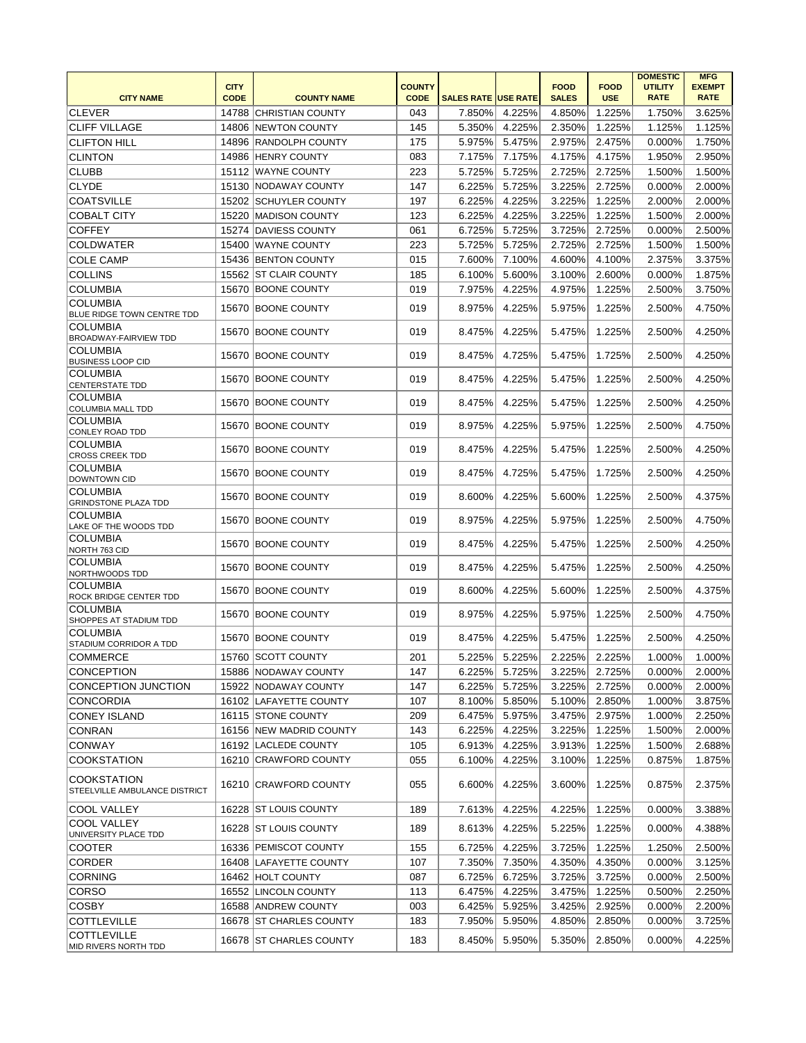| CITY NAME | CITY CODE | COUNTY NAME | COUNTY CODE | SALES RATE | USE RATE | FOOD SALES | FOOD USE | DOMESTIC UTILITY RATE | MFG EXEMPT RATE |
|---|---|---|---|---|---|---|---|---|---|
| CLEVER | 14788 | CHRISTIAN COUNTY | 043 | 7.850% | 4.225% | 4.850% | 1.225% | 1.750% | 3.625% |
| CLIFF VILLAGE | 14806 | NEWTON COUNTY | 145 | 5.350% | 4.225% | 2.350% | 1.225% | 1.125% | 1.125% |
| CLIFTON HILL | 14896 | RANDOLPH COUNTY | 175 | 5.975% | 5.475% | 2.975% | 2.475% | 0.000% | 1.750% |
| CLINTON | 14986 | HENRY COUNTY | 083 | 7.175% | 7.175% | 4.175% | 4.175% | 1.950% | 2.950% |
| CLUBB | 15112 | WAYNE COUNTY | 223 | 5.725% | 5.725% | 2.725% | 2.725% | 1.500% | 1.500% |
| CLYDE | 15130 | NODAWAY COUNTY | 147 | 6.225% | 5.725% | 3.225% | 2.725% | 0.000% | 2.000% |
| COATSVILLE | 15202 | SCHUYLER COUNTY | 197 | 6.225% | 4.225% | 3.225% | 1.225% | 2.000% | 2.000% |
| COBALT CITY | 15220 | MADISON COUNTY | 123 | 6.225% | 4.225% | 3.225% | 1.225% | 1.500% | 2.000% |
| COFFEY | 15274 | DAVIESS COUNTY | 061 | 6.725% | 5.725% | 3.725% | 2.725% | 0.000% | 2.500% |
| COLDWATER | 15400 | WAYNE COUNTY | 223 | 5.725% | 5.725% | 2.725% | 2.725% | 1.500% | 1.500% |
| COLE CAMP | 15436 | BENTON COUNTY | 015 | 7.600% | 7.100% | 4.600% | 4.100% | 2.375% | 3.375% |
| COLLINS | 15562 | ST CLAIR COUNTY | 185 | 6.100% | 5.600% | 3.100% | 2.600% | 0.000% | 1.875% |
| COLUMBIA | 15670 | BOONE COUNTY | 019 | 7.975% | 4.225% | 4.975% | 1.225% | 2.500% | 3.750% |
| COLUMBIA BLUE RIDGE TOWN CENTRE TDD | 15670 | BOONE COUNTY | 019 | 8.975% | 4.225% | 5.975% | 1.225% | 2.500% | 4.750% |
| COLUMBIA BROADWAY-FAIRVIEW TDD | 15670 | BOONE COUNTY | 019 | 8.475% | 4.225% | 5.475% | 1.225% | 2.500% | 4.250% |
| COLUMBIA BUSINESS LOOP CID | 15670 | BOONE COUNTY | 019 | 8.475% | 4.725% | 5.475% | 1.725% | 2.500% | 4.250% |
| COLUMBIA CENTERSTATE TDD | 15670 | BOONE COUNTY | 019 | 8.475% | 4.225% | 5.475% | 1.225% | 2.500% | 4.250% |
| COLUMBIA COLUMBIA MALL TDD | 15670 | BOONE COUNTY | 019 | 8.475% | 4.225% | 5.475% | 1.225% | 2.500% | 4.250% |
| COLUMBIA CONLEY ROAD TDD | 15670 | BOONE COUNTY | 019 | 8.975% | 4.225% | 5.975% | 1.225% | 2.500% | 4.750% |
| COLUMBIA CROSS CREEK TDD | 15670 | BOONE COUNTY | 019 | 8.475% | 4.225% | 5.475% | 1.225% | 2.500% | 4.250% |
| COLUMBIA DOWNTOWN CID | 15670 | BOONE COUNTY | 019 | 8.475% | 4.725% | 5.475% | 1.725% | 2.500% | 4.250% |
| COLUMBIA GRINDSTONE PLAZA TDD | 15670 | BOONE COUNTY | 019 | 8.600% | 4.225% | 5.600% | 1.225% | 2.500% | 4.375% |
| COLUMBIA LAKE OF THE WOODS TDD | 15670 | BOONE COUNTY | 019 | 8.975% | 4.225% | 5.975% | 1.225% | 2.500% | 4.750% |
| COLUMBIA NORTH 763 CID | 15670 | BOONE COUNTY | 019 | 8.475% | 4.225% | 5.475% | 1.225% | 2.500% | 4.250% |
| COLUMBIA NORTHWOODS TDD | 15670 | BOONE COUNTY | 019 | 8.475% | 4.225% | 5.475% | 1.225% | 2.500% | 4.250% |
| COLUMBIA ROCK BRIDGE CENTER TDD | 15670 | BOONE COUNTY | 019 | 8.600% | 4.225% | 5.600% | 1.225% | 2.500% | 4.375% |
| COLUMBIA SHOPPES AT STADIUM TDD | 15670 | BOONE COUNTY | 019 | 8.975% | 4.225% | 5.975% | 1.225% | 2.500% | 4.750% |
| COLUMBIA STADIUM CORRIDOR A TDD | 15670 | BOONE COUNTY | 019 | 8.475% | 4.225% | 5.475% | 1.225% | 2.500% | 4.250% |
| COMMERCE | 15760 | SCOTT COUNTY | 201 | 5.225% | 5.225% | 2.225% | 2.225% | 1.000% | 1.000% |
| CONCEPTION | 15886 | NODAWAY COUNTY | 147 | 6.225% | 5.725% | 3.225% | 2.725% | 0.000% | 2.000% |
| CONCEPTION JUNCTION | 15922 | NODAWAY COUNTY | 147 | 6.225% | 5.725% | 3.225% | 2.725% | 0.000% | 2.000% |
| CONCORDIA | 16102 | LAFAYETTE COUNTY | 107 | 8.100% | 5.850% | 5.100% | 2.850% | 1.000% | 3.875% |
| CONEY ISLAND | 16115 | STONE COUNTY | 209 | 6.475% | 5.975% | 3.475% | 2.975% | 1.000% | 2.250% |
| CONRAN | 16156 | NEW MADRID COUNTY | 143 | 6.225% | 4.225% | 3.225% | 1.225% | 1.500% | 2.000% |
| CONWAY | 16192 | LACLEDE COUNTY | 105 | 6.913% | 4.225% | 3.913% | 1.225% | 1.500% | 2.688% |
| COOKSTATION | 16210 | CRAWFORD COUNTY | 055 | 6.100% | 4.225% | 3.100% | 1.225% | 0.875% | 1.875% |
| COOKSTATION STEELVILLE AMBULANCE DISTRICT | 16210 | CRAWFORD COUNTY | 055 | 6.600% | 4.225% | 3.600% | 1.225% | 0.875% | 2.375% |
| COOL VALLEY | 16228 | ST LOUIS COUNTY | 189 | 7.613% | 4.225% | 4.225% | 1.225% | 0.000% | 3.388% |
| COOL VALLEY UNIVERSITY PLACE TDD | 16228 | ST LOUIS COUNTY | 189 | 8.613% | 4.225% | 5.225% | 1.225% | 0.000% | 4.388% |
| COOTER | 16336 | PEMISCOT COUNTY | 155 | 6.725% | 4.225% | 3.725% | 1.225% | 1.250% | 2.500% |
| CORDER | 16408 | LAFAYETTE COUNTY | 107 | 7.350% | 7.350% | 4.350% | 4.350% | 0.000% | 3.125% |
| CORNING | 16462 | HOLT COUNTY | 087 | 6.725% | 6.725% | 3.725% | 3.725% | 0.000% | 2.500% |
| CORSO | 16552 | LINCOLN COUNTY | 113 | 6.475% | 4.225% | 3.475% | 1.225% | 0.500% | 2.250% |
| COSBY | 16588 | ANDREW COUNTY | 003 | 6.425% | 5.925% | 3.425% | 2.925% | 0.000% | 2.200% |
| COTTLEVILLE | 16678 | ST CHARLES COUNTY | 183 | 7.950% | 5.950% | 4.850% | 2.850% | 0.000% | 3.725% |
| COTTLEVILLE MID RIVERS NORTH TDD | 16678 | ST CHARLES COUNTY | 183 | 8.450% | 5.950% | 5.350% | 2.850% | 0.000% | 4.225% |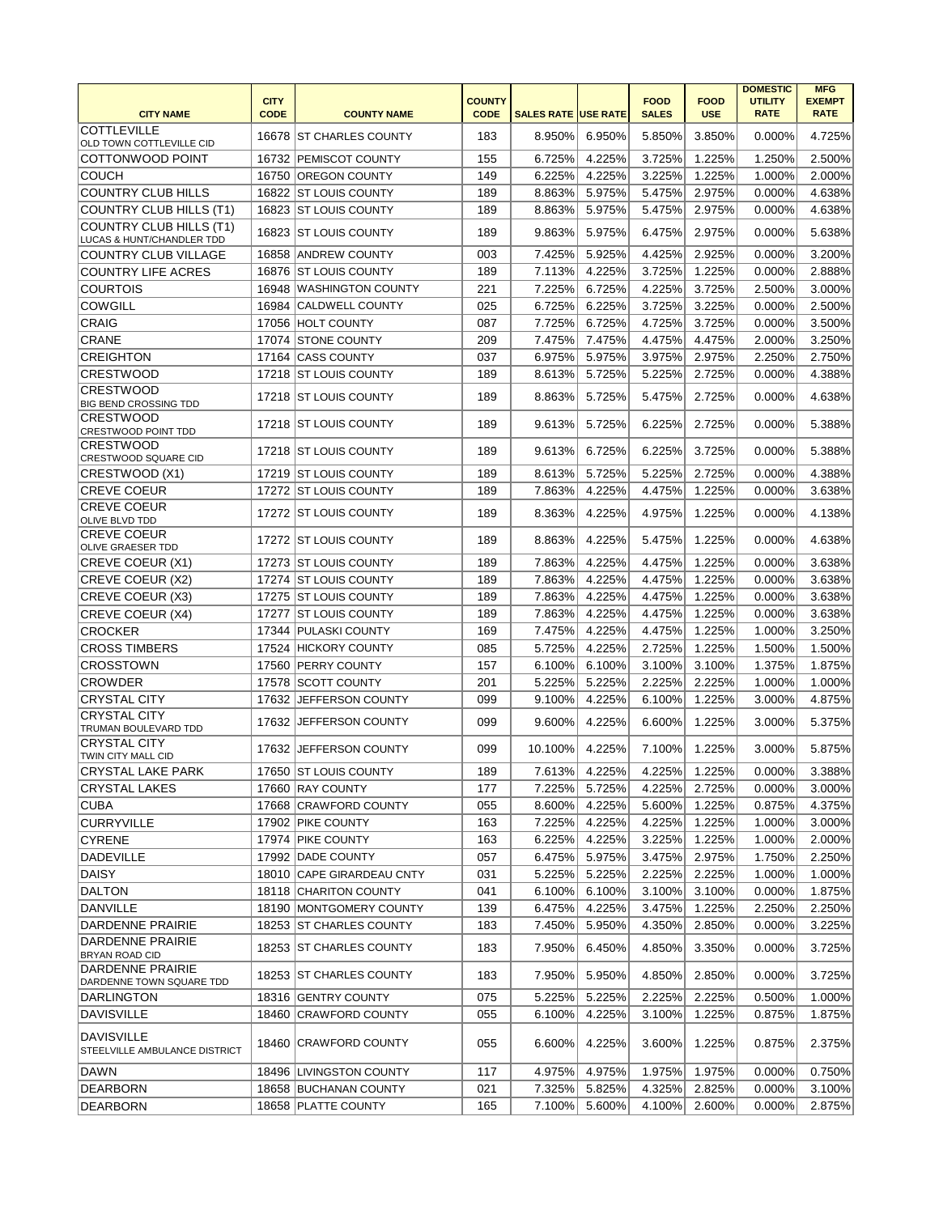| CITY NAME | CITY CODE | COUNTY NAME | COUNTY CODE | SALES RATE | USE RATE | FOOD SALES | FOOD USE | DOMESTIC UTILITY RATE | MFG EXEMPT RATE |
|---|---|---|---|---|---|---|---|---|---|
| COTTLEVILLE OLD TOWN COTTLEVILLE CID | 16678 | ST CHARLES COUNTY | 183 | 8.950% | 6.950% | 5.850% | 3.850% | 0.000% | 4.725% |
| COTTONWOOD POINT | 16732 | PEMISCOT COUNTY | 155 | 6.725% | 4.225% | 3.725% | 1.225% | 1.250% | 2.500% |
| COUCH | 16750 | OREGON COUNTY | 149 | 6.225% | 4.225% | 3.225% | 1.225% | 1.000% | 2.000% |
| COUNTRY CLUB HILLS | 16822 | ST LOUIS COUNTY | 189 | 8.863% | 5.975% | 5.475% | 2.975% | 0.000% | 4.638% |
| COUNTRY CLUB HILLS (T1) | 16823 | ST LOUIS COUNTY | 189 | 8.863% | 5.975% | 5.475% | 2.975% | 0.000% | 4.638% |
| COUNTRY CLUB HILLS (T1) LUCAS & HUNT/CHANDLER TDD | 16823 | ST LOUIS COUNTY | 189 | 9.863% | 5.975% | 6.475% | 2.975% | 0.000% | 5.638% |
| COUNTRY CLUB VILLAGE | 16858 | ANDREW COUNTY | 003 | 7.425% | 5.925% | 4.425% | 2.925% | 0.000% | 3.200% |
| COUNTRY LIFE ACRES | 16876 | ST LOUIS COUNTY | 189 | 7.113% | 4.225% | 3.725% | 1.225% | 0.000% | 2.888% |
| COURTOIS | 16948 | WASHINGTON COUNTY | 221 | 7.225% | 6.725% | 4.225% | 3.725% | 2.500% | 3.000% |
| COWGILL | 16984 | CALDWELL COUNTY | 025 | 6.725% | 6.225% | 3.725% | 3.225% | 0.000% | 2.500% |
| CRAIG | 17056 | HOLT COUNTY | 087 | 7.725% | 6.725% | 4.725% | 3.725% | 0.000% | 3.500% |
| CRANE | 17074 | STONE COUNTY | 209 | 7.475% | 7.475% | 4.475% | 4.475% | 2.000% | 3.250% |
| CREIGHTON | 17164 | CASS COUNTY | 037 | 6.975% | 5.975% | 3.975% | 2.975% | 2.250% | 2.750% |
| CRESTWOOD | 17218 | ST LOUIS COUNTY | 189 | 8.613% | 5.725% | 5.225% | 2.725% | 0.000% | 4.388% |
| CRESTWOOD BIG BEND CROSSING TDD | 17218 | ST LOUIS COUNTY | 189 | 8.863% | 5.725% | 5.475% | 2.725% | 0.000% | 4.638% |
| CRESTWOOD CRESTWOOD POINT TDD | 17218 | ST LOUIS COUNTY | 189 | 9.613% | 5.725% | 6.225% | 2.725% | 0.000% | 5.388% |
| CRESTWOOD CRESTWOOD SQUARE CID | 17218 | ST LOUIS COUNTY | 189 | 9.613% | 6.725% | 6.225% | 3.725% | 0.000% | 5.388% |
| CRESTWOOD (X1) | 17219 | ST LOUIS COUNTY | 189 | 8.613% | 5.725% | 5.225% | 2.725% | 0.000% | 4.388% |
| CREVE COEUR | 17272 | ST LOUIS COUNTY | 189 | 7.863% | 4.225% | 4.475% | 1.225% | 0.000% | 3.638% |
| CREVE COEUR OLIVE BLVD TDD | 17272 | ST LOUIS COUNTY | 189 | 8.363% | 4.225% | 4.975% | 1.225% | 0.000% | 4.138% |
| CREVE COEUR OLIVE GRAESER TDD | 17272 | ST LOUIS COUNTY | 189 | 8.863% | 4.225% | 5.475% | 1.225% | 0.000% | 4.638% |
| CREVE COEUR (X1) | 17273 | ST LOUIS COUNTY | 189 | 7.863% | 4.225% | 4.475% | 1.225% | 0.000% | 3.638% |
| CREVE COEUR (X2) | 17274 | ST LOUIS COUNTY | 189 | 7.863% | 4.225% | 4.475% | 1.225% | 0.000% | 3.638% |
| CREVE COEUR (X3) | 17275 | ST LOUIS COUNTY | 189 | 7.863% | 4.225% | 4.475% | 1.225% | 0.000% | 3.638% |
| CREVE COEUR (X4) | 17277 | ST LOUIS COUNTY | 189 | 7.863% | 4.225% | 4.475% | 1.225% | 0.000% | 3.638% |
| CROCKER | 17344 | PULASKI COUNTY | 169 | 7.475% | 4.225% | 4.475% | 1.225% | 1.000% | 3.250% |
| CROSS TIMBERS | 17524 | HICKORY COUNTY | 085 | 5.725% | 4.225% | 2.725% | 1.225% | 1.500% | 1.500% |
| CROSSTOWN | 17560 | PERRY COUNTY | 157 | 6.100% | 6.100% | 3.100% | 3.100% | 1.375% | 1.875% |
| CROWDER | 17578 | SCOTT COUNTY | 201 | 5.225% | 5.225% | 2.225% | 2.225% | 1.000% | 1.000% |
| CRYSTAL CITY | 17632 | JEFFERSON COUNTY | 099 | 9.100% | 4.225% | 6.100% | 1.225% | 3.000% | 4.875% |
| CRYSTAL CITY TRUMAN BOULEVARD TDD | 17632 | JEFFERSON COUNTY | 099 | 9.600% | 4.225% | 6.600% | 1.225% | 3.000% | 5.375% |
| CRYSTAL CITY TWIN CITY MALL CID | 17632 | JEFFERSON COUNTY | 099 | 10.100% | 4.225% | 7.100% | 1.225% | 3.000% | 5.875% |
| CRYSTAL LAKE PARK | 17650 | ST LOUIS COUNTY | 189 | 7.613% | 4.225% | 4.225% | 1.225% | 0.000% | 3.388% |
| CRYSTAL LAKES | 17660 | RAY COUNTY | 177 | 7.225% | 5.725% | 4.225% | 2.725% | 0.000% | 3.000% |
| CUBA | 17668 | CRAWFORD COUNTY | 055 | 8.600% | 4.225% | 5.600% | 1.225% | 0.875% | 4.375% |
| CURRYVILLE | 17902 | PIKE COUNTY | 163 | 7.225% | 4.225% | 4.225% | 1.225% | 1.000% | 3.000% |
| CYRENE | 17974 | PIKE COUNTY | 163 | 6.225% | 4.225% | 3.225% | 1.225% | 1.000% | 2.000% |
| DADEVILLE | 17992 | DADE COUNTY | 057 | 6.475% | 5.975% | 3.475% | 2.975% | 1.750% | 2.250% |
| DAISY | 18010 | CAPE GIRARDEAU CNTY | 031 | 5.225% | 5.225% | 2.225% | 2.225% | 1.000% | 1.000% |
| DALTON | 18118 | CHARITON COUNTY | 041 | 6.100% | 6.100% | 3.100% | 3.100% | 0.000% | 1.875% |
| DANVILLE | 18190 | MONTGOMERY COUNTY | 139 | 6.475% | 4.225% | 3.475% | 1.225% | 2.250% | 2.250% |
| DARDENNE PRAIRIE | 18253 | ST CHARLES COUNTY | 183 | 7.450% | 5.950% | 4.350% | 2.850% | 0.000% | 3.225% |
| DARDENNE PRAIRIE BRYAN ROAD CID | 18253 | ST CHARLES COUNTY | 183 | 7.950% | 6.450% | 4.850% | 3.350% | 0.000% | 3.725% |
| DARDENNE PRAIRIE DARDENNE TOWN SQUARE TDD | 18253 | ST CHARLES COUNTY | 183 | 7.950% | 5.950% | 4.850% | 2.850% | 0.000% | 3.725% |
| DARLINGTON | 18316 | GENTRY COUNTY | 075 | 5.225% | 5.225% | 2.225% | 2.225% | 0.500% | 1.000% |
| DAVISVILLE | 18460 | CRAWFORD COUNTY | 055 | 6.100% | 4.225% | 3.100% | 1.225% | 0.875% | 1.875% |
| DAVISVILLE STEELVILLE AMBULANCE DISTRICT | 18460 | CRAWFORD COUNTY | 055 | 6.600% | 4.225% | 3.600% | 1.225% | 0.875% | 2.375% |
| DAWN | 18496 | LIVINGSTON COUNTY | 117 | 4.975% | 4.975% | 1.975% | 1.975% | 0.000% | 0.750% |
| DEARBORN | 18658 | BUCHANAN COUNTY | 021 | 7.325% | 5.825% | 4.325% | 2.825% | 0.000% | 3.100% |
| DEARBORN | 18658 | PLATTE COUNTY | 165 | 7.100% | 5.600% | 4.100% | 2.600% | 0.000% | 2.875% |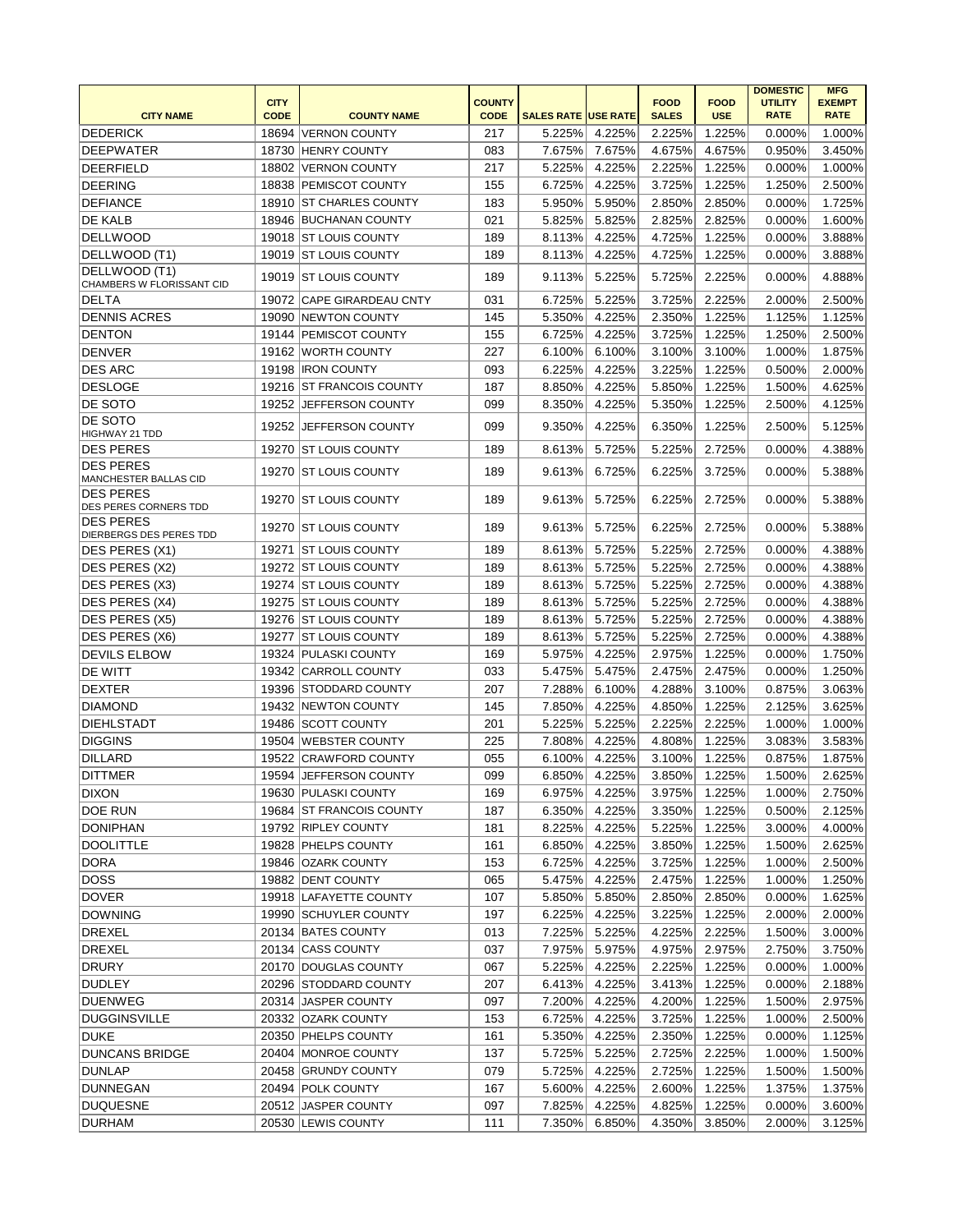| CITY NAME | CITY CODE | COUNTY NAME | COUNTY CODE | SALES RATE | USE RATE | FOOD SALES | FOOD USE | DOMESTIC UTILITY RATE | MFG EXEMPT RATE |
|---|---|---|---|---|---|---|---|---|---|
| DEDERICK | 18694 | VERNON COUNTY | 217 | 5.225% | 4.225% | 2.225% | 1.225% | 0.000% | 1.000% |
| DEEPWATER | 18730 | HENRY COUNTY | 083 | 7.675% | 7.675% | 4.675% | 4.675% | 0.950% | 3.450% |
| DEERFIELD | 18802 | VERNON COUNTY | 217 | 5.225% | 4.225% | 2.225% | 1.225% | 0.000% | 1.000% |
| DEERING | 18838 | PEMISCOT COUNTY | 155 | 6.725% | 4.225% | 3.725% | 1.225% | 1.250% | 2.500% |
| DEFIANCE | 18910 | ST CHARLES COUNTY | 183 | 5.950% | 5.950% | 2.850% | 2.850% | 0.000% | 1.725% |
| DE KALB | 18946 | BUCHANAN COUNTY | 021 | 5.825% | 5.825% | 2.825% | 2.825% | 0.000% | 1.600% |
| DELLWOOD | 19018 | ST LOUIS COUNTY | 189 | 8.113% | 4.225% | 4.725% | 1.225% | 0.000% | 3.888% |
| DELLWOOD (T1) | 19019 | ST LOUIS COUNTY | 189 | 8.113% | 4.225% | 4.725% | 1.225% | 0.000% | 3.888% |
| DELLWOOD (T1) CHAMBERS W FLORISSANT CID | 19019 | ST LOUIS COUNTY | 189 | 9.113% | 5.225% | 5.725% | 2.225% | 0.000% | 4.888% |
| DELTA | 19072 | CAPE GIRARDEAU CNTY | 031 | 6.725% | 5.225% | 3.725% | 2.225% | 2.000% | 2.500% |
| DENNIS ACRES | 19090 | NEWTON COUNTY | 145 | 5.350% | 4.225% | 2.350% | 1.225% | 1.125% | 1.125% |
| DENTON | 19144 | PEMISCOT COUNTY | 155 | 6.725% | 4.225% | 3.725% | 1.225% | 1.250% | 2.500% |
| DENVER | 19162 | WORTH COUNTY | 227 | 6.100% | 6.100% | 3.100% | 3.100% | 1.000% | 1.875% |
| DES ARC | 19198 | IRON COUNTY | 093 | 6.225% | 4.225% | 3.225% | 1.225% | 0.500% | 2.000% |
| DESLOGE | 19216 | ST FRANCOIS COUNTY | 187 | 8.850% | 4.225% | 5.850% | 1.225% | 1.500% | 4.625% |
| DE SOTO | 19252 | JEFFERSON COUNTY | 099 | 8.350% | 4.225% | 5.350% | 1.225% | 2.500% | 4.125% |
| DE SOTO HIGHWAY 21 TDD | 19252 | JEFFERSON COUNTY | 099 | 9.350% | 4.225% | 6.350% | 1.225% | 2.500% | 5.125% |
| DES PERES | 19270 | ST LOUIS COUNTY | 189 | 8.613% | 5.725% | 5.225% | 2.725% | 0.000% | 4.388% |
| DES PERES MANCHESTER BALLAS CID | 19270 | ST LOUIS COUNTY | 189 | 9.613% | 6.725% | 6.225% | 3.725% | 0.000% | 5.388% |
| DES PERES DES PERES CORNERS TDD | 19270 | ST LOUIS COUNTY | 189 | 9.613% | 5.725% | 6.225% | 2.725% | 0.000% | 5.388% |
| DES PERES DIERBERGS DES PERES TDD | 19270 | ST LOUIS COUNTY | 189 | 9.613% | 5.725% | 6.225% | 2.725% | 0.000% | 5.388% |
| DES PERES (X1) | 19271 | ST LOUIS COUNTY | 189 | 8.613% | 5.725% | 5.225% | 2.725% | 0.000% | 4.388% |
| DES PERES (X2) | 19272 | ST LOUIS COUNTY | 189 | 8.613% | 5.725% | 5.225% | 2.725% | 0.000% | 4.388% |
| DES PERES (X3) | 19274 | ST LOUIS COUNTY | 189 | 8.613% | 5.725% | 5.225% | 2.725% | 0.000% | 4.388% |
| DES PERES (X4) | 19275 | ST LOUIS COUNTY | 189 | 8.613% | 5.725% | 5.225% | 2.725% | 0.000% | 4.388% |
| DES PERES (X5) | 19276 | ST LOUIS COUNTY | 189 | 8.613% | 5.725% | 5.225% | 2.725% | 0.000% | 4.388% |
| DES PERES (X6) | 19277 | ST LOUIS COUNTY | 189 | 8.613% | 5.725% | 5.225% | 2.725% | 0.000% | 4.388% |
| DEVILS ELBOW | 19324 | PULASKI COUNTY | 169 | 5.975% | 4.225% | 2.975% | 1.225% | 0.000% | 1.750% |
| DE WITT | 19342 | CARROLL COUNTY | 033 | 5.475% | 5.475% | 2.475% | 2.475% | 0.000% | 1.250% |
| DEXTER | 19396 | STODDARD COUNTY | 207 | 7.288% | 6.100% | 4.288% | 3.100% | 0.875% | 3.063% |
| DIAMOND | 19432 | NEWTON COUNTY | 145 | 7.850% | 4.225% | 4.850% | 1.225% | 2.125% | 3.625% |
| DIEHLSTADT | 19486 | SCOTT COUNTY | 201 | 5.225% | 5.225% | 2.225% | 2.225% | 1.000% | 1.000% |
| DIGGINS | 19504 | WEBSTER COUNTY | 225 | 7.808% | 4.225% | 4.808% | 1.225% | 3.083% | 3.583% |
| DILLARD | 19522 | CRAWFORD COUNTY | 055 | 6.100% | 4.225% | 3.100% | 1.225% | 0.875% | 1.875% |
| DITTMER | 19594 | JEFFERSON COUNTY | 099 | 6.850% | 4.225% | 3.850% | 1.225% | 1.500% | 2.625% |
| DIXON | 19630 | PULASKI COUNTY | 169 | 6.975% | 4.225% | 3.975% | 1.225% | 1.000% | 2.750% |
| DOE RUN | 19684 | ST FRANCOIS COUNTY | 187 | 6.350% | 4.225% | 3.350% | 1.225% | 0.500% | 2.125% |
| DONIPHAN | 19792 | RIPLEY COUNTY | 181 | 8.225% | 4.225% | 5.225% | 1.225% | 3.000% | 4.000% |
| DOOLITTLE | 19828 | PHELPS COUNTY | 161 | 6.850% | 4.225% | 3.850% | 1.225% | 1.500% | 2.625% |
| DORA | 19846 | OZARK COUNTY | 153 | 6.725% | 4.225% | 3.725% | 1.225% | 1.000% | 2.500% |
| DOSS | 19882 | DENT COUNTY | 065 | 5.475% | 4.225% | 2.475% | 1.225% | 1.000% | 1.250% |
| DOVER | 19918 | LAFAYETTE COUNTY | 107 | 5.850% | 5.850% | 2.850% | 2.850% | 0.000% | 1.625% |
| DOWNING | 19990 | SCHUYLER COUNTY | 197 | 6.225% | 4.225% | 3.225% | 1.225% | 2.000% | 2.000% |
| DREXEL | 20134 | BATES COUNTY | 013 | 7.225% | 5.225% | 4.225% | 2.225% | 1.500% | 3.000% |
| DREXEL | 20134 | CASS COUNTY | 037 | 7.975% | 5.975% | 4.975% | 2.975% | 2.750% | 3.750% |
| DRURY | 20170 | DOUGLAS COUNTY | 067 | 5.225% | 4.225% | 2.225% | 1.225% | 0.000% | 1.000% |
| DUDLEY | 20296 | STODDARD COUNTY | 207 | 6.413% | 4.225% | 3.413% | 1.225% | 0.000% | 2.188% |
| DUENWEG | 20314 | JASPER COUNTY | 097 | 7.200% | 4.225% | 4.200% | 1.225% | 1.500% | 2.975% |
| DUGGINSVILLE | 20332 | OZARK COUNTY | 153 | 6.725% | 4.225% | 3.725% | 1.225% | 1.000% | 2.500% |
| DUKE | 20350 | PHELPS COUNTY | 161 | 5.350% | 4.225% | 2.350% | 1.225% | 0.000% | 1.125% |
| DUNCANS BRIDGE | 20404 | MONROE COUNTY | 137 | 5.725% | 5.225% | 2.725% | 2.225% | 1.000% | 1.500% |
| DUNLAP | 20458 | GRUNDY COUNTY | 079 | 5.725% | 4.225% | 2.725% | 1.225% | 1.500% | 1.500% |
| DUNNEGAN | 20494 | POLK COUNTY | 167 | 5.600% | 4.225% | 2.600% | 1.225% | 1.375% | 1.375% |
| DUQUESNE | 20512 | JASPER COUNTY | 097 | 7.825% | 4.225% | 4.825% | 1.225% | 0.000% | 3.600% |
| DURHAM | 20530 | LEWIS COUNTY | 111 | 7.350% | 6.850% | 4.350% | 3.850% | 2.000% | 3.125% |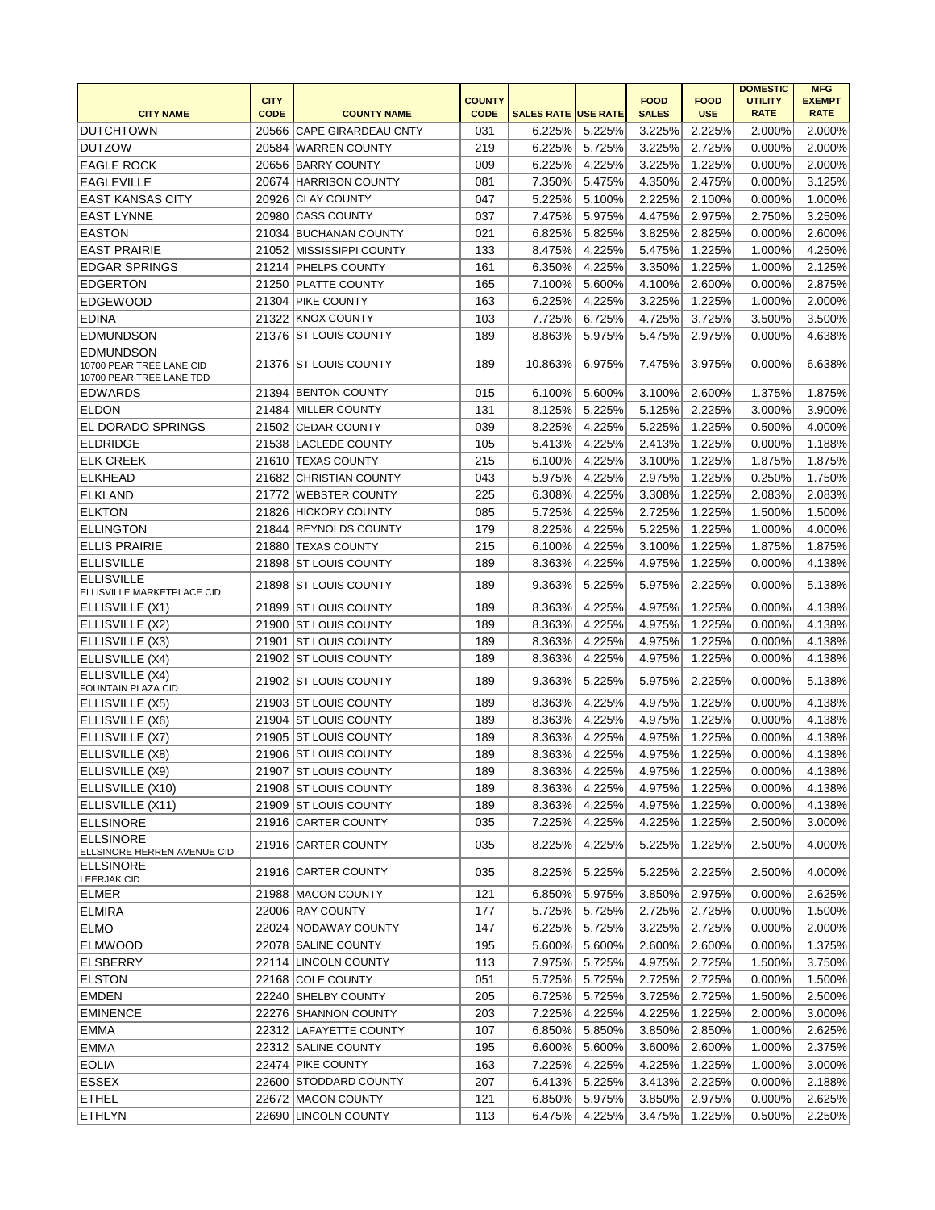| CITY NAME | CITY CODE | COUNTY NAME | COUNTY CODE | SALES RATE | USE RATE | FOOD SALES | FOOD USE | DOMESTIC UTILITY RATE | MFG EXEMPT RATE |
|---|---|---|---|---|---|---|---|---|---|
| DUTCHTOWN | 20566 | CAPE GIRARDEAU CNTY | 031 | 6.225% | 5.225% | 3.225% | 2.225% | 2.000% | 2.000% |
| DUTZOW | 20584 | WARREN COUNTY | 219 | 6.225% | 5.725% | 3.225% | 2.725% | 0.000% | 2.000% |
| EAGLE ROCK | 20656 | BARRY COUNTY | 009 | 6.225% | 4.225% | 3.225% | 1.225% | 0.000% | 2.000% |
| EAGLEVILLE | 20674 | HARRISON COUNTY | 081 | 7.350% | 5.475% | 4.350% | 2.475% | 0.000% | 3.125% |
| EAST KANSAS CITY | 20926 | CLAY COUNTY | 047 | 5.225% | 5.100% | 2.225% | 2.100% | 0.000% | 1.000% |
| EAST LYNNE | 20980 | CASS COUNTY | 037 | 7.475% | 5.975% | 4.475% | 2.975% | 2.750% | 3.250% |
| EASTON | 21034 | BUCHANAN COUNTY | 021 | 6.825% | 5.825% | 3.825% | 2.825% | 0.000% | 2.600% |
| EAST PRAIRIE | 21052 | MISSISSIPPI COUNTY | 133 | 8.475% | 4.225% | 5.475% | 1.225% | 1.000% | 4.250% |
| EDGAR SPRINGS | 21214 | PHELPS COUNTY | 161 | 6.350% | 4.225% | 3.350% | 1.225% | 1.000% | 2.125% |
| EDGERTON | 21250 | PLATTE COUNTY | 165 | 7.100% | 5.600% | 4.100% | 2.600% | 0.000% | 2.875% |
| EDGEWOOD | 21304 | PIKE COUNTY | 163 | 6.225% | 4.225% | 3.225% | 1.225% | 1.000% | 2.000% |
| EDINA | 21322 | KNOX COUNTY | 103 | 7.725% | 6.725% | 4.725% | 3.725% | 3.500% | 3.500% |
| EDMUNDSON | 21376 | ST LOUIS COUNTY | 189 | 8.863% | 5.975% | 5.475% | 2.975% | 0.000% | 4.638% |
| EDMUNDSON 10700 PEAR TREE LANE CID 10700 PEAR TREE LANE TDD | 21376 | ST LOUIS COUNTY | 189 | 10.863% | 6.975% | 7.475% | 3.975% | 0.000% | 6.638% |
| EDWARDS | 21394 | BENTON COUNTY | 015 | 6.100% | 5.600% | 3.100% | 2.600% | 1.375% | 1.875% |
| ELDON | 21484 | MILLER COUNTY | 131 | 8.125% | 5.225% | 5.125% | 2.225% | 3.000% | 3.900% |
| EL DORADO SPRINGS | 21502 | CEDAR COUNTY | 039 | 8.225% | 4.225% | 5.225% | 1.225% | 0.500% | 4.000% |
| ELDRIDGE | 21538 | LACLEDE COUNTY | 105 | 5.413% | 4.225% | 2.413% | 1.225% | 0.000% | 1.188% |
| ELK CREEK | 21610 | TEXAS COUNTY | 215 | 6.100% | 4.225% | 3.100% | 1.225% | 1.875% | 1.875% |
| ELKHEAD | 21682 | CHRISTIAN COUNTY | 043 | 5.975% | 4.225% | 2.975% | 1.225% | 0.250% | 1.750% |
| ELKLAND | 21772 | WEBSTER COUNTY | 225 | 6.308% | 4.225% | 3.308% | 1.225% | 2.083% | 2.083% |
| ELKTON | 21826 | HICKORY COUNTY | 085 | 5.725% | 4.225% | 2.725% | 1.225% | 1.500% | 1.500% |
| ELLINGTON | 21844 | REYNOLDS COUNTY | 179 | 8.225% | 4.225% | 5.225% | 1.225% | 1.000% | 4.000% |
| ELLIS PRAIRIE | 21880 | TEXAS COUNTY | 215 | 6.100% | 4.225% | 3.100% | 1.225% | 1.875% | 1.875% |
| ELLISVILLE | 21898 | ST LOUIS COUNTY | 189 | 8.363% | 4.225% | 4.975% | 1.225% | 0.000% | 4.138% |
| ELLISVILLE ELLISVILLE MARKETPLACE CID | 21898 | ST LOUIS COUNTY | 189 | 9.363% | 5.225% | 5.975% | 2.225% | 0.000% | 5.138% |
| ELLISVILLE (X1) | 21899 | ST LOUIS COUNTY | 189 | 8.363% | 4.225% | 4.975% | 1.225% | 0.000% | 4.138% |
| ELLISVILLE (X2) | 21900 | ST LOUIS COUNTY | 189 | 8.363% | 4.225% | 4.975% | 1.225% | 0.000% | 4.138% |
| ELLISVILLE (X3) | 21901 | ST LOUIS COUNTY | 189 | 8.363% | 4.225% | 4.975% | 1.225% | 0.000% | 4.138% |
| ELLISVILLE (X4) | 21902 | ST LOUIS COUNTY | 189 | 8.363% | 4.225% | 4.975% | 1.225% | 0.000% | 4.138% |
| ELLISVILLE (X4) FOUNTAIN PLAZA CID | 21902 | ST LOUIS COUNTY | 189 | 9.363% | 5.225% | 5.975% | 2.225% | 0.000% | 5.138% |
| ELLISVILLE (X5) | 21903 | ST LOUIS COUNTY | 189 | 8.363% | 4.225% | 4.975% | 1.225% | 0.000% | 4.138% |
| ELLISVILLE (X6) | 21904 | ST LOUIS COUNTY | 189 | 8.363% | 4.225% | 4.975% | 1.225% | 0.000% | 4.138% |
| ELLISVILLE (X7) | 21905 | ST LOUIS COUNTY | 189 | 8.363% | 4.225% | 4.975% | 1.225% | 0.000% | 4.138% |
| ELLISVILLE (X8) | 21906 | ST LOUIS COUNTY | 189 | 8.363% | 4.225% | 4.975% | 1.225% | 0.000% | 4.138% |
| ELLISVILLE (X9) | 21907 | ST LOUIS COUNTY | 189 | 8.363% | 4.225% | 4.975% | 1.225% | 0.000% | 4.138% |
| ELLISVILLE (X10) | 21908 | ST LOUIS COUNTY | 189 | 8.363% | 4.225% | 4.975% | 1.225% | 0.000% | 4.138% |
| ELLISVILLE (X11) | 21909 | ST LOUIS COUNTY | 189 | 8.363% | 4.225% | 4.975% | 1.225% | 0.000% | 4.138% |
| ELLSINORE | 21916 | CARTER COUNTY | 035 | 7.225% | 4.225% | 4.225% | 1.225% | 2.500% | 3.000% |
| ELLSINORE ELLSINORE HERREN AVENUE CID | 21916 | CARTER COUNTY | 035 | 8.225% | 4.225% | 5.225% | 1.225% | 2.500% | 4.000% |
| ELLSINORE LEERJAK CID | 21916 | CARTER COUNTY | 035 | 8.225% | 5.225% | 5.225% | 2.225% | 2.500% | 4.000% |
| ELMER | 21988 | MACON COUNTY | 121 | 6.850% | 5.975% | 3.850% | 2.975% | 0.000% | 2.625% |
| ELMIRA | 22006 | RAY COUNTY | 177 | 5.725% | 5.725% | 2.725% | 2.725% | 0.000% | 1.500% |
| ELMO | 22024 | NODAWAY COUNTY | 147 | 6.225% | 5.725% | 3.225% | 2.725% | 0.000% | 2.000% |
| ELMWOOD | 22078 | SALINE COUNTY | 195 | 5.600% | 5.600% | 2.600% | 2.600% | 0.000% | 1.375% |
| ELSBERRY | 22114 | LINCOLN COUNTY | 113 | 7.975% | 5.725% | 4.975% | 2.725% | 1.500% | 3.750% |
| ELSTON | 22168 | COLE COUNTY | 051 | 5.725% | 5.725% | 2.725% | 2.725% | 0.000% | 1.500% |
| EMDEN | 22240 | SHELBY COUNTY | 205 | 6.725% | 5.725% | 3.725% | 2.725% | 1.500% | 2.500% |
| EMINENCE | 22276 | SHANNON COUNTY | 203 | 7.225% | 4.225% | 4.225% | 1.225% | 2.000% | 3.000% |
| EMMA | 22312 | LAFAYETTE COUNTY | 107 | 6.850% | 5.850% | 3.850% | 2.850% | 1.000% | 2.625% |
| EMMA | 22312 | SALINE COUNTY | 195 | 6.600% | 5.600% | 3.600% | 2.600% | 1.000% | 2.375% |
| EOLIA | 22474 | PIKE COUNTY | 163 | 7.225% | 4.225% | 4.225% | 1.225% | 1.000% | 3.000% |
| ESSEX | 22600 | STODDARD COUNTY | 207 | 6.413% | 5.225% | 3.413% | 2.225% | 0.000% | 2.188% |
| ETHEL | 22672 | MACON COUNTY | 121 | 6.850% | 5.975% | 3.850% | 2.975% | 0.000% | 2.625% |
| ETHLYN | 22690 | LINCOLN COUNTY | 113 | 6.475% | 4.225% | 3.475% | 1.225% | 0.500% | 2.250% |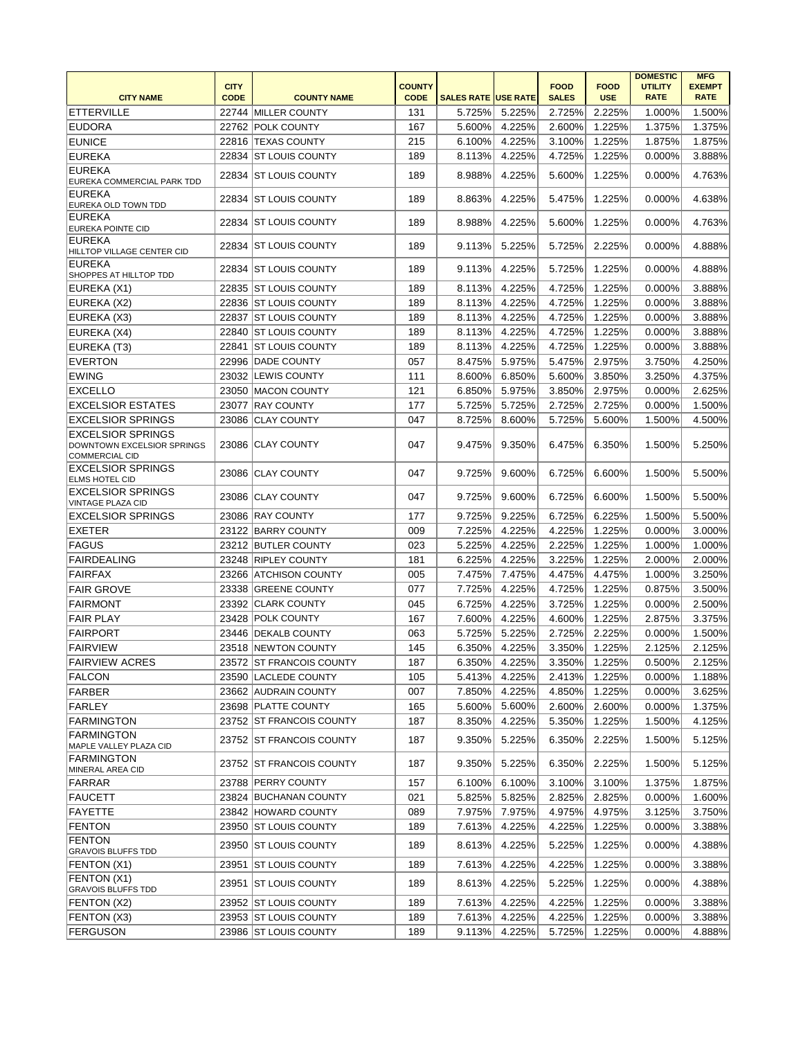| CITY NAME | CITY CODE | COUNTY NAME | COUNTY CODE | SALES RATE | USE RATE | FOOD SALES | FOOD USE | DOMESTIC UTILITY RATE | MFG EXEMPT RATE |
|---|---|---|---|---|---|---|---|---|---|
| ETTERVILLE | 22744 | MILLER COUNTY | 131 | 5.725% | 5.225% | 2.725% | 2.225% | 1.000% | 1.500% |
| EUDORA | 22762 | POLK COUNTY | 167 | 5.600% | 4.225% | 2.600% | 1.225% | 1.375% | 1.375% |
| EUNICE | 22816 | TEXAS COUNTY | 215 | 6.100% | 4.225% | 3.100% | 1.225% | 1.875% | 1.875% |
| EUREKA | 22834 | ST LOUIS COUNTY | 189 | 8.113% | 4.225% | 4.725% | 1.225% | 0.000% | 3.888% |
| EUREKA EUREKA COMMERCIAL PARK TDD | 22834 | ST LOUIS COUNTY | 189 | 8.988% | 4.225% | 5.600% | 1.225% | 0.000% | 4.763% |
| EUREKA EUREKA OLD TOWN TDD | 22834 | ST LOUIS COUNTY | 189 | 8.863% | 4.225% | 5.475% | 1.225% | 0.000% | 4.638% |
| EUREKA EUREKA POINTE CID | 22834 | ST LOUIS COUNTY | 189 | 8.988% | 4.225% | 5.600% | 1.225% | 0.000% | 4.763% |
| EUREKA HILLTOP VILLAGE CENTER CID | 22834 | ST LOUIS COUNTY | 189 | 9.113% | 5.225% | 5.725% | 2.225% | 0.000% | 4.888% |
| EUREKA SHOPPES AT HILLTOP TDD | 22834 | ST LOUIS COUNTY | 189 | 9.113% | 4.225% | 5.725% | 1.225% | 0.000% | 4.888% |
| EUREKA (X1) | 22835 | ST LOUIS COUNTY | 189 | 8.113% | 4.225% | 4.725% | 1.225% | 0.000% | 3.888% |
| EUREKA (X2) | 22836 | ST LOUIS COUNTY | 189 | 8.113% | 4.225% | 4.725% | 1.225% | 0.000% | 3.888% |
| EUREKA (X3) | 22837 | ST LOUIS COUNTY | 189 | 8.113% | 4.225% | 4.725% | 1.225% | 0.000% | 3.888% |
| EUREKA (X4) | 22840 | ST LOUIS COUNTY | 189 | 8.113% | 4.225% | 4.725% | 1.225% | 0.000% | 3.888% |
| EUREKA (T3) | 22841 | ST LOUIS COUNTY | 189 | 8.113% | 4.225% | 4.725% | 1.225% | 0.000% | 3.888% |
| EVERTON | 22996 | DADE COUNTY | 057 | 8.475% | 5.975% | 5.475% | 2.975% | 3.750% | 4.250% |
| EWING | 23032 | LEWIS COUNTY | 111 | 8.600% | 6.850% | 5.600% | 3.850% | 3.250% | 4.375% |
| EXCELLO | 23050 | MACON COUNTY | 121 | 6.850% | 5.975% | 3.850% | 2.975% | 0.000% | 2.625% |
| EXCELSIOR ESTATES | 23077 | RAY COUNTY | 177 | 5.725% | 5.725% | 2.725% | 2.725% | 0.000% | 1.500% |
| EXCELSIOR SPRINGS | 23086 | CLAY COUNTY | 047 | 8.725% | 8.600% | 5.725% | 5.600% | 1.500% | 4.500% |
| EXCELSIOR SPRINGS DOWNTOWN EXCELSIOR SPRINGS COMMERCIAL CID | 23086 | CLAY COUNTY | 047 | 9.475% | 9.350% | 6.475% | 6.350% | 1.500% | 5.250% |
| EXCELSIOR SPRINGS ELMS HOTEL CID | 23086 | CLAY COUNTY | 047 | 9.725% | 9.600% | 6.725% | 6.600% | 1.500% | 5.500% |
| EXCELSIOR SPRINGS VINTAGE PLAZA CID | 23086 | CLAY COUNTY | 047 | 9.725% | 9.600% | 6.725% | 6.600% | 1.500% | 5.500% |
| EXCELSIOR SPRINGS | 23086 | RAY COUNTY | 177 | 9.725% | 9.225% | 6.725% | 6.225% | 1.500% | 5.500% |
| EXETER | 23122 | BARRY COUNTY | 009 | 7.225% | 4.225% | 4.225% | 1.225% | 0.000% | 3.000% |
| FAGUS | 23212 | BUTLER COUNTY | 023 | 5.225% | 4.225% | 2.225% | 1.225% | 1.000% | 1.000% |
| FAIRDEALING | 23248 | RIPLEY COUNTY | 181 | 6.225% | 4.225% | 3.225% | 1.225% | 2.000% | 2.000% |
| FAIRFAX | 23266 | ATCHISON COUNTY | 005 | 7.475% | 7.475% | 4.475% | 4.475% | 1.000% | 3.250% |
| FAIR GROVE | 23338 | GREENE COUNTY | 077 | 7.725% | 4.225% | 4.725% | 1.225% | 0.875% | 3.500% |
| FAIRMONT | 23392 | CLARK COUNTY | 045 | 6.725% | 4.225% | 3.725% | 1.225% | 0.000% | 2.500% |
| FAIR PLAY | 23428 | POLK COUNTY | 167 | 7.600% | 4.225% | 4.600% | 1.225% | 2.875% | 3.375% |
| FAIRPORT | 23446 | DEKALB COUNTY | 063 | 5.725% | 5.225% | 2.725% | 2.225% | 0.000% | 1.500% |
| FAIRVIEW | 23518 | NEWTON COUNTY | 145 | 6.350% | 4.225% | 3.350% | 1.225% | 2.125% | 2.125% |
| FAIRVIEW ACRES | 23572 | ST FRANCOIS COUNTY | 187 | 6.350% | 4.225% | 3.350% | 1.225% | 0.500% | 2.125% |
| FALCON | 23590 | LACLEDE COUNTY | 105 | 5.413% | 4.225% | 2.413% | 1.225% | 0.000% | 1.188% |
| FARBER | 23662 | AUDRAIN COUNTY | 007 | 7.850% | 4.225% | 4.850% | 1.225% | 0.000% | 3.625% |
| FARLEY | 23698 | PLATTE COUNTY | 165 | 5.600% | 5.600% | 2.600% | 2.600% | 0.000% | 1.375% |
| FARMINGTON | 23752 | ST FRANCOIS COUNTY | 187 | 8.350% | 4.225% | 5.350% | 1.225% | 1.500% | 4.125% |
| FARMINGTON MAPLE VALLEY PLAZA CID | 23752 | ST FRANCOIS COUNTY | 187 | 9.350% | 5.225% | 6.350% | 2.225% | 1.500% | 5.125% |
| FARMINGTON MINERAL AREA CID | 23752 | ST FRANCOIS COUNTY | 187 | 9.350% | 5.225% | 6.350% | 2.225% | 1.500% | 5.125% |
| FARRAR | 23788 | PERRY COUNTY | 157 | 6.100% | 6.100% | 3.100% | 3.100% | 1.375% | 1.875% |
| FAUCETT | 23824 | BUCHANAN COUNTY | 021 | 5.825% | 5.825% | 2.825% | 2.825% | 0.000% | 1.600% |
| FAYETTE | 23842 | HOWARD COUNTY | 089 | 7.975% | 7.975% | 4.975% | 4.975% | 3.125% | 3.750% |
| FENTON | 23950 | ST LOUIS COUNTY | 189 | 7.613% | 4.225% | 4.225% | 1.225% | 0.000% | 3.388% |
| FENTON GRAVOIS BLUFFS TDD | 23950 | ST LOUIS COUNTY | 189 | 8.613% | 4.225% | 5.225% | 1.225% | 0.000% | 4.388% |
| FENTON (X1) | 23951 | ST LOUIS COUNTY | 189 | 7.613% | 4.225% | 4.225% | 1.225% | 0.000% | 3.388% |
| FENTON (X1) GRAVOIS BLUFFS TDD | 23951 | ST LOUIS COUNTY | 189 | 8.613% | 4.225% | 5.225% | 1.225% | 0.000% | 4.388% |
| FENTON (X2) | 23952 | ST LOUIS COUNTY | 189 | 7.613% | 4.225% | 4.225% | 1.225% | 0.000% | 3.388% |
| FENTON (X3) | 23953 | ST LOUIS COUNTY | 189 | 7.613% | 4.225% | 4.225% | 1.225% | 0.000% | 3.388% |
| FERGUSON | 23986 | ST LOUIS COUNTY | 189 | 9.113% | 4.225% | 5.725% | 1.225% | 0.000% | 4.888% |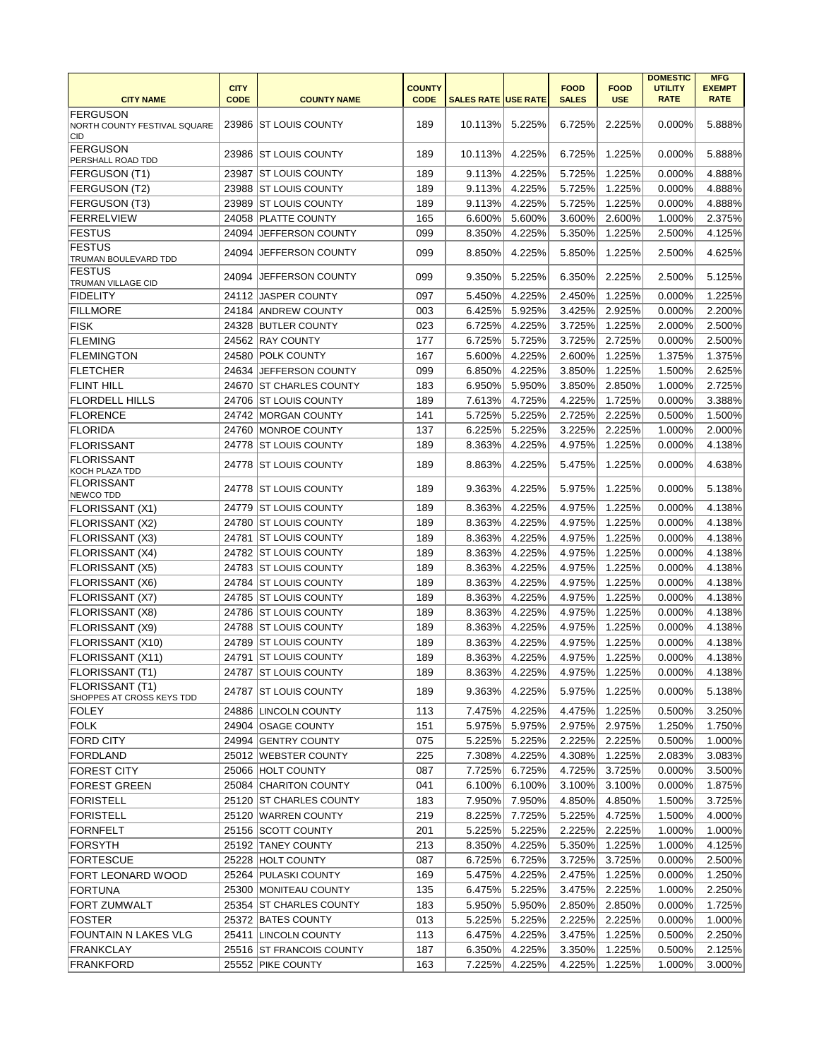| CITY NAME | CITY CODE | COUNTY NAME | COUNTY CODE | SALES RATE | USE RATE | FOOD SALES | FOOD USE | DOMESTIC UTILITY RATE | MFG EXEMPT RATE |
|---|---|---|---|---|---|---|---|---|---|
| FERGUSON NORTH COUNTY FESTIVAL SQUARE CID | 23986 | ST LOUIS COUNTY | 189 | 10.113% | 5.225% | 6.725% | 2.225% | 0.000% | 5.888% |
| FERGUSON PERSHALL ROAD TDD | 23986 | ST LOUIS COUNTY | 189 | 10.113% | 4.225% | 6.725% | 1.225% | 0.000% | 5.888% |
| FERGUSON (T1) | 23987 | ST LOUIS COUNTY | 189 | 9.113% | 4.225% | 5.725% | 1.225% | 0.000% | 4.888% |
| FERGUSON (T2) | 23988 | ST LOUIS COUNTY | 189 | 9.113% | 4.225% | 5.725% | 1.225% | 0.000% | 4.888% |
| FERGUSON (T3) | 23989 | ST LOUIS COUNTY | 189 | 9.113% | 4.225% | 5.725% | 1.225% | 0.000% | 4.888% |
| FERRELVIEW | 24058 | PLATTE COUNTY | 165 | 6.600% | 5.600% | 3.600% | 2.600% | 1.000% | 2.375% |
| FESTUS | 24094 | JEFFERSON COUNTY | 099 | 8.350% | 4.225% | 5.350% | 1.225% | 2.500% | 4.125% |
| FESTUS TRUMAN BOULEVARD TDD | 24094 | JEFFERSON COUNTY | 099 | 8.850% | 4.225% | 5.850% | 1.225% | 2.500% | 4.625% |
| FESTUS TRUMAN VILLAGE CID | 24094 | JEFFERSON COUNTY | 099 | 9.350% | 5.225% | 6.350% | 2.225% | 2.500% | 5.125% |
| FIDELITY | 24112 | JASPER COUNTY | 097 | 5.450% | 4.225% | 2.450% | 1.225% | 0.000% | 1.225% |
| FILLMORE | 24184 | ANDREW COUNTY | 003 | 6.425% | 5.925% | 3.425% | 2.925% | 0.000% | 2.200% |
| FISK | 24328 | BUTLER COUNTY | 023 | 6.725% | 4.225% | 3.725% | 1.225% | 2.000% | 2.500% |
| FLEMING | 24562 | RAY COUNTY | 177 | 6.725% | 5.725% | 3.725% | 2.725% | 0.000% | 2.500% |
| FLEMINGTON | 24580 | POLK COUNTY | 167 | 5.600% | 4.225% | 2.600% | 1.225% | 1.375% | 1.375% |
| FLETCHER | 24634 | JEFFERSON COUNTY | 099 | 6.850% | 4.225% | 3.850% | 1.225% | 1.500% | 2.625% |
| FLINT HILL | 24670 | ST CHARLES COUNTY | 183 | 6.950% | 5.950% | 3.850% | 2.850% | 1.000% | 2.725% |
| FLORDELL HILLS | 24706 | ST LOUIS COUNTY | 189 | 7.613% | 4.725% | 4.225% | 1.725% | 0.000% | 3.388% |
| FLORENCE | 24742 | MORGAN COUNTY | 141 | 5.725% | 5.225% | 2.725% | 2.225% | 0.500% | 1.500% |
| FLORIDA | 24760 | MONROE COUNTY | 137 | 6.225% | 5.225% | 3.225% | 2.225% | 1.000% | 2.000% |
| FLORISSANT | 24778 | ST LOUIS COUNTY | 189 | 8.363% | 4.225% | 4.975% | 1.225% | 0.000% | 4.138% |
| FLORISSANT KOCH PLAZA TDD | 24778 | ST LOUIS COUNTY | 189 | 8.863% | 4.225% | 5.475% | 1.225% | 0.000% | 4.638% |
| FLORISSANT NEWCO TDD | 24778 | ST LOUIS COUNTY | 189 | 9.363% | 4.225% | 5.975% | 1.225% | 0.000% | 5.138% |
| FLORISSANT (X1) | 24779 | ST LOUIS COUNTY | 189 | 8.363% | 4.225% | 4.975% | 1.225% | 0.000% | 4.138% |
| FLORISSANT (X2) | 24780 | ST LOUIS COUNTY | 189 | 8.363% | 4.225% | 4.975% | 1.225% | 0.000% | 4.138% |
| FLORISSANT (X3) | 24781 | ST LOUIS COUNTY | 189 | 8.363% | 4.225% | 4.975% | 1.225% | 0.000% | 4.138% |
| FLORISSANT (X4) | 24782 | ST LOUIS COUNTY | 189 | 8.363% | 4.225% | 4.975% | 1.225% | 0.000% | 4.138% |
| FLORISSANT (X5) | 24783 | ST LOUIS COUNTY | 189 | 8.363% | 4.225% | 4.975% | 1.225% | 0.000% | 4.138% |
| FLORISSANT (X6) | 24784 | ST LOUIS COUNTY | 189 | 8.363% | 4.225% | 4.975% | 1.225% | 0.000% | 4.138% |
| FLORISSANT (X7) | 24785 | ST LOUIS COUNTY | 189 | 8.363% | 4.225% | 4.975% | 1.225% | 0.000% | 4.138% |
| FLORISSANT (X8) | 24786 | ST LOUIS COUNTY | 189 | 8.363% | 4.225% | 4.975% | 1.225% | 0.000% | 4.138% |
| FLORISSANT (X9) | 24788 | ST LOUIS COUNTY | 189 | 8.363% | 4.225% | 4.975% | 1.225% | 0.000% | 4.138% |
| FLORISSANT (X10) | 24789 | ST LOUIS COUNTY | 189 | 8.363% | 4.225% | 4.975% | 1.225% | 0.000% | 4.138% |
| FLORISSANT (X11) | 24791 | ST LOUIS COUNTY | 189 | 8.363% | 4.225% | 4.975% | 1.225% | 0.000% | 4.138% |
| FLORISSANT (T1) | 24787 | ST LOUIS COUNTY | 189 | 8.363% | 4.225% | 4.975% | 1.225% | 0.000% | 4.138% |
| FLORISSANT (T1) SHOPPES AT CROSS KEYS TDD | 24787 | ST LOUIS COUNTY | 189 | 9.363% | 4.225% | 5.975% | 1.225% | 0.000% | 5.138% |
| FOLEY | 24886 | LINCOLN COUNTY | 113 | 7.475% | 4.225% | 4.475% | 1.225% | 0.500% | 3.250% |
| FOLK | 24904 | OSAGE COUNTY | 151 | 5.975% | 5.975% | 2.975% | 2.975% | 1.250% | 1.750% |
| FORD CITY | 24994 | GENTRY COUNTY | 075 | 5.225% | 5.225% | 2.225% | 2.225% | 0.500% | 1.000% |
| FORDLAND | 25012 | WEBSTER COUNTY | 225 | 7.308% | 4.225% | 4.308% | 1.225% | 2.083% | 3.083% |
| FOREST CITY | 25066 | HOLT COUNTY | 087 | 7.725% | 6.725% | 4.725% | 3.725% | 0.000% | 3.500% |
| FOREST GREEN | 25084 | CHARITON COUNTY | 041 | 6.100% | 6.100% | 3.100% | 3.100% | 0.000% | 1.875% |
| FORISTELL | 25120 | ST CHARLES COUNTY | 183 | 7.950% | 7.950% | 4.850% | 4.850% | 1.500% | 3.725% |
| FORISTELL | 25120 | WARREN COUNTY | 219 | 8.225% | 7.725% | 5.225% | 4.725% | 1.500% | 4.000% |
| FORNFELT | 25156 | SCOTT COUNTY | 201 | 5.225% | 5.225% | 2.225% | 2.225% | 1.000% | 1.000% |
| FORSYTH | 25192 | TANEY COUNTY | 213 | 8.350% | 4.225% | 5.350% | 1.225% | 1.000% | 4.125% |
| FORTESCUE | 25228 | HOLT COUNTY | 087 | 6.725% | 6.725% | 3.725% | 3.725% | 0.000% | 2.500% |
| FORT LEONARD WOOD | 25264 | PULASKI COUNTY | 169 | 5.475% | 4.225% | 2.475% | 1.225% | 0.000% | 1.250% |
| FORTUNA | 25300 | MONITEAU COUNTY | 135 | 6.475% | 5.225% | 3.475% | 2.225% | 1.000% | 2.250% |
| FORT ZUMWALT | 25354 | ST CHARLES COUNTY | 183 | 5.950% | 5.950% | 2.850% | 2.850% | 0.000% | 1.725% |
| FOSTER | 25372 | BATES COUNTY | 013 | 5.225% | 5.225% | 2.225% | 2.225% | 0.000% | 1.000% |
| FOUNTAIN N LAKES VLG | 25411 | LINCOLN COUNTY | 113 | 6.475% | 4.225% | 3.475% | 1.225% | 0.500% | 2.250% |
| FRANKCLAY | 25516 | ST FRANCOIS COUNTY | 187 | 6.350% | 4.225% | 3.350% | 1.225% | 0.500% | 2.125% |
| FRANKFORD | 25552 | PIKE COUNTY | 163 | 7.225% | 4.225% | 4.225% | 1.225% | 1.000% | 3.000% |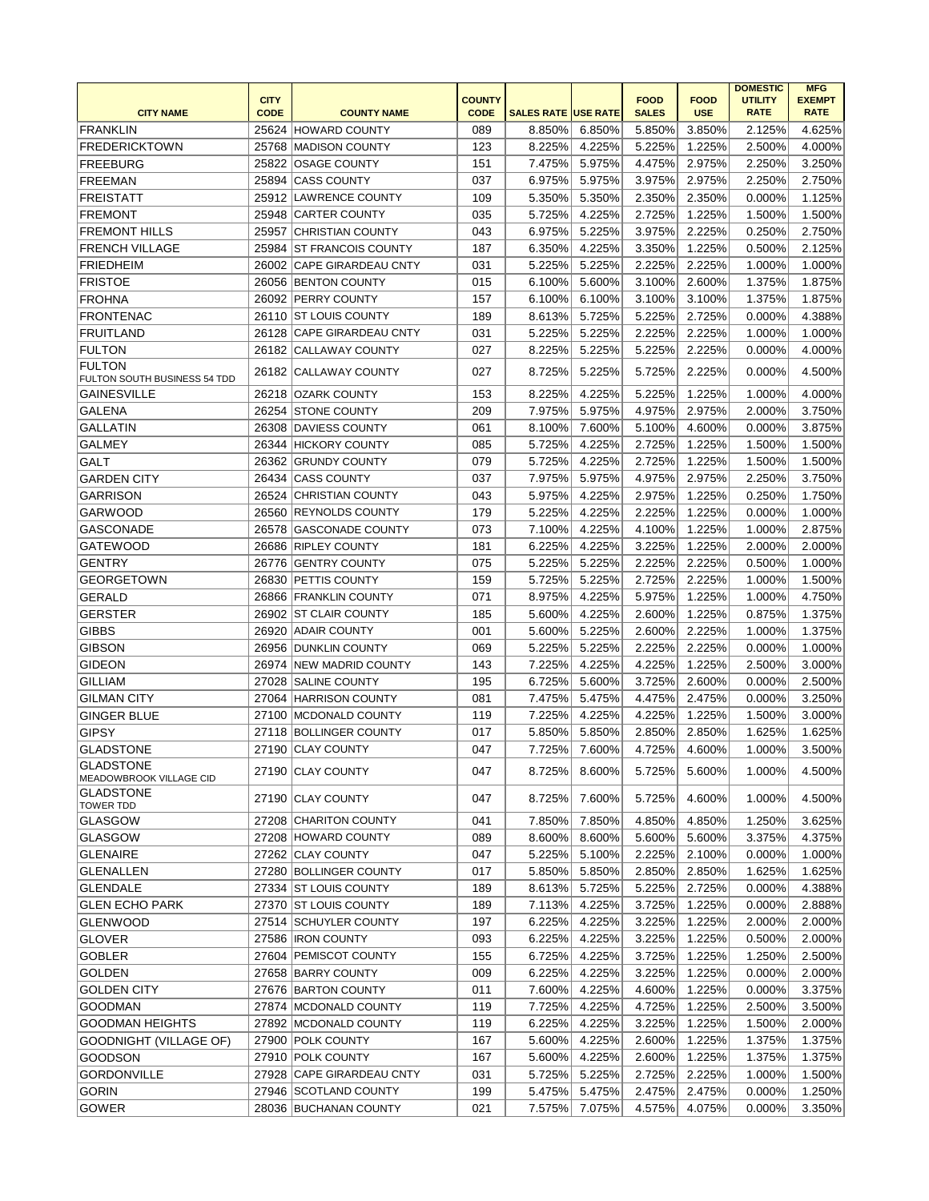| CITY NAME | CITY CODE | COUNTY NAME | COUNTY CODE | SALES RATE | USE RATE | FOOD SALES | FOOD USE | DOMESTIC UTILITY RATE | MFG EXEMPT RATE |
|---|---|---|---|---|---|---|---|---|---|
| FRANKLIN | 25624 | HOWARD COUNTY | 089 | 8.850% | 6.850% | 5.850% | 3.850% | 2.125% | 4.625% |
| FREDERICKTOWN | 25768 | MADISON COUNTY | 123 | 8.225% | 4.225% | 5.225% | 1.225% | 2.500% | 4.000% |
| FREEBURG | 25822 | OSAGE COUNTY | 151 | 7.475% | 5.975% | 4.475% | 2.975% | 2.250% | 3.250% |
| FREEMAN | 25894 | CASS COUNTY | 037 | 6.975% | 5.975% | 3.975% | 2.975% | 2.250% | 2.750% |
| FREISTATT | 25912 | LAWRENCE COUNTY | 109 | 5.350% | 5.350% | 2.350% | 2.350% | 0.000% | 1.125% |
| FREMONT | 25948 | CARTER COUNTY | 035 | 5.725% | 4.225% | 2.725% | 1.225% | 1.500% | 1.500% |
| FREMONT HILLS | 25957 | CHRISTIAN COUNTY | 043 | 6.975% | 5.225% | 3.975% | 2.225% | 0.250% | 2.750% |
| FRENCH VILLAGE | 25984 | ST FRANCOIS COUNTY | 187 | 6.350% | 4.225% | 3.350% | 1.225% | 0.500% | 2.125% |
| FRIEDHEIM | 26002 | CAPE GIRARDEAU CNTY | 031 | 5.225% | 5.225% | 2.225% | 2.225% | 1.000% | 1.000% |
| FRISTOE | 26056 | BENTON COUNTY | 015 | 6.100% | 5.600% | 3.100% | 2.600% | 1.375% | 1.875% |
| FROHNA | 26092 | PERRY COUNTY | 157 | 6.100% | 6.100% | 3.100% | 3.100% | 1.375% | 1.875% |
| FRONTENAC | 26110 | ST LOUIS COUNTY | 189 | 8.613% | 5.725% | 5.225% | 2.725% | 0.000% | 4.388% |
| FRUITLAND | 26128 | CAPE GIRARDEAU CNTY | 031 | 5.225% | 5.225% | 2.225% | 2.225% | 1.000% | 1.000% |
| FULTON | 26182 | CALLAWAY COUNTY | 027 | 8.225% | 5.225% | 5.225% | 2.225% | 0.000% | 4.000% |
| FULTON FULTON SOUTH BUSINESS 54 TDD | 26182 | CALLAWAY COUNTY | 027 | 8.725% | 5.225% | 5.725% | 2.225% | 0.000% | 4.500% |
| GAINESVILLE | 26218 | OZARK COUNTY | 153 | 8.225% | 4.225% | 5.225% | 1.225% | 1.000% | 4.000% |
| GALENA | 26254 | STONE COUNTY | 209 | 7.975% | 5.975% | 4.975% | 2.975% | 2.000% | 3.750% |
| GALLATIN | 26308 | DAVIESS COUNTY | 061 | 8.100% | 7.600% | 5.100% | 4.600% | 0.000% | 3.875% |
| GALMEY | 26344 | HICKORY COUNTY | 085 | 5.725% | 4.225% | 2.725% | 1.225% | 1.500% | 1.500% |
| GALT | 26362 | GRUNDY COUNTY | 079 | 5.725% | 4.225% | 2.725% | 1.225% | 1.500% | 1.500% |
| GARDEN CITY | 26434 | CASS COUNTY | 037 | 7.975% | 5.975% | 4.975% | 2.975% | 2.250% | 3.750% |
| GARRISON | 26524 | CHRISTIAN COUNTY | 043 | 5.975% | 4.225% | 2.975% | 1.225% | 0.250% | 1.750% |
| GARWOOD | 26560 | REYNOLDS COUNTY | 179 | 5.225% | 4.225% | 2.225% | 1.225% | 0.000% | 1.000% |
| GASCONADE | 26578 | GASCONADE COUNTY | 073 | 7.100% | 4.225% | 4.100% | 1.225% | 1.000% | 2.875% |
| GATEWOOD | 26686 | RIPLEY COUNTY | 181 | 6.225% | 4.225% | 3.225% | 1.225% | 2.000% | 2.000% |
| GENTRY | 26776 | GENTRY COUNTY | 075 | 5.225% | 5.225% | 2.225% | 2.225% | 0.500% | 1.000% |
| GEORGETOWN | 26830 | PETTIS COUNTY | 159 | 5.725% | 5.225% | 2.725% | 2.225% | 1.000% | 1.500% |
| GERALD | 26866 | FRANKLIN COUNTY | 071 | 8.975% | 4.225% | 5.975% | 1.225% | 1.000% | 4.750% |
| GERSTER | 26902 | ST CLAIR COUNTY | 185 | 5.600% | 4.225% | 2.600% | 1.225% | 0.875% | 1.375% |
| GIBBS | 26920 | ADAIR COUNTY | 001 | 5.600% | 5.225% | 2.600% | 2.225% | 1.000% | 1.375% |
| GIBSON | 26956 | DUNKLIN COUNTY | 069 | 5.225% | 5.225% | 2.225% | 2.225% | 0.000% | 1.000% |
| GIDEON | 26974 | NEW MADRID COUNTY | 143 | 7.225% | 4.225% | 4.225% | 1.225% | 2.500% | 3.000% |
| GILLIAM | 27028 | SALINE COUNTY | 195 | 6.725% | 5.600% | 3.725% | 2.600% | 0.000% | 2.500% |
| GILMAN CITY | 27064 | HARRISON COUNTY | 081 | 7.475% | 5.475% | 4.475% | 2.475% | 0.000% | 3.250% |
| GINGER BLUE | 27100 | MCDONALD COUNTY | 119 | 7.225% | 4.225% | 4.225% | 1.225% | 1.500% | 3.000% |
| GIPSY | 27118 | BOLLINGER COUNTY | 017 | 5.850% | 5.850% | 2.850% | 2.850% | 1.625% | 1.625% |
| GLADSTONE | 27190 | CLAY COUNTY | 047 | 7.725% | 7.600% | 4.725% | 4.600% | 1.000% | 3.500% |
| GLADSTONE MEADOWBROOK VILLAGE CID | 27190 | CLAY COUNTY | 047 | 8.725% | 8.600% | 5.725% | 5.600% | 1.000% | 4.500% |
| GLADSTONE TOWER TDD | 27190 | CLAY COUNTY | 047 | 8.725% | 7.600% | 5.725% | 4.600% | 1.000% | 4.500% |
| GLASGOW | 27208 | CHARITON COUNTY | 041 | 7.850% | 7.850% | 4.850% | 4.850% | 1.250% | 3.625% |
| GLASGOW | 27208 | HOWARD COUNTY | 089 | 8.600% | 8.600% | 5.600% | 5.600% | 3.375% | 4.375% |
| GLENAIRE | 27262 | CLAY COUNTY | 047 | 5.225% | 5.100% | 2.225% | 2.100% | 0.000% | 1.000% |
| GLENALLEN | 27280 | BOLLINGER COUNTY | 017 | 5.850% | 5.850% | 2.850% | 2.850% | 1.625% | 1.625% |
| GLENDALE | 27334 | ST LOUIS COUNTY | 189 | 8.613% | 5.725% | 5.225% | 2.725% | 0.000% | 4.388% |
| GLEN ECHO PARK | 27370 | ST LOUIS COUNTY | 189 | 7.113% | 4.225% | 3.725% | 1.225% | 0.000% | 2.888% |
| GLENWOOD | 27514 | SCHUYLER COUNTY | 197 | 6.225% | 4.225% | 3.225% | 1.225% | 2.000% | 2.000% |
| GLOVER | 27586 | IRON COUNTY | 093 | 6.225% | 4.225% | 3.225% | 1.225% | 0.500% | 2.000% |
| GOBLER | 27604 | PEMISCOT COUNTY | 155 | 6.725% | 4.225% | 3.725% | 1.225% | 1.250% | 2.500% |
| GOLDEN | 27658 | BARRY COUNTY | 009 | 6.225% | 4.225% | 3.225% | 1.225% | 0.000% | 2.000% |
| GOLDEN CITY | 27676 | BARTON COUNTY | 011 | 7.600% | 4.225% | 4.600% | 1.225% | 0.000% | 3.375% |
| GOODMAN | 27874 | MCDONALD COUNTY | 119 | 7.725% | 4.225% | 4.725% | 1.225% | 2.500% | 3.500% |
| GOODMAN HEIGHTS | 27892 | MCDONALD COUNTY | 119 | 6.225% | 4.225% | 3.225% | 1.225% | 1.500% | 2.000% |
| GOODNIGHT (VILLAGE OF) | 27900 | POLK COUNTY | 167 | 5.600% | 4.225% | 2.600% | 1.225% | 1.375% | 1.375% |
| GOODSON | 27910 | POLK COUNTY | 167 | 5.600% | 4.225% | 2.600% | 1.225% | 1.375% | 1.375% |
| GORDONVILLE | 27928 | CAPE GIRARDEAU CNTY | 031 | 5.725% | 5.225% | 2.725% | 2.225% | 1.000% | 1.500% |
| GORIN | 27946 | SCOTLAND COUNTY | 199 | 5.475% | 5.475% | 2.475% | 2.475% | 0.000% | 1.250% |
| GOWER | 28036 | BUCHANAN COUNTY | 021 | 7.575% | 7.075% | 4.575% | 4.075% | 0.000% | 3.350% |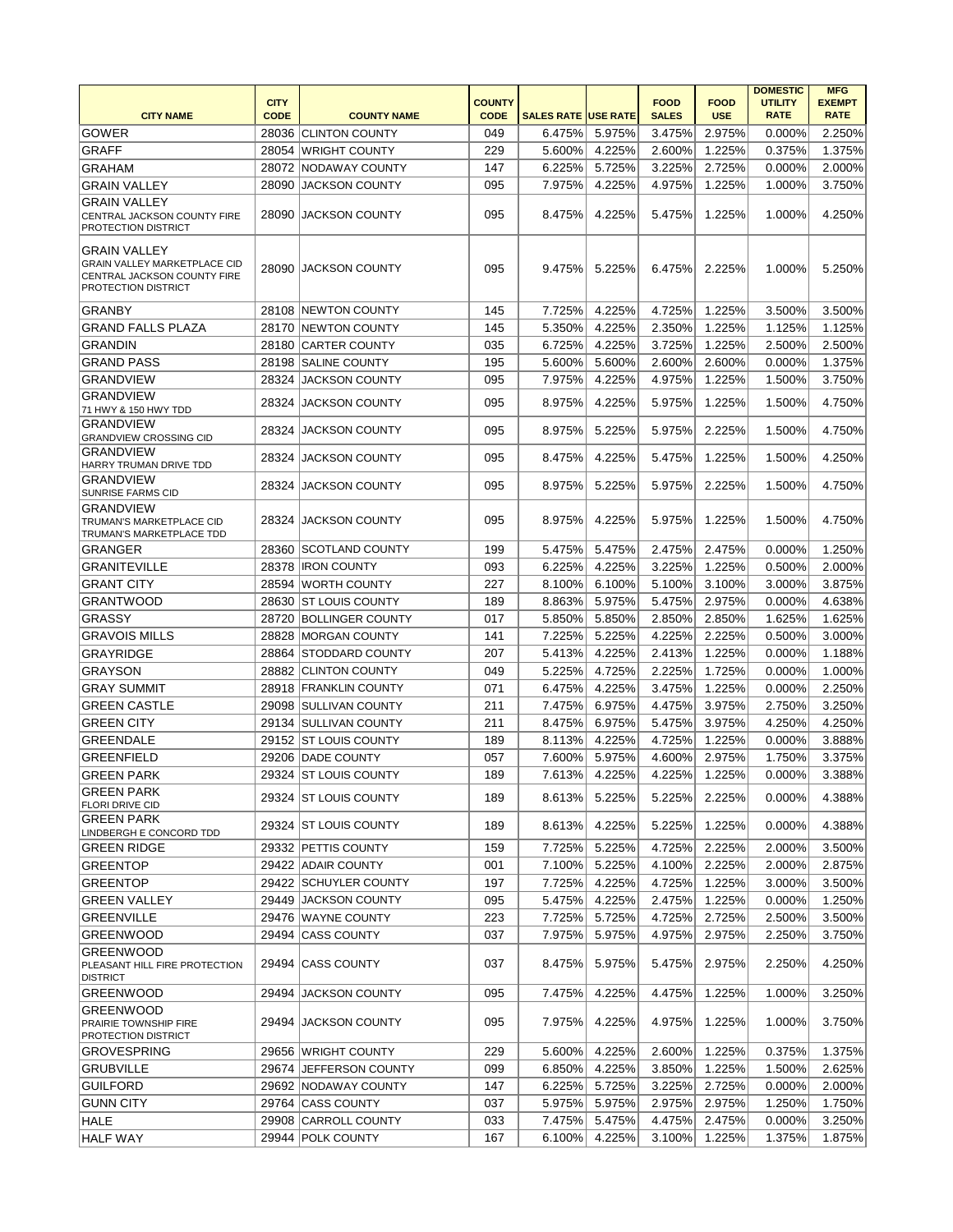| CITY NAME | CITY CODE | COUNTY NAME | COUNTY CODE | SALES RATE | USE RATE | FOOD SALES | FOOD USE | DOMESTIC UTILITY RATE | MFG EXEMPT RATE |
|---|---|---|---|---|---|---|---|---|---|
| GOWER | 28036 | CLINTON COUNTY | 049 | 6.475% | 5.975% | 3.475% | 2.975% | 0.000% | 2.250% |
| GRAFF | 28054 | WRIGHT COUNTY | 229 | 5.600% | 4.225% | 2.600% | 1.225% | 0.375% | 1.375% |
| GRAHAM | 28072 | NODAWAY COUNTY | 147 | 6.225% | 5.725% | 3.225% | 2.725% | 0.000% | 2.000% |
| GRAIN VALLEY | 28090 | JACKSON COUNTY | 095 | 7.975% | 4.225% | 4.975% | 1.225% | 1.000% | 3.750% |
| GRAIN VALLEY CENTRAL JACKSON COUNTY FIRE PROTECTION DISTRICT | 28090 | JACKSON COUNTY | 095 | 8.475% | 4.225% | 5.475% | 1.225% | 1.000% | 4.250% |
| GRAIN VALLEY GRAIN VALLEY MARKETPLACE CID CENTRAL JACKSON COUNTY FIRE PROTECTION DISTRICT | 28090 | JACKSON COUNTY | 095 | 9.475% | 5.225% | 6.475% | 2.225% | 1.000% | 5.250% |
| GRANBY | 28108 | NEWTON COUNTY | 145 | 7.725% | 4.225% | 4.725% | 1.225% | 3.500% | 3.500% |
| GRAND FALLS PLAZA | 28170 | NEWTON COUNTY | 145 | 5.350% | 4.225% | 2.350% | 1.225% | 1.125% | 1.125% |
| GRANDIN | 28180 | CARTER COUNTY | 035 | 6.725% | 4.225% | 3.725% | 1.225% | 2.500% | 2.500% |
| GRAND PASS | 28198 | SALINE COUNTY | 195 | 5.600% | 5.600% | 2.600% | 2.600% | 0.000% | 1.375% |
| GRANDVIEW | 28324 | JACKSON COUNTY | 095 | 7.975% | 4.225% | 4.975% | 1.225% | 1.500% | 3.750% |
| GRANDVIEW 71 HWY & 150 HWY TDD | 28324 | JACKSON COUNTY | 095 | 8.975% | 4.225% | 5.975% | 1.225% | 1.500% | 4.750% |
| GRANDVIEW GRANDVIEW CROSSING CID | 28324 | JACKSON COUNTY | 095 | 8.975% | 5.225% | 5.975% | 2.225% | 1.500% | 4.750% |
| GRANDVIEW HARRY TRUMAN DRIVE TDD | 28324 | JACKSON COUNTY | 095 | 8.475% | 4.225% | 5.475% | 1.225% | 1.500% | 4.250% |
| GRANDVIEW SUNRISE FARMS CID | 28324 | JACKSON COUNTY | 095 | 8.975% | 5.225% | 5.975% | 2.225% | 1.500% | 4.750% |
| GRANDVIEW TRUMAN'S MARKETPLACE CID TRUMAN'S MARKETPLACE TDD | 28324 | JACKSON COUNTY | 095 | 8.975% | 4.225% | 5.975% | 1.225% | 1.500% | 4.750% |
| GRANGER | 28360 | SCOTLAND COUNTY | 199 | 5.475% | 5.475% | 2.475% | 2.475% | 0.000% | 1.250% |
| GRANITEVILLE | 28378 | IRON COUNTY | 093 | 6.225% | 4.225% | 3.225% | 1.225% | 0.500% | 2.000% |
| GRANT CITY | 28594 | WORTH COUNTY | 227 | 8.100% | 6.100% | 5.100% | 3.100% | 3.000% | 3.875% |
| GRANTWOOD | 28630 | ST LOUIS COUNTY | 189 | 8.863% | 5.975% | 5.475% | 2.975% | 0.000% | 4.638% |
| GRASSY | 28720 | BOLLINGER COUNTY | 017 | 5.850% | 5.850% | 2.850% | 2.850% | 1.625% | 1.625% |
| GRAVOIS MILLS | 28828 | MORGAN COUNTY | 141 | 7.225% | 5.225% | 4.225% | 2.225% | 0.500% | 3.000% |
| GRAYRIDGE | 28864 | STODDARD COUNTY | 207 | 5.413% | 4.225% | 2.413% | 1.225% | 0.000% | 1.188% |
| GRAYSON | 28882 | CLINTON COUNTY | 049 | 5.225% | 4.725% | 2.225% | 1.725% | 0.000% | 1.000% |
| GRAY SUMMIT | 28918 | FRANKLIN COUNTY | 071 | 6.475% | 4.225% | 3.475% | 1.225% | 0.000% | 2.250% |
| GREEN CASTLE | 29098 | SULLIVAN COUNTY | 211 | 7.475% | 6.975% | 4.475% | 3.975% | 2.750% | 3.250% |
| GREEN CITY | 29134 | SULLIVAN COUNTY | 211 | 8.475% | 6.975% | 5.475% | 3.975% | 4.250% | 4.250% |
| GREENDALE | 29152 | ST LOUIS COUNTY | 189 | 8.113% | 4.225% | 4.725% | 1.225% | 0.000% | 3.888% |
| GREENFIELD | 29206 | DADE COUNTY | 057 | 7.600% | 5.975% | 4.600% | 2.975% | 1.750% | 3.375% |
| GREEN PARK | 29324 | ST LOUIS COUNTY | 189 | 7.613% | 4.225% | 4.225% | 1.225% | 0.000% | 3.388% |
| GREEN PARK FLORI DRIVE CID | 29324 | ST LOUIS COUNTY | 189 | 8.613% | 5.225% | 5.225% | 2.225% | 0.000% | 4.388% |
| GREEN PARK LINDBERGH E CONCORD TDD | 29324 | ST LOUIS COUNTY | 189 | 8.613% | 4.225% | 5.225% | 1.225% | 0.000% | 4.388% |
| GREEN RIDGE | 29332 | PETTIS COUNTY | 159 | 7.725% | 5.225% | 4.725% | 2.225% | 2.000% | 3.500% |
| GREENTOP | 29422 | ADAIR COUNTY | 001 | 7.100% | 5.225% | 4.100% | 2.225% | 2.000% | 2.875% |
| GREENTOP | 29422 | SCHUYLER COUNTY | 197 | 7.725% | 4.225% | 4.725% | 1.225% | 3.000% | 3.500% |
| GREEN VALLEY | 29449 | JACKSON COUNTY | 095 | 5.475% | 4.225% | 2.475% | 1.225% | 0.000% | 1.250% |
| GREENVILLE | 29476 | WAYNE COUNTY | 223 | 7.725% | 5.725% | 4.725% | 2.725% | 2.500% | 3.500% |
| GREENWOOD | 29494 | CASS COUNTY | 037 | 7.975% | 5.975% | 4.975% | 2.975% | 2.250% | 3.750% |
| GREENWOOD PLEASANT HILL FIRE PROTECTION DISTRICT | 29494 | CASS COUNTY | 037 | 8.475% | 5.975% | 5.475% | 2.975% | 2.250% | 4.250% |
| GREENWOOD | 29494 | JACKSON COUNTY | 095 | 7.475% | 4.225% | 4.475% | 1.225% | 1.000% | 3.250% |
| GREENWOOD PRAIRIE TOWNSHIP FIRE PROTECTION DISTRICT | 29494 | JACKSON COUNTY | 095 | 7.975% | 4.225% | 4.975% | 1.225% | 1.000% | 3.750% |
| GROVESPRING | 29656 | WRIGHT COUNTY | 229 | 5.600% | 4.225% | 2.600% | 1.225% | 0.375% | 1.375% |
| GRUBVILLE | 29674 | JEFFERSON COUNTY | 099 | 6.850% | 4.225% | 3.850% | 1.225% | 1.500% | 2.625% |
| GUILFORD | 29692 | NODAWAY COUNTY | 147 | 6.225% | 5.725% | 3.225% | 2.725% | 0.000% | 2.000% |
| GUNN CITY | 29764 | CASS COUNTY | 037 | 5.975% | 5.975% | 2.975% | 2.975% | 1.250% | 1.750% |
| HALE | 29908 | CARROLL COUNTY | 033 | 7.475% | 5.475% | 4.475% | 2.475% | 0.000% | 3.250% |
| HALF WAY | 29944 | POLK COUNTY | 167 | 6.100% | 4.225% | 3.100% | 1.225% | 1.375% | 1.875% |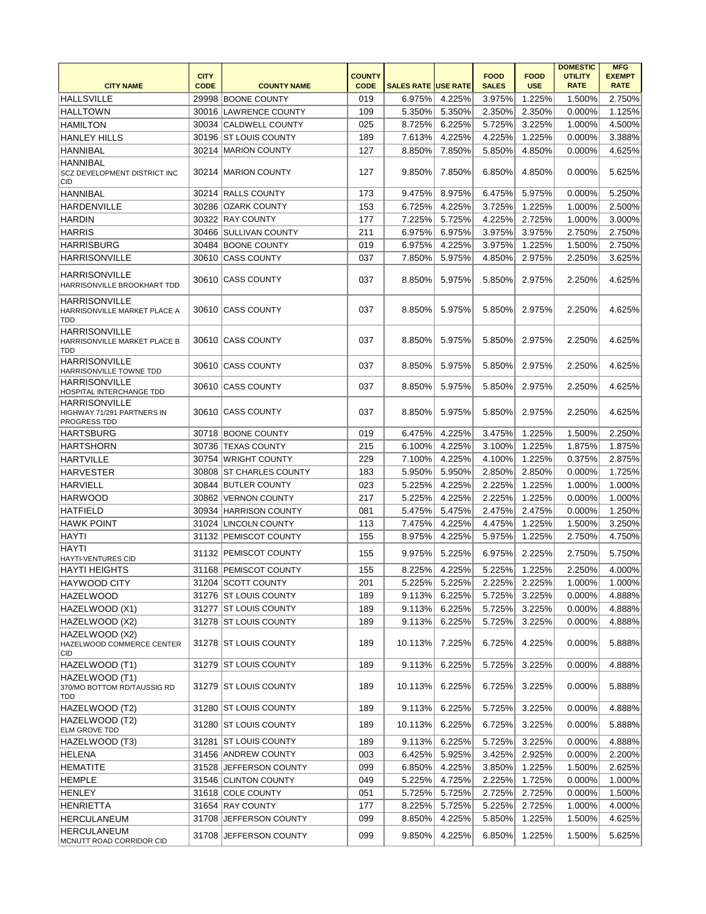| CITY NAME | CITY CODE | COUNTY NAME | COUNTY CODE | SALES RATE | USE RATE | FOOD SALES | FOOD USE | DOMESTIC UTILITY RATE | MFG EXEMPT RATE |
|---|---|---|---|---|---|---|---|---|---|
| HALLSVILLE | 29998 | BOONE COUNTY | 019 | 6.975% | 4.225% | 3.975% | 1.225% | 1.500% | 2.750% |
| HALLTOWN | 30016 | LAWRENCE COUNTY | 109 | 5.350% | 5.350% | 2.350% | 2.350% | 0.000% | 1.125% |
| HAMILTON | 30034 | CALDWELL COUNTY | 025 | 8.725% | 6.225% | 5.725% | 3.225% | 1.000% | 4.500% |
| HANLEY HILLS | 30196 | ST LOUIS COUNTY | 189 | 7.613% | 4.225% | 4.225% | 1.225% | 0.000% | 3.388% |
| HANNIBAL | 30214 | MARION COUNTY | 127 | 8.850% | 7.850% | 5.850% | 4.850% | 0.000% | 4.625% |
| HANNIBAL SCZ DEVELOPMENT DISTRICT INC CID | 30214 | MARION COUNTY | 127 | 9.850% | 7.850% | 6.850% | 4.850% | 0.000% | 5.625% |
| HANNIBAL | 30214 | RALLS COUNTY | 173 | 9.475% | 8.975% | 6.475% | 5.975% | 0.000% | 5.250% |
| HARDENVILLE | 30286 | OZARK COUNTY | 153 | 6.725% | 4.225% | 3.725% | 1.225% | 1.000% | 2.500% |
| HARDIN | 30322 | RAY COUNTY | 177 | 7.225% | 5.725% | 4.225% | 2.725% | 1.000% | 3.000% |
| HARRIS | 30466 | SULLIVAN COUNTY | 211 | 6.975% | 6.975% | 3.975% | 3.975% | 2.750% | 2.750% |
| HARRISBURG | 30484 | BOONE COUNTY | 019 | 6.975% | 4.225% | 3.975% | 1.225% | 1.500% | 2.750% |
| HARRISONVILLE | 30610 | CASS COUNTY | 037 | 7.850% | 5.975% | 4.850% | 2.975% | 2.250% | 3.625% |
| HARRISONVILLE HARRISONVILLE BROOKHART TDD | 30610 | CASS COUNTY | 037 | 8.850% | 5.975% | 5.850% | 2.975% | 2.250% | 4.625% |
| HARRISONVILLE HARRISONVILLE MARKET PLACE A TDD | 30610 | CASS COUNTY | 037 | 8.850% | 5.975% | 5.850% | 2.975% | 2.250% | 4.625% |
| HARRISONVILLE HARRISONVILLE MARKET PLACE B TDD | 30610 | CASS COUNTY | 037 | 8.850% | 5.975% | 5.850% | 2.975% | 2.250% | 4.625% |
| HARRISONVILLE HARRISONVILLE TOWNE TDD | 30610 | CASS COUNTY | 037 | 8.850% | 5.975% | 5.850% | 2.975% | 2.250% | 4.625% |
| HARRISONVILLE HOSPITAL INTERCHANGE TDD | 30610 | CASS COUNTY | 037 | 8.850% | 5.975% | 5.850% | 2.975% | 2.250% | 4.625% |
| HARRISONVILLE HIGHWAY 71/291 PARTNERS IN PROGRESS TDD | 30610 | CASS COUNTY | 037 | 8.850% | 5.975% | 5.850% | 2.975% | 2.250% | 4.625% |
| HARTSBURG | 30718 | BOONE COUNTY | 019 | 6.475% | 4.225% | 3.475% | 1.225% | 1.500% | 2.250% |
| HARTSHORN | 30736 | TEXAS COUNTY | 215 | 6.100% | 4.225% | 3.100% | 1.225% | 1.875% | 1.875% |
| HARTVILLE | 30754 | WRIGHT COUNTY | 229 | 7.100% | 4.225% | 4.100% | 1.225% | 0.375% | 2.875% |
| HARVESTER | 30808 | ST CHARLES COUNTY | 183 | 5.950% | 5.950% | 2.850% | 2.850% | 0.000% | 1.725% |
| HARVIELL | 30844 | BUTLER COUNTY | 023 | 5.225% | 4.225% | 2.225% | 1.225% | 1.000% | 1.000% |
| HARWOOD | 30862 | VERNON COUNTY | 217 | 5.225% | 4.225% | 2.225% | 1.225% | 0.000% | 1.000% |
| HATFIELD | 30934 | HARRISON COUNTY | 081 | 5.475% | 5.475% | 2.475% | 2.475% | 0.000% | 1.250% |
| HAWK POINT | 31024 | LINCOLN COUNTY | 113 | 7.475% | 4.225% | 4.475% | 1.225% | 1.500% | 3.250% |
| HAYTI | 31132 | PEMISCOT COUNTY | 155 | 8.975% | 4.225% | 5.975% | 1.225% | 2.750% | 4.750% |
| HAYTI HAYTI-VENTURES CID | 31132 | PEMISCOT COUNTY | 155 | 9.975% | 5.225% | 6.975% | 2.225% | 2.750% | 5.750% |
| HAYTI HEIGHTS | 31168 | PEMISCOT COUNTY | 155 | 8.225% | 4.225% | 5.225% | 1.225% | 2.250% | 4.000% |
| HAYWOOD CITY | 31204 | SCOTT COUNTY | 201 | 5.225% | 5.225% | 2.225% | 2.225% | 1.000% | 1.000% |
| HAZELWOOD | 31276 | ST LOUIS COUNTY | 189 | 9.113% | 6.225% | 5.725% | 3.225% | 0.000% | 4.888% |
| HAZELWOOD (X1) | 31277 | ST LOUIS COUNTY | 189 | 9.113% | 6.225% | 5.725% | 3.225% | 0.000% | 4.888% |
| HAZELWOOD (X2) | 31278 | ST LOUIS COUNTY | 189 | 9.113% | 6.225% | 5.725% | 3.225% | 0.000% | 4.888% |
| HAZELWOOD (X2) HAZELWOOD COMMERCE CENTER CID | 31278 | ST LOUIS COUNTY | 189 | 10.113% | 7.225% | 6.725% | 4.225% | 0.000% | 5.888% |
| HAZELWOOD (T1) | 31279 | ST LOUIS COUNTY | 189 | 9.113% | 6.225% | 5.725% | 3.225% | 0.000% | 4.888% |
| HAZELWOOD (T1) 370/MO BOTTOM RD/TAUSSIG RD TDD | 31279 | ST LOUIS COUNTY | 189 | 10.113% | 6.225% | 6.725% | 3.225% | 0.000% | 5.888% |
| HAZELWOOD (T2) | 31280 | ST LOUIS COUNTY | 189 | 9.113% | 6.225% | 5.725% | 3.225% | 0.000% | 4.888% |
| HAZELWOOD (T2) ELM GROVE TDD | 31280 | ST LOUIS COUNTY | 189 | 10.113% | 6.225% | 6.725% | 3.225% | 0.000% | 5.888% |
| HAZELWOOD (T3) | 31281 | ST LOUIS COUNTY | 189 | 9.113% | 6.225% | 5.725% | 3.225% | 0.000% | 4.888% |
| HELENA | 31456 | ANDREW COUNTY | 003 | 6.425% | 5.925% | 3.425% | 2.925% | 0.000% | 2.200% |
| HEMATITE | 31528 | JEFFERSON COUNTY | 099 | 6.850% | 4.225% | 3.850% | 1.225% | 1.500% | 2.625% |
| HEMPLE | 31546 | CLINTON COUNTY | 049 | 5.225% | 4.725% | 2.225% | 1.725% | 0.000% | 1.000% |
| HENLEY | 31618 | COLE COUNTY | 051 | 5.725% | 5.725% | 2.725% | 2.725% | 0.000% | 1.500% |
| HENRIETTA | 31654 | RAY COUNTY | 177 | 8.225% | 5.725% | 5.225% | 2.725% | 1.000% | 4.000% |
| HERCULANEUM | 31708 | JEFFERSON COUNTY | 099 | 8.850% | 4.225% | 5.850% | 1.225% | 1.500% | 4.625% |
| HERCULANEUM MCNUTT ROAD CORRIDOR CID | 31708 | JEFFERSON COUNTY | 099 | 9.850% | 4.225% | 6.850% | 1.225% | 1.500% | 5.625% |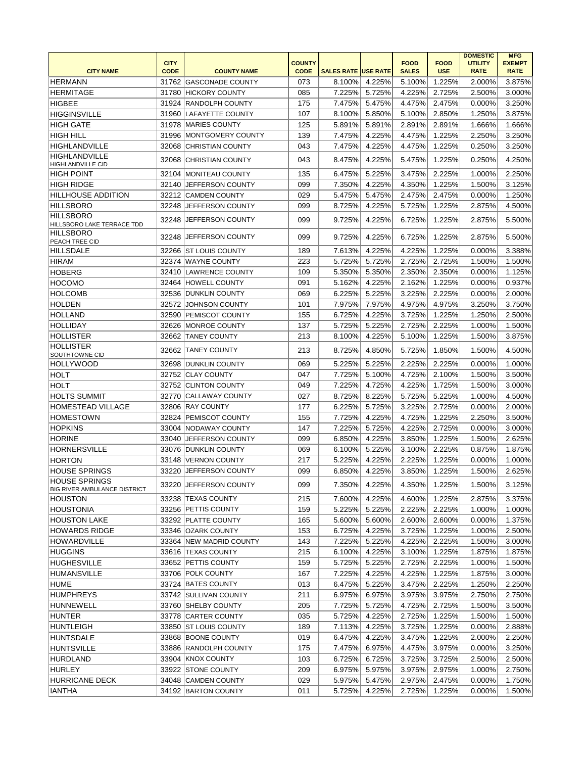| CITY NAME | CITY CODE | COUNTY NAME | COUNTY CODE | SALES RATE | USE RATE | FOOD SALES | FOOD USE | DOMESTIC UTILITY RATE | MFG EXEMPT RATE |
|---|---|---|---|---|---|---|---|---|---|
| HERMANN | 31762 | GASCONADE COUNTY | 073 | 8.100% | 4.225% | 5.100% | 1.225% | 2.000% | 3.875% |
| HERMITAGE | 31780 | HICKORY COUNTY | 085 | 7.225% | 5.725% | 4.225% | 2.725% | 2.500% | 3.000% |
| HIGBEE | 31924 | RANDOLPH COUNTY | 175 | 7.475% | 5.475% | 4.475% | 2.475% | 0.000% | 3.250% |
| HIGGINSVILLE | 31960 | LAFAYETTE COUNTY | 107 | 8.100% | 5.850% | 5.100% | 2.850% | 1.250% | 3.875% |
| HIGH GATE | 31978 | MARIES COUNTY | 125 | 5.891% | 5.891% | 2.891% | 2.891% | 1.666% | 1.666% |
| HIGH HILL | 31996 | MONTGOMERY COUNTY | 139 | 7.475% | 4.225% | 4.475% | 1.225% | 2.250% | 3.250% |
| HIGHLANDVILLE | 32068 | CHRISTIAN COUNTY | 043 | 7.475% | 4.225% | 4.475% | 1.225% | 0.250% | 3.250% |
| HIGHLANDVILLE HIGHLANDVILLE CID | 32068 | CHRISTIAN COUNTY | 043 | 8.475% | 4.225% | 5.475% | 1.225% | 0.250% | 4.250% |
| HIGH POINT | 32104 | MONITEAU COUNTY | 135 | 6.475% | 5.225% | 3.475% | 2.225% | 1.000% | 2.250% |
| HIGH RIDGE | 32140 | JEFFERSON COUNTY | 099 | 7.350% | 4.225% | 4.350% | 1.225% | 1.500% | 3.125% |
| HILLHOUSE ADDITION | 32212 | CAMDEN COUNTY | 029 | 5.475% | 5.475% | 2.475% | 2.475% | 0.000% | 1.250% |
| HILLSBORO | 32248 | JEFFERSON COUNTY | 099 | 8.725% | 4.225% | 5.725% | 1.225% | 2.875% | 4.500% |
| HILLSBORO HILLSBORO LAKE TERRACE TDD | 32248 | JEFFERSON COUNTY | 099 | 9.725% | 4.225% | 6.725% | 1.225% | 2.875% | 5.500% |
| HILLSBORO PEACH TREE CID | 32248 | JEFFERSON COUNTY | 099 | 9.725% | 4.225% | 6.725% | 1.225% | 2.875% | 5.500% |
| HILLSDALE | 32266 | ST LOUIS COUNTY | 189 | 7.613% | 4.225% | 4.225% | 1.225% | 0.000% | 3.388% |
| HIRAM | 32374 | WAYNE COUNTY | 223 | 5.725% | 5.725% | 2.725% | 2.725% | 1.500% | 1.500% |
| HOBERG | 32410 | LAWRENCE COUNTY | 109 | 5.350% | 5.350% | 2.350% | 2.350% | 0.000% | 1.125% |
| HOCOMO | 32464 | HOWELL COUNTY | 091 | 5.162% | 4.225% | 2.162% | 1.225% | 0.000% | 0.937% |
| HOLCOMB | 32536 | DUNKLIN COUNTY | 069 | 6.225% | 5.225% | 3.225% | 2.225% | 0.000% | 2.000% |
| HOLDEN | 32572 | JOHNSON COUNTY | 101 | 7.975% | 7.975% | 4.975% | 4.975% | 3.250% | 3.750% |
| HOLLAND | 32590 | PEMISCOT COUNTY | 155 | 6.725% | 4.225% | 3.725% | 1.225% | 1.250% | 2.500% |
| HOLLIDAY | 32626 | MONROE COUNTY | 137 | 5.725% | 5.225% | 2.725% | 2.225% | 1.000% | 1.500% |
| HOLLISTER | 32662 | TANEY COUNTY | 213 | 8.100% | 4.225% | 5.100% | 1.225% | 1.500% | 3.875% |
| HOLLISTER SOUTHTOWNE CID | 32662 | TANEY COUNTY | 213 | 8.725% | 4.850% | 5.725% | 1.850% | 1.500% | 4.500% |
| HOLLYWOOD | 32698 | DUNKLIN COUNTY | 069 | 5.225% | 5.225% | 2.225% | 2.225% | 0.000% | 1.000% |
| HOLT | 32752 | CLAY COUNTY | 047 | 7.725% | 5.100% | 4.725% | 2.100% | 1.500% | 3.500% |
| HOLT | 32752 | CLINTON COUNTY | 049 | 7.225% | 4.725% | 4.225% | 1.725% | 1.500% | 3.000% |
| HOLTS SUMMIT | 32770 | CALLAWAY COUNTY | 027 | 8.725% | 8.225% | 5.725% | 5.225% | 1.000% | 4.500% |
| HOMESTEAD VILLAGE | 32806 | RAY COUNTY | 177 | 6.225% | 5.725% | 3.225% | 2.725% | 0.000% | 2.000% |
| HOMESTOWN | 32824 | PEMISCOT COUNTY | 155 | 7.725% | 4.225% | 4.725% | 1.225% | 2.250% | 3.500% |
| HOPKINS | 33004 | NODAWAY COUNTY | 147 | 7.225% | 5.725% | 4.225% | 2.725% | 0.000% | 3.000% |
| HORINE | 33040 | JEFFERSON COUNTY | 099 | 6.850% | 4.225% | 3.850% | 1.225% | 1.500% | 2.625% |
| HORNERSVILLE | 33076 | DUNKLIN COUNTY | 069 | 6.100% | 5.225% | 3.100% | 2.225% | 0.875% | 1.875% |
| HORTON | 33148 | VERNON COUNTY | 217 | 5.225% | 4.225% | 2.225% | 1.225% | 0.000% | 1.000% |
| HOUSE SPRINGS | 33220 | JEFFERSON COUNTY | 099 | 6.850% | 4.225% | 3.850% | 1.225% | 1.500% | 2.625% |
| HOUSE SPRINGS BIG RIVER AMBULANCE DISTRICT | 33220 | JEFFERSON COUNTY | 099 | 7.350% | 4.225% | 4.350% | 1.225% | 1.500% | 3.125% |
| HOUSTON | 33238 | TEXAS COUNTY | 215 | 7.600% | 4.225% | 4.600% | 1.225% | 2.875% | 3.375% |
| HOUSTONIA | 33256 | PETTIS COUNTY | 159 | 5.225% | 5.225% | 2.225% | 2.225% | 1.000% | 1.000% |
| HOUSTON LAKE | 33292 | PLATTE COUNTY | 165 | 5.600% | 5.600% | 2.600% | 2.600% | 0.000% | 1.375% |
| HOWARDS RIDGE | 33346 | OZARK COUNTY | 153 | 6.725% | 4.225% | 3.725% | 1.225% | 1.000% | 2.500% |
| HOWARDVILLE | 33364 | NEW MADRID COUNTY | 143 | 7.225% | 5.225% | 4.225% | 2.225% | 1.500% | 3.000% |
| HUGGINS | 33616 | TEXAS COUNTY | 215 | 6.100% | 4.225% | 3.100% | 1.225% | 1.875% | 1.875% |
| HUGHESVILLE | 33652 | PETTIS COUNTY | 159 | 5.725% | 5.225% | 2.725% | 2.225% | 1.000% | 1.500% |
| HUMANSVILLE | 33706 | POLK COUNTY | 167 | 7.225% | 4.225% | 4.225% | 1.225% | 1.875% | 3.000% |
| HUME | 33724 | BATES COUNTY | 013 | 6.475% | 5.225% | 3.475% | 2.225% | 1.250% | 2.250% |
| HUMPHREYS | 33742 | SULLIVAN COUNTY | 211 | 6.975% | 6.975% | 3.975% | 3.975% | 2.750% | 2.750% |
| HUNNEWELL | 33760 | SHELBY COUNTY | 205 | 7.725% | 5.725% | 4.725% | 2.725% | 1.500% | 3.500% |
| HUNTER | 33778 | CARTER COUNTY | 035 | 5.725% | 4.225% | 2.725% | 1.225% | 1.500% | 1.500% |
| HUNTLEIGH | 33850 | ST LOUIS COUNTY | 189 | 7.113% | 4.225% | 3.725% | 1.225% | 0.000% | 2.888% |
| HUNTSDALE | 33868 | BOONE COUNTY | 019 | 6.475% | 4.225% | 3.475% | 1.225% | 2.000% | 2.250% |
| HUNTSVILLE | 33886 | RANDOLPH COUNTY | 175 | 7.475% | 6.975% | 4.475% | 3.975% | 0.000% | 3.250% |
| HURDLAND | 33904 | KNOX COUNTY | 103 | 6.725% | 6.725% | 3.725% | 3.725% | 2.500% | 2.500% |
| HURLEY | 33922 | STONE COUNTY | 209 | 6.975% | 5.975% | 3.975% | 2.975% | 1.000% | 2.750% |
| HURRICANE DECK | 34048 | CAMDEN COUNTY | 029 | 5.975% | 5.475% | 2.975% | 2.475% | 0.000% | 1.750% |
| IANTHA | 34192 | BARTON COUNTY | 011 | 5.725% | 4.225% | 2.725% | 1.225% | 0.000% | 1.500% |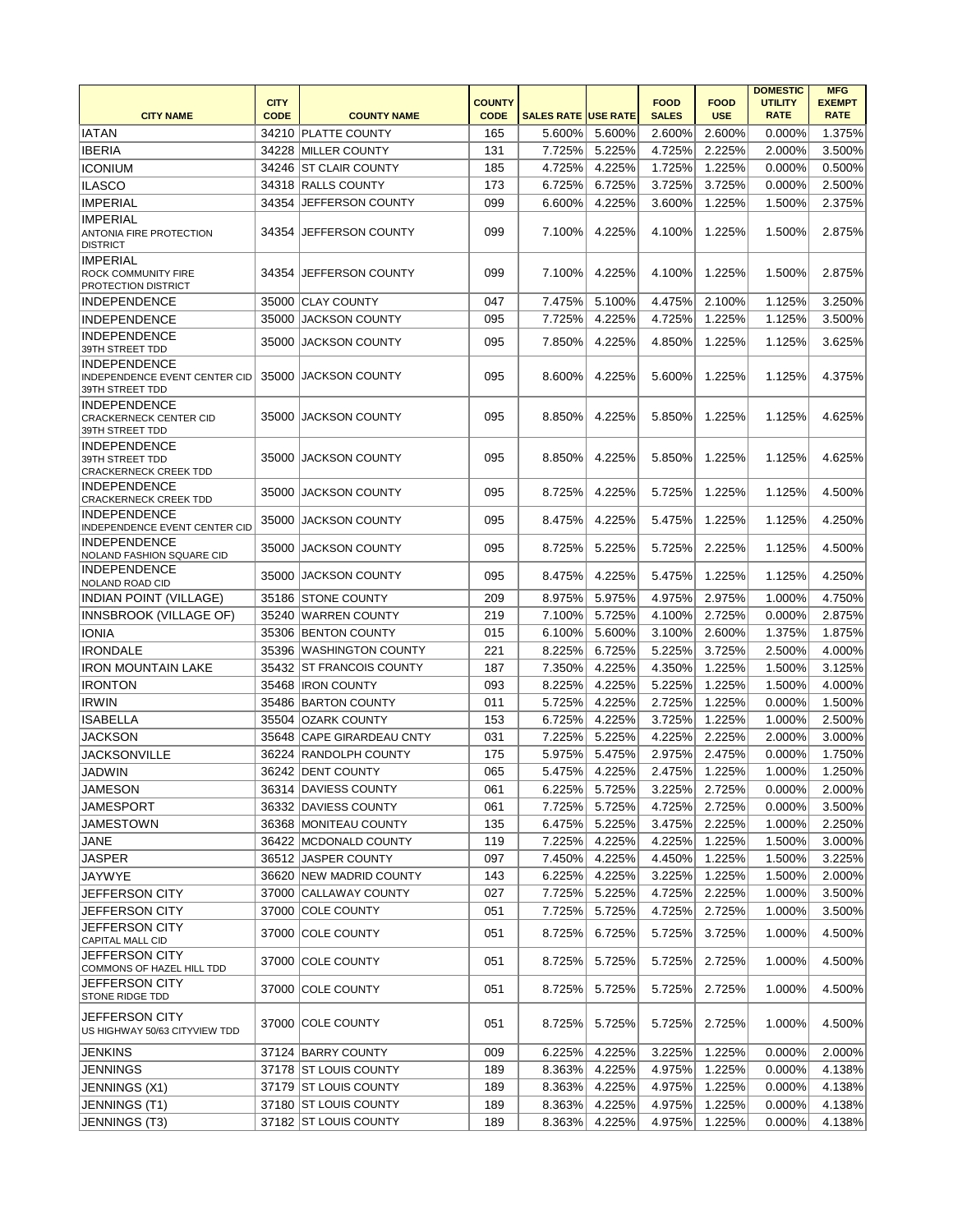| CITY NAME | CITY CODE | COUNTY NAME | COUNTY CODE | SALES RATE | USE RATE | FOOD SALES | FOOD USE | DOMESTIC UTILITY RATE | MFG EXEMPT RATE |
|---|---|---|---|---|---|---|---|---|---|
| IATAN | 34210 | PLATTE COUNTY | 165 | 5.600% | 5.600% | 2.600% | 2.600% | 0.000% | 1.375% |
| IBERIA | 34228 | MILLER COUNTY | 131 | 7.725% | 5.225% | 4.725% | 2.225% | 2.000% | 3.500% |
| ICONIUM | 34246 | ST CLAIR COUNTY | 185 | 4.725% | 4.225% | 1.725% | 1.225% | 0.000% | 0.500% |
| ILASCO | 34318 | RALLS COUNTY | 173 | 6.725% | 6.725% | 3.725% | 3.725% | 0.000% | 2.500% |
| IMPERIAL | 34354 | JEFFERSON COUNTY | 099 | 6.600% | 4.225% | 3.600% | 1.225% | 1.500% | 2.375% |
| IMPERIAL ANTONIA FIRE PROTECTION DISTRICT | 34354 | JEFFERSON COUNTY | 099 | 7.100% | 4.225% | 4.100% | 1.225% | 1.500% | 2.875% |
| IMPERIAL ROCK COMMUNITY FIRE PROTECTION DISTRICT | 34354 | JEFFERSON COUNTY | 099 | 7.100% | 4.225% | 4.100% | 1.225% | 1.500% | 2.875% |
| INDEPENDENCE | 35000 | CLAY COUNTY | 047 | 7.475% | 5.100% | 4.475% | 2.100% | 1.125% | 3.250% |
| INDEPENDENCE | 35000 | JACKSON COUNTY | 095 | 7.725% | 4.225% | 4.725% | 1.225% | 1.125% | 3.500% |
| INDEPENDENCE 39TH STREET TDD | 35000 | JACKSON COUNTY | 095 | 7.850% | 4.225% | 4.850% | 1.225% | 1.125% | 3.625% |
| INDEPENDENCE INDEPENDENCE EVENT CENTER CID 39TH STREET TDD | 35000 | JACKSON COUNTY | 095 | 8.600% | 4.225% | 5.600% | 1.225% | 1.125% | 4.375% |
| INDEPENDENCE CRACKERNECK CENTER CID 39TH STREET TDD | 35000 | JACKSON COUNTY | 095 | 8.850% | 4.225% | 5.850% | 1.225% | 1.125% | 4.625% |
| INDEPENDENCE 39TH STREET TDD CRACKERNECK CREEK TDD | 35000 | JACKSON COUNTY | 095 | 8.850% | 4.225% | 5.850% | 1.225% | 1.125% | 4.625% |
| INDEPENDENCE CRACKERNECK CREEK TDD | 35000 | JACKSON COUNTY | 095 | 8.725% | 4.225% | 5.725% | 1.225% | 1.125% | 4.500% |
| INDEPENDENCE INDEPENDENCE EVENT CENTER CID | 35000 | JACKSON COUNTY | 095 | 8.475% | 4.225% | 5.475% | 1.225% | 1.125% | 4.250% |
| INDEPENDENCE NOLAND FASHION SQUARE CID | 35000 | JACKSON COUNTY | 095 | 8.725% | 5.225% | 5.725% | 2.225% | 1.125% | 4.500% |
| INDEPENDENCE NOLAND ROAD CID | 35000 | JACKSON COUNTY | 095 | 8.475% | 4.225% | 5.475% | 1.225% | 1.125% | 4.250% |
| INDIAN POINT (VILLAGE) | 35186 | STONE COUNTY | 209 | 8.975% | 5.975% | 4.975% | 2.975% | 1.000% | 4.750% |
| INNSBROOK (VILLAGE OF) | 35240 | WARREN COUNTY | 219 | 7.100% | 5.725% | 4.100% | 2.725% | 0.000% | 2.875% |
| IONIA | 35306 | BENTON COUNTY | 015 | 6.100% | 5.600% | 3.100% | 2.600% | 1.375% | 1.875% |
| IRONDALE | 35396 | WASHINGTON COUNTY | 221 | 8.225% | 6.725% | 5.225% | 3.725% | 2.500% | 4.000% |
| IRON MOUNTAIN LAKE | 35432 | ST FRANCOIS COUNTY | 187 | 7.350% | 4.225% | 4.350% | 1.225% | 1.500% | 3.125% |
| IRONTON | 35468 | IRON COUNTY | 093 | 8.225% | 4.225% | 5.225% | 1.225% | 1.500% | 4.000% |
| IRWIN | 35486 | BARTON COUNTY | 011 | 5.725% | 4.225% | 2.725% | 1.225% | 0.000% | 1.500% |
| ISABELLA | 35504 | OZARK COUNTY | 153 | 6.725% | 4.225% | 3.725% | 1.225% | 1.000% | 2.500% |
| JACKSON | 35648 | CAPE GIRARDEAU CNTY | 031 | 7.225% | 5.225% | 4.225% | 2.225% | 2.000% | 3.000% |
| JACKSONVILLE | 36224 | RANDOLPH COUNTY | 175 | 5.975% | 5.475% | 2.975% | 2.475% | 0.000% | 1.750% |
| JADWIN | 36242 | DENT COUNTY | 065 | 5.475% | 4.225% | 2.475% | 1.225% | 1.000% | 1.250% |
| JAMESON | 36314 | DAVIESS COUNTY | 061 | 6.225% | 5.725% | 3.225% | 2.725% | 0.000% | 2.000% |
| JAMESPORT | 36332 | DAVIESS COUNTY | 061 | 7.725% | 5.725% | 4.725% | 2.725% | 0.000% | 3.500% |
| JAMESTOWN | 36368 | MONITEAU COUNTY | 135 | 6.475% | 5.225% | 3.475% | 2.225% | 1.000% | 2.250% |
| JANE | 36422 | MCDONALD COUNTY | 119 | 7.225% | 4.225% | 4.225% | 1.225% | 1.500% | 3.000% |
| JASPER | 36512 | JASPER COUNTY | 097 | 7.450% | 4.225% | 4.450% | 1.225% | 1.500% | 3.225% |
| JAYWYE | 36620 | NEW MADRID COUNTY | 143 | 6.225% | 4.225% | 3.225% | 1.225% | 1.500% | 2.000% |
| JEFFERSON CITY | 37000 | CALLAWAY COUNTY | 027 | 7.725% | 5.225% | 4.725% | 2.225% | 1.000% | 3.500% |
| JEFFERSON CITY | 37000 | COLE COUNTY | 051 | 7.725% | 5.725% | 4.725% | 2.725% | 1.000% | 3.500% |
| JEFFERSON CITY CAPITAL MALL CID | 37000 | COLE COUNTY | 051 | 8.725% | 6.725% | 5.725% | 3.725% | 1.000% | 4.500% |
| JEFFERSON CITY COMMONS OF HAZEL HILL TDD | 37000 | COLE COUNTY | 051 | 8.725% | 5.725% | 5.725% | 2.725% | 1.000% | 4.500% |
| JEFFERSON CITY STONE RIDGE TDD | 37000 | COLE COUNTY | 051 | 8.725% | 5.725% | 5.725% | 2.725% | 1.000% | 4.500% |
| JEFFERSON CITY US HIGHWAY 50/63 CITYVIEW TDD | 37000 | COLE COUNTY | 051 | 8.725% | 5.725% | 5.725% | 2.725% | 1.000% | 4.500% |
| JENKINS | 37124 | BARRY COUNTY | 009 | 6.225% | 4.225% | 3.225% | 1.225% | 0.000% | 2.000% |
| JENNINGS | 37178 | ST LOUIS COUNTY | 189 | 8.363% | 4.225% | 4.975% | 1.225% | 0.000% | 4.138% |
| JENNINGS (X1) | 37179 | ST LOUIS COUNTY | 189 | 8.363% | 4.225% | 4.975% | 1.225% | 0.000% | 4.138% |
| JENNINGS (T1) | 37180 | ST LOUIS COUNTY | 189 | 8.363% | 4.225% | 4.975% | 1.225% | 0.000% | 4.138% |
| JENNINGS (T3) | 37182 | ST LOUIS COUNTY | 189 | 8.363% | 4.225% | 4.975% | 1.225% | 0.000% | 4.138% |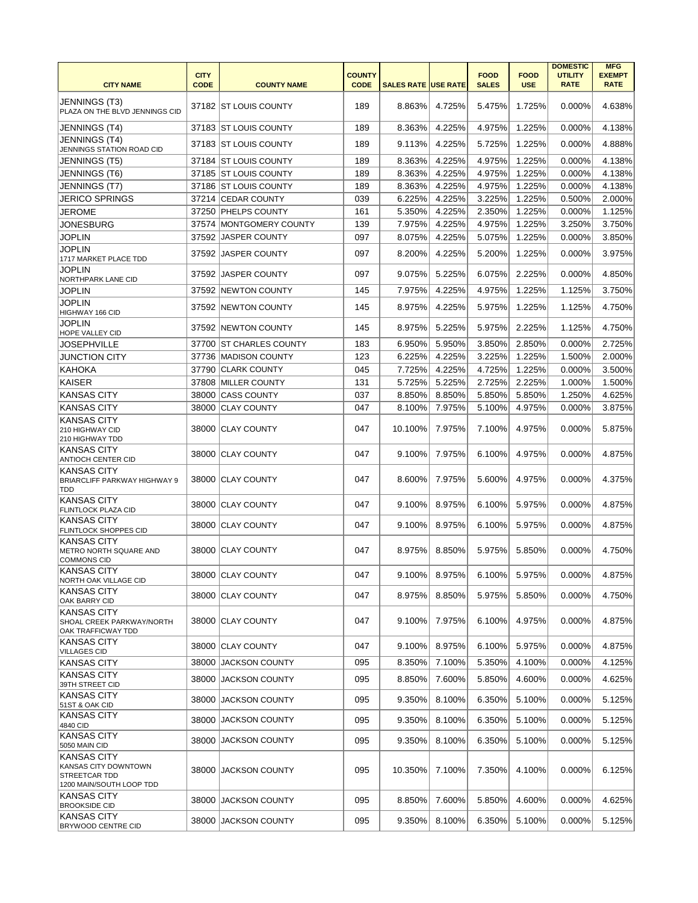| CITY NAME | CITY CODE | COUNTY NAME | COUNTY CODE | SALES RATE | USE RATE | FOOD SALES | FOOD USE | DOMESTIC UTILITY RATE | MFG EXEMPT RATE |
|---|---|---|---|---|---|---|---|---|---|
| JENNINGS (T3) PLAZA ON THE BLVD JENNINGS CID | 37182 | ST LOUIS COUNTY | 189 | 8.863% | 4.725% | 5.475% | 1.725% | 0.000% | 4.638% |
| JENNINGS (T4) | 37183 | ST LOUIS COUNTY | 189 | 8.363% | 4.225% | 4.975% | 1.225% | 0.000% | 4.138% |
| JENNINGS (T4) JENNINGS STATION ROAD CID | 37183 | ST LOUIS COUNTY | 189 | 9.113% | 4.225% | 5.725% | 1.225% | 0.000% | 4.888% |
| JENNINGS (T5) | 37184 | ST LOUIS COUNTY | 189 | 8.363% | 4.225% | 4.975% | 1.225% | 0.000% | 4.138% |
| JENNINGS (T6) | 37185 | ST LOUIS COUNTY | 189 | 8.363% | 4.225% | 4.975% | 1.225% | 0.000% | 4.138% |
| JENNINGS (T7) | 37186 | ST LOUIS COUNTY | 189 | 8.363% | 4.225% | 4.975% | 1.225% | 0.000% | 4.138% |
| JERICO SPRINGS | 37214 | CEDAR COUNTY | 039 | 6.225% | 4.225% | 3.225% | 1.225% | 0.500% | 2.000% |
| JEROME | 37250 | PHELPS COUNTY | 161 | 5.350% | 4.225% | 2.350% | 1.225% | 0.000% | 1.125% |
| JONESBURG | 37574 | MONTGOMERY COUNTY | 139 | 7.975% | 4.225% | 4.975% | 1.225% | 3.250% | 3.750% |
| JOPLIN | 37592 | JASPER COUNTY | 097 | 8.075% | 4.225% | 5.075% | 1.225% | 0.000% | 3.850% |
| JOPLIN 1717 MARKET PLACE TDD | 37592 | JASPER COUNTY | 097 | 8.200% | 4.225% | 5.200% | 1.225% | 0.000% | 3.975% |
| JOPLIN NORTHPARK LANE CID | 37592 | JASPER COUNTY | 097 | 9.075% | 5.225% | 6.075% | 2.225% | 0.000% | 4.850% |
| JOPLIN | 37592 | NEWTON COUNTY | 145 | 7.975% | 4.225% | 4.975% | 1.225% | 1.125% | 3.750% |
| JOPLIN HIGHWAY 166 CID | 37592 | NEWTON COUNTY | 145 | 8.975% | 4.225% | 5.975% | 1.225% | 1.125% | 4.750% |
| JOPLIN HOPE VALLEY CID | 37592 | NEWTON COUNTY | 145 | 8.975% | 5.225% | 5.975% | 2.225% | 1.125% | 4.750% |
| JOSEPHVILLE | 37700 | ST CHARLES COUNTY | 183 | 6.950% | 5.950% | 3.850% | 2.850% | 0.000% | 2.725% |
| JUNCTION CITY | 37736 | MADISON COUNTY | 123 | 6.225% | 4.225% | 3.225% | 1.225% | 1.500% | 2.000% |
| KAHOKA | 37790 | CLARK COUNTY | 045 | 7.725% | 4.225% | 4.725% | 1.225% | 0.000% | 3.500% |
| KAISER | 37808 | MILLER COUNTY | 131 | 5.725% | 5.225% | 2.725% | 2.225% | 1.000% | 1.500% |
| KANSAS CITY | 38000 | CASS COUNTY | 037 | 8.850% | 8.850% | 5.850% | 5.850% | 1.250% | 4.625% |
| KANSAS CITY | 38000 | CLAY COUNTY | 047 | 8.100% | 7.975% | 5.100% | 4.975% | 0.000% | 3.875% |
| KANSAS CITY 210 HIGHWAY CID 210 HIGHWAY TDD | 38000 | CLAY COUNTY | 047 | 10.100% | 7.975% | 7.100% | 4.975% | 0.000% | 5.875% |
| KANSAS CITY ANTIOCH CENTER CID | 38000 | CLAY COUNTY | 047 | 9.100% | 7.975% | 6.100% | 4.975% | 0.000% | 4.875% |
| KANSAS CITY BRIARCLIFF PARKWAY HIGHWAY 9 TDD | 38000 | CLAY COUNTY | 047 | 8.600% | 7.975% | 5.600% | 4.975% | 0.000% | 4.375% |
| KANSAS CITY FLINTLOCK PLAZA CID | 38000 | CLAY COUNTY | 047 | 9.100% | 8.975% | 6.100% | 5.975% | 0.000% | 4.875% |
| KANSAS CITY FLINTLOCK SHOPPES CID | 38000 | CLAY COUNTY | 047 | 9.100% | 8.975% | 6.100% | 5.975% | 0.000% | 4.875% |
| KANSAS CITY METRO NORTH SQUARE AND COMMONS CID | 38000 | CLAY COUNTY | 047 | 8.975% | 8.850% | 5.975% | 5.850% | 0.000% | 4.750% |
| KANSAS CITY NORTH OAK VILLAGE CID | 38000 | CLAY COUNTY | 047 | 9.100% | 8.975% | 6.100% | 5.975% | 0.000% | 4.875% |
| KANSAS CITY OAK BARRY CID | 38000 | CLAY COUNTY | 047 | 8.975% | 8.850% | 5.975% | 5.850% | 0.000% | 4.750% |
| KANSAS CITY SHOAL CREEK PARKWAY/NORTH OAK TRAFFICWAY TDD | 38000 | CLAY COUNTY | 047 | 9.100% | 7.975% | 6.100% | 4.975% | 0.000% | 4.875% |
| KANSAS CITY VILLAGES CID | 38000 | CLAY COUNTY | 047 | 9.100% | 8.975% | 6.100% | 5.975% | 0.000% | 4.875% |
| KANSAS CITY | 38000 | JACKSON COUNTY | 095 | 8.350% | 7.100% | 5.350% | 4.100% | 0.000% | 4.125% |
| KANSAS CITY 39TH STREET CID | 38000 | JACKSON COUNTY | 095 | 8.850% | 7.600% | 5.850% | 4.600% | 0.000% | 4.625% |
| KANSAS CITY 51ST & OAK CID | 38000 | JACKSON COUNTY | 095 | 9.350% | 8.100% | 6.350% | 5.100% | 0.000% | 5.125% |
| KANSAS CITY 4840 CID | 38000 | JACKSON COUNTY | 095 | 9.350% | 8.100% | 6.350% | 5.100% | 0.000% | 5.125% |
| KANSAS CITY 5050 MAIN CID | 38000 | JACKSON COUNTY | 095 | 9.350% | 8.100% | 6.350% | 5.100% | 0.000% | 5.125% |
| KANSAS CITY KANSAS CITY DOWNTOWN STREETCAR TDD 1200 MAIN/SOUTH LOOP TDD | 38000 | JACKSON COUNTY | 095 | 10.350% | 7.100% | 7.350% | 4.100% | 0.000% | 6.125% |
| KANSAS CITY BROOKSIDE CID | 38000 | JACKSON COUNTY | 095 | 8.850% | 7.600% | 5.850% | 4.600% | 0.000% | 4.625% |
| KANSAS CITY BRYWOOD CENTRE CID | 38000 | JACKSON COUNTY | 095 | 9.350% | 8.100% | 6.350% | 5.100% | 0.000% | 5.125% |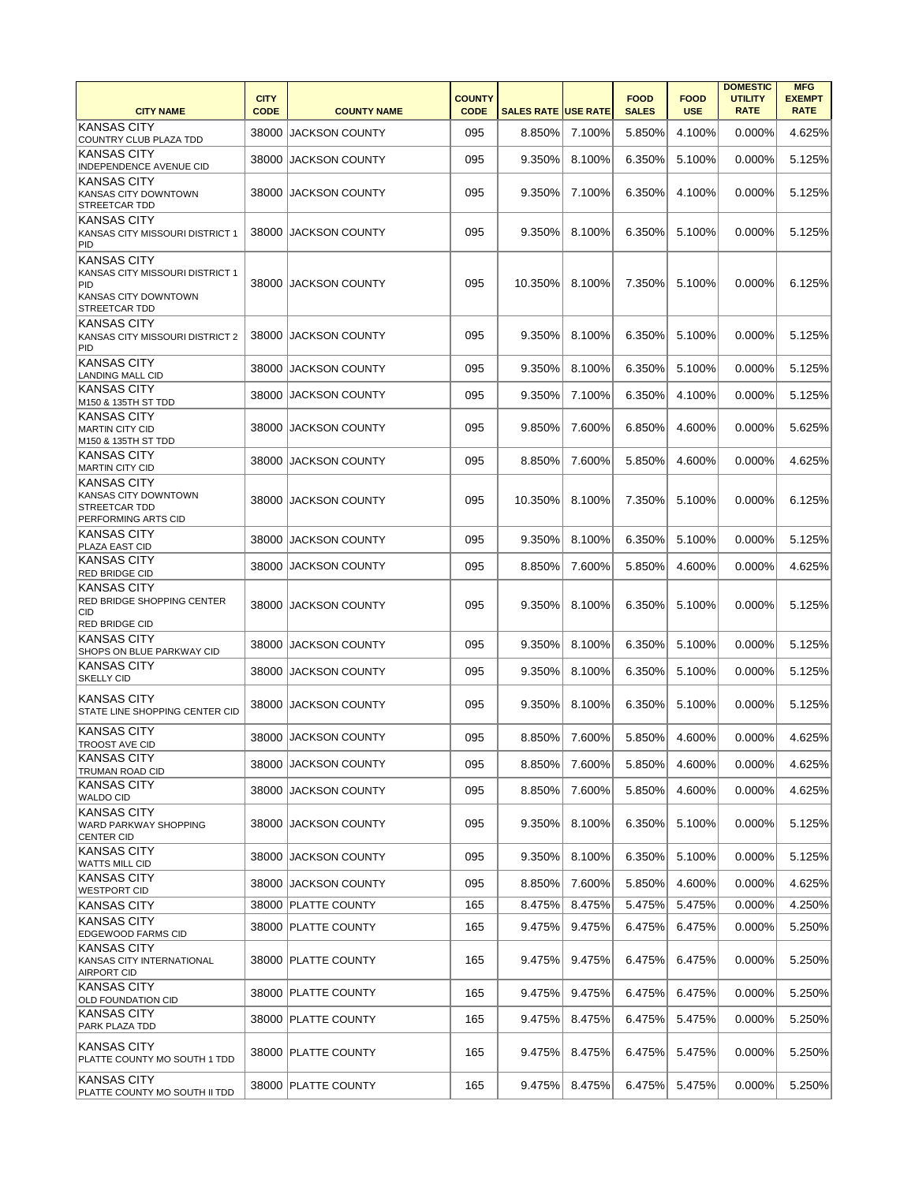| CITY NAME | CITY CODE | COUNTY NAME | COUNTY CODE | SALES RATE | USE RATE | FOOD SALES | FOOD USE | DOMESTIC UTILITY RATE | MFG EXEMPT RATE |
|---|---|---|---|---|---|---|---|---|---|
| KANSAS CITY<br>COUNTRY CLUB PLAZA TDD | 38000 | JACKSON COUNTY | 095 | 8.850% | 7.100% | 5.850% | 4.100% | 0.000% | 4.625% |
| KANSAS CITY<br>INDEPENDENCE AVENUE CID | 38000 | JACKSON COUNTY | 095 | 9.350% | 8.100% | 6.350% | 5.100% | 0.000% | 5.125% |
| KANSAS CITY<br>KANSAS CITY DOWNTOWN STREETCAR TDD | 38000 | JACKSON COUNTY | 095 | 9.350% | 7.100% | 6.350% | 4.100% | 0.000% | 5.125% |
| KANSAS CITY<br>KANSAS CITY MISSOURI DISTRICT 1 PID | 38000 | JACKSON COUNTY | 095 | 9.350% | 8.100% | 6.350% | 5.100% | 0.000% | 5.125% |
| KANSAS CITY<br>KANSAS CITY MISSOURI DISTRICT 1 PID<br>KANSAS CITY DOWNTOWN STREETCAR TDD | 38000 | JACKSON COUNTY | 095 | 10.350% | 8.100% | 7.350% | 5.100% | 0.000% | 6.125% |
| KANSAS CITY<br>KANSAS CITY MISSOURI DISTRICT 2 PID | 38000 | JACKSON COUNTY | 095 | 9.350% | 8.100% | 6.350% | 5.100% | 0.000% | 5.125% |
| KANSAS CITY<br>LANDING MALL CID | 38000 | JACKSON COUNTY | 095 | 9.350% | 8.100% | 6.350% | 5.100% | 0.000% | 5.125% |
| KANSAS CITY<br>M150 & 135TH ST TDD | 38000 | JACKSON COUNTY | 095 | 9.350% | 7.100% | 6.350% | 4.100% | 0.000% | 5.125% |
| KANSAS CITY<br>MARTIN CITY CID<br>M150 & 135TH ST TDD | 38000 | JACKSON COUNTY | 095 | 9.850% | 7.600% | 6.850% | 4.600% | 0.000% | 5.625% |
| KANSAS CITY<br>MARTIN CITY CID | 38000 | JACKSON COUNTY | 095 | 8.850% | 7.600% | 5.850% | 4.600% | 0.000% | 4.625% |
| KANSAS CITY<br>KANSAS CITY DOWNTOWN STREETCAR TDD<br>PERFORMING ARTS CID | 38000 | JACKSON COUNTY | 095 | 10.350% | 8.100% | 7.350% | 5.100% | 0.000% | 6.125% |
| KANSAS CITY<br>PLAZA EAST CID | 38000 | JACKSON COUNTY | 095 | 9.350% | 8.100% | 6.350% | 5.100% | 0.000% | 5.125% |
| KANSAS CITY<br>RED BRIDGE CID | 38000 | JACKSON COUNTY | 095 | 8.850% | 7.600% | 5.850% | 4.600% | 0.000% | 4.625% |
| KANSAS CITY<br>RED BRIDGE SHOPPING CENTER CID<br>RED BRIDGE CID | 38000 | JACKSON COUNTY | 095 | 9.350% | 8.100% | 6.350% | 5.100% | 0.000% | 5.125% |
| KANSAS CITY<br>SHOPS ON BLUE PARKWAY CID | 38000 | JACKSON COUNTY | 095 | 9.350% | 8.100% | 6.350% | 5.100% | 0.000% | 5.125% |
| KANSAS CITY<br>SKELLY CID | 38000 | JACKSON COUNTY | 095 | 9.350% | 8.100% | 6.350% | 5.100% | 0.000% | 5.125% |
| KANSAS CITY<br>STATE LINE SHOPPING CENTER CID | 38000 | JACKSON COUNTY | 095 | 9.350% | 8.100% | 6.350% | 5.100% | 0.000% | 5.125% |
| KANSAS CITY<br>TROOST AVE CID | 38000 | JACKSON COUNTY | 095 | 8.850% | 7.600% | 5.850% | 4.600% | 0.000% | 4.625% |
| KANSAS CITY<br>TRUMAN ROAD CID | 38000 | JACKSON COUNTY | 095 | 8.850% | 7.600% | 5.850% | 4.600% | 0.000% | 4.625% |
| KANSAS CITY<br>WALDO CID | 38000 | JACKSON COUNTY | 095 | 8.850% | 7.600% | 5.850% | 4.600% | 0.000% | 4.625% |
| KANSAS CITY<br>WARD PARKWAY SHOPPING CENTER CID | 38000 | JACKSON COUNTY | 095 | 9.350% | 8.100% | 6.350% | 5.100% | 0.000% | 5.125% |
| KANSAS CITY<br>WATTS MILL CID | 38000 | JACKSON COUNTY | 095 | 9.350% | 8.100% | 6.350% | 5.100% | 0.000% | 5.125% |
| KANSAS CITY<br>WESTPORT CID | 38000 | JACKSON COUNTY | 095 | 8.850% | 7.600% | 5.850% | 4.600% | 0.000% | 4.625% |
| KANSAS CITY | 38000 | PLATTE COUNTY | 165 | 8.475% | 8.475% | 5.475% | 5.475% | 0.000% | 4.250% |
| KANSAS CITY<br>EDGEWOOD FARMS CID | 38000 | PLATTE COUNTY | 165 | 9.475% | 9.475% | 6.475% | 6.475% | 0.000% | 5.250% |
| KANSAS CITY<br>KANSAS CITY INTERNATIONAL AIRPORT CID | 38000 | PLATTE COUNTY | 165 | 9.475% | 9.475% | 6.475% | 6.475% | 0.000% | 5.250% |
| KANSAS CITY<br>OLD FOUNDATION CID | 38000 | PLATTE COUNTY | 165 | 9.475% | 9.475% | 6.475% | 6.475% | 0.000% | 5.250% |
| KANSAS CITY<br>PARK PLAZA TDD | 38000 | PLATTE COUNTY | 165 | 9.475% | 8.475% | 6.475% | 5.475% | 0.000% | 5.250% |
| KANSAS CITY<br>PLATTE COUNTY MO SOUTH 1 TDD | 38000 | PLATTE COUNTY | 165 | 9.475% | 8.475% | 6.475% | 5.475% | 0.000% | 5.250% |
| KANSAS CITY<br>PLATTE COUNTY MO SOUTH II TDD | 38000 | PLATTE COUNTY | 165 | 9.475% | 8.475% | 6.475% | 5.475% | 0.000% | 5.250% |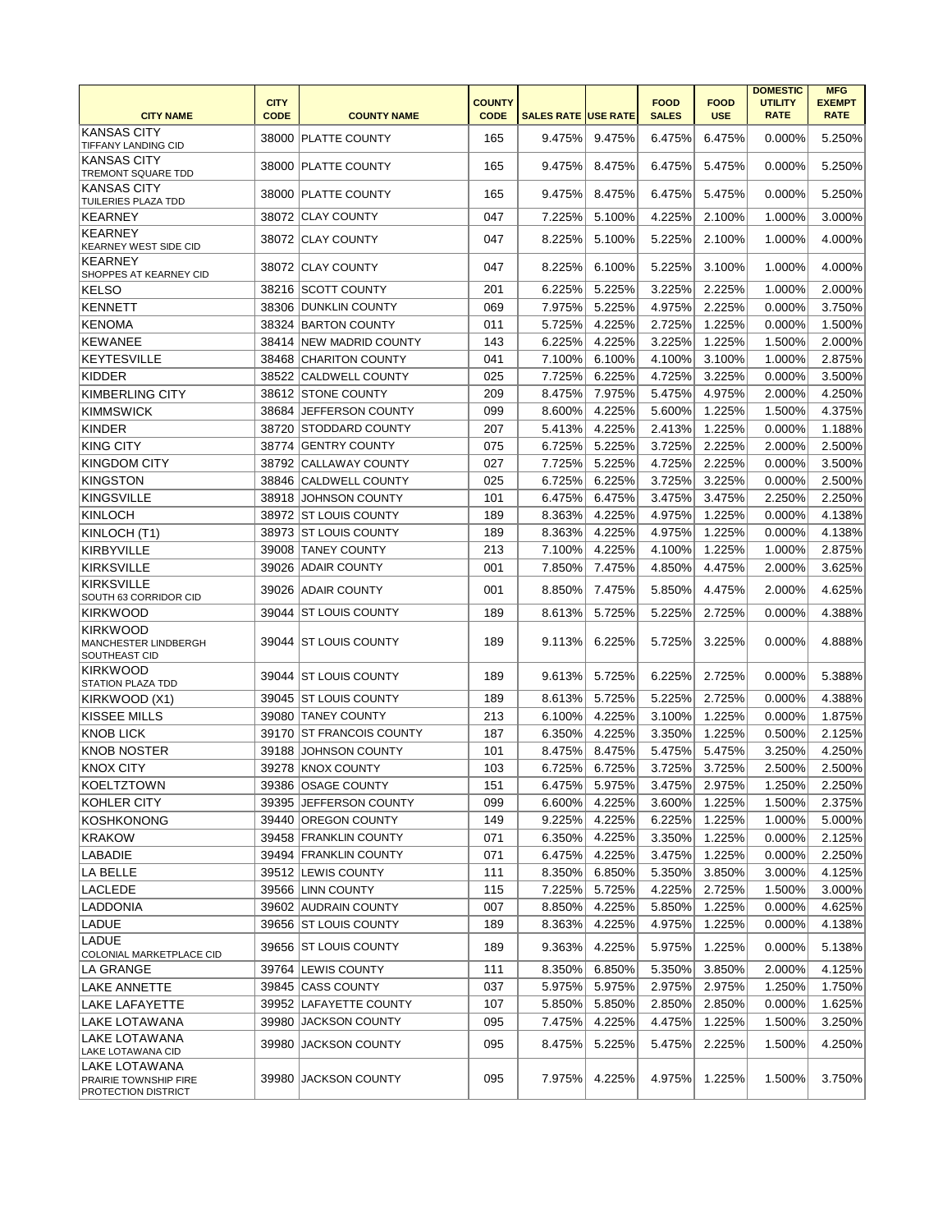| CITY NAME | CITY CODE | COUNTY NAME | COUNTY CODE | SALES RATE | USE RATE | FOOD SALES | FOOD USE | DOMESTIC UTILITY RATE | MFG EXEMPT RATE |
|---|---|---|---|---|---|---|---|---|---|
| KANSAS CITY TIFFANY LANDING CID | 38000 | PLATTE COUNTY | 165 | 9.475% | 9.475% | 6.475% | 6.475% | 0.000% | 5.250% |
| KANSAS CITY TREMONT SQUARE TDD | 38000 | PLATTE COUNTY | 165 | 9.475% | 8.475% | 6.475% | 5.475% | 0.000% | 5.250% |
| KANSAS CITY TUILERIES PLAZA TDD | 38000 | PLATTE COUNTY | 165 | 9.475% | 8.475% | 6.475% | 5.475% | 0.000% | 5.250% |
| KEARNEY | 38072 | CLAY COUNTY | 047 | 7.225% | 5.100% | 4.225% | 2.100% | 1.000% | 3.000% |
| KEARNEY KEARNEY WEST SIDE CID | 38072 | CLAY COUNTY | 047 | 8.225% | 5.100% | 5.225% | 2.100% | 1.000% | 4.000% |
| KEARNEY SHOPPES AT KEARNEY CID | 38072 | CLAY COUNTY | 047 | 8.225% | 6.100% | 5.225% | 3.100% | 1.000% | 4.000% |
| KELSO | 38216 | SCOTT COUNTY | 201 | 6.225% | 5.225% | 3.225% | 2.225% | 1.000% | 2.000% |
| KENNETT | 38306 | DUNKLIN COUNTY | 069 | 7.975% | 5.225% | 4.975% | 2.225% | 0.000% | 3.750% |
| KENOMA | 38324 | BARTON COUNTY | 011 | 5.725% | 4.225% | 2.725% | 1.225% | 0.000% | 1.500% |
| KEWANEE | 38414 | NEW MADRID COUNTY | 143 | 6.225% | 4.225% | 3.225% | 1.225% | 1.500% | 2.000% |
| KEYTESVILLE | 38468 | CHARITON COUNTY | 041 | 7.100% | 6.100% | 4.100% | 3.100% | 1.000% | 2.875% |
| KIDDER | 38522 | CALDWELL COUNTY | 025 | 7.725% | 6.225% | 4.725% | 3.225% | 0.000% | 3.500% |
| KIMBERLING CITY | 38612 | STONE COUNTY | 209 | 8.475% | 7.975% | 5.475% | 4.975% | 2.000% | 4.250% |
| KIMMSWICK | 38684 | JEFFERSON COUNTY | 099 | 8.600% | 4.225% | 5.600% | 1.225% | 1.500% | 4.375% |
| KINDER | 38720 | STODDARD COUNTY | 207 | 5.413% | 4.225% | 2.413% | 1.225% | 0.000% | 1.188% |
| KING CITY | 38774 | GENTRY COUNTY | 075 | 6.725% | 5.225% | 3.725% | 2.225% | 2.000% | 2.500% |
| KINGDOM CITY | 38792 | CALLAWAY COUNTY | 027 | 7.725% | 5.225% | 4.725% | 2.225% | 0.000% | 3.500% |
| KINGSTON | 38846 | CALDWELL COUNTY | 025 | 6.725% | 6.225% | 3.725% | 3.225% | 0.000% | 2.500% |
| KINGSVILLE | 38918 | JOHNSON COUNTY | 101 | 6.475% | 6.475% | 3.475% | 3.475% | 2.250% | 2.250% |
| KINLOCH | 38972 | ST LOUIS COUNTY | 189 | 8.363% | 4.225% | 4.975% | 1.225% | 0.000% | 4.138% |
| KINLOCH (T1) | 38973 | ST LOUIS COUNTY | 189 | 8.363% | 4.225% | 4.975% | 1.225% | 0.000% | 4.138% |
| KIRBYVILLE | 39008 | TANEY COUNTY | 213 | 7.100% | 4.225% | 4.100% | 1.225% | 1.000% | 2.875% |
| KIRKSVILLE | 39026 | ADAIR COUNTY | 001 | 7.850% | 7.475% | 4.850% | 4.475% | 2.000% | 3.625% |
| KIRKSVILLE SOUTH 63 CORRIDOR CID | 39026 | ADAIR COUNTY | 001 | 8.850% | 7.475% | 5.850% | 4.475% | 2.000% | 4.625% |
| KIRKWOOD | 39044 | ST LOUIS COUNTY | 189 | 8.613% | 5.725% | 5.225% | 2.725% | 0.000% | 4.388% |
| KIRKWOOD MANCHESTER LINDBERGH SOUTHEAST CID | 39044 | ST LOUIS COUNTY | 189 | 9.113% | 6.225% | 5.725% | 3.225% | 0.000% | 4.888% |
| KIRKWOOD STATION PLAZA TDD | 39044 | ST LOUIS COUNTY | 189 | 9.613% | 5.725% | 6.225% | 2.725% | 0.000% | 5.388% |
| KIRKWOOD (X1) | 39045 | ST LOUIS COUNTY | 189 | 8.613% | 5.725% | 5.225% | 2.725% | 0.000% | 4.388% |
| KISSEE MILLS | 39080 | TANEY COUNTY | 213 | 6.100% | 4.225% | 3.100% | 1.225% | 0.000% | 1.875% |
| KNOB LICK | 39170 | ST FRANCOIS COUNTY | 187 | 6.350% | 4.225% | 3.350% | 1.225% | 0.500% | 2.125% |
| KNOB NOSTER | 39188 | JOHNSON COUNTY | 101 | 8.475% | 8.475% | 5.475% | 5.475% | 3.250% | 4.250% |
| KNOX CITY | 39278 | KNOX COUNTY | 103 | 6.725% | 6.725% | 3.725% | 3.725% | 2.500% | 2.500% |
| KOELTZTOWN | 39386 | OSAGE COUNTY | 151 | 6.475% | 5.975% | 3.475% | 2.975% | 1.250% | 2.250% |
| KOHLER CITY | 39395 | JEFFERSON COUNTY | 099 | 6.600% | 4.225% | 3.600% | 1.225% | 1.500% | 2.375% |
| KOSHKONONG | 39440 | OREGON COUNTY | 149 | 9.225% | 4.225% | 6.225% | 1.225% | 1.000% | 5.000% |
| KRAKOW | 39458 | FRANKLIN COUNTY | 071 | 6.350% | 4.225% | 3.350% | 1.225% | 0.000% | 2.125% |
| LABADIE | 39494 | FRANKLIN COUNTY | 071 | 6.475% | 4.225% | 3.475% | 1.225% | 0.000% | 2.250% |
| LA BELLE | 39512 | LEWIS COUNTY | 111 | 8.350% | 6.850% | 5.350% | 3.850% | 3.000% | 4.125% |
| LACLEDE | 39566 | LINN COUNTY | 115 | 7.225% | 5.725% | 4.225% | 2.725% | 1.500% | 3.000% |
| LADDONIA | 39602 | AUDRAIN COUNTY | 007 | 8.850% | 4.225% | 5.850% | 1.225% | 0.000% | 4.625% |
| LADUE | 39656 | ST LOUIS COUNTY | 189 | 8.363% | 4.225% | 4.975% | 1.225% | 0.000% | 4.138% |
| LADUE COLONIAL MARKETPLACE CID | 39656 | ST LOUIS COUNTY | 189 | 9.363% | 4.225% | 5.975% | 1.225% | 0.000% | 5.138% |
| LA GRANGE | 39764 | LEWIS COUNTY | 111 | 8.350% | 6.850% | 5.350% | 3.850% | 2.000% | 4.125% |
| LAKE ANNETTE | 39845 | CASS COUNTY | 037 | 5.975% | 5.975% | 2.975% | 2.975% | 1.250% | 1.750% |
| LAKE LAFAYETTE | 39952 | LAFAYETTE COUNTY | 107 | 5.850% | 5.850% | 2.850% | 2.850% | 0.000% | 1.625% |
| LAKE LOTAWANA | 39980 | JACKSON COUNTY | 095 | 7.475% | 4.225% | 4.475% | 1.225% | 1.500% | 3.250% |
| LAKE LOTAWANA LAKE LOTAWANA CID | 39980 | JACKSON COUNTY | 095 | 8.475% | 5.225% | 5.475% | 2.225% | 1.500% | 4.250% |
| LAKE LOTAWANA PRAIRIE TOWNSHIP FIRE PROTECTION DISTRICT | 39980 | JACKSON COUNTY | 095 | 7.975% | 4.225% | 4.975% | 1.225% | 1.500% | 3.750% |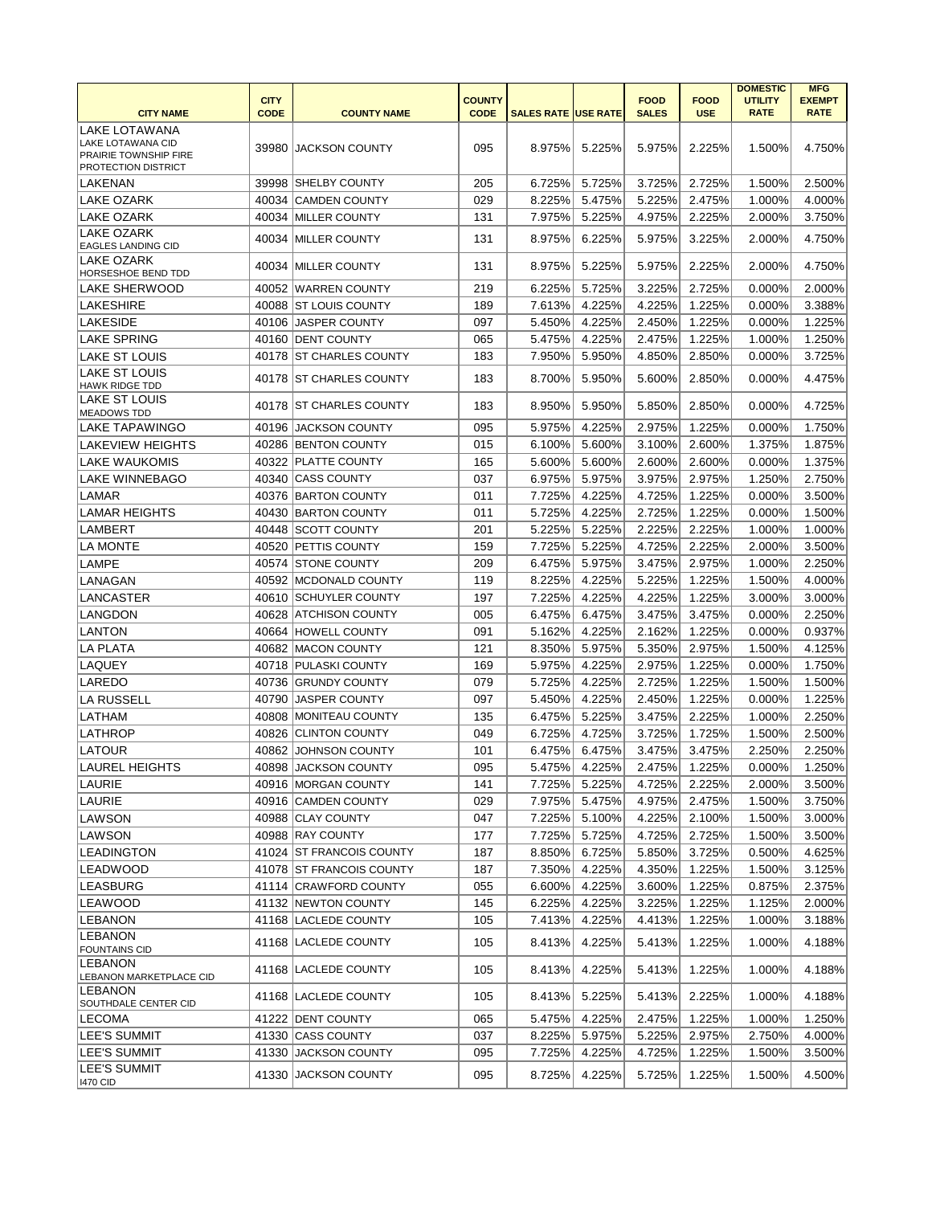| CITY NAME | CITY CODE | COUNTY NAME | COUNTY CODE | SALES RATE | USE RATE | FOOD SALES | FOOD USE | DOMESTIC UTILITY RATE | MFG EXEMPT RATE |
|---|---|---|---|---|---|---|---|---|---|
| LAKE LOTAWANA<br>LAKE LOTAWANA CID<br>PRAIRIE TOWNSHIP FIRE PROTECTION DISTRICT | 39980 | JACKSON COUNTY | 095 | 8.975% | 5.225% | 5.975% | 2.225% | 1.500% | 4.750% |
| LAKENAN | 39998 | SHELBY COUNTY | 205 | 6.725% | 5.725% | 3.725% | 2.725% | 1.500% | 2.500% |
| LAKE OZARK | 40034 | CAMDEN COUNTY | 029 | 8.225% | 5.475% | 5.225% | 2.475% | 1.000% | 4.000% |
| LAKE OZARK | 40034 | MILLER COUNTY | 131 | 7.975% | 5.225% | 4.975% | 2.225% | 2.000% | 3.750% |
| LAKE OZARK<br>EAGLES LANDING CID | 40034 | MILLER COUNTY | 131 | 8.975% | 6.225% | 5.975% | 3.225% | 2.000% | 4.750% |
| LAKE OZARK<br>HORSESHOE BEND TDD | 40034 | MILLER COUNTY | 131 | 8.975% | 5.225% | 5.975% | 2.225% | 2.000% | 4.750% |
| LAKE SHERWOOD | 40052 | WARREN COUNTY | 219 | 6.225% | 5.725% | 3.225% | 2.725% | 0.000% | 2.000% |
| LAKESHIRE | 40088 | ST LOUIS COUNTY | 189 | 7.613% | 4.225% | 4.225% | 1.225% | 0.000% | 3.388% |
| LAKESIDE | 40106 | JASPER COUNTY | 097 | 5.450% | 4.225% | 2.450% | 1.225% | 0.000% | 1.225% |
| LAKE SPRING | 40160 | DENT COUNTY | 065 | 5.475% | 4.225% | 2.475% | 1.225% | 1.000% | 1.250% |
| LAKE ST LOUIS | 40178 | ST CHARLES COUNTY | 183 | 7.950% | 5.950% | 4.850% | 2.850% | 0.000% | 3.725% |
| LAKE ST LOUIS<br>HAWK RIDGE TDD | 40178 | ST CHARLES COUNTY | 183 | 8.700% | 5.950% | 5.600% | 2.850% | 0.000% | 4.475% |
| LAKE ST LOUIS<br>MEADOWS TDD | 40178 | ST CHARLES COUNTY | 183 | 8.950% | 5.950% | 5.850% | 2.850% | 0.000% | 4.725% |
| LAKE TAPAWINGO | 40196 | JACKSON COUNTY | 095 | 5.975% | 4.225% | 2.975% | 1.225% | 0.000% | 1.750% |
| LAKEVIEW HEIGHTS | 40286 | BENTON COUNTY | 015 | 6.100% | 5.600% | 3.100% | 2.600% | 1.375% | 1.875% |
| LAKE WAUKOMIS | 40322 | PLATTE COUNTY | 165 | 5.600% | 5.600% | 2.600% | 2.600% | 0.000% | 1.375% |
| LAKE WINNEBAGO | 40340 | CASS COUNTY | 037 | 6.975% | 5.975% | 3.975% | 2.975% | 1.250% | 2.750% |
| LAMAR | 40376 | BARTON COUNTY | 011 | 7.725% | 4.225% | 4.725% | 1.225% | 0.000% | 3.500% |
| LAMAR HEIGHTS | 40430 | BARTON COUNTY | 011 | 5.725% | 4.225% | 2.725% | 1.225% | 0.000% | 1.500% |
| LAMBERT | 40448 | SCOTT COUNTY | 201 | 5.225% | 5.225% | 2.225% | 2.225% | 1.000% | 1.000% |
| LA MONTE | 40520 | PETTIS COUNTY | 159 | 7.725% | 5.225% | 4.725% | 2.225% | 2.000% | 3.500% |
| LAMPE | 40574 | STONE COUNTY | 209 | 6.475% | 5.975% | 3.475% | 2.975% | 1.000% | 2.250% |
| LANAGAN | 40592 | MCDONALD COUNTY | 119 | 8.225% | 4.225% | 5.225% | 1.225% | 1.500% | 4.000% |
| LANCASTER | 40610 | SCHUYLER COUNTY | 197 | 7.225% | 4.225% | 4.225% | 1.225% | 3.000% | 3.000% |
| LANGDON | 40628 | ATCHISON COUNTY | 005 | 6.475% | 6.475% | 3.475% | 3.475% | 0.000% | 2.250% |
| LANTON | 40664 | HOWELL COUNTY | 091 | 5.162% | 4.225% | 2.162% | 1.225% | 0.000% | 0.937% |
| LA PLATA | 40682 | MACON COUNTY | 121 | 8.350% | 5.975% | 5.350% | 2.975% | 1.500% | 4.125% |
| LAQUEY | 40718 | PULASKI COUNTY | 169 | 5.975% | 4.225% | 2.975% | 1.225% | 0.000% | 1.750% |
| LAREDO | 40736 | GRUNDY COUNTY | 079 | 5.725% | 4.225% | 2.725% | 1.225% | 1.500% | 1.500% |
| LA RUSSELL | 40790 | JASPER COUNTY | 097 | 5.450% | 4.225% | 2.450% | 1.225% | 0.000% | 1.225% |
| LATHAM | 40808 | MONITEAU COUNTY | 135 | 6.475% | 5.225% | 3.475% | 2.225% | 1.000% | 2.250% |
| LATHROP | 40826 | CLINTON COUNTY | 049 | 6.725% | 4.725% | 3.725% | 1.725% | 1.500% | 2.500% |
| LATOUR | 40862 | JOHNSON COUNTY | 101 | 6.475% | 6.475% | 3.475% | 3.475% | 2.250% | 2.250% |
| LAUREL HEIGHTS | 40898 | JACKSON COUNTY | 095 | 5.475% | 4.225% | 2.475% | 1.225% | 0.000% | 1.250% |
| LAURIE | 40916 | MORGAN COUNTY | 141 | 7.725% | 5.225% | 4.725% | 2.225% | 2.000% | 3.500% |
| LAURIE | 40916 | CAMDEN COUNTY | 029 | 7.975% | 5.475% | 4.975% | 2.475% | 1.500% | 3.750% |
| LAWSON | 40988 | CLAY COUNTY | 047 | 7.225% | 5.100% | 4.225% | 2.100% | 1.500% | 3.000% |
| LAWSON | 40988 | RAY COUNTY | 177 | 7.725% | 5.725% | 4.725% | 2.725% | 1.500% | 3.500% |
| LEADINGTON | 41024 | ST FRANCOIS COUNTY | 187 | 8.850% | 6.725% | 5.850% | 3.725% | 0.500% | 4.625% |
| LEADWOOD | 41078 | ST FRANCOIS COUNTY | 187 | 7.350% | 4.225% | 4.350% | 1.225% | 1.500% | 3.125% |
| LEASBURG | 41114 | CRAWFORD COUNTY | 055 | 6.600% | 4.225% | 3.600% | 1.225% | 0.875% | 2.375% |
| LEAWOOD | 41132 | NEWTON COUNTY | 145 | 6.225% | 4.225% | 3.225% | 1.225% | 1.125% | 2.000% |
| LEBANON | 41168 | LACLEDE COUNTY | 105 | 7.413% | 4.225% | 4.413% | 1.225% | 1.000% | 3.188% |
| LEBANON<br>FOUNTAINS CID | 41168 | LACLEDE COUNTY | 105 | 8.413% | 4.225% | 5.413% | 1.225% | 1.000% | 4.188% |
| LEBANON<br>LEBANON MARKETPLACE CID | 41168 | LACLEDE COUNTY | 105 | 8.413% | 4.225% | 5.413% | 1.225% | 1.000% | 4.188% |
| LEBANON<br>SOUTHDALE CENTER CID | 41168 | LACLEDE COUNTY | 105 | 8.413% | 5.225% | 5.413% | 2.225% | 1.000% | 4.188% |
| LECOMA | 41222 | DENT COUNTY | 065 | 5.475% | 4.225% | 2.475% | 1.225% | 1.000% | 1.250% |
| LEE'S SUMMIT | 41330 | CASS COUNTY | 037 | 8.225% | 5.975% | 5.225% | 2.975% | 2.750% | 4.000% |
| LEE'S SUMMIT | 41330 | JACKSON COUNTY | 095 | 7.725% | 4.225% | 4.725% | 1.225% | 1.500% | 3.500% |
| LEE'S SUMMIT<br>I470 CID | 41330 | JACKSON COUNTY | 095 | 8.725% | 4.225% | 5.725% | 1.225% | 1.500% | 4.500% |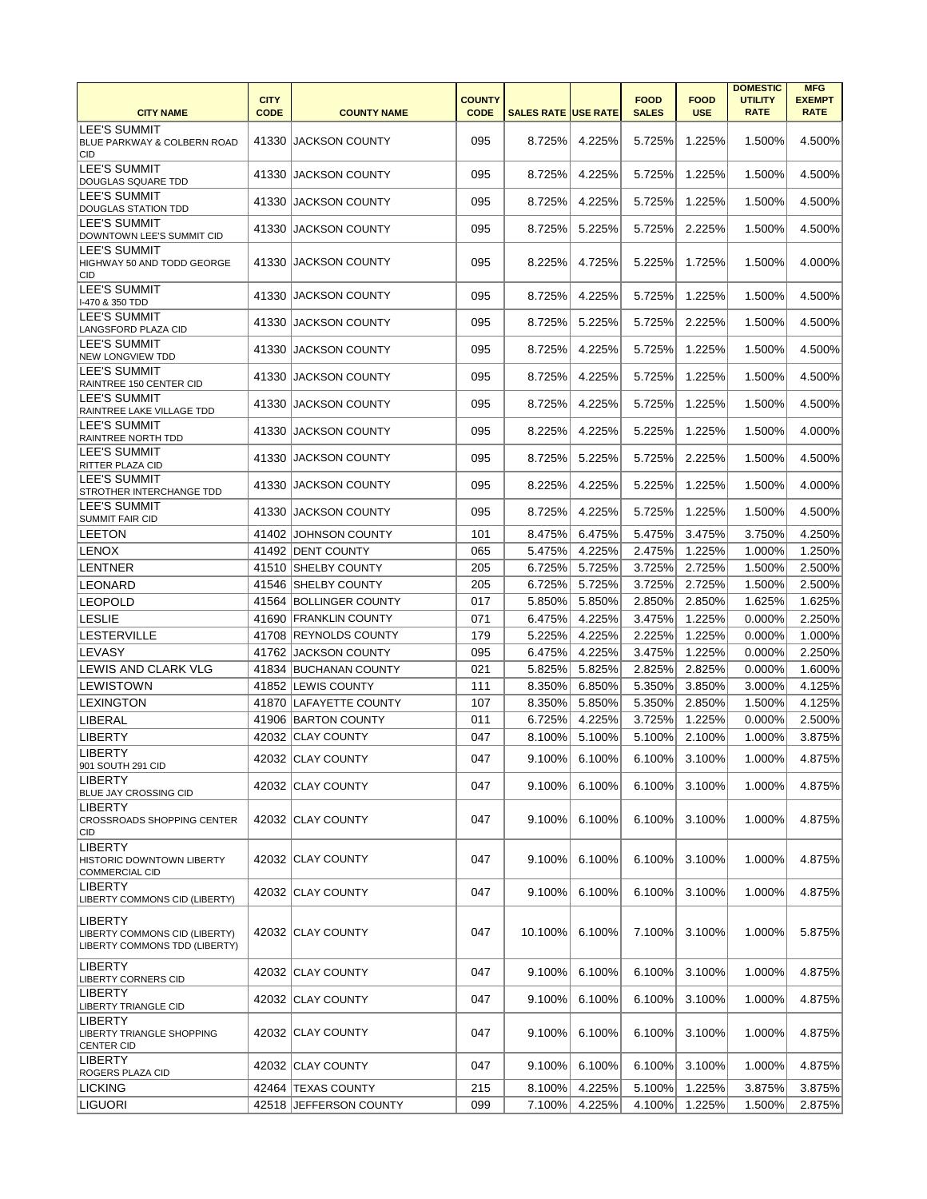| CITY NAME | CITY CODE | COUNTY NAME | COUNTY CODE | SALES RATE | USE RATE | FOOD SALES | FOOD USE | DOMESTIC UTILITY RATE | MFG EXEMPT RATE |
|---|---|---|---|---|---|---|---|---|---|
| LEE'S SUMMIT BLUE PARKWAY & COLBERN ROAD CID | 41330 | JACKSON COUNTY | 095 | 8.725% | 4.225% | 5.725% | 1.225% | 1.500% | 4.500% |
| LEE'S SUMMIT DOUGLAS SQUARE TDD | 41330 | JACKSON COUNTY | 095 | 8.725% | 4.225% | 5.725% | 1.225% | 1.500% | 4.500% |
| LEE'S SUMMIT DOUGLAS STATION TDD | 41330 | JACKSON COUNTY | 095 | 8.725% | 4.225% | 5.725% | 1.225% | 1.500% | 4.500% |
| LEE'S SUMMIT DOWNTOWN LEE'S SUMMIT CID | 41330 | JACKSON COUNTY | 095 | 8.725% | 5.225% | 5.725% | 2.225% | 1.500% | 4.500% |
| LEE'S SUMMIT HIGHWAY 50 AND TODD GEORGE CID | 41330 | JACKSON COUNTY | 095 | 8.225% | 4.725% | 5.225% | 1.725% | 1.500% | 4.000% |
| LEE'S SUMMIT I-470 & 350 TDD | 41330 | JACKSON COUNTY | 095 | 8.725% | 4.225% | 5.725% | 1.225% | 1.500% | 4.500% |
| LEE'S SUMMIT LANGSFORD PLAZA CID | 41330 | JACKSON COUNTY | 095 | 8.725% | 5.225% | 5.725% | 2.225% | 1.500% | 4.500% |
| LEE'S SUMMIT NEW LONGVIEW TDD | 41330 | JACKSON COUNTY | 095 | 8.725% | 4.225% | 5.725% | 1.225% | 1.500% | 4.500% |
| LEE'S SUMMIT RAINTREE 150 CENTER CID | 41330 | JACKSON COUNTY | 095 | 8.725% | 4.225% | 5.725% | 1.225% | 1.500% | 4.500% |
| LEE'S SUMMIT RAINTREE LAKE VILLAGE TDD | 41330 | JACKSON COUNTY | 095 | 8.725% | 4.225% | 5.725% | 1.225% | 1.500% | 4.500% |
| LEE'S SUMMIT RAINTREE NORTH TDD | 41330 | JACKSON COUNTY | 095 | 8.225% | 4.225% | 5.225% | 1.225% | 1.500% | 4.000% |
| LEE'S SUMMIT RITTER PLAZA CID | 41330 | JACKSON COUNTY | 095 | 8.725% | 5.225% | 5.725% | 2.225% | 1.500% | 4.500% |
| LEE'S SUMMIT STROTHER INTERCHANGE TDD | 41330 | JACKSON COUNTY | 095 | 8.225% | 4.225% | 5.225% | 1.225% | 1.500% | 4.000% |
| LEE'S SUMMIT SUMMIT FAIR CID | 41330 | JACKSON COUNTY | 095 | 8.725% | 4.225% | 5.725% | 1.225% | 1.500% | 4.500% |
| LEETON | 41402 | JOHNSON COUNTY | 101 | 8.475% | 6.475% | 5.475% | 3.475% | 3.750% | 4.250% |
| LENOX | 41492 | DENT COUNTY | 065 | 5.475% | 4.225% | 2.475% | 1.225% | 1.000% | 1.250% |
| LENTNER | 41510 | SHELBY COUNTY | 205 | 6.725% | 5.725% | 3.725% | 2.725% | 1.500% | 2.500% |
| LEONARD | 41546 | SHELBY COUNTY | 205 | 6.725% | 5.725% | 3.725% | 2.725% | 1.500% | 2.500% |
| LEOPOLD | 41564 | BOLLINGER COUNTY | 017 | 5.850% | 5.850% | 2.850% | 2.850% | 1.625% | 1.625% |
| LESLIE | 41690 | FRANKLIN COUNTY | 071 | 6.475% | 4.225% | 3.475% | 1.225% | 0.000% | 2.250% |
| LESTERVILLE | 41708 | REYNOLDS COUNTY | 179 | 5.225% | 4.225% | 2.225% | 1.225% | 0.000% | 1.000% |
| LEVASY | 41762 | JACKSON COUNTY | 095 | 6.475% | 4.225% | 3.475% | 1.225% | 0.000% | 2.250% |
| LEWIS AND CLARK VLG | 41834 | BUCHANAN COUNTY | 021 | 5.825% | 5.825% | 2.825% | 2.825% | 0.000% | 1.600% |
| LEWISTOWN | 41852 | LEWIS COUNTY | 111 | 8.350% | 6.850% | 5.350% | 3.850% | 3.000% | 4.125% |
| LEXINGTON | 41870 | LAFAYETTE COUNTY | 107 | 8.350% | 5.850% | 5.350% | 2.850% | 1.500% | 4.125% |
| LIBERAL | 41906 | BARTON COUNTY | 011 | 6.725% | 4.225% | 3.725% | 1.225% | 0.000% | 2.500% |
| LIBERTY | 42032 | CLAY COUNTY | 047 | 8.100% | 5.100% | 5.100% | 2.100% | 1.000% | 3.875% |
| LIBERTY 901 SOUTH 291 CID | 42032 | CLAY COUNTY | 047 | 9.100% | 6.100% | 6.100% | 3.100% | 1.000% | 4.875% |
| LIBERTY BLUE JAY CROSSING CID | 42032 | CLAY COUNTY | 047 | 9.100% | 6.100% | 6.100% | 3.100% | 1.000% | 4.875% |
| LIBERTY CROSSROADS SHOPPING CENTER CID | 42032 | CLAY COUNTY | 047 | 9.100% | 6.100% | 6.100% | 3.100% | 1.000% | 4.875% |
| LIBERTY HISTORIC DOWNTOWN LIBERTY COMMERCIAL CID | 42032 | CLAY COUNTY | 047 | 9.100% | 6.100% | 6.100% | 3.100% | 1.000% | 4.875% |
| LIBERTY LIBERTY COMMONS CID (LIBERTY) | 42032 | CLAY COUNTY | 047 | 9.100% | 6.100% | 6.100% | 3.100% | 1.000% | 4.875% |
| LIBERTY LIBERTY COMMONS CID (LIBERTY) LIBERTY COMMONS TDD (LIBERTY) | 42032 | CLAY COUNTY | 047 | 10.100% | 6.100% | 7.100% | 3.100% | 1.000% | 5.875% |
| LIBERTY LIBERTY CORNERS CID | 42032 | CLAY COUNTY | 047 | 9.100% | 6.100% | 6.100% | 3.100% | 1.000% | 4.875% |
| LIBERTY LIBERTY TRIANGLE CID | 42032 | CLAY COUNTY | 047 | 9.100% | 6.100% | 6.100% | 3.100% | 1.000% | 4.875% |
| LIBERTY LIBERTY TRIANGLE SHOPPING CENTER CID | 42032 | CLAY COUNTY | 047 | 9.100% | 6.100% | 6.100% | 3.100% | 1.000% | 4.875% |
| LIBERTY ROGERS PLAZA CID | 42032 | CLAY COUNTY | 047 | 9.100% | 6.100% | 6.100% | 3.100% | 1.000% | 4.875% |
| LICKING | 42464 | TEXAS COUNTY | 215 | 8.100% | 4.225% | 5.100% | 1.225% | 3.875% | 3.875% |
| LIGUORI | 42518 | JEFFERSON COUNTY | 099 | 7.100% | 4.225% | 4.100% | 1.225% | 1.500% | 2.875% |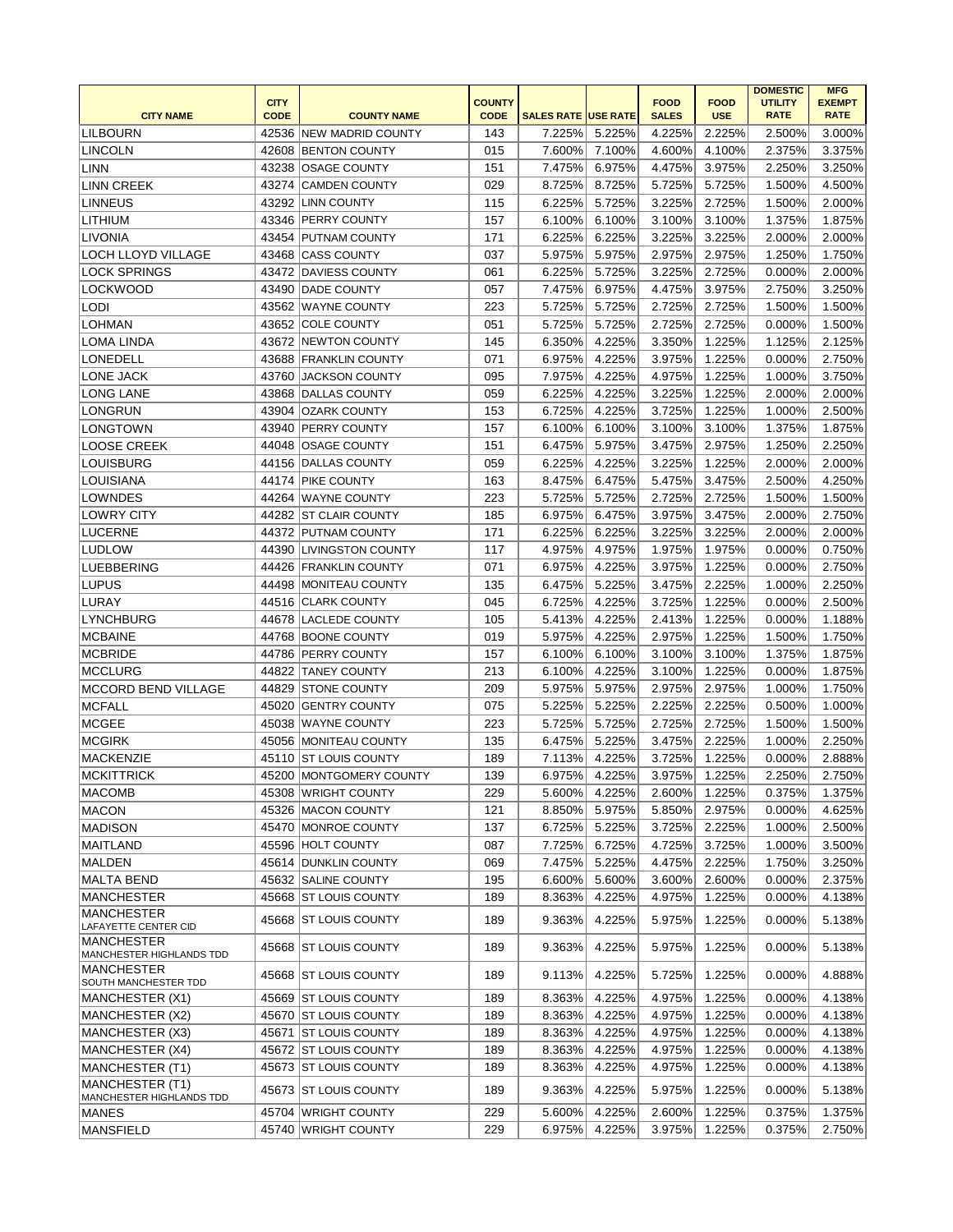| CITY NAME | CITY CODE | COUNTY NAME | COUNTY CODE | SALES RATE | USE RATE | FOOD SALES | FOOD USE | DOMESTIC UTILITY RATE | MFG EXEMPT RATE |
|---|---|---|---|---|---|---|---|---|---|
| LILBOURN | 42536 | NEW MADRID COUNTY | 143 | 7.225% | 5.225% | 4.225% | 2.225% | 2.500% | 3.000% |
| LINCOLN | 42608 | BENTON COUNTY | 015 | 7.600% | 7.100% | 4.600% | 4.100% | 2.375% | 3.375% |
| LINN | 43238 | OSAGE COUNTY | 151 | 7.475% | 6.975% | 4.475% | 3.975% | 2.250% | 3.250% |
| LINN CREEK | 43274 | CAMDEN COUNTY | 029 | 8.725% | 8.725% | 5.725% | 5.725% | 1.500% | 4.500% |
| LINNEUS | 43292 | LINN COUNTY | 115 | 6.225% | 5.725% | 3.225% | 2.725% | 1.500% | 2.000% |
| LITHIUM | 43346 | PERRY COUNTY | 157 | 6.100% | 6.100% | 3.100% | 3.100% | 1.375% | 1.875% |
| LIVONIA | 43454 | PUTNAM COUNTY | 171 | 6.225% | 6.225% | 3.225% | 3.225% | 2.000% | 2.000% |
| LOCH LLOYD VILLAGE | 43468 | CASS COUNTY | 037 | 5.975% | 5.975% | 2.975% | 2.975% | 1.250% | 1.750% |
| LOCK SPRINGS | 43472 | DAVIESS COUNTY | 061 | 6.225% | 5.725% | 3.225% | 2.725% | 0.000% | 2.000% |
| LOCKWOOD | 43490 | DADE COUNTY | 057 | 7.475% | 6.975% | 4.475% | 3.975% | 2.750% | 3.250% |
| LODI | 43562 | WAYNE COUNTY | 223 | 5.725% | 5.725% | 2.725% | 2.725% | 1.500% | 1.500% |
| LOHMAN | 43652 | COLE COUNTY | 051 | 5.725% | 5.725% | 2.725% | 2.725% | 0.000% | 1.500% |
| LOMA LINDA | 43672 | NEWTON COUNTY | 145 | 6.350% | 4.225% | 3.350% | 1.225% | 1.125% | 2.125% |
| LONEDELL | 43688 | FRANKLIN COUNTY | 071 | 6.975% | 4.225% | 3.975% | 1.225% | 0.000% | 2.750% |
| LONE JACK | 43760 | JACKSON COUNTY | 095 | 7.975% | 4.225% | 4.975% | 1.225% | 1.000% | 3.750% |
| LONG LANE | 43868 | DALLAS COUNTY | 059 | 6.225% | 4.225% | 3.225% | 1.225% | 2.000% | 2.000% |
| LONGRUN | 43904 | OZARK COUNTY | 153 | 6.725% | 4.225% | 3.725% | 1.225% | 1.000% | 2.500% |
| LONGTOWN | 43940 | PERRY COUNTY | 157 | 6.100% | 6.100% | 3.100% | 3.100% | 1.375% | 1.875% |
| LOOSE CREEK | 44048 | OSAGE COUNTY | 151 | 6.475% | 5.975% | 3.475% | 2.975% | 1.250% | 2.250% |
| LOUISBURG | 44156 | DALLAS COUNTY | 059 | 6.225% | 4.225% | 3.225% | 1.225% | 2.000% | 2.000% |
| LOUISIANA | 44174 | PIKE COUNTY | 163 | 8.475% | 6.475% | 5.475% | 3.475% | 2.500% | 4.250% |
| LOWNDES | 44264 | WAYNE COUNTY | 223 | 5.725% | 5.725% | 2.725% | 2.725% | 1.500% | 1.500% |
| LOWRY CITY | 44282 | ST CLAIR COUNTY | 185 | 6.975% | 6.475% | 3.975% | 3.475% | 2.000% | 2.750% |
| LUCERNE | 44372 | PUTNAM COUNTY | 171 | 6.225% | 6.225% | 3.225% | 3.225% | 2.000% | 2.000% |
| LUDLOW | 44390 | LIVINGSTON COUNTY | 117 | 4.975% | 4.975% | 1.975% | 1.975% | 0.000% | 0.750% |
| LUEBBERING | 44426 | FRANKLIN COUNTY | 071 | 6.975% | 4.225% | 3.975% | 1.225% | 0.000% | 2.750% |
| LUPUS | 44498 | MONITEAU COUNTY | 135 | 6.475% | 5.225% | 3.475% | 2.225% | 1.000% | 2.250% |
| LURAY | 44516 | CLARK COUNTY | 045 | 6.725% | 4.225% | 3.725% | 1.225% | 0.000% | 2.500% |
| LYNCHBURG | 44678 | LACLEDE COUNTY | 105 | 5.413% | 4.225% | 2.413% | 1.225% | 0.000% | 1.188% |
| MCBAINE | 44768 | BOONE COUNTY | 019 | 5.975% | 4.225% | 2.975% | 1.225% | 1.500% | 1.750% |
| MCBRIDE | 44786 | PERRY COUNTY | 157 | 6.100% | 6.100% | 3.100% | 3.100% | 1.375% | 1.875% |
| MCCLURG | 44822 | TANEY COUNTY | 213 | 6.100% | 4.225% | 3.100% | 1.225% | 0.000% | 1.875% |
| MCCORD BEND VILLAGE | 44829 | STONE COUNTY | 209 | 5.975% | 5.975% | 2.975% | 2.975% | 1.000% | 1.750% |
| MCFALL | 45020 | GENTRY COUNTY | 075 | 5.225% | 5.225% | 2.225% | 2.225% | 0.500% | 1.000% |
| MCGEE | 45038 | WAYNE COUNTY | 223 | 5.725% | 5.725% | 2.725% | 2.725% | 1.500% | 1.500% |
| MCGIRK | 45056 | MONITEAU COUNTY | 135 | 6.475% | 5.225% | 3.475% | 2.225% | 1.000% | 2.250% |
| MACKENZIE | 45110 | ST LOUIS COUNTY | 189 | 7.113% | 4.225% | 3.725% | 1.225% | 0.000% | 2.888% |
| MCKITTRICK | 45200 | MONTGOMERY COUNTY | 139 | 6.975% | 4.225% | 3.975% | 1.225% | 2.250% | 2.750% |
| MACOMB | 45308 | WRIGHT COUNTY | 229 | 5.600% | 4.225% | 2.600% | 1.225% | 0.375% | 1.375% |
| MACON | 45326 | MACON COUNTY | 121 | 8.850% | 5.975% | 5.850% | 2.975% | 0.000% | 4.625% |
| MADISON | 45470 | MONROE COUNTY | 137 | 6.725% | 5.225% | 3.725% | 2.225% | 1.000% | 2.500% |
| MAITLAND | 45596 | HOLT COUNTY | 087 | 7.725% | 6.725% | 4.725% | 3.725% | 1.000% | 3.500% |
| MALDEN | 45614 | DUNKLIN COUNTY | 069 | 7.475% | 5.225% | 4.475% | 2.225% | 1.750% | 3.250% |
| MALTA BEND | 45632 | SALINE COUNTY | 195 | 6.600% | 5.600% | 3.600% | 2.600% | 0.000% | 2.375% |
| MANCHESTER | 45668 | ST LOUIS COUNTY | 189 | 8.363% | 4.225% | 4.975% | 1.225% | 0.000% | 4.138% |
| MANCHESTER LAFAYETTE CENTER CID | 45668 | ST LOUIS COUNTY | 189 | 9.363% | 4.225% | 5.975% | 1.225% | 0.000% | 5.138% |
| MANCHESTER MANCHESTER HIGHLANDS TDD | 45668 | ST LOUIS COUNTY | 189 | 9.363% | 4.225% | 5.975% | 1.225% | 0.000% | 5.138% |
| MANCHESTER SOUTH MANCHESTER TDD | 45668 | ST LOUIS COUNTY | 189 | 9.113% | 4.225% | 5.725% | 1.225% | 0.000% | 4.888% |
| MANCHESTER (X1) | 45669 | ST LOUIS COUNTY | 189 | 8.363% | 4.225% | 4.975% | 1.225% | 0.000% | 4.138% |
| MANCHESTER (X2) | 45670 | ST LOUIS COUNTY | 189 | 8.363% | 4.225% | 4.975% | 1.225% | 0.000% | 4.138% |
| MANCHESTER (X3) | 45671 | ST LOUIS COUNTY | 189 | 8.363% | 4.225% | 4.975% | 1.225% | 0.000% | 4.138% |
| MANCHESTER (X4) | 45672 | ST LOUIS COUNTY | 189 | 8.363% | 4.225% | 4.975% | 1.225% | 0.000% | 4.138% |
| MANCHESTER (T1) | 45673 | ST LOUIS COUNTY | 189 | 8.363% | 4.225% | 4.975% | 1.225% | 0.000% | 4.138% |
| MANCHESTER (T1) MANCHESTER HIGHLANDS TDD | 45673 | ST LOUIS COUNTY | 189 | 9.363% | 4.225% | 5.975% | 1.225% | 0.000% | 5.138% |
| MANES | 45704 | WRIGHT COUNTY | 229 | 5.600% | 4.225% | 2.600% | 1.225% | 0.375% | 1.375% |
| MANSFIELD | 45740 | WRIGHT COUNTY | 229 | 6.975% | 4.225% | 3.975% | 1.225% | 0.375% | 2.750% |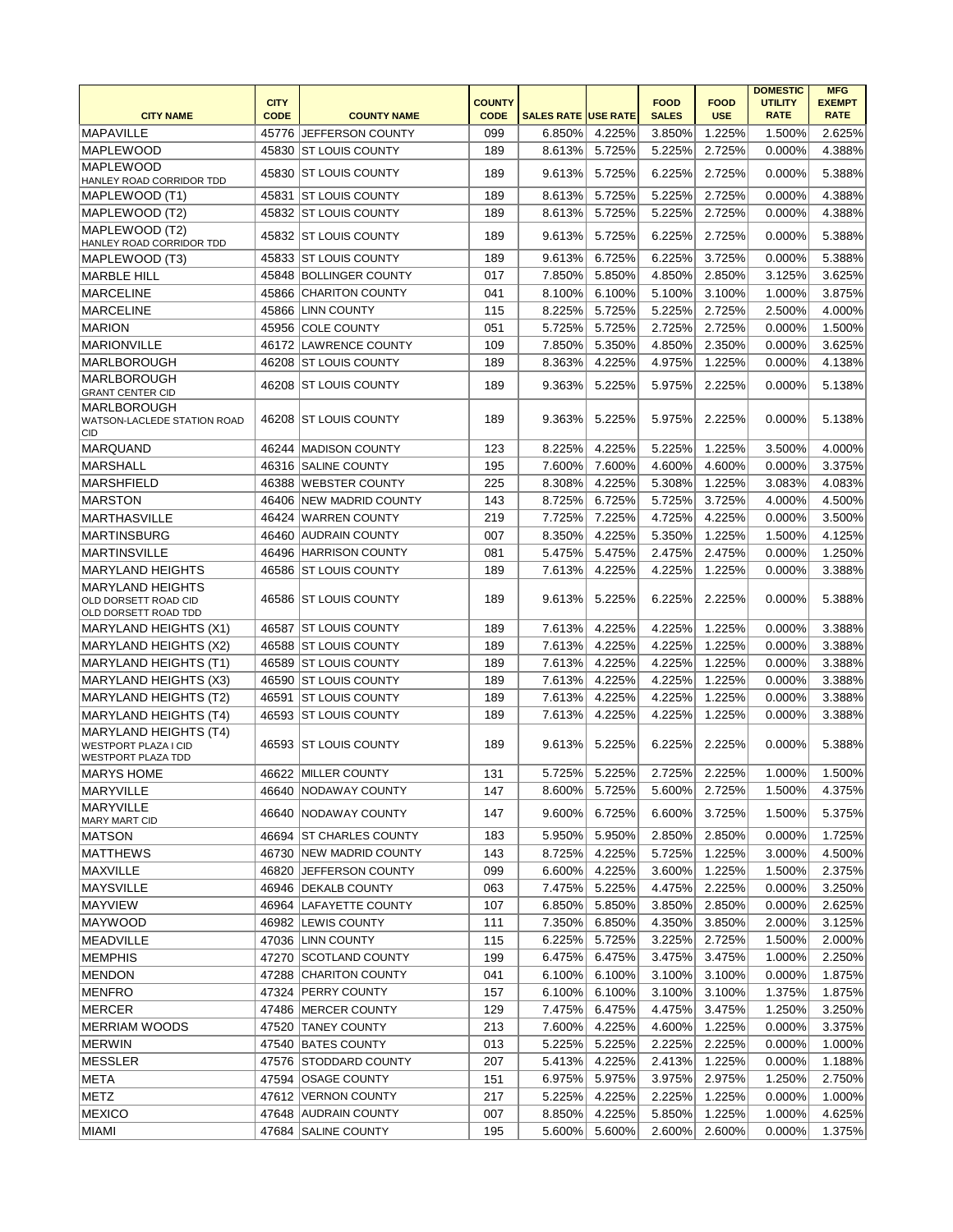| CITY NAME | CITY CODE | COUNTY NAME | COUNTY CODE | SALES RATE | USE RATE | FOOD SALES | FOOD USE | DOMESTIC UTILITY RATE | MFG EXEMPT RATE |
|---|---|---|---|---|---|---|---|---|---|
| MAPAVILLE | 45776 | JEFFERSON COUNTY | 099 | 6.850% | 4.225% | 3.850% | 1.225% | 1.500% | 2.625% |
| MAPLEWOOD | 45830 | ST LOUIS COUNTY | 189 | 8.613% | 5.725% | 5.225% | 2.725% | 0.000% | 4.388% |
| MAPLEWOOD HANLEY ROAD CORRIDOR TDD | 45830 | ST LOUIS COUNTY | 189 | 9.613% | 5.725% | 6.225% | 2.725% | 0.000% | 5.388% |
| MAPLEWOOD (T1) | 45831 | ST LOUIS COUNTY | 189 | 8.613% | 5.725% | 5.225% | 2.725% | 0.000% | 4.388% |
| MAPLEWOOD (T2) | 45832 | ST LOUIS COUNTY | 189 | 8.613% | 5.725% | 5.225% | 2.725% | 0.000% | 4.388% |
| MAPLEWOOD (T2) HANLEY ROAD CORRIDOR TDD | 45832 | ST LOUIS COUNTY | 189 | 9.613% | 5.725% | 6.225% | 2.725% | 0.000% | 5.388% |
| MAPLEWOOD (T3) | 45833 | ST LOUIS COUNTY | 189 | 9.613% | 6.725% | 6.225% | 3.725% | 0.000% | 5.388% |
| MARBLE HILL | 45848 | BOLLINGER COUNTY | 017 | 7.850% | 5.850% | 4.850% | 2.850% | 3.125% | 3.625% |
| MARCELINE | 45866 | CHARITON COUNTY | 041 | 8.100% | 6.100% | 5.100% | 3.100% | 1.000% | 3.875% |
| MARCELINE | 45866 | LINN COUNTY | 115 | 8.225% | 5.725% | 5.225% | 2.725% | 2.500% | 4.000% |
| MARION | 45956 | COLE COUNTY | 051 | 5.725% | 5.725% | 2.725% | 2.725% | 0.000% | 1.500% |
| MARIONVILLE | 46172 | LAWRENCE COUNTY | 109 | 7.850% | 5.350% | 4.850% | 2.350% | 0.000% | 3.625% |
| MARLBOROUGH | 46208 | ST LOUIS COUNTY | 189 | 8.363% | 4.225% | 4.975% | 1.225% | 0.000% | 4.138% |
| MARLBOROUGH GRANT CENTER CID | 46208 | ST LOUIS COUNTY | 189 | 9.363% | 5.225% | 5.975% | 2.225% | 0.000% | 5.138% |
| MARLBOROUGH WATSON-LACLEDE STATION ROAD CID | 46208 | ST LOUIS COUNTY | 189 | 9.363% | 5.225% | 5.975% | 2.225% | 0.000% | 5.138% |
| MARQUAND | 46244 | MADISON COUNTY | 123 | 8.225% | 4.225% | 5.225% | 1.225% | 3.500% | 4.000% |
| MARSHALL | 46316 | SALINE COUNTY | 195 | 7.600% | 7.600% | 4.600% | 4.600% | 0.000% | 3.375% |
| MARSHFIELD | 46388 | WEBSTER COUNTY | 225 | 8.308% | 4.225% | 5.308% | 1.225% | 3.083% | 4.083% |
| MARSTON | 46406 | NEW MADRID COUNTY | 143 | 8.725% | 6.725% | 5.725% | 3.725% | 4.000% | 4.500% |
| MARTHASVILLE | 46424 | WARREN COUNTY | 219 | 7.725% | 7.225% | 4.725% | 4.225% | 0.000% | 3.500% |
| MARTINSBURG | 46460 | AUDRAIN COUNTY | 007 | 8.350% | 4.225% | 5.350% | 1.225% | 1.500% | 4.125% |
| MARTINSVILLE | 46496 | HARRISON COUNTY | 081 | 5.475% | 5.475% | 2.475% | 2.475% | 0.000% | 1.250% |
| MARYLAND HEIGHTS | 46586 | ST LOUIS COUNTY | 189 | 7.613% | 4.225% | 4.225% | 1.225% | 0.000% | 3.388% |
| MARYLAND HEIGHTS OLD DORSETT ROAD CID OLD DORSETT ROAD TDD | 46586 | ST LOUIS COUNTY | 189 | 9.613% | 5.225% | 6.225% | 2.225% | 0.000% | 5.388% |
| MARYLAND HEIGHTS (X1) | 46587 | ST LOUIS COUNTY | 189 | 7.613% | 4.225% | 4.225% | 1.225% | 0.000% | 3.388% |
| MARYLAND HEIGHTS (X2) | 46588 | ST LOUIS COUNTY | 189 | 7.613% | 4.225% | 4.225% | 1.225% | 0.000% | 3.388% |
| MARYLAND HEIGHTS (T1) | 46589 | ST LOUIS COUNTY | 189 | 7.613% | 4.225% | 4.225% | 1.225% | 0.000% | 3.388% |
| MARYLAND HEIGHTS (X3) | 46590 | ST LOUIS COUNTY | 189 | 7.613% | 4.225% | 4.225% | 1.225% | 0.000% | 3.388% |
| MARYLAND HEIGHTS (T2) | 46591 | ST LOUIS COUNTY | 189 | 7.613% | 4.225% | 4.225% | 1.225% | 0.000% | 3.388% |
| MARYLAND HEIGHTS (T4) | 46593 | ST LOUIS COUNTY | 189 | 7.613% | 4.225% | 4.225% | 1.225% | 0.000% | 3.388% |
| MARYLAND HEIGHTS (T4) WESTPORT PLAZA I CID WESTPORT PLAZA TDD | 46593 | ST LOUIS COUNTY | 189 | 9.613% | 5.225% | 6.225% | 2.225% | 0.000% | 5.388% |
| MARYS HOME | 46622 | MILLER COUNTY | 131 | 5.725% | 5.225% | 2.725% | 2.225% | 1.000% | 1.500% |
| MARYVILLE | 46640 | NODAWAY COUNTY | 147 | 8.600% | 5.725% | 5.600% | 2.725% | 1.500% | 4.375% |
| MARYVILLE MARY MART CID | 46640 | NODAWAY COUNTY | 147 | 9.600% | 6.725% | 6.600% | 3.725% | 1.500% | 5.375% |
| MATSON | 46694 | ST CHARLES COUNTY | 183 | 5.950% | 5.950% | 2.850% | 2.850% | 0.000% | 1.725% |
| MATTHEWS | 46730 | NEW MADRID COUNTY | 143 | 8.725% | 4.225% | 5.725% | 1.225% | 3.000% | 4.500% |
| MAXVILLE | 46820 | JEFFERSON COUNTY | 099 | 6.600% | 4.225% | 3.600% | 1.225% | 1.500% | 2.375% |
| MAYSVILLE | 46946 | DEKALB COUNTY | 063 | 7.475% | 5.225% | 4.475% | 2.225% | 0.000% | 3.250% |
| MAYVIEW | 46964 | LAFAYETTE COUNTY | 107 | 6.850% | 5.850% | 3.850% | 2.850% | 0.000% | 2.625% |
| MAYWOOD | 46982 | LEWIS COUNTY | 111 | 7.350% | 6.850% | 4.350% | 3.850% | 2.000% | 3.125% |
| MEADVILLE | 47036 | LINN COUNTY | 115 | 6.225% | 5.725% | 3.225% | 2.725% | 1.500% | 2.000% |
| MEMPHIS | 47270 | SCOTLAND COUNTY | 199 | 6.475% | 6.475% | 3.475% | 3.475% | 1.000% | 2.250% |
| MENDON | 47288 | CHARITON COUNTY | 041 | 6.100% | 6.100% | 3.100% | 3.100% | 0.000% | 1.875% |
| MENFRO | 47324 | PERRY COUNTY | 157 | 6.100% | 6.100% | 3.100% | 3.100% | 1.375% | 1.875% |
| MERCER | 47486 | MERCER COUNTY | 129 | 7.475% | 6.475% | 4.475% | 3.475% | 1.250% | 3.250% |
| MERRIAM WOODS | 47520 | TANEY COUNTY | 213 | 7.600% | 4.225% | 4.600% | 1.225% | 0.000% | 3.375% |
| MERWIN | 47540 | BATES COUNTY | 013 | 5.225% | 5.225% | 2.225% | 2.225% | 0.000% | 1.000% |
| MESSLER | 47576 | STODDARD COUNTY | 207 | 5.413% | 4.225% | 2.413% | 1.225% | 0.000% | 1.188% |
| META | 47594 | OSAGE COUNTY | 151 | 6.975% | 5.975% | 3.975% | 2.975% | 1.250% | 2.750% |
| METZ | 47612 | VERNON COUNTY | 217 | 5.225% | 4.225% | 2.225% | 1.225% | 0.000% | 1.000% |
| MEXICO | 47648 | AUDRAIN COUNTY | 007 | 8.850% | 4.225% | 5.850% | 1.225% | 1.000% | 4.625% |
| MIAMI | 47684 | SALINE COUNTY | 195 | 5.600% | 5.600% | 2.600% | 2.600% | 0.000% | 1.375% |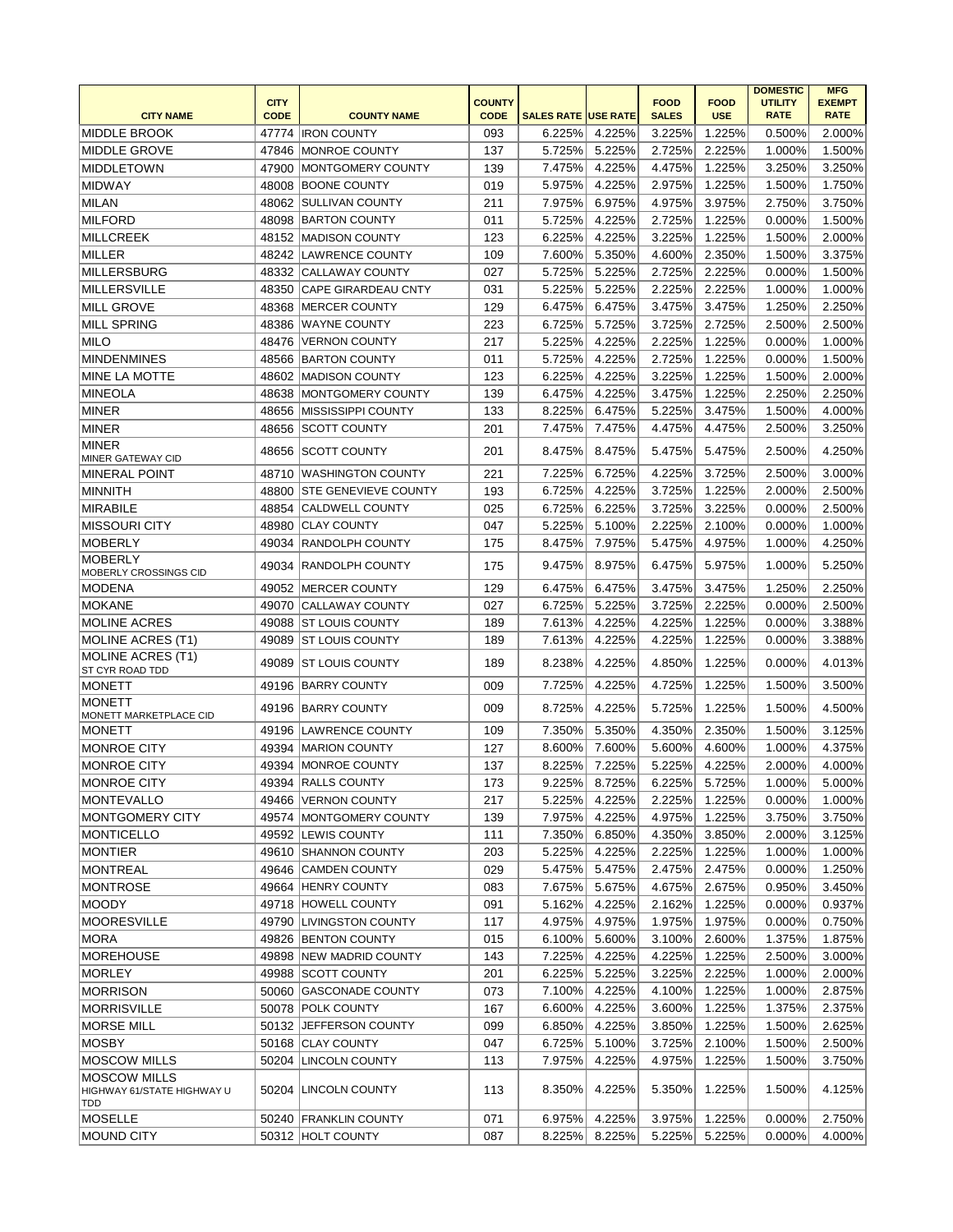| CITY NAME | CITY CODE | COUNTY NAME | COUNTY CODE | SALES RATE | USE RATE | FOOD SALES | FOOD USE | DOMESTIC UTILITY RATE | MFG EXEMPT RATE |
|---|---|---|---|---|---|---|---|---|---|
| MIDDLE BROOK | 47774 | IRON COUNTY | 093 | 6.225% | 4.225% | 3.225% | 1.225% | 0.500% | 2.000% |
| MIDDLE GROVE | 47846 | MONROE COUNTY | 137 | 5.725% | 5.225% | 2.725% | 2.225% | 1.000% | 1.500% |
| MIDDLETOWN | 47900 | MONTGOMERY COUNTY | 139 | 7.475% | 4.225% | 4.475% | 1.225% | 3.250% | 3.250% |
| MIDWAY | 48008 | BOONE COUNTY | 019 | 5.975% | 4.225% | 2.975% | 1.225% | 1.500% | 1.750% |
| MILAN | 48062 | SULLIVAN COUNTY | 211 | 7.975% | 6.975% | 4.975% | 3.975% | 2.750% | 3.750% |
| MILFORD | 48098 | BARTON COUNTY | 011 | 5.725% | 4.225% | 2.725% | 1.225% | 0.000% | 1.500% |
| MILLCREEK | 48152 | MADISON COUNTY | 123 | 6.225% | 4.225% | 3.225% | 1.225% | 1.500% | 2.000% |
| MILLER | 48242 | LAWRENCE COUNTY | 109 | 7.600% | 5.350% | 4.600% | 2.350% | 1.500% | 3.375% |
| MILLERSBURG | 48332 | CALLAWAY COUNTY | 027 | 5.725% | 5.225% | 2.725% | 2.225% | 0.000% | 1.500% |
| MILLERSVILLE | 48350 | CAPE GIRARDEAU CNTY | 031 | 5.225% | 5.225% | 2.225% | 2.225% | 1.000% | 1.000% |
| MILL GROVE | 48368 | MERCER COUNTY | 129 | 6.475% | 6.475% | 3.475% | 3.475% | 1.250% | 2.250% |
| MILL SPRING | 48386 | WAYNE COUNTY | 223 | 6.725% | 5.725% | 3.725% | 2.725% | 2.500% | 2.500% |
| MILO | 48476 | VERNON COUNTY | 217 | 5.225% | 4.225% | 2.225% | 1.225% | 0.000% | 1.000% |
| MINDENMINES | 48566 | BARTON COUNTY | 011 | 5.725% | 4.225% | 2.725% | 1.225% | 0.000% | 1.500% |
| MINE LA MOTTE | 48602 | MADISON COUNTY | 123 | 6.225% | 4.225% | 3.225% | 1.225% | 1.500% | 2.000% |
| MINEOLA | 48638 | MONTGOMERY COUNTY | 139 | 6.475% | 4.225% | 3.475% | 1.225% | 2.250% | 2.250% |
| MINER | 48656 | MISSISSIPPI COUNTY | 133 | 8.225% | 6.475% | 5.225% | 3.475% | 1.500% | 4.000% |
| MINER | 48656 | SCOTT COUNTY | 201 | 7.475% | 7.475% | 4.475% | 4.475% | 2.500% | 3.250% |
| MINER MINER GATEWAY CID | 48656 | SCOTT COUNTY | 201 | 8.475% | 8.475% | 5.475% | 5.475% | 2.500% | 4.250% |
| MINERAL POINT | 48710 | WASHINGTON COUNTY | 221 | 7.225% | 6.725% | 4.225% | 3.725% | 2.500% | 3.000% |
| MINNITH | 48800 | STE GENEVIEVE COUNTY | 193 | 6.725% | 4.225% | 3.725% | 1.225% | 2.000% | 2.500% |
| MIRABILE | 48854 | CALDWELL COUNTY | 025 | 6.725% | 6.225% | 3.725% | 3.225% | 0.000% | 2.500% |
| MISSOURI CITY | 48980 | CLAY COUNTY | 047 | 5.225% | 5.100% | 2.225% | 2.100% | 0.000% | 1.000% |
| MOBERLY | 49034 | RANDOLPH COUNTY | 175 | 8.475% | 7.975% | 5.475% | 4.975% | 1.000% | 4.250% |
| MOBERLY MOBERLY CROSSINGS CID | 49034 | RANDOLPH COUNTY | 175 | 9.475% | 8.975% | 6.475% | 5.975% | 1.000% | 5.250% |
| MODENA | 49052 | MERCER COUNTY | 129 | 6.475% | 6.475% | 3.475% | 3.475% | 1.250% | 2.250% |
| MOKANE | 49070 | CALLAWAY COUNTY | 027 | 6.725% | 5.225% | 3.725% | 2.225% | 0.000% | 2.500% |
| MOLINE ACRES | 49088 | ST LOUIS COUNTY | 189 | 7.613% | 4.225% | 4.225% | 1.225% | 0.000% | 3.388% |
| MOLINE ACRES (T1) | 49089 | ST LOUIS COUNTY | 189 | 7.613% | 4.225% | 4.225% | 1.225% | 0.000% | 3.388% |
| MOLINE ACRES (T1) ST CYR ROAD TDD | 49089 | ST LOUIS COUNTY | 189 | 8.238% | 4.225% | 4.850% | 1.225% | 0.000% | 4.013% |
| MONETT | 49196 | BARRY COUNTY | 009 | 7.725% | 4.225% | 4.725% | 1.225% | 1.500% | 3.500% |
| MONETT MONETT MARKETPLACE CID | 49196 | BARRY COUNTY | 009 | 8.725% | 4.225% | 5.725% | 1.225% | 1.500% | 4.500% |
| MONETT | 49196 | LAWRENCE COUNTY | 109 | 7.350% | 5.350% | 4.350% | 2.350% | 1.500% | 3.125% |
| MONROE CITY | 49394 | MARION COUNTY | 127 | 8.600% | 7.600% | 5.600% | 4.600% | 1.000% | 4.375% |
| MONROE CITY | 49394 | MONROE COUNTY | 137 | 8.225% | 7.225% | 5.225% | 4.225% | 2.000% | 4.000% |
| MONROE CITY | 49394 | RALLS COUNTY | 173 | 9.225% | 8.725% | 6.225% | 5.725% | 1.000% | 5.000% |
| MONTEVALLO | 49466 | VERNON COUNTY | 217 | 5.225% | 4.225% | 2.225% | 1.225% | 0.000% | 1.000% |
| MONTGOMERY CITY | 49574 | MONTGOMERY COUNTY | 139 | 7.975% | 4.225% | 4.975% | 1.225% | 3.750% | 3.750% |
| MONTICELLO | 49592 | LEWIS COUNTY | 111 | 7.350% | 6.850% | 4.350% | 3.850% | 2.000% | 3.125% |
| MONTIER | 49610 | SHANNON COUNTY | 203 | 5.225% | 4.225% | 2.225% | 1.225% | 1.000% | 1.000% |
| MONTREAL | 49646 | CAMDEN COUNTY | 029 | 5.475% | 5.475% | 2.475% | 2.475% | 0.000% | 1.250% |
| MONTROSE | 49664 | HENRY COUNTY | 083 | 7.675% | 5.675% | 4.675% | 2.675% | 0.950% | 3.450% |
| MOODY | 49718 | HOWELL COUNTY | 091 | 5.162% | 4.225% | 2.162% | 1.225% | 0.000% | 0.937% |
| MOORESVILLE | 49790 | LIVINGSTON COUNTY | 117 | 4.975% | 4.975% | 1.975% | 1.975% | 0.000% | 0.750% |
| MORA | 49826 | BENTON COUNTY | 015 | 6.100% | 5.600% | 3.100% | 2.600% | 1.375% | 1.875% |
| MOREHOUSE | 49898 | NEW MADRID COUNTY | 143 | 7.225% | 4.225% | 4.225% | 1.225% | 2.500% | 3.000% |
| MORLEY | 49988 | SCOTT COUNTY | 201 | 6.225% | 5.225% | 3.225% | 2.225% | 1.000% | 2.000% |
| MORRISON | 50060 | GASCONADE COUNTY | 073 | 7.100% | 4.225% | 4.100% | 1.225% | 1.000% | 2.875% |
| MORRISVILLE | 50078 | POLK COUNTY | 167 | 6.600% | 4.225% | 3.600% | 1.225% | 1.375% | 2.375% |
| MORSE MILL | 50132 | JEFFERSON COUNTY | 099 | 6.850% | 4.225% | 3.850% | 1.225% | 1.500% | 2.625% |
| MOSBY | 50168 | CLAY COUNTY | 047 | 6.725% | 5.100% | 3.725% | 2.100% | 1.500% | 2.500% |
| MOSCOW MILLS | 50204 | LINCOLN COUNTY | 113 | 7.975% | 4.225% | 4.975% | 1.225% | 1.500% | 3.750% |
| MOSCOW MILLS HIGHWAY 61/STATE HIGHWAY U TDD | 50204 | LINCOLN COUNTY | 113 | 8.350% | 4.225% | 5.350% | 1.225% | 1.500% | 4.125% |
| MOSELLE | 50240 | FRANKLIN COUNTY | 071 | 6.975% | 4.225% | 3.975% | 1.225% | 0.000% | 2.750% |
| MOUND CITY | 50312 | HOLT COUNTY | 087 | 8.225% | 8.225% | 5.225% | 5.225% | 0.000% | 4.000% |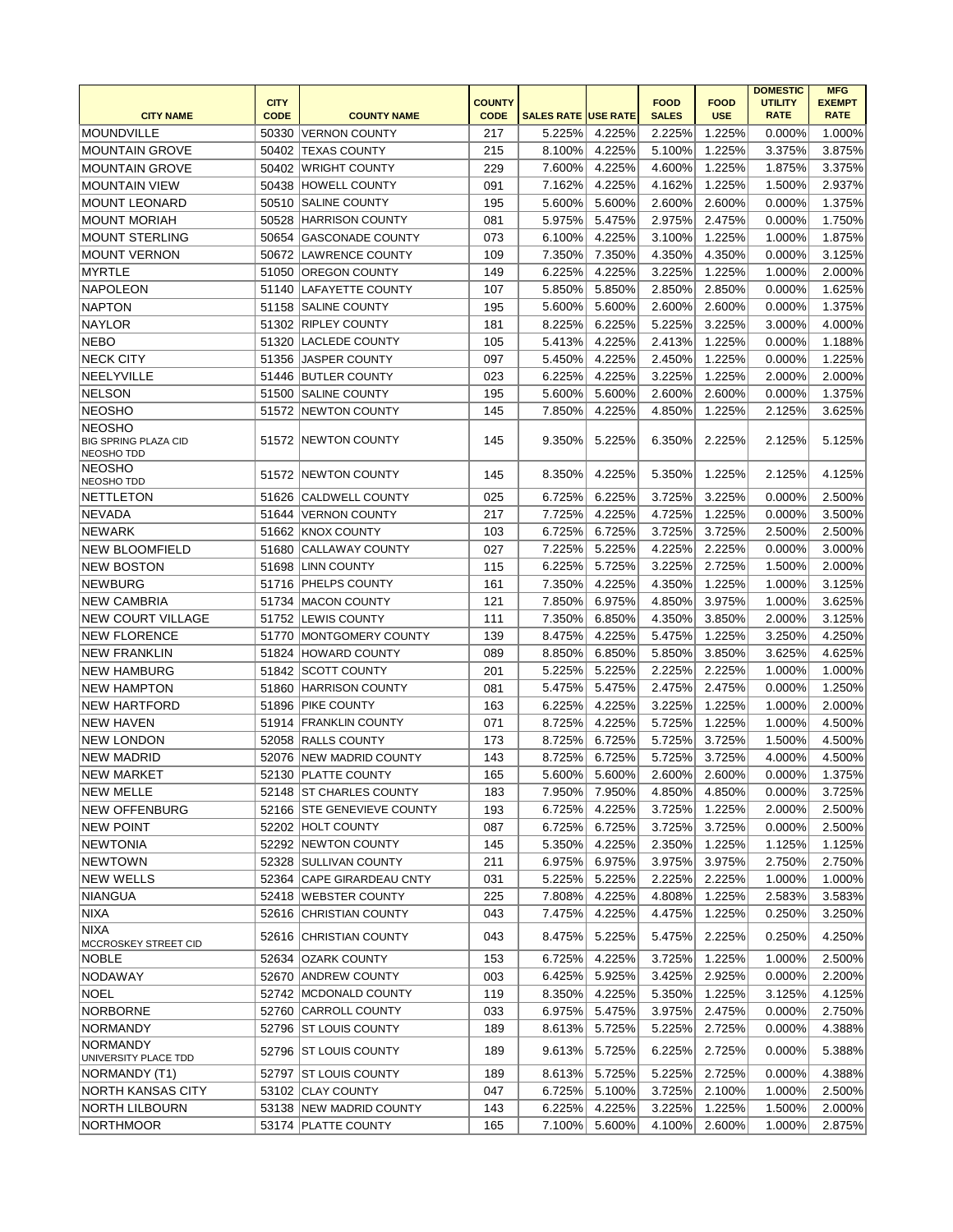| CITY NAME | CITY CODE | COUNTY NAME | COUNTY CODE | SALES RATE | USE RATE | FOOD SALES | FOOD USE | DOMESTIC UTILITY RATE | MFG EXEMPT RATE |
|---|---|---|---|---|---|---|---|---|---|
| MOUNDVILLE | 50330 | VERNON COUNTY | 217 | 5.225% | 4.225% | 2.225% | 1.225% | 0.000% | 1.000% |
| MOUNTAIN GROVE | 50402 | TEXAS COUNTY | 215 | 8.100% | 4.225% | 5.100% | 1.225% | 3.375% | 3.875% |
| MOUNTAIN GROVE | 50402 | WRIGHT COUNTY | 229 | 7.600% | 4.225% | 4.600% | 1.225% | 1.875% | 3.375% |
| MOUNTAIN VIEW | 50438 | HOWELL COUNTY | 091 | 7.162% | 4.225% | 4.162% | 1.225% | 1.500% | 2.937% |
| MOUNT LEONARD | 50510 | SALINE COUNTY | 195 | 5.600% | 5.600% | 2.600% | 2.600% | 0.000% | 1.375% |
| MOUNT MORIAH | 50528 | HARRISON COUNTY | 081 | 5.975% | 5.475% | 2.975% | 2.475% | 0.000% | 1.750% |
| MOUNT STERLING | 50654 | GASCONADE COUNTY | 073 | 6.100% | 4.225% | 3.100% | 1.225% | 1.000% | 1.875% |
| MOUNT VERNON | 50672 | LAWRENCE COUNTY | 109 | 7.350% | 7.350% | 4.350% | 4.350% | 0.000% | 3.125% |
| MYRTLE | 51050 | OREGON COUNTY | 149 | 6.225% | 4.225% | 3.225% | 1.225% | 1.000% | 2.000% |
| NAPOLEON | 51140 | LAFAYETTE COUNTY | 107 | 5.850% | 5.850% | 2.850% | 2.850% | 0.000% | 1.625% |
| NAPTON | 51158 | SALINE COUNTY | 195 | 5.600% | 5.600% | 2.600% | 2.600% | 0.000% | 1.375% |
| NAYLOR | 51302 | RIPLEY COUNTY | 181 | 8.225% | 6.225% | 5.225% | 3.225% | 3.000% | 4.000% |
| NEBO | 51320 | LACLEDE COUNTY | 105 | 5.413% | 4.225% | 2.413% | 1.225% | 0.000% | 1.188% |
| NECK CITY | 51356 | JASPER COUNTY | 097 | 5.450% | 4.225% | 2.450% | 1.225% | 0.000% | 1.225% |
| NEELYVILLE | 51446 | BUTLER COUNTY | 023 | 6.225% | 4.225% | 3.225% | 1.225% | 2.000% | 2.000% |
| NELSON | 51500 | SALINE COUNTY | 195 | 5.600% | 5.600% | 2.600% | 2.600% | 0.000% | 1.375% |
| NEOSHO | 51572 | NEWTON COUNTY | 145 | 7.850% | 4.225% | 4.850% | 1.225% | 2.125% | 3.625% |
| NEOSHO BIG SPRING PLAZA CID NEOSHO TDD | 51572 | NEWTON COUNTY | 145 | 9.350% | 5.225% | 6.350% | 2.225% | 2.125% | 5.125% |
| NEOSHO NEOSHO TDD | 51572 | NEWTON COUNTY | 145 | 8.350% | 4.225% | 5.350% | 1.225% | 2.125% | 4.125% |
| NETTLETON | 51626 | CALDWELL COUNTY | 025 | 6.725% | 6.225% | 3.725% | 3.225% | 0.000% | 2.500% |
| NEVADA | 51644 | VERNON COUNTY | 217 | 7.725% | 4.225% | 4.725% | 1.225% | 0.000% | 3.500% |
| NEWARK | 51662 | KNOX COUNTY | 103 | 6.725% | 6.725% | 3.725% | 3.725% | 2.500% | 2.500% |
| NEW BLOOMFIELD | 51680 | CALLAWAY COUNTY | 027 | 7.225% | 5.225% | 4.225% | 2.225% | 0.000% | 3.000% |
| NEW BOSTON | 51698 | LINN COUNTY | 115 | 6.225% | 5.725% | 3.225% | 2.725% | 1.500% | 2.000% |
| NEWBURG | 51716 | PHELPS COUNTY | 161 | 7.350% | 4.225% | 4.350% | 1.225% | 1.000% | 3.125% |
| NEW CAMBRIA | 51734 | MACON COUNTY | 121 | 7.850% | 6.975% | 4.850% | 3.975% | 1.000% | 3.625% |
| NEW COURT VILLAGE | 51752 | LEWIS COUNTY | 111 | 7.350% | 6.850% | 4.350% | 3.850% | 2.000% | 3.125% |
| NEW FLORENCE | 51770 | MONTGOMERY COUNTY | 139 | 8.475% | 4.225% | 5.475% | 1.225% | 3.250% | 4.250% |
| NEW FRANKLIN | 51824 | HOWARD COUNTY | 089 | 8.850% | 6.850% | 5.850% | 3.850% | 3.625% | 4.625% |
| NEW HAMBURG | 51842 | SCOTT COUNTY | 201 | 5.225% | 5.225% | 2.225% | 2.225% | 1.000% | 1.000% |
| NEW HAMPTON | 51860 | HARRISON COUNTY | 081 | 5.475% | 5.475% | 2.475% | 2.475% | 0.000% | 1.250% |
| NEW HARTFORD | 51896 | PIKE COUNTY | 163 | 6.225% | 4.225% | 3.225% | 1.225% | 1.000% | 2.000% |
| NEW HAVEN | 51914 | FRANKLIN COUNTY | 071 | 8.725% | 4.225% | 5.725% | 1.225% | 1.000% | 4.500% |
| NEW LONDON | 52058 | RALLS COUNTY | 173 | 8.725% | 6.725% | 5.725% | 3.725% | 1.500% | 4.500% |
| NEW MADRID | 52076 | NEW MADRID COUNTY | 143 | 8.725% | 6.725% | 5.725% | 3.725% | 4.000% | 4.500% |
| NEW MARKET | 52130 | PLATTE COUNTY | 165 | 5.600% | 5.600% | 2.600% | 2.600% | 0.000% | 1.375% |
| NEW MELLE | 52148 | ST CHARLES COUNTY | 183 | 7.950% | 7.950% | 4.850% | 4.850% | 0.000% | 3.725% |
| NEW OFFENBURG | 52166 | STE GENEVIEVE COUNTY | 193 | 6.725% | 4.225% | 3.725% | 1.225% | 2.000% | 2.500% |
| NEW POINT | 52202 | HOLT COUNTY | 087 | 6.725% | 6.725% | 3.725% | 3.725% | 0.000% | 2.500% |
| NEWTONIA | 52292 | NEWTON COUNTY | 145 | 5.350% | 4.225% | 2.350% | 1.225% | 1.125% | 1.125% |
| NEWTOWN | 52328 | SULLIVAN COUNTY | 211 | 6.975% | 6.975% | 3.975% | 3.975% | 2.750% | 2.750% |
| NEW WELLS | 52364 | CAPE GIRARDEAU CNTY | 031 | 5.225% | 5.225% | 2.225% | 2.225% | 1.000% | 1.000% |
| NIANGUA | 52418 | WEBSTER COUNTY | 225 | 7.808% | 4.225% | 4.808% | 1.225% | 2.583% | 3.583% |
| NIXA | 52616 | CHRISTIAN COUNTY | 043 | 7.475% | 4.225% | 4.475% | 1.225% | 0.250% | 3.250% |
| NIXA MCCROSKEY STREET CID | 52616 | CHRISTIAN COUNTY | 043 | 8.475% | 5.225% | 5.475% | 2.225% | 0.250% | 4.250% |
| NOBLE | 52634 | OZARK COUNTY | 153 | 6.725% | 4.225% | 3.725% | 1.225% | 1.000% | 2.500% |
| NODAWAY | 52670 | ANDREW COUNTY | 003 | 6.425% | 5.925% | 3.425% | 2.925% | 0.000% | 2.200% |
| NOEL | 52742 | MCDONALD COUNTY | 119 | 8.350% | 4.225% | 5.350% | 1.225% | 3.125% | 4.125% |
| NORBORNE | 52760 | CARROLL COUNTY | 033 | 6.975% | 5.475% | 3.975% | 2.475% | 0.000% | 2.750% |
| NORMANDY | 52796 | ST LOUIS COUNTY | 189 | 8.613% | 5.725% | 5.225% | 2.725% | 0.000% | 4.388% |
| NORMANDY UNIVERSITY PLACE TDD | 52796 | ST LOUIS COUNTY | 189 | 9.613% | 5.725% | 6.225% | 2.725% | 0.000% | 5.388% |
| NORMANDY (T1) | 52797 | ST LOUIS COUNTY | 189 | 8.613% | 5.725% | 5.225% | 2.725% | 0.000% | 4.388% |
| NORTH KANSAS CITY | 53102 | CLAY COUNTY | 047 | 6.725% | 5.100% | 3.725% | 2.100% | 1.000% | 2.500% |
| NORTH LILBOURN | 53138 | NEW MADRID COUNTY | 143 | 6.225% | 4.225% | 3.225% | 1.225% | 1.500% | 2.000% |
| NORTHMOOR | 53174 | PLATTE COUNTY | 165 | 7.100% | 5.600% | 4.100% | 2.600% | 1.000% | 2.875% |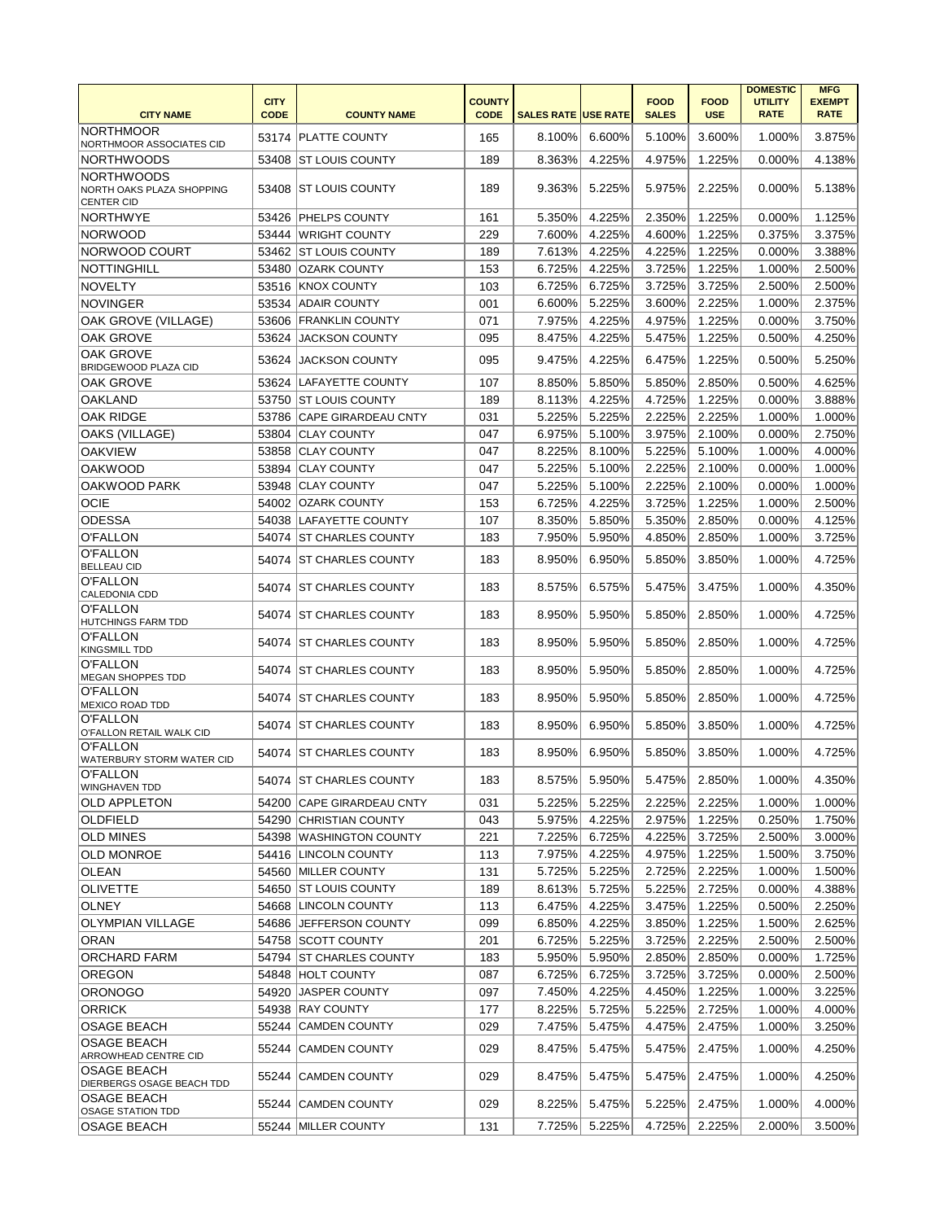| CITY NAME | CITY CODE | COUNTY NAME | COUNTY CODE | SALES RATE | USE RATE | FOOD SALES | FOOD USE | DOMESTIC UTILITY RATE | MFG EXEMPT RATE |
|---|---|---|---|---|---|---|---|---|---|
| NORTHMOOR NORTHMOOR ASSOCIATES CID | 53174 | PLATTE COUNTY | 165 | 8.100% | 6.600% | 5.100% | 3.600% | 1.000% | 3.875% |
| NORTHWOODS | 53408 | ST LOUIS COUNTY | 189 | 8.363% | 4.225% | 4.975% | 1.225% | 0.000% | 4.138% |
| NORTHWOODS NORTH OAKS PLAZA SHOPPING CENTER CID | 53408 | ST LOUIS COUNTY | 189 | 9.363% | 5.225% | 5.975% | 2.225% | 0.000% | 5.138% |
| NORTHWYE | 53426 | PHELPS COUNTY | 161 | 5.350% | 4.225% | 2.350% | 1.225% | 0.000% | 1.125% |
| NORWOOD | 53444 | WRIGHT COUNTY | 229 | 7.600% | 4.225% | 4.600% | 1.225% | 0.375% | 3.375% |
| NORWOOD COURT | 53462 | ST LOUIS COUNTY | 189 | 7.613% | 4.225% | 4.225% | 1.225% | 0.000% | 3.388% |
| NOTTINGHILL | 53480 | OZARK COUNTY | 153 | 6.725% | 4.225% | 3.725% | 1.225% | 1.000% | 2.500% |
| NOVELTY | 53516 | KNOX COUNTY | 103 | 6.725% | 6.725% | 3.725% | 3.725% | 2.500% | 2.500% |
| NOVINGER | 53534 | ADAIR COUNTY | 001 | 6.600% | 5.225% | 3.600% | 2.225% | 1.000% | 2.375% |
| OAK GROVE (VILLAGE) | 53606 | FRANKLIN COUNTY | 071 | 7.975% | 4.225% | 4.975% | 1.225% | 0.000% | 3.750% |
| OAK GROVE | 53624 | JACKSON COUNTY | 095 | 8.475% | 4.225% | 5.475% | 1.225% | 0.500% | 4.250% |
| OAK GROVE BRIDGEWOOD PLAZA CID | 53624 | JACKSON COUNTY | 095 | 9.475% | 4.225% | 6.475% | 1.225% | 0.500% | 5.250% |
| OAK GROVE | 53624 | LAFAYETTE COUNTY | 107 | 8.850% | 5.850% | 5.850% | 2.850% | 0.500% | 4.625% |
| OAKLAND | 53750 | ST LOUIS COUNTY | 189 | 8.113% | 4.225% | 4.725% | 1.225% | 0.000% | 3.888% |
| OAK RIDGE | 53786 | CAPE GIRARDEAU CNTY | 031 | 5.225% | 5.225% | 2.225% | 2.225% | 1.000% | 1.000% |
| OAKS (VILLAGE) | 53804 | CLAY COUNTY | 047 | 6.975% | 5.100% | 3.975% | 2.100% | 0.000% | 2.750% |
| OAKVIEW | 53858 | CLAY COUNTY | 047 | 8.225% | 8.100% | 5.225% | 5.100% | 1.000% | 4.000% |
| OAKWOOD | 53894 | CLAY COUNTY | 047 | 5.225% | 5.100% | 2.225% | 2.100% | 0.000% | 1.000% |
| OAKWOOD PARK | 53948 | CLAY COUNTY | 047 | 5.225% | 5.100% | 2.225% | 2.100% | 0.000% | 1.000% |
| OCIE | 54002 | OZARK COUNTY | 153 | 6.725% | 4.225% | 3.725% | 1.225% | 1.000% | 2.500% |
| ODESSA | 54038 | LAFAYETTE COUNTY | 107 | 8.350% | 5.850% | 5.350% | 2.850% | 0.000% | 4.125% |
| O'FALLON | 54074 | ST CHARLES COUNTY | 183 | 7.950% | 5.950% | 4.850% | 2.850% | 1.000% | 3.725% |
| O'FALLON BELLEAU CID | 54074 | ST CHARLES COUNTY | 183 | 8.950% | 6.950% | 5.850% | 3.850% | 1.000% | 4.725% |
| O'FALLON CALEDONIA CDD | 54074 | ST CHARLES COUNTY | 183 | 8.575% | 6.575% | 5.475% | 3.475% | 1.000% | 4.350% |
| O'FALLON HUTCHINGS FARM TDD | 54074 | ST CHARLES COUNTY | 183 | 8.950% | 5.950% | 5.850% | 2.850% | 1.000% | 4.725% |
| O'FALLON KINGSMILL TDD | 54074 | ST CHARLES COUNTY | 183 | 8.950% | 5.950% | 5.850% | 2.850% | 1.000% | 4.725% |
| O'FALLON MEGAN SHOPPES TDD | 54074 | ST CHARLES COUNTY | 183 | 8.950% | 5.950% | 5.850% | 2.850% | 1.000% | 4.725% |
| O'FALLON MEXICO ROAD TDD | 54074 | ST CHARLES COUNTY | 183 | 8.950% | 5.950% | 5.850% | 2.850% | 1.000% | 4.725% |
| O'FALLON O'FALLON RETAIL WALK CID | 54074 | ST CHARLES COUNTY | 183 | 8.950% | 6.950% | 5.850% | 3.850% | 1.000% | 4.725% |
| O'FALLON WATERBURY STORM WATER CID | 54074 | ST CHARLES COUNTY | 183 | 8.950% | 6.950% | 5.850% | 3.850% | 1.000% | 4.725% |
| O'FALLON WINGHAVEN TDD | 54074 | ST CHARLES COUNTY | 183 | 8.575% | 5.950% | 5.475% | 2.850% | 1.000% | 4.350% |
| OLD APPLETON | 54200 | CAPE GIRARDEAU CNTY | 031 | 5.225% | 5.225% | 2.225% | 2.225% | 1.000% | 1.000% |
| OLDFIELD | 54290 | CHRISTIAN COUNTY | 043 | 5.975% | 4.225% | 2.975% | 1.225% | 0.250% | 1.750% |
| OLD MINES | 54398 | WASHINGTON COUNTY | 221 | 7.225% | 6.725% | 4.225% | 3.725% | 2.500% | 3.000% |
| OLD MONROE | 54416 | LINCOLN COUNTY | 113 | 7.975% | 4.225% | 4.975% | 1.225% | 1.500% | 3.750% |
| OLEAN | 54560 | MILLER COUNTY | 131 | 5.725% | 5.225% | 2.725% | 2.225% | 1.000% | 1.500% |
| OLIVETTE | 54650 | ST LOUIS COUNTY | 189 | 8.613% | 5.725% | 5.225% | 2.725% | 0.000% | 4.388% |
| OLNEY | 54668 | LINCOLN COUNTY | 113 | 6.475% | 4.225% | 3.475% | 1.225% | 0.500% | 2.250% |
| OLYMPIAN VILLAGE | 54686 | JEFFERSON COUNTY | 099 | 6.850% | 4.225% | 3.850% | 1.225% | 1.500% | 2.625% |
| ORAN | 54758 | SCOTT COUNTY | 201 | 6.725% | 5.225% | 3.725% | 2.225% | 2.500% | 2.500% |
| ORCHARD FARM | 54794 | ST CHARLES COUNTY | 183 | 5.950% | 5.950% | 2.850% | 2.850% | 0.000% | 1.725% |
| OREGON | 54848 | HOLT COUNTY | 087 | 6.725% | 6.725% | 3.725% | 3.725% | 0.000% | 2.500% |
| ORONOGO | 54920 | JASPER COUNTY | 097 | 7.450% | 4.225% | 4.450% | 1.225% | 1.000% | 3.225% |
| ORRICK | 54938 | RAY COUNTY | 177 | 8.225% | 5.725% | 5.225% | 2.725% | 1.000% | 4.000% |
| OSAGE BEACH | 55244 | CAMDEN COUNTY | 029 | 7.475% | 5.475% | 4.475% | 2.475% | 1.000% | 3.250% |
| OSAGE BEACH ARROWHEAD CENTRE CID | 55244 | CAMDEN COUNTY | 029 | 8.475% | 5.475% | 5.475% | 2.475% | 1.000% | 4.250% |
| OSAGE BEACH DIERBERGS OSAGE BEACH TDD | 55244 | CAMDEN COUNTY | 029 | 8.475% | 5.475% | 5.475% | 2.475% | 1.000% | 4.250% |
| OSAGE BEACH OSAGE STATION TDD | 55244 | CAMDEN COUNTY | 029 | 8.225% | 5.475% | 5.225% | 2.475% | 1.000% | 4.000% |
| OSAGE BEACH | 55244 | MILLER COUNTY | 131 | 7.725% | 5.225% | 4.725% | 2.225% | 2.000% | 3.500% |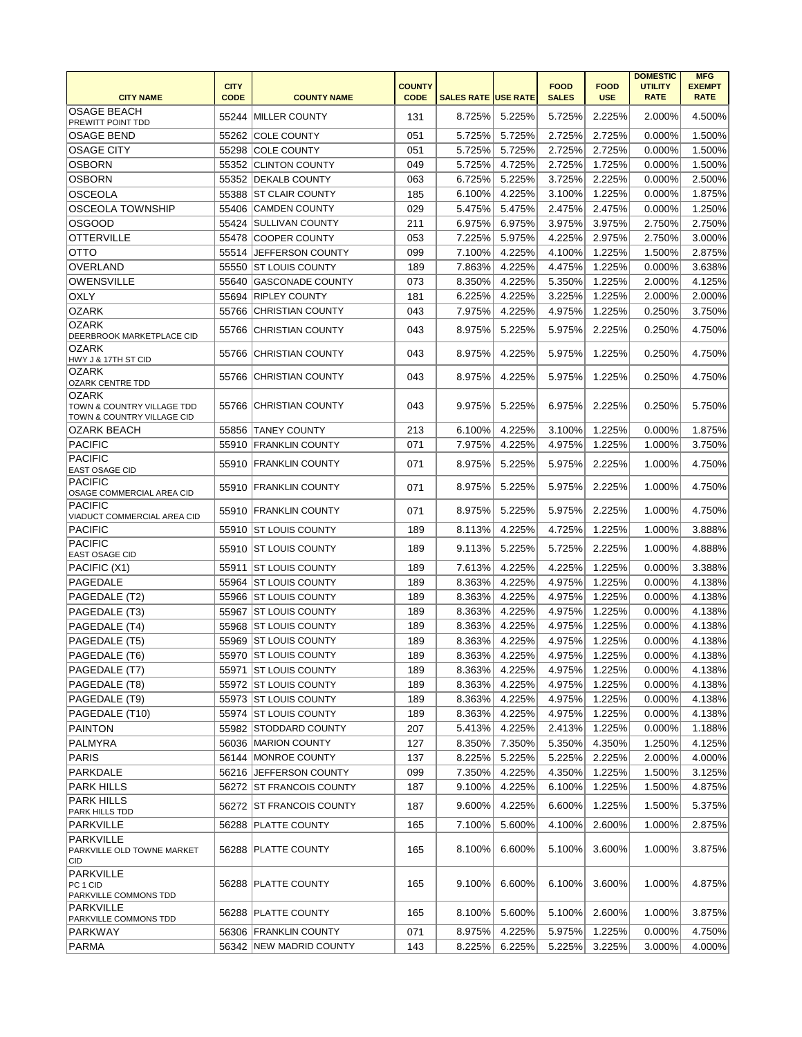| CITY NAME | CITY CODE | COUNTY NAME | COUNTY CODE | SALES RATE | USE RATE | FOOD SALES | FOOD USE | DOMESTIC UTILITY RATE | MFG EXEMPT RATE |
|---|---|---|---|---|---|---|---|---|---|
| OSAGE BEACH PREWITT POINT TDD | 55244 | MILLER COUNTY | 131 | 8.725% | 5.225% | 5.725% | 2.225% | 2.000% | 4.500% |
| OSAGE BEND | 55262 | COLE COUNTY | 051 | 5.725% | 5.725% | 2.725% | 2.725% | 0.000% | 1.500% |
| OSAGE CITY | 55298 | COLE COUNTY | 051 | 5.725% | 5.725% | 2.725% | 2.725% | 0.000% | 1.500% |
| OSBORN | 55352 | CLINTON COUNTY | 049 | 5.725% | 4.725% | 2.725% | 1.725% | 0.000% | 1.500% |
| OSBORN | 55352 | DEKALB COUNTY | 063 | 6.725% | 5.225% | 3.725% | 2.225% | 0.000% | 2.500% |
| OSCEOLA | 55388 | ST CLAIR COUNTY | 185 | 6.100% | 4.225% | 3.100% | 1.225% | 0.000% | 1.875% |
| OSCEOLA TOWNSHIP | 55406 | CAMDEN COUNTY | 029 | 5.475% | 5.475% | 2.475% | 2.475% | 0.000% | 1.250% |
| OSGOOD | 55424 | SULLIVAN COUNTY | 211 | 6.975% | 6.975% | 3.975% | 3.975% | 2.750% | 2.750% |
| OTTERVILLE | 55478 | COOPER COUNTY | 053 | 7.225% | 5.975% | 4.225% | 2.975% | 2.750% | 3.000% |
| OTTO | 55514 | JEFFERSON COUNTY | 099 | 7.100% | 4.225% | 4.100% | 1.225% | 1.500% | 2.875% |
| OVERLAND | 55550 | ST LOUIS COUNTY | 189 | 7.863% | 4.225% | 4.475% | 1.225% | 0.000% | 3.638% |
| OWENSVILLE | 55640 | GASCONADE COUNTY | 073 | 8.350% | 4.225% | 5.350% | 1.225% | 2.000% | 4.125% |
| OXLY | 55694 | RIPLEY COUNTY | 181 | 6.225% | 4.225% | 3.225% | 1.225% | 2.000% | 2.000% |
| OZARK | 55766 | CHRISTIAN COUNTY | 043 | 7.975% | 4.225% | 4.975% | 1.225% | 0.250% | 3.750% |
| OZARK DEERBROOK MARKETPLACE CID | 55766 | CHRISTIAN COUNTY | 043 | 8.975% | 5.225% | 5.975% | 2.225% | 0.250% | 4.750% |
| OZARK HWY J & 17TH ST CID | 55766 | CHRISTIAN COUNTY | 043 | 8.975% | 4.225% | 5.975% | 1.225% | 0.250% | 4.750% |
| OZARK OZARK CENTRE TDD | 55766 | CHRISTIAN COUNTY | 043 | 8.975% | 4.225% | 5.975% | 1.225% | 0.250% | 4.750% |
| OZARK TOWN & COUNTRY VILLAGE TDD TOWN & COUNTRY VILLAGE CID | 55766 | CHRISTIAN COUNTY | 043 | 9.975% | 5.225% | 6.975% | 2.225% | 0.250% | 5.750% |
| OZARK BEACH | 55856 | TANEY COUNTY | 213 | 6.100% | 4.225% | 3.100% | 1.225% | 0.000% | 1.875% |
| PACIFIC | 55910 | FRANKLIN COUNTY | 071 | 7.975% | 4.225% | 4.975% | 1.225% | 1.000% | 3.750% |
| PACIFIC EAST OSAGE CID | 55910 | FRANKLIN COUNTY | 071 | 8.975% | 5.225% | 5.975% | 2.225% | 1.000% | 4.750% |
| PACIFIC OSAGE COMMERCIAL AREA CID | 55910 | FRANKLIN COUNTY | 071 | 8.975% | 5.225% | 5.975% | 2.225% | 1.000% | 4.750% |
| PACIFIC VIADUCT COMMERCIAL AREA CID | 55910 | FRANKLIN COUNTY | 071 | 8.975% | 5.225% | 5.975% | 2.225% | 1.000% | 4.750% |
| PACIFIC | 55910 | ST LOUIS COUNTY | 189 | 8.113% | 4.225% | 4.725% | 1.225% | 1.000% | 3.888% |
| PACIFIC EAST OSAGE CID | 55910 | ST LOUIS COUNTY | 189 | 9.113% | 5.225% | 5.725% | 2.225% | 1.000% | 4.888% |
| PACIFIC (X1) | 55911 | ST LOUIS COUNTY | 189 | 7.613% | 4.225% | 4.225% | 1.225% | 0.000% | 3.388% |
| PAGEDALE | 55964 | ST LOUIS COUNTY | 189 | 8.363% | 4.225% | 4.975% | 1.225% | 0.000% | 4.138% |
| PAGEDALE (T2) | 55966 | ST LOUIS COUNTY | 189 | 8.363% | 4.225% | 4.975% | 1.225% | 0.000% | 4.138% |
| PAGEDALE (T3) | 55967 | ST LOUIS COUNTY | 189 | 8.363% | 4.225% | 4.975% | 1.225% | 0.000% | 4.138% |
| PAGEDALE (T4) | 55968 | ST LOUIS COUNTY | 189 | 8.363% | 4.225% | 4.975% | 1.225% | 0.000% | 4.138% |
| PAGEDALE (T5) | 55969 | ST LOUIS COUNTY | 189 | 8.363% | 4.225% | 4.975% | 1.225% | 0.000% | 4.138% |
| PAGEDALE (T6) | 55970 | ST LOUIS COUNTY | 189 | 8.363% | 4.225% | 4.975% | 1.225% | 0.000% | 4.138% |
| PAGEDALE (T7) | 55971 | ST LOUIS COUNTY | 189 | 8.363% | 4.225% | 4.975% | 1.225% | 0.000% | 4.138% |
| PAGEDALE (T8) | 55972 | ST LOUIS COUNTY | 189 | 8.363% | 4.225% | 4.975% | 1.225% | 0.000% | 4.138% |
| PAGEDALE (T9) | 55973 | ST LOUIS COUNTY | 189 | 8.363% | 4.225% | 4.975% | 1.225% | 0.000% | 4.138% |
| PAGEDALE (T10) | 55974 | ST LOUIS COUNTY | 189 | 8.363% | 4.225% | 4.975% | 1.225% | 0.000% | 4.138% |
| PAINTON | 55982 | STODDARD COUNTY | 207 | 5.413% | 4.225% | 2.413% | 1.225% | 0.000% | 1.188% |
| PALMYRA | 56036 | MARION COUNTY | 127 | 8.350% | 7.350% | 5.350% | 4.350% | 1.250% | 4.125% |
| PARIS | 56144 | MONROE COUNTY | 137 | 8.225% | 5.225% | 5.225% | 2.225% | 2.000% | 4.000% |
| PARKDALE | 56216 | JEFFERSON COUNTY | 099 | 7.350% | 4.225% | 4.350% | 1.225% | 1.500% | 3.125% |
| PARK HILLS | 56272 | ST FRANCOIS COUNTY | 187 | 9.100% | 4.225% | 6.100% | 1.225% | 1.500% | 4.875% |
| PARK HILLS PARK HILLS TDD | 56272 | ST FRANCOIS COUNTY | 187 | 9.600% | 4.225% | 6.600% | 1.225% | 1.500% | 5.375% |
| PARKVILLE | 56288 | PLATTE COUNTY | 165 | 7.100% | 5.600% | 4.100% | 2.600% | 1.000% | 2.875% |
| PARKVILLE PARKVILLE OLD TOWNE MARKET CID | 56288 | PLATTE COUNTY | 165 | 8.100% | 6.600% | 5.100% | 3.600% | 1.000% | 3.875% |
| PARKVILLE PC 1 CID PARKVILLE COMMONS TDD | 56288 | PLATTE COUNTY | 165 | 9.100% | 6.600% | 6.100% | 3.600% | 1.000% | 4.875% |
| PARKVILLE PARKVILLE COMMONS TDD | 56288 | PLATTE COUNTY | 165 | 8.100% | 5.600% | 5.100% | 2.600% | 1.000% | 3.875% |
| PARKWAY | 56306 | FRANKLIN COUNTY | 071 | 8.975% | 4.225% | 5.975% | 1.225% | 0.000% | 4.750% |
| PARMA | 56342 | NEW MADRID COUNTY | 143 | 8.225% | 6.225% | 5.225% | 3.225% | 3.000% | 4.000% |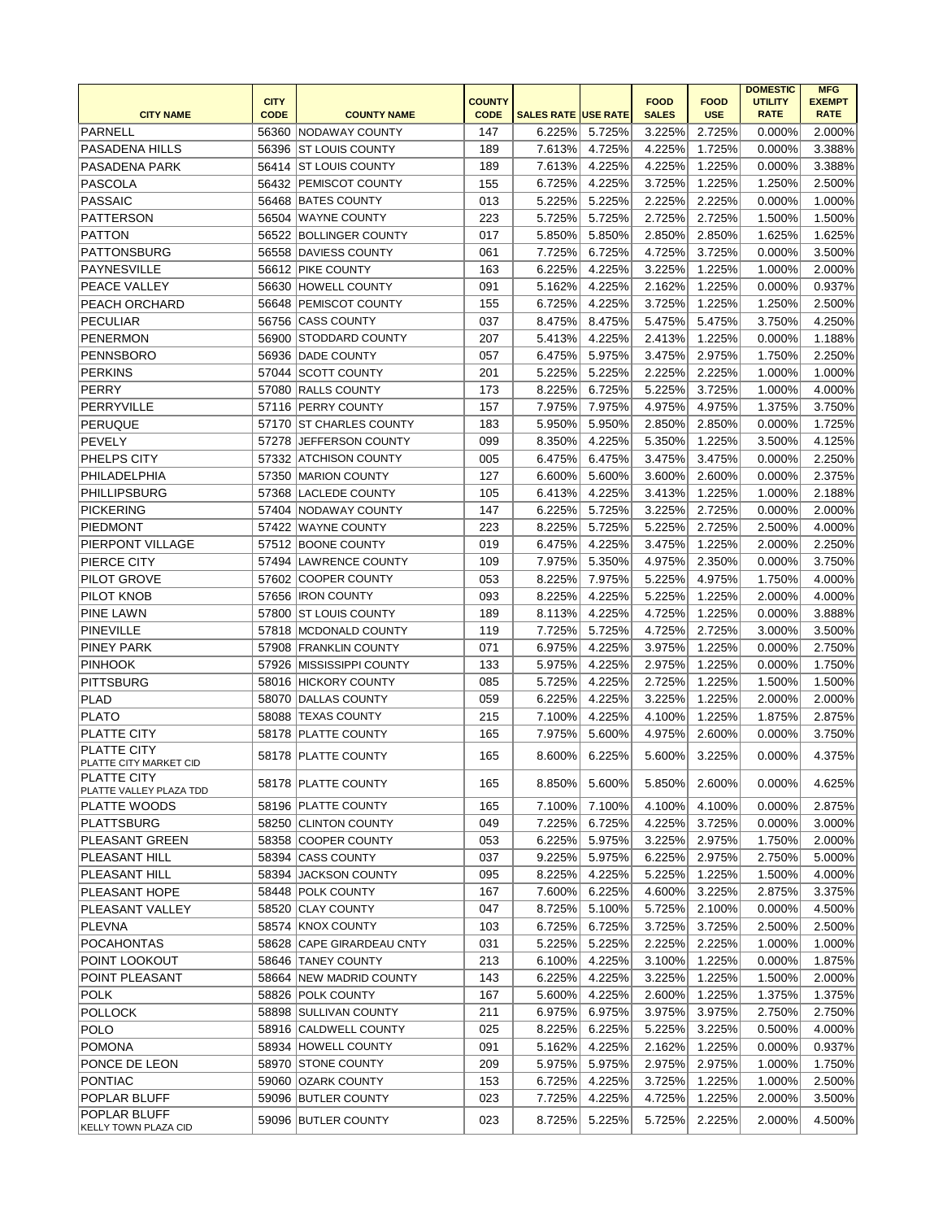| CITY NAME | CITY CODE | COUNTY NAME | COUNTY CODE | SALES RATE | USE RATE | FOOD SALES | FOOD USE | DOMESTIC UTILITY RATE | MFG EXEMPT RATE |
|---|---|---|---|---|---|---|---|---|---|
| PARNELL | 56360 | NODAWAY COUNTY | 147 | 6.225% | 5.725% | 3.225% | 2.725% | 0.000% | 2.000% |
| PASADENA HILLS | 56396 | ST LOUIS COUNTY | 189 | 7.613% | 4.725% | 4.225% | 1.725% | 0.000% | 3.388% |
| PASADENA PARK | 56414 | ST LOUIS COUNTY | 189 | 7.613% | 4.225% | 4.225% | 1.225% | 0.000% | 3.388% |
| PASCOLA | 56432 | PEMISCOT COUNTY | 155 | 6.725% | 4.225% | 3.725% | 1.225% | 1.250% | 2.500% |
| PASSAIC | 56468 | BATES COUNTY | 013 | 5.225% | 5.225% | 2.225% | 2.225% | 0.000% | 1.000% |
| PATTERSON | 56504 | WAYNE COUNTY | 223 | 5.725% | 5.725% | 2.725% | 2.725% | 1.500% | 1.500% |
| PATTON | 56522 | BOLLINGER COUNTY | 017 | 5.850% | 5.850% | 2.850% | 2.850% | 1.625% | 1.625% |
| PATTONSBURG | 56558 | DAVIESS COUNTY | 061 | 7.725% | 6.725% | 4.725% | 3.725% | 0.000% | 3.500% |
| PAYNESVILLE | 56612 | PIKE COUNTY | 163 | 6.225% | 4.225% | 3.225% | 1.225% | 1.000% | 2.000% |
| PEACE VALLEY | 56630 | HOWELL COUNTY | 091 | 5.162% | 4.225% | 2.162% | 1.225% | 0.000% | 0.937% |
| PEACH ORCHARD | 56648 | PEMISCOT COUNTY | 155 | 6.725% | 4.225% | 3.725% | 1.225% | 1.250% | 2.500% |
| PECULIAR | 56756 | CASS COUNTY | 037 | 8.475% | 8.475% | 5.475% | 5.475% | 3.750% | 4.250% |
| PENERMON | 56900 | STODDARD COUNTY | 207 | 5.413% | 4.225% | 2.413% | 1.225% | 0.000% | 1.188% |
| PENNSBORO | 56936 | DADE COUNTY | 057 | 6.475% | 5.975% | 3.475% | 2.975% | 1.750% | 2.250% |
| PERKINS | 57044 | SCOTT COUNTY | 201 | 5.225% | 5.225% | 2.225% | 2.225% | 1.000% | 1.000% |
| PERRY | 57080 | RALLS COUNTY | 173 | 8.225% | 6.725% | 5.225% | 3.725% | 1.000% | 4.000% |
| PERRYVILLE | 57116 | PERRY COUNTY | 157 | 7.975% | 7.975% | 4.975% | 4.975% | 1.375% | 3.750% |
| PERUQUE | 57170 | ST CHARLES COUNTY | 183 | 5.950% | 5.950% | 2.850% | 2.850% | 0.000% | 1.725% |
| PEVELY | 57278 | JEFFERSON COUNTY | 099 | 8.350% | 4.225% | 5.350% | 1.225% | 3.500% | 4.125% |
| PHELPS CITY | 57332 | ATCHISON COUNTY | 005 | 6.475% | 6.475% | 3.475% | 3.475% | 0.000% | 2.250% |
| PHILADELPHIA | 57350 | MARION COUNTY | 127 | 6.600% | 5.600% | 3.600% | 2.600% | 0.000% | 2.375% |
| PHILLIPSBURG | 57368 | LACLEDE COUNTY | 105 | 6.413% | 4.225% | 3.413% | 1.225% | 1.000% | 2.188% |
| PICKERING | 57404 | NODAWAY COUNTY | 147 | 6.225% | 5.725% | 3.225% | 2.725% | 0.000% | 2.000% |
| PIEDMONT | 57422 | WAYNE COUNTY | 223 | 8.225% | 5.725% | 5.225% | 2.725% | 2.500% | 4.000% |
| PIERPONT VILLAGE | 57512 | BOONE COUNTY | 019 | 6.475% | 4.225% | 3.475% | 1.225% | 2.000% | 2.250% |
| PIERCE CITY | 57494 | LAWRENCE COUNTY | 109 | 7.975% | 5.350% | 4.975% | 2.350% | 0.000% | 3.750% |
| PILOT GROVE | 57602 | COOPER COUNTY | 053 | 8.225% | 7.975% | 5.225% | 4.975% | 1.750% | 4.000% |
| PILOT KNOB | 57656 | IRON COUNTY | 093 | 8.225% | 4.225% | 5.225% | 1.225% | 2.000% | 4.000% |
| PINE LAWN | 57800 | ST LOUIS COUNTY | 189 | 8.113% | 4.225% | 4.725% | 1.225% | 0.000% | 3.888% |
| PINEVILLE | 57818 | MCDONALD COUNTY | 119 | 7.725% | 5.725% | 4.725% | 2.725% | 3.000% | 3.500% |
| PINEY PARK | 57908 | FRANKLIN COUNTY | 071 | 6.975% | 4.225% | 3.975% | 1.225% | 0.000% | 2.750% |
| PINHOOK | 57926 | MISSISSIPPI COUNTY | 133 | 5.975% | 4.225% | 2.975% | 1.225% | 0.000% | 1.750% |
| PITTSBURG | 58016 | HICKORY COUNTY | 085 | 5.725% | 4.225% | 2.725% | 1.225% | 1.500% | 1.500% |
| PLAD | 58070 | DALLAS COUNTY | 059 | 6.225% | 4.225% | 3.225% | 1.225% | 2.000% | 2.000% |
| PLATO | 58088 | TEXAS COUNTY | 215 | 7.100% | 4.225% | 4.100% | 1.225% | 1.875% | 2.875% |
| PLATTE CITY | 58178 | PLATTE COUNTY | 165 | 7.975% | 5.600% | 4.975% | 2.600% | 0.000% | 3.750% |
| PLATTE CITY PLATTE CITY MARKET CID | 58178 | PLATTE COUNTY | 165 | 8.600% | 6.225% | 5.600% | 3.225% | 0.000% | 4.375% |
| PLATTE CITY PLATTE VALLEY PLAZA TDD | 58178 | PLATTE COUNTY | 165 | 8.850% | 5.600% | 5.850% | 2.600% | 0.000% | 4.625% |
| PLATTE WOODS | 58196 | PLATTE COUNTY | 165 | 7.100% | 7.100% | 4.100% | 4.100% | 0.000% | 2.875% |
| PLATTSBURG | 58250 | CLINTON COUNTY | 049 | 7.225% | 6.725% | 4.225% | 3.725% | 0.000% | 3.000% |
| PLEASANT GREEN | 58358 | COOPER COUNTY | 053 | 6.225% | 5.975% | 3.225% | 2.975% | 1.750% | 2.000% |
| PLEASANT HILL | 58394 | CASS COUNTY | 037 | 9.225% | 5.975% | 6.225% | 2.975% | 2.750% | 5.000% |
| PLEASANT HILL | 58394 | JACKSON COUNTY | 095 | 8.225% | 4.225% | 5.225% | 1.225% | 1.500% | 4.000% |
| PLEASANT HOPE | 58448 | POLK COUNTY | 167 | 7.600% | 6.225% | 4.600% | 3.225% | 2.875% | 3.375% |
| PLEASANT VALLEY | 58520 | CLAY COUNTY | 047 | 8.725% | 5.100% | 5.725% | 2.100% | 0.000% | 4.500% |
| PLEVNA | 58574 | KNOX COUNTY | 103 | 6.725% | 6.725% | 3.725% | 3.725% | 2.500% | 2.500% |
| POCAHONTAS | 58628 | CAPE GIRARDEAU CNTY | 031 | 5.225% | 5.225% | 2.225% | 2.225% | 1.000% | 1.000% |
| POINT LOOKOUT | 58646 | TANEY COUNTY | 213 | 6.100% | 4.225% | 3.100% | 1.225% | 0.000% | 1.875% |
| POINT PLEASANT | 58664 | NEW MADRID COUNTY | 143 | 6.225% | 4.225% | 3.225% | 1.225% | 1.500% | 2.000% |
| POLK | 58826 | POLK COUNTY | 167 | 5.600% | 4.225% | 2.600% | 1.225% | 1.375% | 1.375% |
| POLLOCK | 58898 | SULLIVAN COUNTY | 211 | 6.975% | 6.975% | 3.975% | 3.975% | 2.750% | 2.750% |
| POLO | 58916 | CALDWELL COUNTY | 025 | 8.225% | 6.225% | 5.225% | 3.225% | 0.500% | 4.000% |
| POMONA | 58934 | HOWELL COUNTY | 091 | 5.162% | 4.225% | 2.162% | 1.225% | 0.000% | 0.937% |
| PONCE DE LEON | 58970 | STONE COUNTY | 209 | 5.975% | 5.975% | 2.975% | 2.975% | 1.000% | 1.750% |
| PONTIAC | 59060 | OZARK COUNTY | 153 | 6.725% | 4.225% | 3.725% | 1.225% | 1.000% | 2.500% |
| POPLAR BLUFF | 59096 | BUTLER COUNTY | 023 | 7.725% | 4.225% | 4.725% | 1.225% | 2.000% | 3.500% |
| POPLAR BLUFF KELLY TOWN PLAZA CID | 59096 | BUTLER COUNTY | 023 | 8.725% | 5.225% | 5.725% | 2.225% | 2.000% | 4.500% |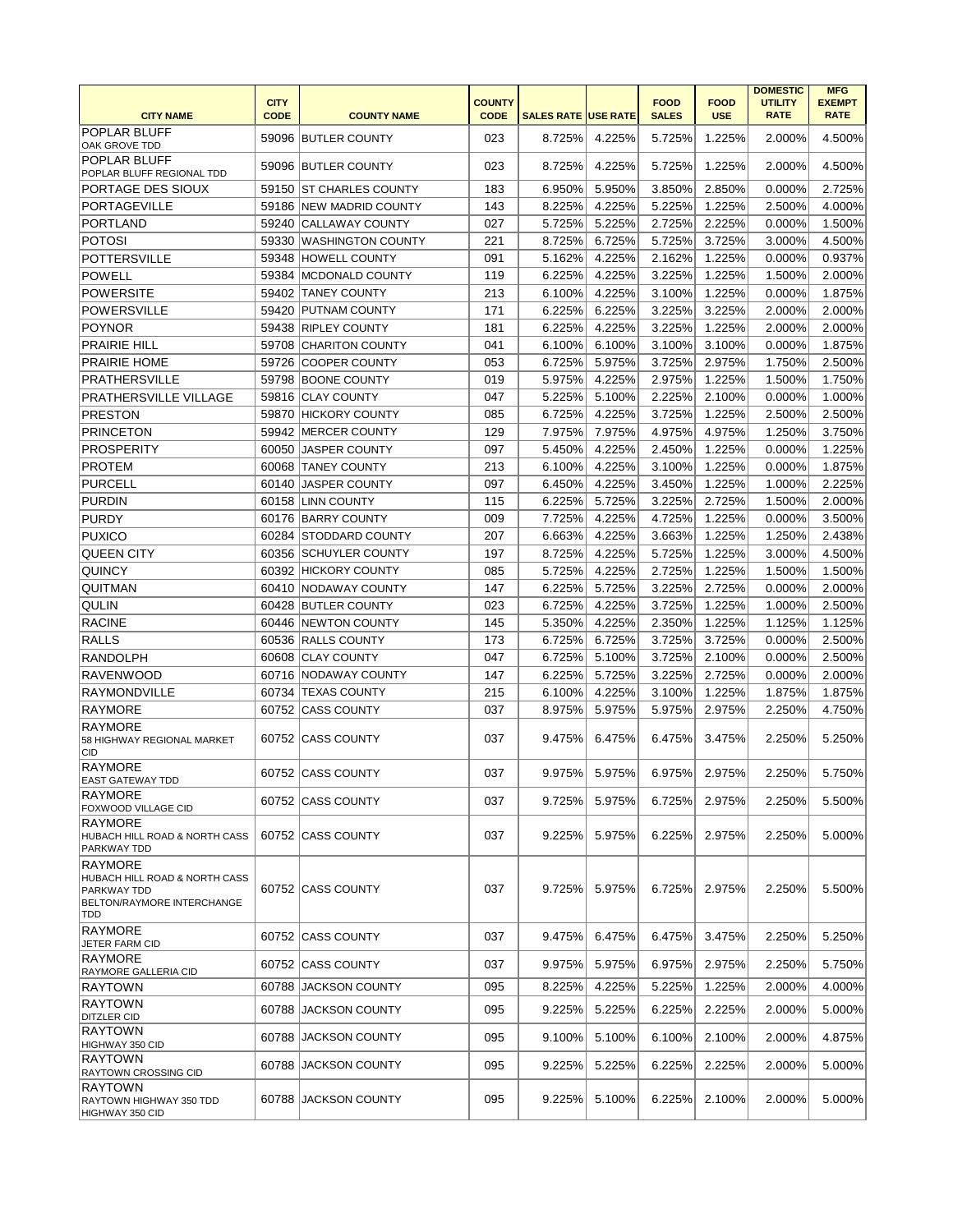| CITY NAME | CITY CODE | COUNTY NAME | COUNTY CODE | SALES RATE | USE RATE | FOOD SALES | FOOD USE | DOMESTIC UTILITY RATE | MFG EXEMPT RATE |
|---|---|---|---|---|---|---|---|---|---|
| POPLAR BLUFF OAK GROVE TDD | 59096 | BUTLER COUNTY | 023 | 8.725% | 4.225% | 5.725% | 1.225% | 2.000% | 4.500% |
| POPLAR BLUFF POPLAR BLUFF REGIONAL TDD | 59096 | BUTLER COUNTY | 023 | 8.725% | 4.225% | 5.725% | 1.225% | 2.000% | 4.500% |
| PORTAGE DES SIOUX | 59150 | ST CHARLES COUNTY | 183 | 6.950% | 5.950% | 3.850% | 2.850% | 0.000% | 2.725% |
| PORTAGEVILLE | 59186 | NEW MADRID COUNTY | 143 | 8.225% | 4.225% | 5.225% | 1.225% | 2.500% | 4.000% |
| PORTLAND | 59240 | CALLAWAY COUNTY | 027 | 5.725% | 5.225% | 2.725% | 2.225% | 0.000% | 1.500% |
| POTOSI | 59330 | WASHINGTON COUNTY | 221 | 8.725% | 6.725% | 5.725% | 3.725% | 3.000% | 4.500% |
| POTTERSVILLE | 59348 | HOWELL COUNTY | 091 | 5.162% | 4.225% | 2.162% | 1.225% | 0.000% | 0.937% |
| POWELL | 59384 | MCDONALD COUNTY | 119 | 6.225% | 4.225% | 3.225% | 1.225% | 1.500% | 2.000% |
| POWERSITE | 59402 | TANEY COUNTY | 213 | 6.100% | 4.225% | 3.100% | 1.225% | 0.000% | 1.875% |
| POWERSVILLE | 59420 | PUTNAM COUNTY | 171 | 6.225% | 6.225% | 3.225% | 3.225% | 2.000% | 2.000% |
| POYNOR | 59438 | RIPLEY COUNTY | 181 | 6.225% | 4.225% | 3.225% | 1.225% | 2.000% | 2.000% |
| PRAIRIE HILL | 59708 | CHARITON COUNTY | 041 | 6.100% | 6.100% | 3.100% | 3.100% | 0.000% | 1.875% |
| PRAIRIE HOME | 59726 | COOPER COUNTY | 053 | 6.725% | 5.975% | 3.725% | 2.975% | 1.750% | 2.500% |
| PRATHERSVILLE | 59798 | BOONE COUNTY | 019 | 5.975% | 4.225% | 2.975% | 1.225% | 1.500% | 1.750% |
| PRATHERSVILLE VILLAGE | 59816 | CLAY COUNTY | 047 | 5.225% | 5.100% | 2.225% | 2.100% | 0.000% | 1.000% |
| PRESTON | 59870 | HICKORY COUNTY | 085 | 6.725% | 4.225% | 3.725% | 1.225% | 2.500% | 2.500% |
| PRINCETON | 59942 | MERCER COUNTY | 129 | 7.975% | 7.975% | 4.975% | 4.975% | 1.250% | 3.750% |
| PROSPERITY | 60050 | JASPER COUNTY | 097 | 5.450% | 4.225% | 2.450% | 1.225% | 0.000% | 1.225% |
| PROTEM | 60068 | TANEY COUNTY | 213 | 6.100% | 4.225% | 3.100% | 1.225% | 0.000% | 1.875% |
| PURCELL | 60140 | JASPER COUNTY | 097 | 6.450% | 4.225% | 3.450% | 1.225% | 1.000% | 2.225% |
| PURDIN | 60158 | LINN COUNTY | 115 | 6.225% | 5.725% | 3.225% | 2.725% | 1.500% | 2.000% |
| PURDY | 60176 | BARRY COUNTY | 009 | 7.725% | 4.225% | 4.725% | 1.225% | 0.000% | 3.500% |
| PUXICO | 60284 | STODDARD COUNTY | 207 | 6.663% | 4.225% | 3.663% | 1.225% | 1.250% | 2.438% |
| QUEEN CITY | 60356 | SCHUYLER COUNTY | 197 | 8.725% | 4.225% | 5.725% | 1.225% | 3.000% | 4.500% |
| QUINCY | 60392 | HICKORY COUNTY | 085 | 5.725% | 4.225% | 2.725% | 1.225% | 1.500% | 1.500% |
| QUITMAN | 60410 | NODAWAY COUNTY | 147 | 6.225% | 5.725% | 3.225% | 2.725% | 0.000% | 2.000% |
| QULIN | 60428 | BUTLER COUNTY | 023 | 6.725% | 4.225% | 3.725% | 1.225% | 1.000% | 2.500% |
| RACINE | 60446 | NEWTON COUNTY | 145 | 5.350% | 4.225% | 2.350% | 1.225% | 1.125% | 1.125% |
| RALLS | 60536 | RALLS COUNTY | 173 | 6.725% | 6.725% | 3.725% | 3.725% | 0.000% | 2.500% |
| RANDOLPH | 60608 | CLAY COUNTY | 047 | 6.725% | 5.100% | 3.725% | 2.100% | 0.000% | 2.500% |
| RAVENWOOD | 60716 | NODAWAY COUNTY | 147 | 6.225% | 5.725% | 3.225% | 2.725% | 0.000% | 2.000% |
| RAYMONDVILLE | 60734 | TEXAS COUNTY | 215 | 6.100% | 4.225% | 3.100% | 1.225% | 1.875% | 1.875% |
| RAYMORE | 60752 | CASS COUNTY | 037 | 8.975% | 5.975% | 5.975% | 2.975% | 2.250% | 4.750% |
| RAYMORE 58 HIGHWAY REGIONAL MARKET CID | 60752 | CASS COUNTY | 037 | 9.475% | 6.475% | 6.475% | 3.475% | 2.250% | 5.250% |
| RAYMORE EAST GATEWAY TDD | 60752 | CASS COUNTY | 037 | 9.975% | 5.975% | 6.975% | 2.975% | 2.250% | 5.750% |
| RAYMORE FOXWOOD VILLAGE CID | 60752 | CASS COUNTY | 037 | 9.725% | 5.975% | 6.725% | 2.975% | 2.250% | 5.500% |
| RAYMORE HUBACH HILL ROAD & NORTH CASS PARKWAY TDD | 60752 | CASS COUNTY | 037 | 9.225% | 5.975% | 6.225% | 2.975% | 2.250% | 5.000% |
| RAYMORE HUBACH HILL ROAD & NORTH CASS PARKWAY TDD BELTON/RAYMORE INTERCHANGE TDD | 60752 | CASS COUNTY | 037 | 9.725% | 5.975% | 6.725% | 2.975% | 2.250% | 5.500% |
| RAYMORE JETER FARM CID | 60752 | CASS COUNTY | 037 | 9.475% | 6.475% | 6.475% | 3.475% | 2.250% | 5.250% |
| RAYMORE RAYMORE GALLERIA CID | 60752 | CASS COUNTY | 037 | 9.975% | 5.975% | 6.975% | 2.975% | 2.250% | 5.750% |
| RAYTOWN | 60788 | JACKSON COUNTY | 095 | 8.225% | 4.225% | 5.225% | 1.225% | 2.000% | 4.000% |
| RAYTOWN DITZLER CID | 60788 | JACKSON COUNTY | 095 | 9.225% | 5.225% | 6.225% | 2.225% | 2.000% | 5.000% |
| RAYTOWN HIGHWAY 350 CID | 60788 | JACKSON COUNTY | 095 | 9.100% | 5.100% | 6.100% | 2.100% | 2.000% | 4.875% |
| RAYTOWN RAYTOWN CROSSING CID | 60788 | JACKSON COUNTY | 095 | 9.225% | 5.225% | 6.225% | 2.225% | 2.000% | 5.000% |
| RAYTOWN RAYTOWN HIGHWAY 350 TDD HIGHWAY 350 CID | 60788 | JACKSON COUNTY | 095 | 9.225% | 5.100% | 6.225% | 2.100% | 2.000% | 5.000% |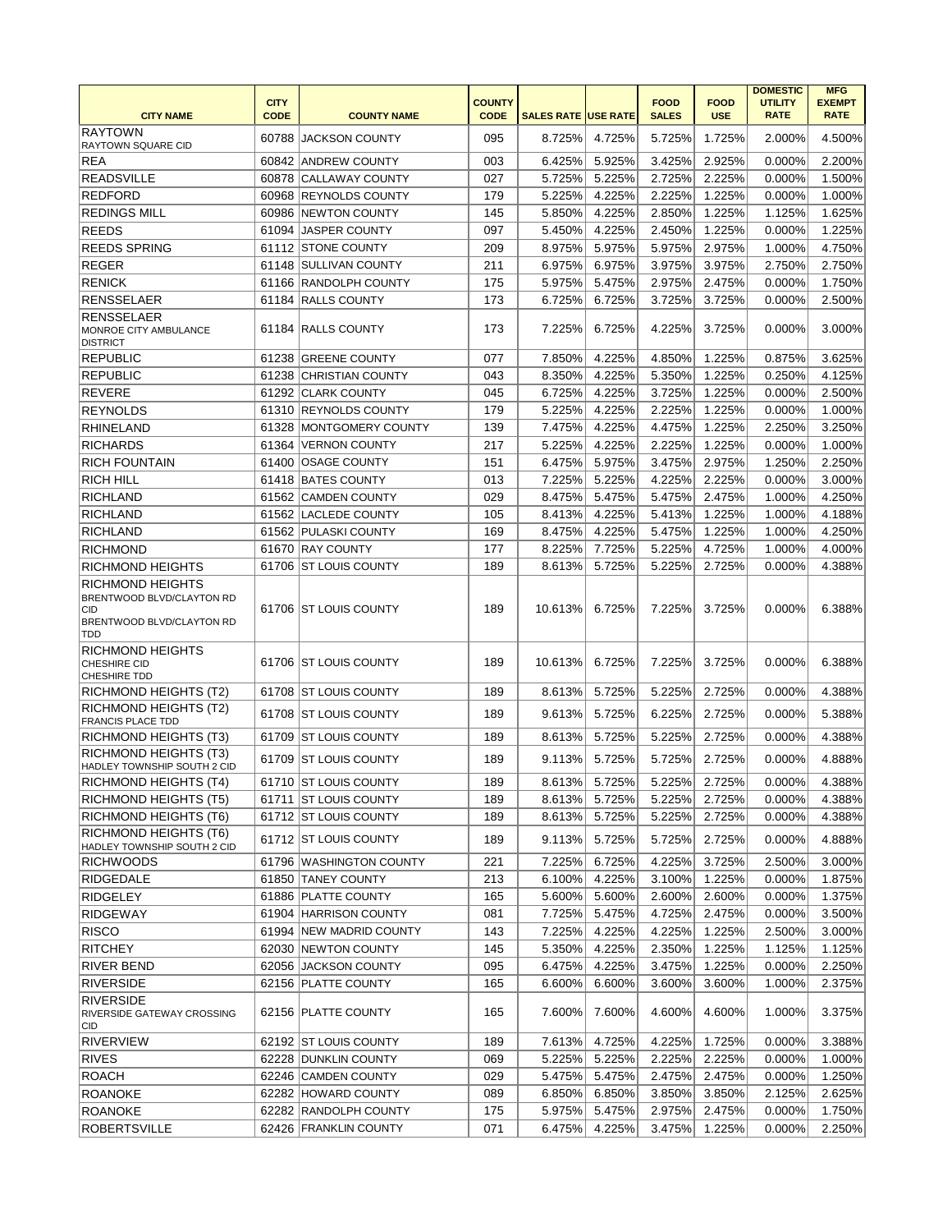| CITY NAME | CITY CODE | COUNTY NAME | COUNTY CODE | SALES RATE | USE RATE | FOOD SALES | FOOD USE | DOMESTIC UTILITY RATE | MFG EXEMPT RATE |
|---|---|---|---|---|---|---|---|---|---|
| RAYTOWN RAYTOWN SQUARE CID | 60788 | JACKSON COUNTY | 095 | 8.725% | 4.725% | 5.725% | 1.725% | 2.000% | 4.500% |
| REA | 60842 | ANDREW COUNTY | 003 | 6.425% | 5.925% | 3.425% | 2.925% | 0.000% | 2.200% |
| READSVILLE | 60878 | CALLAWAY COUNTY | 027 | 5.725% | 5.225% | 2.725% | 2.225% | 0.000% | 1.500% |
| REDFORD | 60968 | REYNOLDS COUNTY | 179 | 5.225% | 4.225% | 2.225% | 1.225% | 0.000% | 1.000% |
| REDINGS MILL | 60986 | NEWTON COUNTY | 145 | 5.850% | 4.225% | 2.850% | 1.225% | 1.125% | 1.625% |
| REEDS | 61094 | JASPER COUNTY | 097 | 5.450% | 4.225% | 2.450% | 1.225% | 0.000% | 1.225% |
| REEDS SPRING | 61112 | STONE COUNTY | 209 | 8.975% | 5.975% | 5.975% | 2.975% | 1.000% | 4.750% |
| REGER | 61148 | SULLIVAN COUNTY | 211 | 6.975% | 6.975% | 3.975% | 3.975% | 2.750% | 2.750% |
| RENICK | 61166 | RANDOLPH COUNTY | 175 | 5.975% | 5.475% | 2.975% | 2.475% | 0.000% | 1.750% |
| RENSSELAER | 61184 | RALLS COUNTY | 173 | 6.725% | 6.725% | 3.725% | 3.725% | 0.000% | 2.500% |
| RENSSELAER MONROE CITY AMBULANCE DISTRICT | 61184 | RALLS COUNTY | 173 | 7.225% | 6.725% | 4.225% | 3.725% | 0.000% | 3.000% |
| REPUBLIC | 61238 | GREENE COUNTY | 077 | 7.850% | 4.225% | 4.850% | 1.225% | 0.875% | 3.625% |
| REPUBLIC | 61238 | CHRISTIAN COUNTY | 043 | 8.350% | 4.225% | 5.350% | 1.225% | 0.250% | 4.125% |
| REVERE | 61292 | CLARK COUNTY | 045 | 6.725% | 4.225% | 3.725% | 1.225% | 0.000% | 2.500% |
| REYNOLDS | 61310 | REYNOLDS COUNTY | 179 | 5.225% | 4.225% | 2.225% | 1.225% | 0.000% | 1.000% |
| RHINELAND | 61328 | MONTGOMERY COUNTY | 139 | 7.475% | 4.225% | 4.475% | 1.225% | 2.250% | 3.250% |
| RICHARDS | 61364 | VERNON COUNTY | 217 | 5.225% | 4.225% | 2.225% | 1.225% | 0.000% | 1.000% |
| RICH FOUNTAIN | 61400 | OSAGE COUNTY | 151 | 6.475% | 5.975% | 3.475% | 2.975% | 1.250% | 2.250% |
| RICH HILL | 61418 | BATES COUNTY | 013 | 7.225% | 5.225% | 4.225% | 2.225% | 0.000% | 3.000% |
| RICHLAND | 61562 | CAMDEN COUNTY | 029 | 8.475% | 5.475% | 5.475% | 2.475% | 1.000% | 4.250% |
| RICHLAND | 61562 | LACLEDE COUNTY | 105 | 8.413% | 4.225% | 5.413% | 1.225% | 1.000% | 4.188% |
| RICHLAND | 61562 | PULASKI COUNTY | 169 | 8.475% | 4.225% | 5.475% | 1.225% | 1.000% | 4.250% |
| RICHMOND | 61670 | RAY COUNTY | 177 | 8.225% | 7.725% | 5.225% | 4.725% | 1.000% | 4.000% |
| RICHMOND HEIGHTS | 61706 | ST LOUIS COUNTY | 189 | 8.613% | 5.725% | 5.225% | 2.725% | 0.000% | 4.388% |
| RICHMOND HEIGHTS BRENTWOOD BLVD/CLAYTON RD CID BRENTWOOD BLVD/CLAYTON RD TDD | 61706 | ST LOUIS COUNTY | 189 | 10.613% | 6.725% | 7.225% | 3.725% | 0.000% | 6.388% |
| RICHMOND HEIGHTS CHESHIRE CID CHESHIRE TDD | 61706 | ST LOUIS COUNTY | 189 | 10.613% | 6.725% | 7.225% | 3.725% | 0.000% | 6.388% |
| RICHMOND HEIGHTS (T2) | 61708 | ST LOUIS COUNTY | 189 | 8.613% | 5.725% | 5.225% | 2.725% | 0.000% | 4.388% |
| RICHMOND HEIGHTS (T2) FRANCIS PLACE TDD | 61708 | ST LOUIS COUNTY | 189 | 9.613% | 5.725% | 6.225% | 2.725% | 0.000% | 5.388% |
| RICHMOND HEIGHTS (T3) | 61709 | ST LOUIS COUNTY | 189 | 8.613% | 5.725% | 5.225% | 2.725% | 0.000% | 4.388% |
| RICHMOND HEIGHTS (T3) HADLEY TOWNSHIP SOUTH 2 CID | 61709 | ST LOUIS COUNTY | 189 | 9.113% | 5.725% | 5.725% | 2.725% | 0.000% | 4.888% |
| RICHMOND HEIGHTS (T4) | 61710 | ST LOUIS COUNTY | 189 | 8.613% | 5.725% | 5.225% | 2.725% | 0.000% | 4.388% |
| RICHMOND HEIGHTS (T5) | 61711 | ST LOUIS COUNTY | 189 | 8.613% | 5.725% | 5.225% | 2.725% | 0.000% | 4.388% |
| RICHMOND HEIGHTS (T6) | 61712 | ST LOUIS COUNTY | 189 | 8.613% | 5.725% | 5.225% | 2.725% | 0.000% | 4.388% |
| RICHMOND HEIGHTS (T6) HADLEY TOWNSHIP SOUTH 2 CID | 61712 | ST LOUIS COUNTY | 189 | 9.113% | 5.725% | 5.725% | 2.725% | 0.000% | 4.888% |
| RICHWOODS | 61796 | WASHINGTON COUNTY | 221 | 7.225% | 6.725% | 4.225% | 3.725% | 2.500% | 3.000% |
| RIDGEDALE | 61850 | TANEY COUNTY | 213 | 6.100% | 4.225% | 3.100% | 1.225% | 0.000% | 1.875% |
| RIDGELEY | 61886 | PLATTE COUNTY | 165 | 5.600% | 5.600% | 2.600% | 2.600% | 0.000% | 1.375% |
| RIDGEWAY | 61904 | HARRISON COUNTY | 081 | 7.725% | 5.475% | 4.725% | 2.475% | 0.000% | 3.500% |
| RISCO | 61994 | NEW MADRID COUNTY | 143 | 7.225% | 4.225% | 4.225% | 1.225% | 2.500% | 3.000% |
| RITCHEY | 62030 | NEWTON COUNTY | 145 | 5.350% | 4.225% | 2.350% | 1.225% | 1.125% | 1.125% |
| RIVER BEND | 62056 | JACKSON COUNTY | 095 | 6.475% | 4.225% | 3.475% | 1.225% | 0.000% | 2.250% |
| RIVERSIDE | 62156 | PLATTE COUNTY | 165 | 6.600% | 6.600% | 3.600% | 3.600% | 1.000% | 2.375% |
| RIVERSIDE RIVERSIDE GATEWAY CROSSING CID | 62156 | PLATTE COUNTY | 165 | 7.600% | 7.600% | 4.600% | 4.600% | 1.000% | 3.375% |
| RIVERVIEW | 62192 | ST LOUIS COUNTY | 189 | 7.613% | 4.725% | 4.225% | 1.725% | 0.000% | 3.388% |
| RIVES | 62228 | DUNKLIN COUNTY | 069 | 5.225% | 5.225% | 2.225% | 2.225% | 0.000% | 1.000% |
| ROACH | 62246 | CAMDEN COUNTY | 029 | 5.475% | 5.475% | 2.475% | 2.475% | 0.000% | 1.250% |
| ROANOKE | 62282 | HOWARD COUNTY | 089 | 6.850% | 6.850% | 3.850% | 3.850% | 2.125% | 2.625% |
| ROANOKE | 62282 | RANDOLPH COUNTY | 175 | 5.975% | 5.475% | 2.975% | 2.475% | 0.000% | 1.750% |
| ROBERTSVILLE | 62426 | FRANKLIN COUNTY | 071 | 6.475% | 4.225% | 3.475% | 1.225% | 0.000% | 2.250% |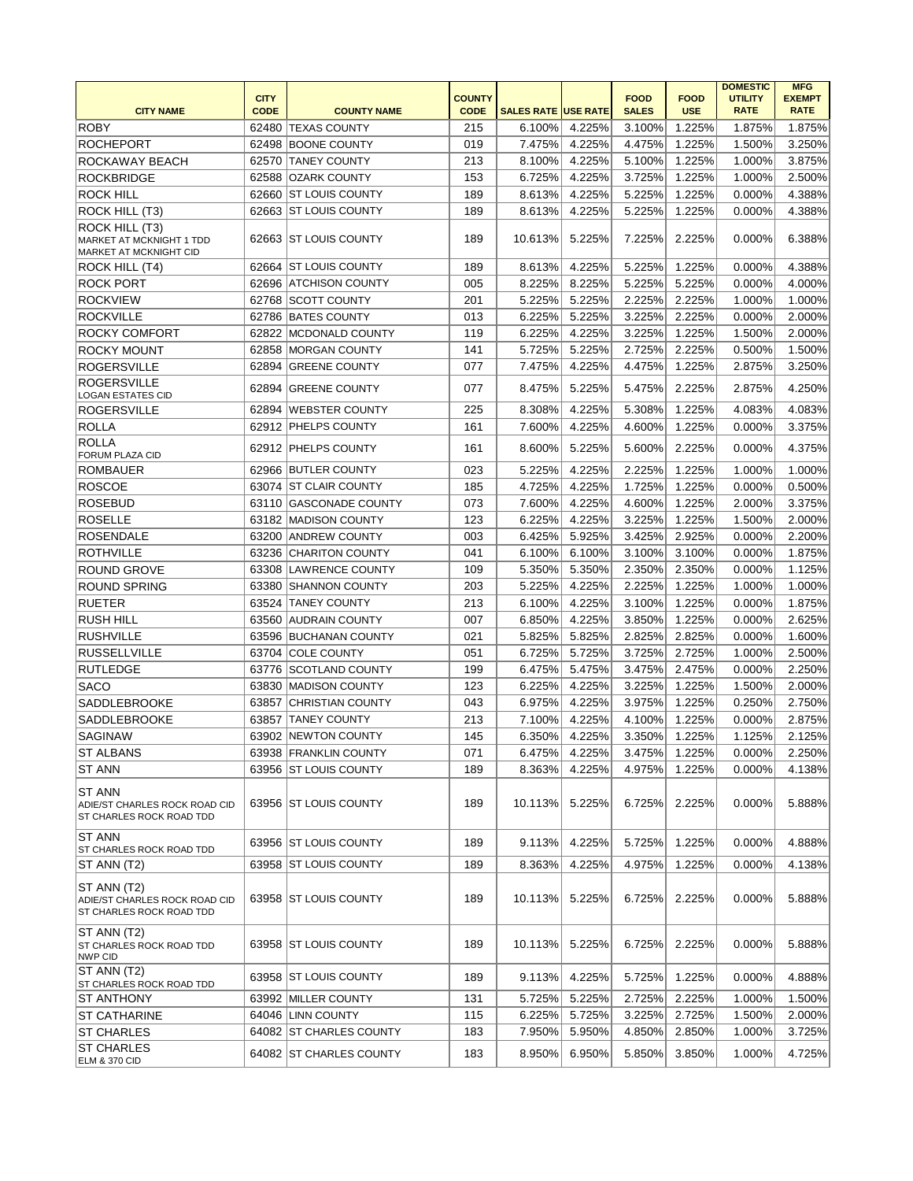| CITY NAME | CITY CODE | COUNTY NAME | COUNTY CODE | SALES RATE | USE RATE | FOOD SALES | FOOD USE | DOMESTIC UTILITY RATE | MFG EXEMPT RATE |
|---|---|---|---|---|---|---|---|---|---|
| ROBY | 62480 | TEXAS COUNTY | 215 | 6.100% | 4.225% | 3.100% | 1.225% | 1.875% | 1.875% |
| ROCHEPORT | 62498 | BOONE COUNTY | 019 | 7.475% | 4.225% | 4.475% | 1.225% | 1.500% | 3.250% |
| ROCKAWAY BEACH | 62570 | TANEY COUNTY | 213 | 8.100% | 4.225% | 5.100% | 1.225% | 1.000% | 3.875% |
| ROCKBRIDGE | 62588 | OZARK COUNTY | 153 | 6.725% | 4.225% | 3.725% | 1.225% | 1.000% | 2.500% |
| ROCK HILL | 62660 | ST LOUIS COUNTY | 189 | 8.613% | 4.225% | 5.225% | 1.225% | 0.000% | 4.388% |
| ROCK HILL (T3) | 62663 | ST LOUIS COUNTY | 189 | 8.613% | 4.225% | 5.225% | 1.225% | 0.000% | 4.388% |
| ROCK HILL (T3) MARKET AT MCKNIGHT 1 TDD MARKET AT MCKNIGHT CID | 62663 | ST LOUIS COUNTY | 189 | 10.613% | 5.225% | 7.225% | 2.225% | 0.000% | 6.388% |
| ROCK HILL (T4) | 62664 | ST LOUIS COUNTY | 189 | 8.613% | 4.225% | 5.225% | 1.225% | 0.000% | 4.388% |
| ROCK PORT | 62696 | ATCHISON COUNTY | 005 | 8.225% | 8.225% | 5.225% | 5.225% | 0.000% | 4.000% |
| ROCKVIEW | 62768 | SCOTT COUNTY | 201 | 5.225% | 5.225% | 2.225% | 2.225% | 1.000% | 1.000% |
| ROCKVILLE | 62786 | BATES COUNTY | 013 | 6.225% | 5.225% | 3.225% | 2.225% | 0.000% | 2.000% |
| ROCKY COMFORT | 62822 | MCDONALD COUNTY | 119 | 6.225% | 4.225% | 3.225% | 1.225% | 1.500% | 2.000% |
| ROCKY MOUNT | 62858 | MORGAN COUNTY | 141 | 5.725% | 5.225% | 2.725% | 2.225% | 0.500% | 1.500% |
| ROGERSVILLE | 62894 | GREENE COUNTY | 077 | 7.475% | 4.225% | 4.475% | 1.225% | 2.875% | 3.250% |
| ROGERSVILLE LOGAN ESTATES CID | 62894 | GREENE COUNTY | 077 | 8.475% | 5.225% | 5.475% | 2.225% | 2.875% | 4.250% |
| ROGERSVILLE | 62894 | WEBSTER COUNTY | 225 | 8.308% | 4.225% | 5.308% | 1.225% | 4.083% | 4.083% |
| ROLLA | 62912 | PHELPS COUNTY | 161 | 7.600% | 4.225% | 4.600% | 1.225% | 0.000% | 3.375% |
| ROLLA FORUM PLAZA CID | 62912 | PHELPS COUNTY | 161 | 8.600% | 5.225% | 5.600% | 2.225% | 0.000% | 4.375% |
| ROMBAUER | 62966 | BUTLER COUNTY | 023 | 5.225% | 4.225% | 2.225% | 1.225% | 1.000% | 1.000% |
| ROSCOE | 63074 | ST CLAIR COUNTY | 185 | 4.725% | 4.225% | 1.725% | 1.225% | 0.000% | 0.500% |
| ROSEBUD | 63110 | GASCONADE COUNTY | 073 | 7.600% | 4.225% | 4.600% | 1.225% | 2.000% | 3.375% |
| ROSELLE | 63182 | MADISON COUNTY | 123 | 6.225% | 4.225% | 3.225% | 1.225% | 1.500% | 2.000% |
| ROSENDALE | 63200 | ANDREW COUNTY | 003 | 6.425% | 5.925% | 3.425% | 2.925% | 0.000% | 2.200% |
| ROTHVILLE | 63236 | CHARITON COUNTY | 041 | 6.100% | 6.100% | 3.100% | 3.100% | 0.000% | 1.875% |
| ROUND GROVE | 63308 | LAWRENCE COUNTY | 109 | 5.350% | 5.350% | 2.350% | 2.350% | 0.000% | 1.125% |
| ROUND SPRING | 63380 | SHANNON COUNTY | 203 | 5.225% | 4.225% | 2.225% | 1.225% | 1.000% | 1.000% |
| RUETER | 63524 | TANEY COUNTY | 213 | 6.100% | 4.225% | 3.100% | 1.225% | 0.000% | 1.875% |
| RUSH HILL | 63560 | AUDRAIN COUNTY | 007 | 6.850% | 4.225% | 3.850% | 1.225% | 0.000% | 2.625% |
| RUSHVILLE | 63596 | BUCHANAN COUNTY | 021 | 5.825% | 5.825% | 2.825% | 2.825% | 0.000% | 1.600% |
| RUSSELLVILLE | 63704 | COLE COUNTY | 051 | 6.725% | 5.725% | 3.725% | 2.725% | 1.000% | 2.500% |
| RUTLEDGE | 63776 | SCOTLAND COUNTY | 199 | 6.475% | 5.475% | 3.475% | 2.475% | 0.000% | 2.250% |
| SACO | 63830 | MADISON COUNTY | 123 | 6.225% | 4.225% | 3.225% | 1.225% | 1.500% | 2.000% |
| SADDLEBROOKE | 63857 | CHRISTIAN COUNTY | 043 | 6.975% | 4.225% | 3.975% | 1.225% | 0.250% | 2.750% |
| SADDLEBROOKE | 63857 | TANEY COUNTY | 213 | 7.100% | 4.225% | 4.100% | 1.225% | 0.000% | 2.875% |
| SAGINAW | 63902 | NEWTON COUNTY | 145 | 6.350% | 4.225% | 3.350% | 1.225% | 1.125% | 2.125% |
| ST ALBANS | 63938 | FRANKLIN COUNTY | 071 | 6.475% | 4.225% | 3.475% | 1.225% | 0.000% | 2.250% |
| ST ANN | 63956 | ST LOUIS COUNTY | 189 | 8.363% | 4.225% | 4.975% | 1.225% | 0.000% | 4.138% |
| ST ANN ADIE/ST CHARLES ROCK ROAD CID ST CHARLES ROCK ROAD TDD | 63956 | ST LOUIS COUNTY | 189 | 10.113% | 5.225% | 6.725% | 2.225% | 0.000% | 5.888% |
| ST ANN ST CHARLES ROCK ROAD TDD | 63956 | ST LOUIS COUNTY | 189 | 9.113% | 4.225% | 5.725% | 1.225% | 0.000% | 4.888% |
| ST ANN (T2) | 63958 | ST LOUIS COUNTY | 189 | 8.363% | 4.225% | 4.975% | 1.225% | 0.000% | 4.138% |
| ST ANN (T2) ADIE/ST CHARLES ROCK ROAD CID ST CHARLES ROCK ROAD TDD | 63958 | ST LOUIS COUNTY | 189 | 10.113% | 5.225% | 6.725% | 2.225% | 0.000% | 5.888% |
| ST ANN (T2) ST CHARLES ROCK ROAD TDD NWP CID | 63958 | ST LOUIS COUNTY | 189 | 10.113% | 5.225% | 6.725% | 2.225% | 0.000% | 5.888% |
| ST ANN (T2) ST CHARLES ROCK ROAD TDD | 63958 | ST LOUIS COUNTY | 189 | 9.113% | 4.225% | 5.725% | 1.225% | 0.000% | 4.888% |
| ST ANTHONY | 63992 | MILLER COUNTY | 131 | 5.725% | 5.225% | 2.725% | 2.225% | 1.000% | 1.500% |
| ST CATHARINE | 64046 | LINN COUNTY | 115 | 6.225% | 5.725% | 3.225% | 2.725% | 1.500% | 2.000% |
| ST CHARLES | 64082 | ST CHARLES COUNTY | 183 | 7.950% | 5.950% | 4.850% | 2.850% | 1.000% | 3.725% |
| ST CHARLES ELM & 370 CID | 64082 | ST CHARLES COUNTY | 183 | 8.950% | 6.950% | 5.850% | 3.850% | 1.000% | 4.725% |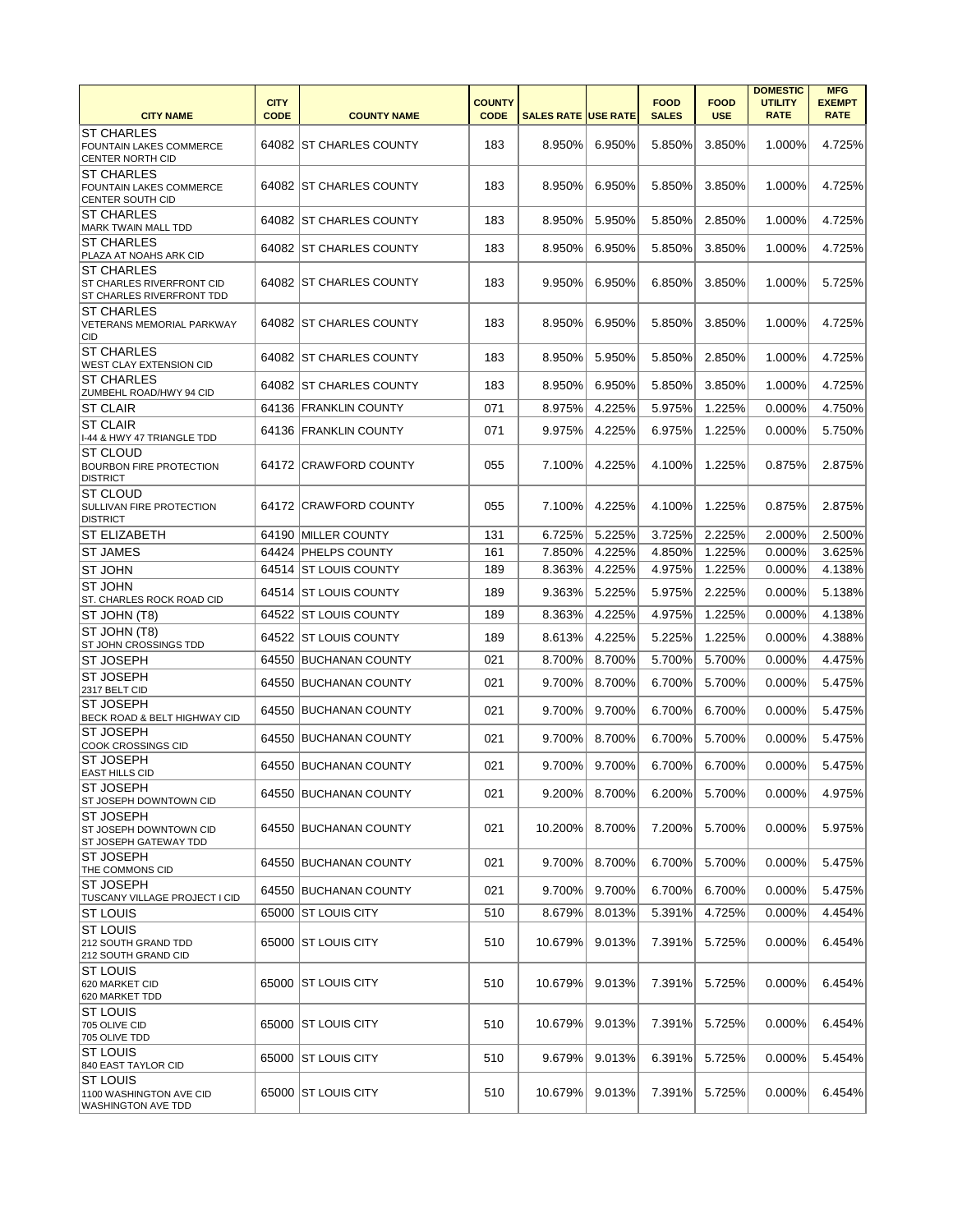| CITY NAME | CITY CODE | COUNTY NAME | COUNTY CODE | SALES RATE | USE RATE | FOOD SALES | FOOD USE | DOMESTIC UTILITY RATE | MFG EXEMPT RATE |
|---|---|---|---|---|---|---|---|---|---|
| ST CHARLES<br>FOUNTAIN LAKES COMMERCE CENTER NORTH CID | 64082 | ST CHARLES COUNTY | 183 | 8.950% | 6.950% | 5.850% | 3.850% | 1.000% | 4.725% |
| ST CHARLES<br>FOUNTAIN LAKES COMMERCE CENTER SOUTH CID | 64082 | ST CHARLES COUNTY | 183 | 8.950% | 6.950% | 5.850% | 3.850% | 1.000% | 4.725% |
| ST CHARLES<br>MARK TWAIN MALL TDD | 64082 | ST CHARLES COUNTY | 183 | 8.950% | 5.950% | 5.850% | 2.850% | 1.000% | 4.725% |
| ST CHARLES<br>PLAZA AT NOAHS ARK CID | 64082 | ST CHARLES COUNTY | 183 | 8.950% | 6.950% | 5.850% | 3.850% | 1.000% | 4.725% |
| ST CHARLES<br>ST CHARLES RIVERFRONT CID<br>ST CHARLES RIVERFRONT TDD | 64082 | ST CHARLES COUNTY | 183 | 9.950% | 6.950% | 6.850% | 3.850% | 1.000% | 5.725% |
| ST CHARLES<br>VETERANS MEMORIAL PARKWAY CID | 64082 | ST CHARLES COUNTY | 183 | 8.950% | 6.950% | 5.850% | 3.850% | 1.000% | 4.725% |
| ST CHARLES<br>WEST CLAY EXTENSION CID | 64082 | ST CHARLES COUNTY | 183 | 8.950% | 5.950% | 5.850% | 2.850% | 1.000% | 4.725% |
| ST CHARLES<br>ZUMBEHL ROAD/HWY 94 CID | 64082 | ST CHARLES COUNTY | 183 | 8.950% | 6.950% | 5.850% | 3.850% | 1.000% | 4.725% |
| ST CLAIR | 64136 | FRANKLIN COUNTY | 071 | 8.975% | 4.225% | 5.975% | 1.225% | 0.000% | 4.750% |
| ST CLAIR<br>I-44 & HWY 47 TRIANGLE TDD | 64136 | FRANKLIN COUNTY | 071 | 9.975% | 4.225% | 6.975% | 1.225% | 0.000% | 5.750% |
| ST CLOUD<br>BOURBON FIRE PROTECTION DISTRICT | 64172 | CRAWFORD COUNTY | 055 | 7.100% | 4.225% | 4.100% | 1.225% | 0.875% | 2.875% |
| ST CLOUD<br>SULLIVAN FIRE PROTECTION DISTRICT | 64172 | CRAWFORD COUNTY | 055 | 7.100% | 4.225% | 4.100% | 1.225% | 0.875% | 2.875% |
| ST ELIZABETH | 64190 | MILLER COUNTY | 131 | 6.725% | 5.225% | 3.725% | 2.225% | 2.000% | 2.500% |
| ST JAMES | 64424 | PHELPS COUNTY | 161 | 7.850% | 4.225% | 4.850% | 1.225% | 0.000% | 3.625% |
| ST JOHN | 64514 | ST LOUIS COUNTY | 189 | 8.363% | 4.225% | 4.975% | 1.225% | 0.000% | 4.138% |
| ST JOHN<br>ST. CHARLES ROCK ROAD CID | 64514 | ST LOUIS COUNTY | 189 | 9.363% | 5.225% | 5.975% | 2.225% | 0.000% | 5.138% |
| ST JOHN (T8) | 64522 | ST LOUIS COUNTY | 189 | 8.363% | 4.225% | 4.975% | 1.225% | 0.000% | 4.138% |
| ST JOHN (T8)<br>ST JOHN CROSSINGS TDD | 64522 | ST LOUIS COUNTY | 189 | 8.613% | 4.225% | 5.225% | 1.225% | 0.000% | 4.388% |
| ST JOSEPH | 64550 | BUCHANAN COUNTY | 021 | 8.700% | 8.700% | 5.700% | 5.700% | 0.000% | 4.475% |
| ST JOSEPH<br>2317 BELT CID | 64550 | BUCHANAN COUNTY | 021 | 9.700% | 8.700% | 6.700% | 5.700% | 0.000% | 5.475% |
| ST JOSEPH<br>BECK ROAD & BELT HIGHWAY CID | 64550 | BUCHANAN COUNTY | 021 | 9.700% | 9.700% | 6.700% | 6.700% | 0.000% | 5.475% |
| ST JOSEPH<br>COOK CROSSINGS CID | 64550 | BUCHANAN COUNTY | 021 | 9.700% | 8.700% | 6.700% | 5.700% | 0.000% | 5.475% |
| ST JOSEPH<br>EAST HILLS CID | 64550 | BUCHANAN COUNTY | 021 | 9.700% | 9.700% | 6.700% | 6.700% | 0.000% | 5.475% |
| ST JOSEPH<br>ST JOSEPH DOWNTOWN CID | 64550 | BUCHANAN COUNTY | 021 | 9.200% | 8.700% | 6.200% | 5.700% | 0.000% | 4.975% |
| ST JOSEPH<br>ST JOSEPH DOWNTOWN CID<br>ST JOSEPH GATEWAY TDD | 64550 | BUCHANAN COUNTY | 021 | 10.200% | 8.700% | 7.200% | 5.700% | 0.000% | 5.975% |
| ST JOSEPH<br>THE COMMONS CID | 64550 | BUCHANAN COUNTY | 021 | 9.700% | 8.700% | 6.700% | 5.700% | 0.000% | 5.475% |
| ST JOSEPH<br>TUSCANY VILLAGE PROJECT I CID | 64550 | BUCHANAN COUNTY | 021 | 9.700% | 9.700% | 6.700% | 6.700% | 0.000% | 5.475% |
| ST LOUIS | 65000 | ST LOUIS CITY | 510 | 8.679% | 8.013% | 5.391% | 4.725% | 0.000% | 4.454% |
| ST LOUIS<br>212 SOUTH GRAND TDD<br>212 SOUTH GRAND CID | 65000 | ST LOUIS CITY | 510 | 10.679% | 9.013% | 7.391% | 5.725% | 0.000% | 6.454% |
| ST LOUIS<br>620 MARKET CID<br>620 MARKET TDD | 65000 | ST LOUIS CITY | 510 | 10.679% | 9.013% | 7.391% | 5.725% | 0.000% | 6.454% |
| ST LOUIS<br>705 OLIVE CID<br>705 OLIVE TDD | 65000 | ST LOUIS CITY | 510 | 10.679% | 9.013% | 7.391% | 5.725% | 0.000% | 6.454% |
| ST LOUIS<br>840 EAST TAYLOR CID | 65000 | ST LOUIS CITY | 510 | 9.679% | 9.013% | 6.391% | 5.725% | 0.000% | 5.454% |
| ST LOUIS<br>1100 WASHINGTON AVE CID<br>WASHINGTON AVE TDD | 65000 | ST LOUIS CITY | 510 | 10.679% | 9.013% | 7.391% | 5.725% | 0.000% | 6.454% |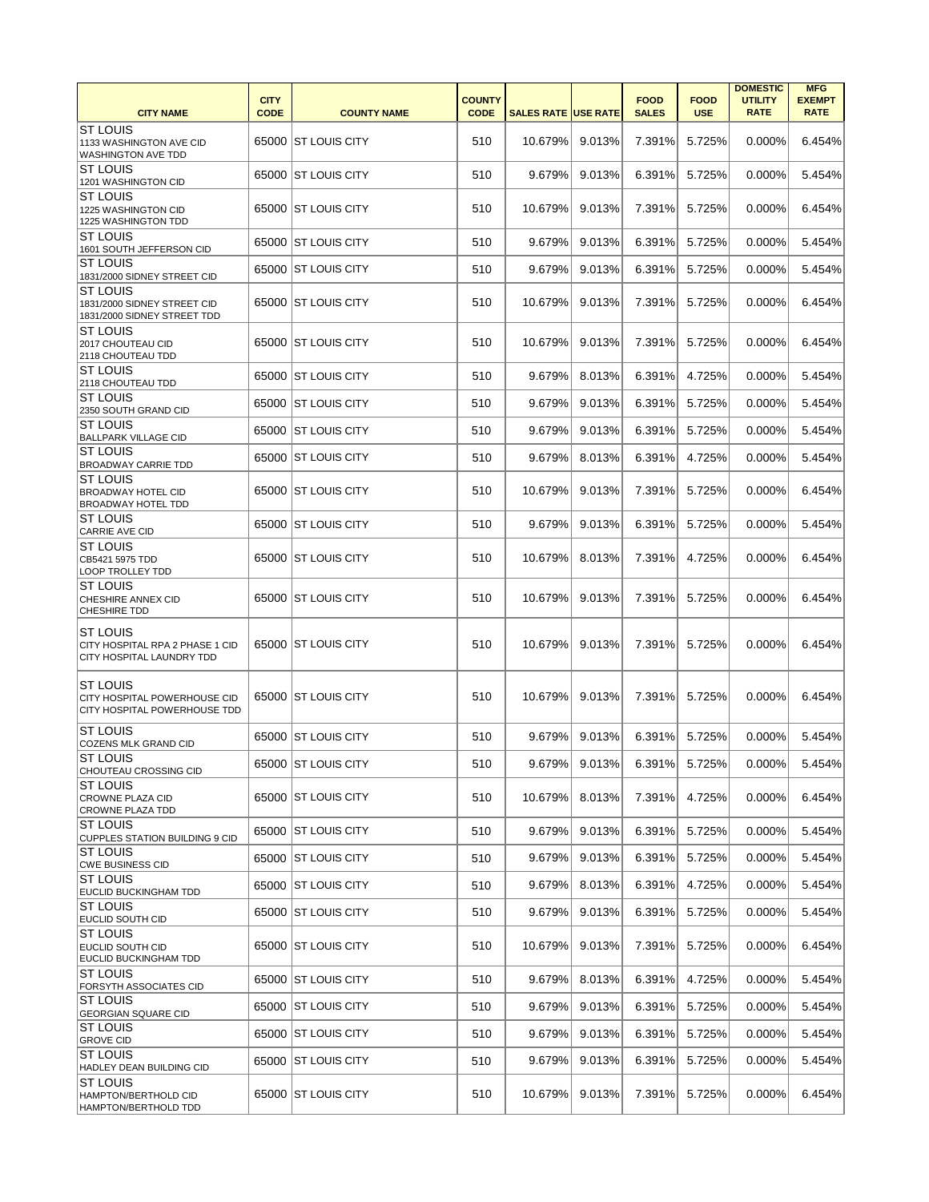| CITY NAME | CITY CODE | COUNTY NAME | COUNTY CODE | SALES RATE | USE RATE | FOOD SALES | FOOD USE | DOMESTIC UTILITY RATE | MFG EXEMPT RATE |
|---|---|---|---|---|---|---|---|---|---|
| ST LOUIS 1133 WASHINGTON AVE CID WASHINGTON AVE TDD | 65000 | ST LOUIS CITY | 510 | 10.679% | 9.013% | 7.391% | 5.725% | 0.000% | 6.454% |
| ST LOUIS 1201 WASHINGTON CID | 65000 | ST LOUIS CITY | 510 | 9.679% | 9.013% | 6.391% | 5.725% | 0.000% | 5.454% |
| ST LOUIS 1225 WASHINGTON CID 1225 WASHINGTON TDD | 65000 | ST LOUIS CITY | 510 | 10.679% | 9.013% | 7.391% | 5.725% | 0.000% | 6.454% |
| ST LOUIS 1601 SOUTH JEFFERSON CID | 65000 | ST LOUIS CITY | 510 | 9.679% | 9.013% | 6.391% | 5.725% | 0.000% | 5.454% |
| ST LOUIS 1831/2000 SIDNEY STREET CID | 65000 | ST LOUIS CITY | 510 | 9.679% | 9.013% | 6.391% | 5.725% | 0.000% | 5.454% |
| ST LOUIS 1831/2000 SIDNEY STREET CID 1831/2000 SIDNEY STREET TDD | 65000 | ST LOUIS CITY | 510 | 10.679% | 9.013% | 7.391% | 5.725% | 0.000% | 6.454% |
| ST LOUIS 2017 CHOUTEAU CID 2118 CHOUTEAU TDD | 65000 | ST LOUIS CITY | 510 | 10.679% | 9.013% | 7.391% | 5.725% | 0.000% | 6.454% |
| ST LOUIS 2118 CHOUTEAU TDD | 65000 | ST LOUIS CITY | 510 | 9.679% | 8.013% | 6.391% | 4.725% | 0.000% | 5.454% |
| ST LOUIS 2350 SOUTH GRAND CID | 65000 | ST LOUIS CITY | 510 | 9.679% | 9.013% | 6.391% | 5.725% | 0.000% | 5.454% |
| ST LOUIS BALLPARK VILLAGE CID | 65000 | ST LOUIS CITY | 510 | 9.679% | 9.013% | 6.391% | 5.725% | 0.000% | 5.454% |
| ST LOUIS BROADWAY CARRIE TDD | 65000 | ST LOUIS CITY | 510 | 9.679% | 8.013% | 6.391% | 4.725% | 0.000% | 5.454% |
| ST LOUIS BROADWAY HOTEL CID BROADWAY HOTEL TDD | 65000 | ST LOUIS CITY | 510 | 10.679% | 9.013% | 7.391% | 5.725% | 0.000% | 6.454% |
| ST LOUIS CARRIE AVE CID | 65000 | ST LOUIS CITY | 510 | 9.679% | 9.013% | 6.391% | 5.725% | 0.000% | 5.454% |
| ST LOUIS CB5421 5975 TDD LOOP TROLLEY TDD | 65000 | ST LOUIS CITY | 510 | 10.679% | 8.013% | 7.391% | 4.725% | 0.000% | 6.454% |
| ST LOUIS CHESHIRE ANNEX CID CHESHIRE TDD | 65000 | ST LOUIS CITY | 510 | 10.679% | 9.013% | 7.391% | 5.725% | 0.000% | 6.454% |
| ST LOUIS CITY HOSPITAL RPA 2 PHASE 1 CID CITY HOSPITAL LAUNDRY TDD | 65000 | ST LOUIS CITY | 510 | 10.679% | 9.013% | 7.391% | 5.725% | 0.000% | 6.454% |
| ST LOUIS CITY HOSPITAL POWERHOUSE CID CITY HOSPITAL POWERHOUSE TDD | 65000 | ST LOUIS CITY | 510 | 10.679% | 9.013% | 7.391% | 5.725% | 0.000% | 6.454% |
| ST LOUIS COZENS MLK GRAND CID | 65000 | ST LOUIS CITY | 510 | 9.679% | 9.013% | 6.391% | 5.725% | 0.000% | 5.454% |
| ST LOUIS CHOUTEAU CROSSING CID | 65000 | ST LOUIS CITY | 510 | 9.679% | 9.013% | 6.391% | 5.725% | 0.000% | 5.454% |
| ST LOUIS CROWNE PLAZA CID CROWNE PLAZA TDD | 65000 | ST LOUIS CITY | 510 | 10.679% | 8.013% | 7.391% | 4.725% | 0.000% | 6.454% |
| ST LOUIS CUPPLES STATION BUILDING 9 CID | 65000 | ST LOUIS CITY | 510 | 9.679% | 9.013% | 6.391% | 5.725% | 0.000% | 5.454% |
| ST LOUIS CWE BUSINESS CID | 65000 | ST LOUIS CITY | 510 | 9.679% | 9.013% | 6.391% | 5.725% | 0.000% | 5.454% |
| ST LOUIS EUCLID BUCKINGHAM TDD | 65000 | ST LOUIS CITY | 510 | 9.679% | 8.013% | 6.391% | 4.725% | 0.000% | 5.454% |
| ST LOUIS EUCLID SOUTH CID | 65000 | ST LOUIS CITY | 510 | 9.679% | 9.013% | 6.391% | 5.725% | 0.000% | 5.454% |
| ST LOUIS EUCLID SOUTH CID EUCLID BUCKINGHAM TDD | 65000 | ST LOUIS CITY | 510 | 10.679% | 9.013% | 7.391% | 5.725% | 0.000% | 6.454% |
| ST LOUIS FORSYTH ASSOCIATES CID | 65000 | ST LOUIS CITY | 510 | 9.679% | 8.013% | 6.391% | 4.725% | 0.000% | 5.454% |
| ST LOUIS GEORGIAN SQUARE CID | 65000 | ST LOUIS CITY | 510 | 9.679% | 9.013% | 6.391% | 5.725% | 0.000% | 5.454% |
| ST LOUIS GROVE CID | 65000 | ST LOUIS CITY | 510 | 9.679% | 9.013% | 6.391% | 5.725% | 0.000% | 5.454% |
| ST LOUIS HADLEY DEAN BUILDING CID | 65000 | ST LOUIS CITY | 510 | 9.679% | 9.013% | 6.391% | 5.725% | 0.000% | 5.454% |
| ST LOUIS HAMPTON/BERTHOLD CID HAMPTON/BERTHOLD TDD | 65000 | ST LOUIS CITY | 510 | 10.679% | 9.013% | 7.391% | 5.725% | 0.000% | 6.454% |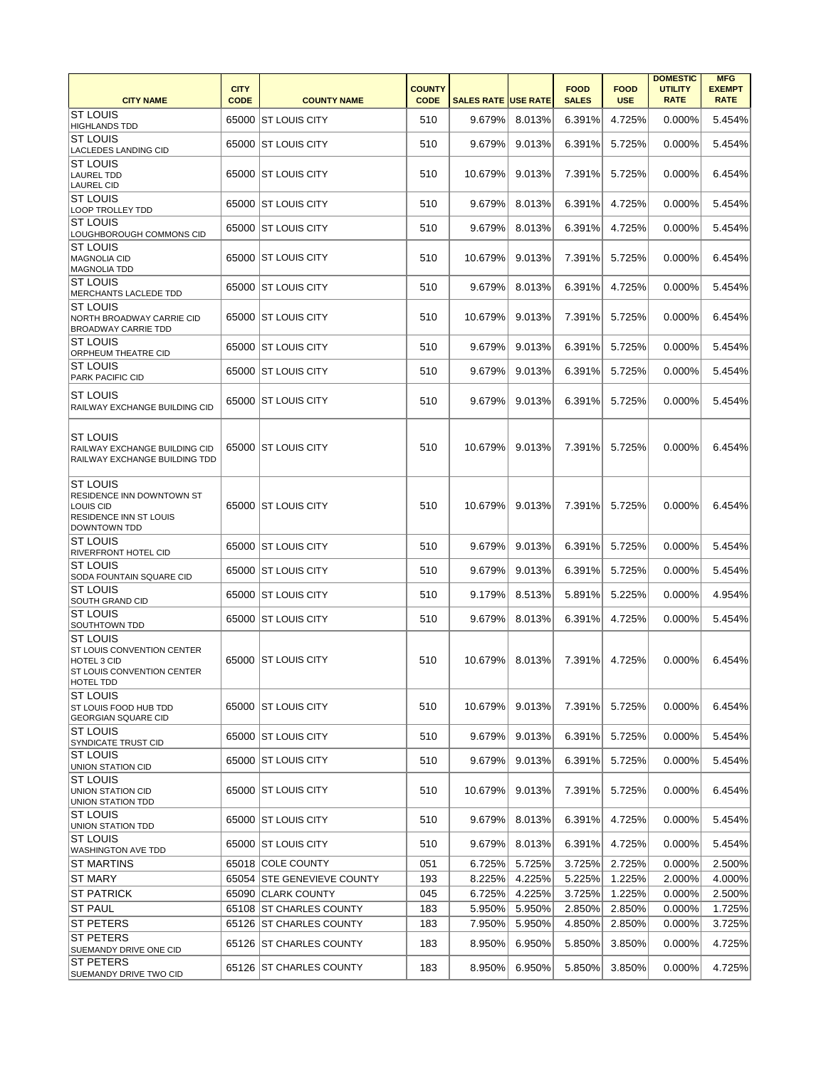| CITY NAME | CITY CODE | COUNTY NAME | COUNTY CODE | SALES RATE | USE RATE | FOOD SALES | FOOD USE | DOMESTIC UTILITY RATE | MFG EXEMPT RATE |
|---|---|---|---|---|---|---|---|---|---|
| ST LOUIS HIGHLANDS TDD | 65000 | ST LOUIS CITY | 510 | 9.679% | 8.013% | 6.391% | 4.725% | 0.000% | 5.454% |
| ST LOUIS LACLEDES LANDING CID | 65000 | ST LOUIS CITY | 510 | 9.679% | 9.013% | 6.391% | 5.725% | 0.000% | 5.454% |
| ST LOUIS LAUREL TDD LAUREL CID | 65000 | ST LOUIS CITY | 510 | 10.679% | 9.013% | 7.391% | 5.725% | 0.000% | 6.454% |
| ST LOUIS LOOP TROLLEY TDD | 65000 | ST LOUIS CITY | 510 | 9.679% | 8.013% | 6.391% | 4.725% | 0.000% | 5.454% |
| ST LOUIS LOUGHBOROUGH COMMONS CID | 65000 | ST LOUIS CITY | 510 | 9.679% | 8.013% | 6.391% | 4.725% | 0.000% | 5.454% |
| ST LOUIS MAGNOLIA CID MAGNOLIA TDD | 65000 | ST LOUIS CITY | 510 | 10.679% | 9.013% | 7.391% | 5.725% | 0.000% | 6.454% |
| ST LOUIS MERCHANTS LACLEDE TDD | 65000 | ST LOUIS CITY | 510 | 9.679% | 8.013% | 6.391% | 4.725% | 0.000% | 5.454% |
| ST LOUIS NORTH BROADWAY CARRIE CID BROADWAY CARRIE TDD | 65000 | ST LOUIS CITY | 510 | 10.679% | 9.013% | 7.391% | 5.725% | 0.000% | 6.454% |
| ST LOUIS ORPHEUM THEATRE CID | 65000 | ST LOUIS CITY | 510 | 9.679% | 9.013% | 6.391% | 5.725% | 0.000% | 5.454% |
| ST LOUIS PARK PACIFIC CID | 65000 | ST LOUIS CITY | 510 | 9.679% | 9.013% | 6.391% | 5.725% | 0.000% | 5.454% |
| ST LOUIS RAILWAY EXCHANGE BUILDING CID | 65000 | ST LOUIS CITY | 510 | 9.679% | 9.013% | 6.391% | 5.725% | 0.000% | 5.454% |
| ST LOUIS RAILWAY EXCHANGE BUILDING CID RAILWAY EXCHANGE BUILDING TDD | 65000 | ST LOUIS CITY | 510 | 10.679% | 9.013% | 7.391% | 5.725% | 0.000% | 6.454% |
| ST LOUIS RESIDENCE INN DOWNTOWN ST LOUIS CID RESIDENCE INN ST LOUIS DOWNTOWN TDD | 65000 | ST LOUIS CITY | 510 | 10.679% | 9.013% | 7.391% | 5.725% | 0.000% | 6.454% |
| ST LOUIS RIVERFRONT HOTEL CID | 65000 | ST LOUIS CITY | 510 | 9.679% | 9.013% | 6.391% | 5.725% | 0.000% | 5.454% |
| ST LOUIS SODA FOUNTAIN SQUARE CID | 65000 | ST LOUIS CITY | 510 | 9.679% | 9.013% | 6.391% | 5.725% | 0.000% | 5.454% |
| ST LOUIS SOUTH GRAND CID | 65000 | ST LOUIS CITY | 510 | 9.179% | 8.513% | 5.891% | 5.225% | 0.000% | 4.954% |
| ST LOUIS SOUTHTOWN TDD | 65000 | ST LOUIS CITY | 510 | 9.679% | 8.013% | 6.391% | 4.725% | 0.000% | 5.454% |
| ST LOUIS ST LOUIS CONVENTION CENTER HOTEL 3 CID ST LOUIS CONVENTION CENTER HOTEL TDD | 65000 | ST LOUIS CITY | 510 | 10.679% | 8.013% | 7.391% | 4.725% | 0.000% | 6.454% |
| ST LOUIS ST LOUIS FOOD HUB TDD GEORGIAN SQUARE CID | 65000 | ST LOUIS CITY | 510 | 10.679% | 9.013% | 7.391% | 5.725% | 0.000% | 6.454% |
| ST LOUIS SYNDICATE TRUST CID | 65000 | ST LOUIS CITY | 510 | 9.679% | 9.013% | 6.391% | 5.725% | 0.000% | 5.454% |
| ST LOUIS UNION STATION CID | 65000 | ST LOUIS CITY | 510 | 9.679% | 9.013% | 6.391% | 5.725% | 0.000% | 5.454% |
| ST LOUIS UNION STATION CID UNION STATION TDD | 65000 | ST LOUIS CITY | 510 | 10.679% | 9.013% | 7.391% | 5.725% | 0.000% | 6.454% |
| ST LOUIS UNION STATION TDD | 65000 | ST LOUIS CITY | 510 | 9.679% | 8.013% | 6.391% | 4.725% | 0.000% | 5.454% |
| ST LOUIS WASHINGTON AVE TDD | 65000 | ST LOUIS CITY | 510 | 9.679% | 8.013% | 6.391% | 4.725% | 0.000% | 5.454% |
| ST MARTINS | 65018 | COLE COUNTY | 051 | 6.725% | 5.725% | 3.725% | 2.725% | 0.000% | 2.500% |
| ST MARY | 65054 | STE GENEVIEVE COUNTY | 193 | 8.225% | 4.225% | 5.225% | 1.225% | 2.000% | 4.000% |
| ST PATRICK | 65090 | CLARK COUNTY | 045 | 6.725% | 4.225% | 3.725% | 1.225% | 0.000% | 2.500% |
| ST PAUL | 65108 | ST CHARLES COUNTY | 183 | 5.950% | 5.950% | 2.850% | 2.850% | 0.000% | 1.725% |
| ST PETERS | 65126 | ST CHARLES COUNTY | 183 | 7.950% | 5.950% | 4.850% | 2.850% | 0.000% | 3.725% |
| ST PETERS SUEMANDY DRIVE ONE CID | 65126 | ST CHARLES COUNTY | 183 | 8.950% | 6.950% | 5.850% | 3.850% | 0.000% | 4.725% |
| ST PETERS SUEMANDY DRIVE TWO CID | 65126 | ST CHARLES COUNTY | 183 | 8.950% | 6.950% | 5.850% | 3.850% | 0.000% | 4.725% |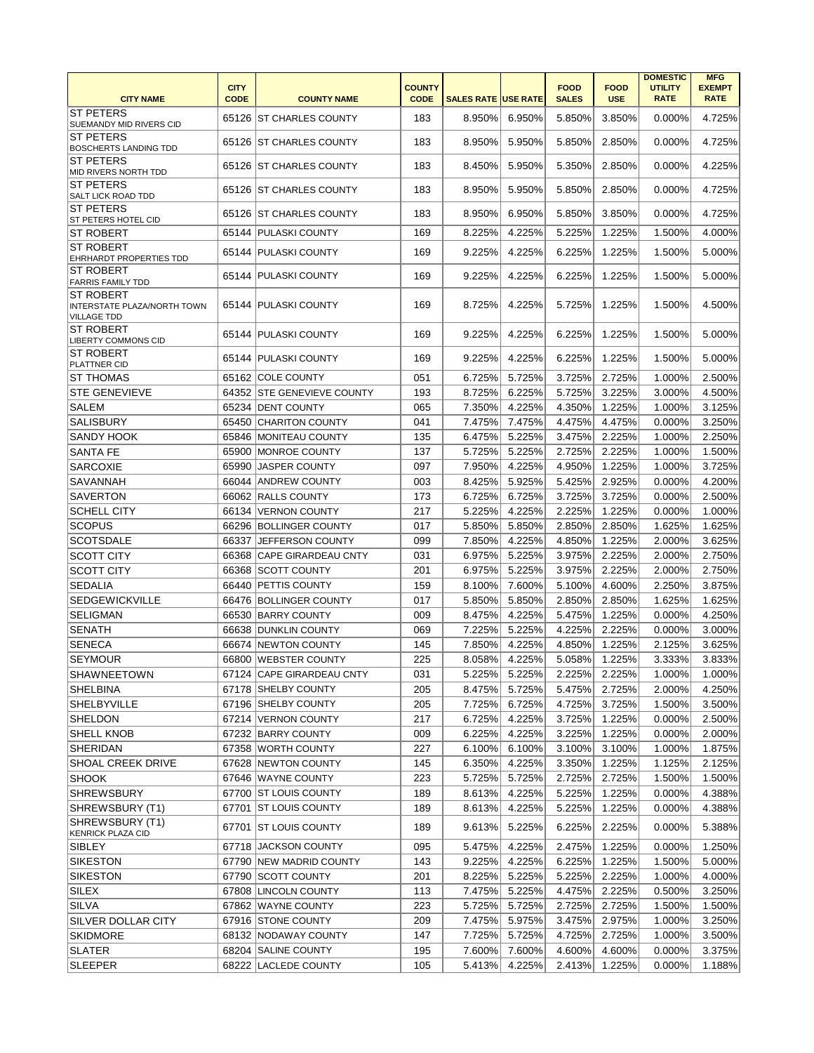| CITY NAME | CITY CODE | COUNTY NAME | COUNTY CODE | SALES RATE | USE RATE | FOOD SALES | FOOD USE | DOMESTIC UTILITY RATE | MFG EXEMPT RATE |
|---|---|---|---|---|---|---|---|---|---|
| ST PETERS SUEMANDY MID RIVERS CID | 65126 | ST CHARLES COUNTY | 183 | 8.950% | 6.950% | 5.850% | 3.850% | 0.000% | 4.725% |
| ST PETERS BOSCHERTS LANDING TDD | 65126 | ST CHARLES COUNTY | 183 | 8.950% | 5.950% | 5.850% | 2.850% | 0.000% | 4.725% |
| ST PETERS MID RIVERS NORTH TDD | 65126 | ST CHARLES COUNTY | 183 | 8.450% | 5.950% | 5.350% | 2.850% | 0.000% | 4.225% |
| ST PETERS SALT LICK ROAD TDD | 65126 | ST CHARLES COUNTY | 183 | 8.950% | 5.950% | 5.850% | 2.850% | 0.000% | 4.725% |
| ST PETERS ST PETERS HOTEL CID | 65126 | ST CHARLES COUNTY | 183 | 8.950% | 6.950% | 5.850% | 3.850% | 0.000% | 4.725% |
| ST ROBERT | 65144 | PULASKI COUNTY | 169 | 8.225% | 4.225% | 5.225% | 1.225% | 1.500% | 4.000% |
| ST ROBERT EHRHARDT PROPERTIES TDD | 65144 | PULASKI COUNTY | 169 | 9.225% | 4.225% | 6.225% | 1.225% | 1.500% | 5.000% |
| ST ROBERT FARRIS FAMILY TDD | 65144 | PULASKI COUNTY | 169 | 9.225% | 4.225% | 6.225% | 1.225% | 1.500% | 5.000% |
| ST ROBERT INTERSTATE PLAZA/NORTH TOWN VILLAGE TDD | 65144 | PULASKI COUNTY | 169 | 8.725% | 4.225% | 5.725% | 1.225% | 1.500% | 4.500% |
| ST ROBERT LIBERTY COMMONS CID | 65144 | PULASKI COUNTY | 169 | 9.225% | 4.225% | 6.225% | 1.225% | 1.500% | 5.000% |
| ST ROBERT PLATTNER CID | 65144 | PULASKI COUNTY | 169 | 9.225% | 4.225% | 6.225% | 1.225% | 1.500% | 5.000% |
| ST THOMAS | 65162 | COLE COUNTY | 051 | 6.725% | 5.725% | 3.725% | 2.725% | 1.000% | 2.500% |
| STE GENEVIEVE | 64352 | STE GENEVIEVE COUNTY | 193 | 8.725% | 6.225% | 5.725% | 3.225% | 3.000% | 4.500% |
| SALEM | 65234 | DENT COUNTY | 065 | 7.350% | 4.225% | 4.350% | 1.225% | 1.000% | 3.125% |
| SALISBURY | 65450 | CHARITON COUNTY | 041 | 7.475% | 7.475% | 4.475% | 4.475% | 0.000% | 3.250% |
| SANDY HOOK | 65846 | MONITEAU COUNTY | 135 | 6.475% | 5.225% | 3.475% | 2.225% | 1.000% | 2.250% |
| SANTA FE | 65900 | MONROE COUNTY | 137 | 5.725% | 5.225% | 2.725% | 2.225% | 1.000% | 1.500% |
| SARCOXIE | 65990 | JASPER COUNTY | 097 | 7.950% | 4.225% | 4.950% | 1.225% | 1.000% | 3.725% |
| SAVANNAH | 66044 | ANDREW COUNTY | 003 | 8.425% | 5.925% | 5.425% | 2.925% | 0.000% | 4.200% |
| SAVERTON | 66062 | RALLS COUNTY | 173 | 6.725% | 6.725% | 3.725% | 3.725% | 0.000% | 2.500% |
| SCHELL CITY | 66134 | VERNON COUNTY | 217 | 5.225% | 4.225% | 2.225% | 1.225% | 0.000% | 1.000% |
| SCOPUS | 66296 | BOLLINGER COUNTY | 017 | 5.850% | 5.850% | 2.850% | 2.850% | 1.625% | 1.625% |
| SCOTSDALE | 66337 | JEFFERSON COUNTY | 099 | 7.850% | 4.225% | 4.850% | 1.225% | 2.000% | 3.625% |
| SCOTT CITY | 66368 | CAPE GIRARDEAU CNTY | 031 | 6.975% | 5.225% | 3.975% | 2.225% | 2.000% | 2.750% |
| SCOTT CITY | 66368 | SCOTT COUNTY | 201 | 6.975% | 5.225% | 3.975% | 2.225% | 2.000% | 2.750% |
| SEDALIA | 66440 | PETTIS COUNTY | 159 | 8.100% | 7.600% | 5.100% | 4.600% | 2.250% | 3.875% |
| SEDGEWICKVILLE | 66476 | BOLLINGER COUNTY | 017 | 5.850% | 5.850% | 2.850% | 2.850% | 1.625% | 1.625% |
| SELIGMAN | 66530 | BARRY COUNTY | 009 | 8.475% | 4.225% | 5.475% | 1.225% | 0.000% | 4.250% |
| SENATH | 66638 | DUNKLIN COUNTY | 069 | 7.225% | 5.225% | 4.225% | 2.225% | 0.000% | 3.000% |
| SENECA | 66674 | NEWTON COUNTY | 145 | 7.850% | 4.225% | 4.850% | 1.225% | 2.125% | 3.625% |
| SEYMOUR | 66800 | WEBSTER COUNTY | 225 | 8.058% | 4.225% | 5.058% | 1.225% | 3.333% | 3.833% |
| SHAWNEETOWN | 67124 | CAPE GIRARDEAU CNTY | 031 | 5.225% | 5.225% | 2.225% | 2.225% | 1.000% | 1.000% |
| SHELBINA | 67178 | SHELBY COUNTY | 205 | 8.475% | 5.725% | 5.475% | 2.725% | 2.000% | 4.250% |
| SHELBYVILLE | 67196 | SHELBY COUNTY | 205 | 7.725% | 6.725% | 4.725% | 3.725% | 1.500% | 3.500% |
| SHELDON | 67214 | VERNON COUNTY | 217 | 6.725% | 4.225% | 3.725% | 1.225% | 0.000% | 2.500% |
| SHELL KNOB | 67232 | BARRY COUNTY | 009 | 6.225% | 4.225% | 3.225% | 1.225% | 0.000% | 2.000% |
| SHERIDAN | 67358 | WORTH COUNTY | 227 | 6.100% | 6.100% | 3.100% | 3.100% | 1.000% | 1.875% |
| SHOAL CREEK DRIVE | 67628 | NEWTON COUNTY | 145 | 6.350% | 4.225% | 3.350% | 1.225% | 1.125% | 2.125% |
| SHOOK | 67646 | WAYNE COUNTY | 223 | 5.725% | 5.725% | 2.725% | 2.725% | 1.500% | 1.500% |
| SHREWSBURY | 67700 | ST LOUIS COUNTY | 189 | 8.613% | 4.225% | 5.225% | 1.225% | 0.000% | 4.388% |
| SHREWSBURY (T1) | 67701 | ST LOUIS COUNTY | 189 | 8.613% | 4.225% | 5.225% | 1.225% | 0.000% | 4.388% |
| SHREWSBURY (T1) KENRICK PLAZA CID | 67701 | ST LOUIS COUNTY | 189 | 9.613% | 5.225% | 6.225% | 2.225% | 0.000% | 5.388% |
| SIBLEY | 67718 | JACKSON COUNTY | 095 | 5.475% | 4.225% | 2.475% | 1.225% | 0.000% | 1.250% |
| SIKESTON | 67790 | NEW MADRID COUNTY | 143 | 9.225% | 4.225% | 6.225% | 1.225% | 1.500% | 5.000% |
| SIKESTON | 67790 | SCOTT COUNTY | 201 | 8.225% | 5.225% | 5.225% | 2.225% | 1.000% | 4.000% |
| SILEX | 67808 | LINCOLN COUNTY | 113 | 7.475% | 5.225% | 4.475% | 2.225% | 0.500% | 3.250% |
| SILVA | 67862 | WAYNE COUNTY | 223 | 5.725% | 5.725% | 2.725% | 2.725% | 1.500% | 1.500% |
| SILVER DOLLAR CITY | 67916 | STONE COUNTY | 209 | 7.475% | 5.975% | 3.475% | 2.975% | 1.000% | 3.250% |
| SKIDMORE | 68132 | NODAWAY COUNTY | 147 | 7.725% | 5.725% | 4.725% | 2.725% | 1.000% | 3.500% |
| SLATER | 68204 | SALINE COUNTY | 195 | 7.600% | 7.600% | 4.600% | 4.600% | 0.000% | 3.375% |
| SLEEPER | 68222 | LACLEDE COUNTY | 105 | 5.413% | 4.225% | 2.413% | 1.225% | 0.000% | 1.188% |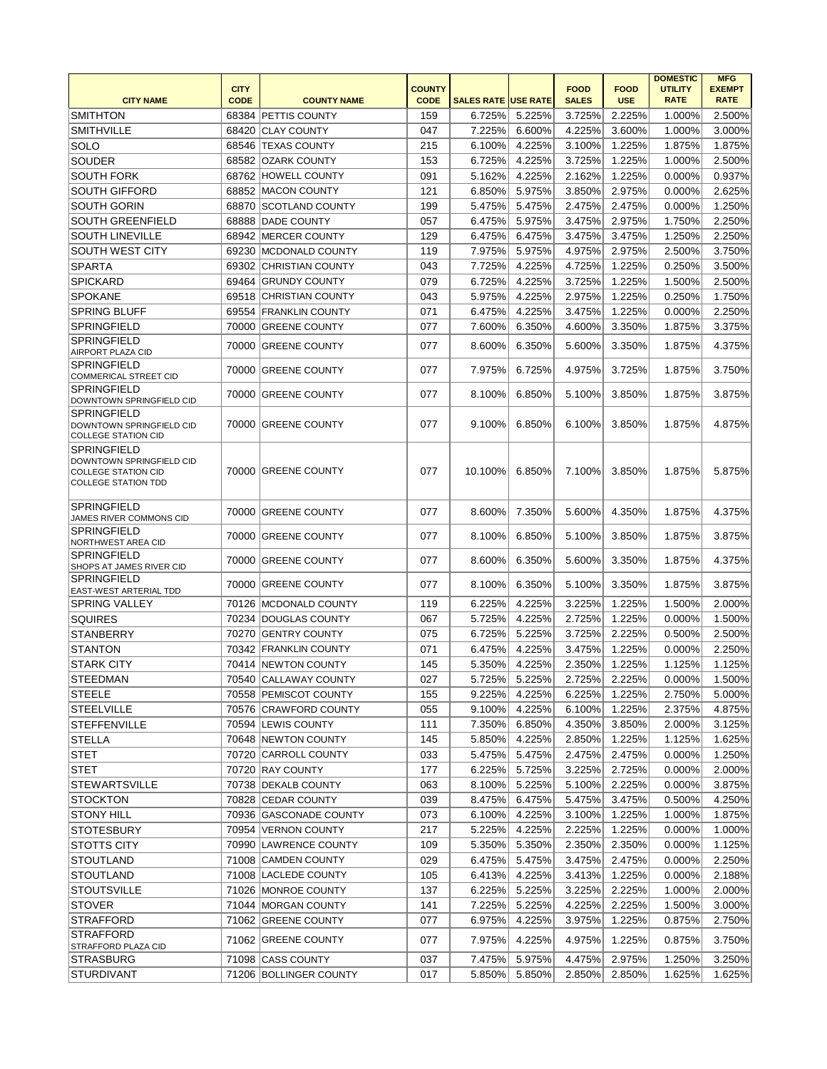| CITY NAME | CITY CODE | COUNTY NAME | COUNTY CODE | SALES RATE | USE RATE | FOOD SALES | FOOD USE | DOMESTIC UTILITY RATE | MFG EXEMPT RATE |
|---|---|---|---|---|---|---|---|---|---|
| SMITHTON | 68384 | PETTIS COUNTY | 159 | 6.725% | 5.225% | 3.725% | 2.225% | 1.000% | 2.500% |
| SMITHVILLE | 68420 | CLAY COUNTY | 047 | 7.225% | 6.600% | 4.225% | 3.600% | 1.000% | 3.000% |
| SOLO | 68546 | TEXAS COUNTY | 215 | 6.100% | 4.225% | 3.100% | 1.225% | 1.875% | 1.875% |
| SOUDER | 68582 | OZARK COUNTY | 153 | 6.725% | 4.225% | 3.725% | 1.225% | 1.000% | 2.500% |
| SOUTH FORK | 68762 | HOWELL COUNTY | 091 | 5.162% | 4.225% | 2.162% | 1.225% | 0.000% | 0.937% |
| SOUTH GIFFORD | 68852 | MACON COUNTY | 121 | 6.850% | 5.975% | 3.850% | 2.975% | 0.000% | 2.625% |
| SOUTH GORIN | 68870 | SCOTLAND COUNTY | 199 | 5.475% | 5.475% | 2.475% | 2.475% | 0.000% | 1.250% |
| SOUTH GREENFIELD | 68888 | DADE COUNTY | 057 | 6.475% | 5.975% | 3.475% | 2.975% | 1.750% | 2.250% |
| SOUTH LINEVILLE | 68942 | MERCER COUNTY | 129 | 6.475% | 6.475% | 3.475% | 3.475% | 1.250% | 2.250% |
| SOUTH WEST CITY | 69230 | MCDONALD COUNTY | 119 | 7.975% | 5.975% | 4.975% | 2.975% | 2.500% | 3.750% |
| SPARTA | 69302 | CHRISTIAN COUNTY | 043 | 7.725% | 4.225% | 4.725% | 1.225% | 0.250% | 3.500% |
| SPICKARD | 69464 | GRUNDY COUNTY | 079 | 6.725% | 4.225% | 3.725% | 1.225% | 1.500% | 2.500% |
| SPOKANE | 69518 | CHRISTIAN COUNTY | 043 | 5.975% | 4.225% | 2.975% | 1.225% | 0.250% | 1.750% |
| SPRING BLUFF | 69554 | FRANKLIN COUNTY | 071 | 6.475% | 4.225% | 3.475% | 1.225% | 0.000% | 2.250% |
| SPRINGFIELD | 70000 | GREENE COUNTY | 077 | 7.600% | 6.350% | 4.600% | 3.350% | 1.875% | 3.375% |
| SPRINGFIELD AIRPORT PLAZA CID | 70000 | GREENE COUNTY | 077 | 8.600% | 6.350% | 5.600% | 3.350% | 1.875% | 4.375% |
| SPRINGFIELD COMMERICAL STREET CID | 70000 | GREENE COUNTY | 077 | 7.975% | 6.725% | 4.975% | 3.725% | 1.875% | 3.750% |
| SPRINGFIELD DOWNTOWN SPRINGFIELD CID | 70000 | GREENE COUNTY | 077 | 8.100% | 6.850% | 5.100% | 3.850% | 1.875% | 3.875% |
| SPRINGFIELD DOWNTOWN SPRINGFIELD CID COLLEGE STATION CID | 70000 | GREENE COUNTY | 077 | 9.100% | 6.850% | 6.100% | 3.850% | 1.875% | 4.875% |
| SPRINGFIELD DOWNTOWN SPRINGFIELD CID COLLEGE STATION CID COLLEGE STATION TDD | 70000 | GREENE COUNTY | 077 | 10.100% | 6.850% | 7.100% | 3.850% | 1.875% | 5.875% |
| SPRINGFIELD JAMES RIVER COMMONS CID | 70000 | GREENE COUNTY | 077 | 8.600% | 7.350% | 5.600% | 4.350% | 1.875% | 4.375% |
| SPRINGFIELD NORTHWEST AREA CID | 70000 | GREENE COUNTY | 077 | 8.100% | 6.850% | 5.100% | 3.850% | 1.875% | 3.875% |
| SPRINGFIELD SHOPS AT JAMES RIVER CID | 70000 | GREENE COUNTY | 077 | 8.600% | 6.350% | 5.600% | 3.350% | 1.875% | 4.375% |
| SPRINGFIELD EAST-WEST ARTERIAL TDD | 70000 | GREENE COUNTY | 077 | 8.100% | 6.350% | 5.100% | 3.350% | 1.875% | 3.875% |
| SPRING VALLEY | 70126 | MCDONALD COUNTY | 119 | 6.225% | 4.225% | 3.225% | 1.225% | 1.500% | 2.000% |
| SQUIRES | 70234 | DOUGLAS COUNTY | 067 | 5.725% | 4.225% | 2.725% | 1.225% | 0.000% | 1.500% |
| STANBERRY | 70270 | GENTRY COUNTY | 075 | 6.725% | 5.225% | 3.725% | 2.225% | 0.500% | 2.500% |
| STANTON | 70342 | FRANKLIN COUNTY | 071 | 6.475% | 4.225% | 3.475% | 1.225% | 0.000% | 2.250% |
| STARK CITY | 70414 | NEWTON COUNTY | 145 | 5.350% | 4.225% | 2.350% | 1.225% | 1.125% | 1.125% |
| STEEDMAN | 70540 | CALLAWAY COUNTY | 027 | 5.725% | 5.225% | 2.725% | 2.225% | 0.000% | 1.500% |
| STEELE | 70558 | PEMISCOT COUNTY | 155 | 9.225% | 4.225% | 6.225% | 1.225% | 2.750% | 5.000% |
| STEELVILLE | 70576 | CRAWFORD COUNTY | 055 | 9.100% | 4.225% | 6.100% | 1.225% | 2.375% | 4.875% |
| STEFFENVILLE | 70594 | LEWIS COUNTY | 111 | 7.350% | 6.850% | 4.350% | 3.850% | 2.000% | 3.125% |
| STELLA | 70648 | NEWTON COUNTY | 145 | 5.850% | 4.225% | 2.850% | 1.225% | 1.125% | 1.625% |
| STET | 70720 | CARROLL COUNTY | 033 | 5.475% | 5.475% | 2.475% | 2.475% | 0.000% | 1.250% |
| STET | 70720 | RAY COUNTY | 177 | 6.225% | 5.725% | 3.225% | 2.725% | 0.000% | 2.000% |
| STEWARTSVILLE | 70738 | DEKALB COUNTY | 063 | 8.100% | 5.225% | 5.100% | 2.225% | 0.000% | 3.875% |
| STOCKTON | 70828 | CEDAR COUNTY | 039 | 8.475% | 6.475% | 5.475% | 3.475% | 0.500% | 4.250% |
| STONY HILL | 70936 | GASCONADE COUNTY | 073 | 6.100% | 4.225% | 3.100% | 1.225% | 1.000% | 1.875% |
| STOTESBURY | 70954 | VERNON COUNTY | 217 | 5.225% | 4.225% | 2.225% | 1.225% | 0.000% | 1.000% |
| STOTTS CITY | 70990 | LAWRENCE COUNTY | 109 | 5.350% | 5.350% | 2.350% | 2.350% | 0.000% | 1.125% |
| STOUTLAND | 71008 | CAMDEN COUNTY | 029 | 6.475% | 5.475% | 3.475% | 2.475% | 0.000% | 2.250% |
| STOUTLAND | 71008 | LACLEDE COUNTY | 105 | 6.413% | 4.225% | 3.413% | 1.225% | 0.000% | 2.188% |
| STOUTSVILLE | 71026 | MONROE COUNTY | 137 | 6.225% | 5.225% | 3.225% | 2.225% | 1.000% | 2.000% |
| STOVER | 71044 | MORGAN COUNTY | 141 | 7.225% | 5.225% | 4.225% | 2.225% | 1.500% | 3.000% |
| STRAFFORD | 71062 | GREENE COUNTY | 077 | 6.975% | 4.225% | 3.975% | 1.225% | 0.875% | 2.750% |
| STRAFFORD STRAFFORD PLAZA CID | 71062 | GREENE COUNTY | 077 | 7.975% | 4.225% | 4.975% | 1.225% | 0.875% | 3.750% |
| STRASBURG | 71098 | CASS COUNTY | 037 | 7.475% | 5.975% | 4.475% | 2.975% | 1.250% | 3.250% |
| STURDIVANT | 71206 | BOLLINGER COUNTY | 017 | 5.850% | 5.850% | 2.850% | 2.850% | 1.625% | 1.625% |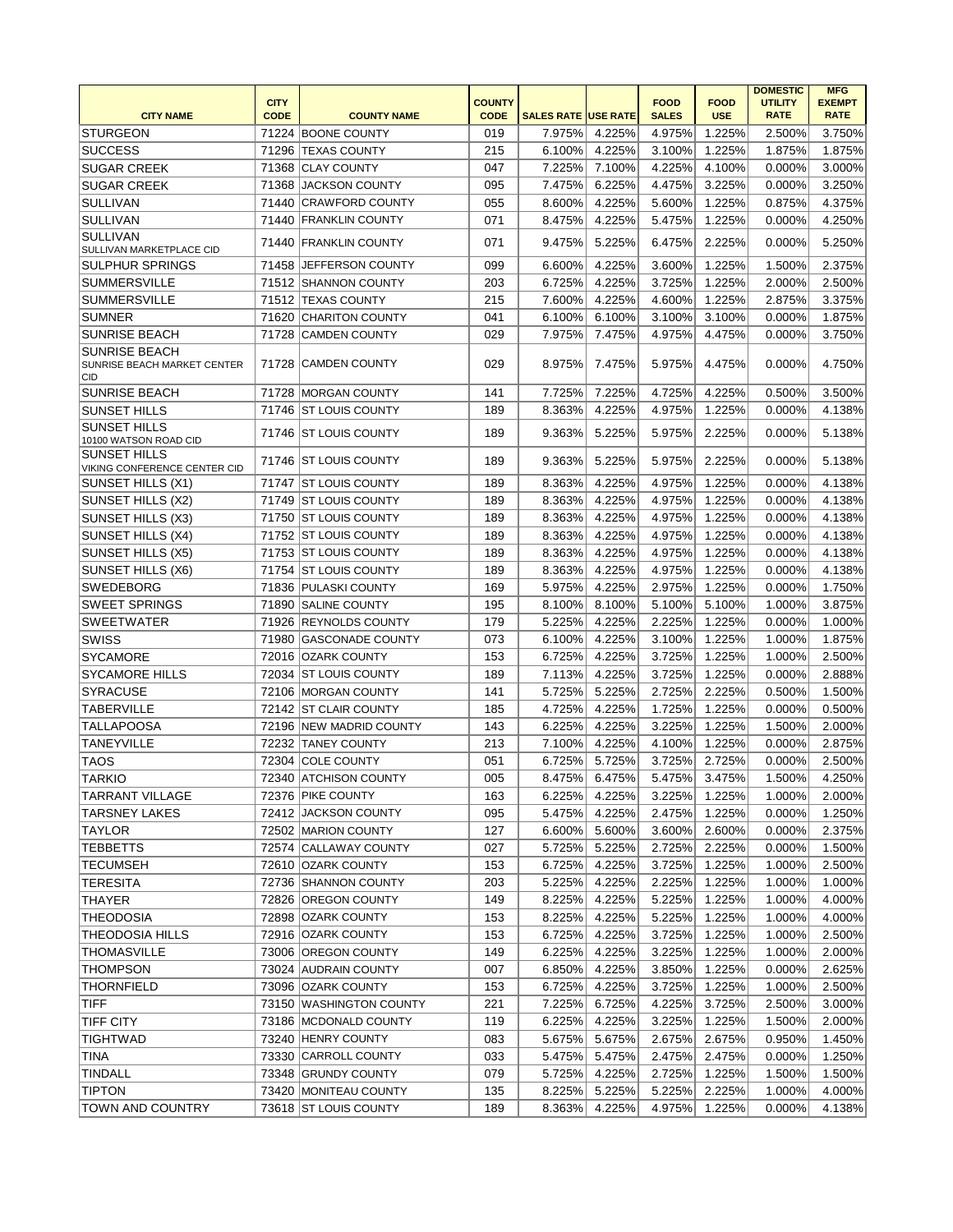| CITY NAME | CITY CODE | COUNTY NAME | COUNTY CODE | SALES RATE | USE RATE | FOOD SALES | FOOD USE | DOMESTIC UTILITY RATE | MFG EXEMPT RATE |
|---|---|---|---|---|---|---|---|---|---|
| STURGEON | 71224 | BOONE COUNTY | 019 | 7.975% | 4.225% | 4.975% | 1.225% | 2.500% | 3.750% |
| SUCCESS | 71296 | TEXAS COUNTY | 215 | 6.100% | 4.225% | 3.100% | 1.225% | 1.875% | 1.875% |
| SUGAR CREEK | 71368 | CLAY COUNTY | 047 | 7.225% | 7.100% | 4.225% | 4.100% | 0.000% | 3.000% |
| SUGAR CREEK | 71368 | JACKSON COUNTY | 095 | 7.475% | 6.225% | 4.475% | 3.225% | 0.000% | 3.250% |
| SULLIVAN | 71440 | CRAWFORD COUNTY | 055 | 8.600% | 4.225% | 5.600% | 1.225% | 0.875% | 4.375% |
| SULLIVAN | 71440 | FRANKLIN COUNTY | 071 | 8.475% | 4.225% | 5.475% | 1.225% | 0.000% | 4.250% |
| SULLIVAN SULLIVAN MARKETPLACE CID | 71440 | FRANKLIN COUNTY | 071 | 9.475% | 5.225% | 6.475% | 2.225% | 0.000% | 5.250% |
| SULPHUR SPRINGS | 71458 | JEFFERSON COUNTY | 099 | 6.600% | 4.225% | 3.600% | 1.225% | 1.500% | 2.375% |
| SUMMERSVILLE | 71512 | SHANNON COUNTY | 203 | 6.725% | 4.225% | 3.725% | 1.225% | 2.000% | 2.500% |
| SUMMERSVILLE | 71512 | TEXAS COUNTY | 215 | 7.600% | 4.225% | 4.600% | 1.225% | 2.875% | 3.375% |
| SUMNER | 71620 | CHARITON COUNTY | 041 | 6.100% | 6.100% | 3.100% | 3.100% | 0.000% | 1.875% |
| SUNRISE BEACH | 71728 | CAMDEN COUNTY | 029 | 7.975% | 7.475% | 4.975% | 4.475% | 0.000% | 3.750% |
| SUNRISE BEACH SUNRISE BEACH MARKET CENTER CID | 71728 | CAMDEN COUNTY | 029 | 8.975% | 7.475% | 5.975% | 4.475% | 0.000% | 4.750% |
| SUNRISE BEACH | 71728 | MORGAN COUNTY | 141 | 7.725% | 7.225% | 4.725% | 4.225% | 0.500% | 3.500% |
| SUNSET HILLS | 71746 | ST LOUIS COUNTY | 189 | 8.363% | 4.225% | 4.975% | 1.225% | 0.000% | 4.138% |
| SUNSET HILLS 10100 WATSON ROAD CID | 71746 | ST LOUIS COUNTY | 189 | 9.363% | 5.225% | 5.975% | 2.225% | 0.000% | 5.138% |
| SUNSET HILLS VIKING CONFERENCE CENTER CID | 71746 | ST LOUIS COUNTY | 189 | 9.363% | 5.225% | 5.975% | 2.225% | 0.000% | 5.138% |
| SUNSET HILLS (X1) | 71747 | ST LOUIS COUNTY | 189 | 8.363% | 4.225% | 4.975% | 1.225% | 0.000% | 4.138% |
| SUNSET HILLS (X2) | 71749 | ST LOUIS COUNTY | 189 | 8.363% | 4.225% | 4.975% | 1.225% | 0.000% | 4.138% |
| SUNSET HILLS (X3) | 71750 | ST LOUIS COUNTY | 189 | 8.363% | 4.225% | 4.975% | 1.225% | 0.000% | 4.138% |
| SUNSET HILLS (X4) | 71752 | ST LOUIS COUNTY | 189 | 8.363% | 4.225% | 4.975% | 1.225% | 0.000% | 4.138% |
| SUNSET HILLS (X5) | 71753 | ST LOUIS COUNTY | 189 | 8.363% | 4.225% | 4.975% | 1.225% | 0.000% | 4.138% |
| SUNSET HILLS (X6) | 71754 | ST LOUIS COUNTY | 189 | 8.363% | 4.225% | 4.975% | 1.225% | 0.000% | 4.138% |
| SWEDEBORG | 71836 | PULASKI COUNTY | 169 | 5.975% | 4.225% | 2.975% | 1.225% | 0.000% | 1.750% |
| SWEET SPRINGS | 71890 | SALINE COUNTY | 195 | 8.100% | 8.100% | 5.100% | 5.100% | 1.000% | 3.875% |
| SWEETWATER | 71926 | REYNOLDS COUNTY | 179 | 5.225% | 4.225% | 2.225% | 1.225% | 0.000% | 1.000% |
| SWISS | 71980 | GASCONADE COUNTY | 073 | 6.100% | 4.225% | 3.100% | 1.225% | 1.000% | 1.875% |
| SYCAMORE | 72016 | OZARK COUNTY | 153 | 6.725% | 4.225% | 3.725% | 1.225% | 1.000% | 2.500% |
| SYCAMORE HILLS | 72034 | ST LOUIS COUNTY | 189 | 7.113% | 4.225% | 3.725% | 1.225% | 0.000% | 2.888% |
| SYRACUSE | 72106 | MORGAN COUNTY | 141 | 5.725% | 5.225% | 2.725% | 2.225% | 0.500% | 1.500% |
| TABERVILLE | 72142 | ST CLAIR COUNTY | 185 | 4.725% | 4.225% | 1.725% | 1.225% | 0.000% | 0.500% |
| TALLAPOOSA | 72196 | NEW MADRID COUNTY | 143 | 6.225% | 4.225% | 3.225% | 1.225% | 1.500% | 2.000% |
| TANEYVILLE | 72232 | TANEY COUNTY | 213 | 7.100% | 4.225% | 4.100% | 1.225% | 0.000% | 2.875% |
| TAOS | 72304 | COLE COUNTY | 051 | 6.725% | 5.725% | 3.725% | 2.725% | 0.000% | 2.500% |
| TARKIO | 72340 | ATCHISON COUNTY | 005 | 8.475% | 6.475% | 5.475% | 3.475% | 1.500% | 4.250% |
| TARRANT VILLAGE | 72376 | PIKE COUNTY | 163 | 6.225% | 4.225% | 3.225% | 1.225% | 1.000% | 2.000% |
| TARSNEY LAKES | 72412 | JACKSON COUNTY | 095 | 5.475% | 4.225% | 2.475% | 1.225% | 0.000% | 1.250% |
| TAYLOR | 72502 | MARION COUNTY | 127 | 6.600% | 5.600% | 3.600% | 2.600% | 0.000% | 2.375% |
| TEBBETTS | 72574 | CALLAWAY COUNTY | 027 | 5.725% | 5.225% | 2.725% | 2.225% | 0.000% | 1.500% |
| TECUMSEH | 72610 | OZARK COUNTY | 153 | 6.725% | 4.225% | 3.725% | 1.225% | 1.000% | 2.500% |
| TERESITA | 72736 | SHANNON COUNTY | 203 | 5.225% | 4.225% | 2.225% | 1.225% | 1.000% | 1.000% |
| THAYER | 72826 | OREGON COUNTY | 149 | 8.225% | 4.225% | 5.225% | 1.225% | 1.000% | 4.000% |
| THEODOSIA | 72898 | OZARK COUNTY | 153 | 8.225% | 4.225% | 5.225% | 1.225% | 1.000% | 4.000% |
| THEODOSIA HILLS | 72916 | OZARK COUNTY | 153 | 6.725% | 4.225% | 3.725% | 1.225% | 1.000% | 2.500% |
| THOMASVILLE | 73006 | OREGON COUNTY | 149 | 6.225% | 4.225% | 3.225% | 1.225% | 1.000% | 2.000% |
| THOMPSON | 73024 | AUDRAIN COUNTY | 007 | 6.850% | 4.225% | 3.850% | 1.225% | 0.000% | 2.625% |
| THORNFIELD | 73096 | OZARK COUNTY | 153 | 6.725% | 4.225% | 3.725% | 1.225% | 1.000% | 2.500% |
| TIFF | 73150 | WASHINGTON COUNTY | 221 | 7.225% | 6.725% | 4.225% | 3.725% | 2.500% | 3.000% |
| TIFF CITY | 73186 | MCDONALD COUNTY | 119 | 6.225% | 4.225% | 3.225% | 1.225% | 1.500% | 2.000% |
| TIGHTWAD | 73240 | HENRY COUNTY | 083 | 5.675% | 5.675% | 2.675% | 2.675% | 0.950% | 1.450% |
| TINA | 73330 | CARROLL COUNTY | 033 | 5.475% | 5.475% | 2.475% | 2.475% | 0.000% | 1.250% |
| TINDALL | 73348 | GRUNDY COUNTY | 079 | 5.725% | 4.225% | 2.725% | 1.225% | 1.500% | 1.500% |
| TIPTON | 73420 | MONITEAU COUNTY | 135 | 8.225% | 5.225% | 5.225% | 2.225% | 1.000% | 4.000% |
| TOWN AND COUNTRY | 73618 | ST LOUIS COUNTY | 189 | 8.363% | 4.225% | 4.975% | 1.225% | 0.000% | 4.138% |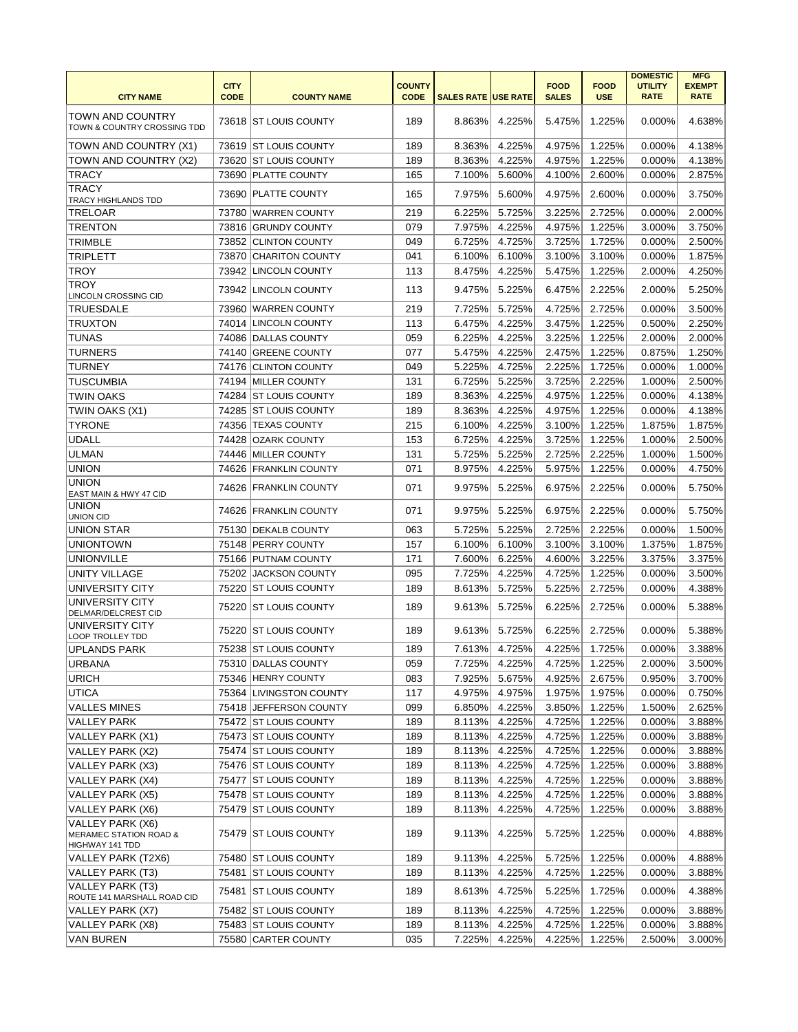| CITY NAME | CITY CODE | COUNTY NAME | COUNTY CODE | SALES RATE | USE RATE | FOOD SALES | FOOD USE | DOMESTIC UTILITY RATE | MFG EXEMPT RATE |
|---|---|---|---|---|---|---|---|---|---|
| TOWN AND COUNTRY TOWN & COUNTRY CROSSING TDD | 73618 | ST LOUIS COUNTY | 189 | 8.863% | 4.225% | 5.475% | 1.225% | 0.000% | 4.638% |
| TOWN AND COUNTRY (X1) | 73619 | ST LOUIS COUNTY | 189 | 8.363% | 4.225% | 4.975% | 1.225% | 0.000% | 4.138% |
| TOWN AND COUNTRY (X2) | 73620 | ST LOUIS COUNTY | 189 | 8.363% | 4.225% | 4.975% | 1.225% | 0.000% | 4.138% |
| TRACY | 73690 | PLATTE COUNTY | 165 | 7.100% | 5.600% | 4.100% | 2.600% | 0.000% | 2.875% |
| TRACY TRACY HIGHLANDS TDD | 73690 | PLATTE COUNTY | 165 | 7.975% | 5.600% | 4.975% | 2.600% | 0.000% | 3.750% |
| TRELOAR | 73780 | WARREN COUNTY | 219 | 6.225% | 5.725% | 3.225% | 2.725% | 0.000% | 2.000% |
| TRENTON | 73816 | GRUNDY COUNTY | 079 | 7.975% | 4.225% | 4.975% | 1.225% | 3.000% | 3.750% |
| TRIMBLE | 73852 | CLINTON COUNTY | 049 | 6.725% | 4.725% | 3.725% | 1.725% | 0.000% | 2.500% |
| TRIPLETT | 73870 | CHARITON COUNTY | 041 | 6.100% | 6.100% | 3.100% | 3.100% | 0.000% | 1.875% |
| TROY | 73942 | LINCOLN COUNTY | 113 | 8.475% | 4.225% | 5.475% | 1.225% | 2.000% | 4.250% |
| TROY LINCOLN CROSSING CID | 73942 | LINCOLN COUNTY | 113 | 9.475% | 5.225% | 6.475% | 2.225% | 2.000% | 5.250% |
| TRUESDALE | 73960 | WARREN COUNTY | 219 | 7.725% | 5.725% | 4.725% | 2.725% | 0.000% | 3.500% |
| TRUXTON | 74014 | LINCOLN COUNTY | 113 | 6.475% | 4.225% | 3.475% | 1.225% | 0.500% | 2.250% |
| TUNAS | 74086 | DALLAS COUNTY | 059 | 6.225% | 4.225% | 3.225% | 1.225% | 2.000% | 2.000% |
| TURNERS | 74140 | GREENE COUNTY | 077 | 5.475% | 4.225% | 2.475% | 1.225% | 0.875% | 1.250% |
| TURNEY | 74176 | CLINTON COUNTY | 049 | 5.225% | 4.725% | 2.225% | 1.725% | 0.000% | 1.000% |
| TUSCUMBIA | 74194 | MILLER COUNTY | 131 | 6.725% | 5.225% | 3.725% | 2.225% | 1.000% | 2.500% |
| TWIN OAKS | 74284 | ST LOUIS COUNTY | 189 | 8.363% | 4.225% | 4.975% | 1.225% | 0.000% | 4.138% |
| TWIN OAKS (X1) | 74285 | ST LOUIS COUNTY | 189 | 8.363% | 4.225% | 4.975% | 1.225% | 0.000% | 4.138% |
| TYRONE | 74356 | TEXAS COUNTY | 215 | 6.100% | 4.225% | 3.100% | 1.225% | 1.875% | 1.875% |
| UDALL | 74428 | OZARK COUNTY | 153 | 6.725% | 4.225% | 3.725% | 1.225% | 1.000% | 2.500% |
| ULMAN | 74446 | MILLER COUNTY | 131 | 5.725% | 5.225% | 2.725% | 2.225% | 1.000% | 1.500% |
| UNION | 74626 | FRANKLIN COUNTY | 071 | 8.975% | 4.225% | 5.975% | 1.225% | 0.000% | 4.750% |
| UNION EAST MAIN & HWY 47 CID | 74626 | FRANKLIN COUNTY | 071 | 9.975% | 5.225% | 6.975% | 2.225% | 0.000% | 5.750% |
| UNION UNION CID | 74626 | FRANKLIN COUNTY | 071 | 9.975% | 5.225% | 6.975% | 2.225% | 0.000% | 5.750% |
| UNION STAR | 75130 | DEKALB COUNTY | 063 | 5.725% | 5.225% | 2.725% | 2.225% | 0.000% | 1.500% |
| UNIONTOWN | 75148 | PERRY COUNTY | 157 | 6.100% | 6.100% | 3.100% | 3.100% | 1.375% | 1.875% |
| UNIONVILLE | 75166 | PUTNAM COUNTY | 171 | 7.600% | 6.225% | 4.600% | 3.225% | 3.375% | 3.375% |
| UNITY VILLAGE | 75202 | JACKSON COUNTY | 095 | 7.725% | 4.225% | 4.725% | 1.225% | 0.000% | 3.500% |
| UNIVERSITY CITY | 75220 | ST LOUIS COUNTY | 189 | 8.613% | 5.725% | 5.225% | 2.725% | 0.000% | 4.388% |
| UNIVERSITY CITY DELMAR/DELCREST CID | 75220 | ST LOUIS COUNTY | 189 | 9.613% | 5.725% | 6.225% | 2.725% | 0.000% | 5.388% |
| UNIVERSITY CITY LOOP TROLLEY TDD | 75220 | ST LOUIS COUNTY | 189 | 9.613% | 5.725% | 6.225% | 2.725% | 0.000% | 5.388% |
| UPLANDS PARK | 75238 | ST LOUIS COUNTY | 189 | 7.613% | 4.725% | 4.225% | 1.725% | 0.000% | 3.388% |
| URBANA | 75310 | DALLAS COUNTY | 059 | 7.725% | 4.225% | 4.725% | 1.225% | 2.000% | 3.500% |
| URICH | 75346 | HENRY COUNTY | 083 | 7.925% | 5.675% | 4.925% | 2.675% | 0.950% | 3.700% |
| UTICA | 75364 | LIVINGSTON COUNTY | 117 | 4.975% | 4.975% | 1.975% | 1.975% | 0.000% | 0.750% |
| VALLES MINES | 75418 | JEFFERSON COUNTY | 099 | 6.850% | 4.225% | 3.850% | 1.225% | 1.500% | 2.625% |
| VALLEY PARK | 75472 | ST LOUIS COUNTY | 189 | 8.113% | 4.225% | 4.725% | 1.225% | 0.000% | 3.888% |
| VALLEY PARK (X1) | 75473 | ST LOUIS COUNTY | 189 | 8.113% | 4.225% | 4.725% | 1.225% | 0.000% | 3.888% |
| VALLEY PARK (X2) | 75474 | ST LOUIS COUNTY | 189 | 8.113% | 4.225% | 4.725% | 1.225% | 0.000% | 3.888% |
| VALLEY PARK (X3) | 75476 | ST LOUIS COUNTY | 189 | 8.113% | 4.225% | 4.725% | 1.225% | 0.000% | 3.888% |
| VALLEY PARK (X4) | 75477 | ST LOUIS COUNTY | 189 | 8.113% | 4.225% | 4.725% | 1.225% | 0.000% | 3.888% |
| VALLEY PARK (X5) | 75478 | ST LOUIS COUNTY | 189 | 8.113% | 4.225% | 4.725% | 1.225% | 0.000% | 3.888% |
| VALLEY PARK (X6) | 75479 | ST LOUIS COUNTY | 189 | 8.113% | 4.225% | 4.725% | 1.225% | 0.000% | 3.888% |
| VALLEY PARK (X6) MERAMEC STATION ROAD & HIGHWAY 141 TDD | 75479 | ST LOUIS COUNTY | 189 | 9.113% | 4.225% | 5.725% | 1.225% | 0.000% | 4.888% |
| VALLEY PARK (T2X6) | 75480 | ST LOUIS COUNTY | 189 | 9.113% | 4.225% | 5.725% | 1.225% | 0.000% | 4.888% |
| VALLEY PARK (T3) | 75481 | ST LOUIS COUNTY | 189 | 8.113% | 4.225% | 4.725% | 1.225% | 0.000% | 3.888% |
| VALLEY PARK (T3) ROUTE 141 MARSHALL ROAD CID | 75481 | ST LOUIS COUNTY | 189 | 8.613% | 4.725% | 5.225% | 1.725% | 0.000% | 4.388% |
| VALLEY PARK (X7) | 75482 | ST LOUIS COUNTY | 189 | 8.113% | 4.225% | 4.725% | 1.225% | 0.000% | 3.888% |
| VALLEY PARK (X8) | 75483 | ST LOUIS COUNTY | 189 | 8.113% | 4.225% | 4.725% | 1.225% | 0.000% | 3.888% |
| VAN BUREN | 75580 | CARTER COUNTY | 035 | 7.225% | 4.225% | 4.225% | 1.225% | 2.500% | 3.000% |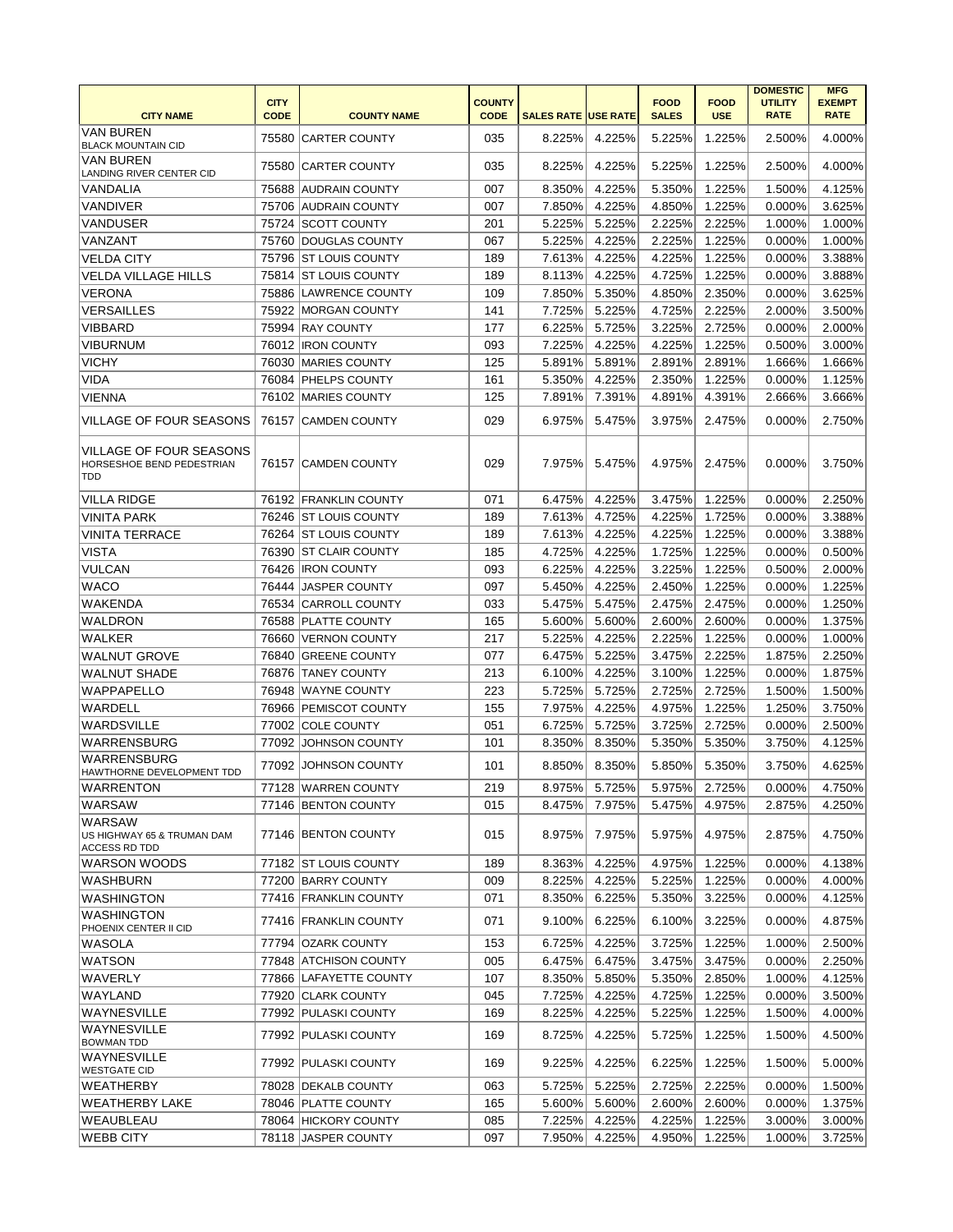| CITY NAME | CITY CODE | COUNTY NAME | COUNTY CODE | SALES RATE | USE RATE | FOOD SALES | FOOD USE | DOMESTIC UTILITY RATE | MFG EXEMPT RATE |
|---|---|---|---|---|---|---|---|---|---|
| VAN BUREN BLACK MOUNTAIN CID | 75580 | CARTER COUNTY | 035 | 8.225% | 4.225% | 5.225% | 1.225% | 2.500% | 4.000% |
| VAN BUREN LANDING RIVER CENTER CID | 75580 | CARTER COUNTY | 035 | 8.225% | 4.225% | 5.225% | 1.225% | 2.500% | 4.000% |
| VANDALIA | 75688 | AUDRAIN COUNTY | 007 | 8.350% | 4.225% | 5.350% | 1.225% | 1.500% | 4.125% |
| VANDIVER | 75706 | AUDRAIN COUNTY | 007 | 7.850% | 4.225% | 4.850% | 1.225% | 0.000% | 3.625% |
| VANDUSER | 75724 | SCOTT COUNTY | 201 | 5.225% | 5.225% | 2.225% | 2.225% | 1.000% | 1.000% |
| VANZANT | 75760 | DOUGLAS COUNTY | 067 | 5.225% | 4.225% | 2.225% | 1.225% | 0.000% | 1.000% |
| VELDA CITY | 75796 | ST LOUIS COUNTY | 189 | 7.613% | 4.225% | 4.225% | 1.225% | 0.000% | 3.388% |
| VELDA VILLAGE HILLS | 75814 | ST LOUIS COUNTY | 189 | 8.113% | 4.225% | 4.725% | 1.225% | 0.000% | 3.888% |
| VERONA | 75886 | LAWRENCE COUNTY | 109 | 7.850% | 5.350% | 4.850% | 2.350% | 0.000% | 3.625% |
| VERSAILLES | 75922 | MORGAN COUNTY | 141 | 7.725% | 5.225% | 4.725% | 2.225% | 2.000% | 3.500% |
| VIBBARD | 75994 | RAY COUNTY | 177 | 6.225% | 5.725% | 3.225% | 2.725% | 0.000% | 2.000% |
| VIBURNUM | 76012 | IRON COUNTY | 093 | 7.225% | 4.225% | 4.225% | 1.225% | 0.500% | 3.000% |
| VICHY | 76030 | MARIES COUNTY | 125 | 5.891% | 5.891% | 2.891% | 2.891% | 1.666% | 1.666% |
| VIDA | 76084 | PHELPS COUNTY | 161 | 5.350% | 4.225% | 2.350% | 1.225% | 0.000% | 1.125% |
| VIENNA | 76102 | MARIES COUNTY | 125 | 7.891% | 7.391% | 4.891% | 4.391% | 2.666% | 3.666% |
| VILLAGE OF FOUR SEASONS | 76157 | CAMDEN COUNTY | 029 | 6.975% | 5.475% | 3.975% | 2.475% | 0.000% | 2.750% |
| VILLAGE OF FOUR SEASONS HORSESHOE BEND PEDESTRIAN TDD | 76157 | CAMDEN COUNTY | 029 | 7.975% | 5.475% | 4.975% | 2.475% | 0.000% | 3.750% |
| VILLA RIDGE | 76192 | FRANKLIN COUNTY | 071 | 6.475% | 4.225% | 3.475% | 1.225% | 0.000% | 2.250% |
| VINITA PARK | 76246 | ST LOUIS COUNTY | 189 | 7.613% | 4.725% | 4.225% | 1.725% | 0.000% | 3.388% |
| VINITA TERRACE | 76264 | ST LOUIS COUNTY | 189 | 7.613% | 4.225% | 4.225% | 1.225% | 0.000% | 3.388% |
| VISTA | 76390 | ST CLAIR COUNTY | 185 | 4.725% | 4.225% | 1.725% | 1.225% | 0.000% | 0.500% |
| VULCAN | 76426 | IRON COUNTY | 093 | 6.225% | 4.225% | 3.225% | 1.225% | 0.500% | 2.000% |
| WACO | 76444 | JASPER COUNTY | 097 | 5.450% | 4.225% | 2.450% | 1.225% | 0.000% | 1.225% |
| WAKENDA | 76534 | CARROLL COUNTY | 033 | 5.475% | 5.475% | 2.475% | 2.475% | 0.000% | 1.250% |
| WALDRON | 76588 | PLATTE COUNTY | 165 | 5.600% | 5.600% | 2.600% | 2.600% | 0.000% | 1.375% |
| WALKER | 76660 | VERNON COUNTY | 217 | 5.225% | 4.225% | 2.225% | 1.225% | 0.000% | 1.000% |
| WALNUT GROVE | 76840 | GREENE COUNTY | 077 | 6.475% | 5.225% | 3.475% | 2.225% | 1.875% | 2.250% |
| WALNUT SHADE | 76876 | TANEY COUNTY | 213 | 6.100% | 4.225% | 3.100% | 1.225% | 0.000% | 1.875% |
| WAPPAPELLO | 76948 | WAYNE COUNTY | 223 | 5.725% | 5.725% | 2.725% | 2.725% | 1.500% | 1.500% |
| WARDELL | 76966 | PEMISCOT COUNTY | 155 | 7.975% | 4.225% | 4.975% | 1.225% | 1.250% | 3.750% |
| WARDSVILLE | 77002 | COLE COUNTY | 051 | 6.725% | 5.725% | 3.725% | 2.725% | 0.000% | 2.500% |
| WARRENSBURG | 77092 | JOHNSON COUNTY | 101 | 8.350% | 8.350% | 5.350% | 5.350% | 3.750% | 4.125% |
| WARRENSBURG HAWTHORNE DEVELOPMENT TDD | 77092 | JOHNSON COUNTY | 101 | 8.850% | 8.350% | 5.850% | 5.350% | 3.750% | 4.625% |
| WARRENTON | 77128 | WARREN COUNTY | 219 | 8.975% | 5.725% | 5.975% | 2.725% | 0.000% | 4.750% |
| WARSAW | 77146 | BENTON COUNTY | 015 | 8.475% | 7.975% | 5.475% | 4.975% | 2.875% | 4.250% |
| WARSAW US HIGHWAY 65 & TRUMAN DAM ACCESS RD TDD | 77146 | BENTON COUNTY | 015 | 8.975% | 7.975% | 5.975% | 4.975% | 2.875% | 4.750% |
| WARSON WOODS | 77182 | ST LOUIS COUNTY | 189 | 8.363% | 4.225% | 4.975% | 1.225% | 0.000% | 4.138% |
| WASHBURN | 77200 | BARRY COUNTY | 009 | 8.225% | 4.225% | 5.225% | 1.225% | 0.000% | 4.000% |
| WASHINGTON | 77416 | FRANKLIN COUNTY | 071 | 8.350% | 6.225% | 5.350% | 3.225% | 0.000% | 4.125% |
| WASHINGTON PHOENIX CENTER II CID | 77416 | FRANKLIN COUNTY | 071 | 9.100% | 6.225% | 6.100% | 3.225% | 0.000% | 4.875% |
| WASOLA | 77794 | OZARK COUNTY | 153 | 6.725% | 4.225% | 3.725% | 1.225% | 1.000% | 2.500% |
| WATSON | 77848 | ATCHISON COUNTY | 005 | 6.475% | 6.475% | 3.475% | 3.475% | 0.000% | 2.250% |
| WAVERLY | 77866 | LAFAYETTE COUNTY | 107 | 8.350% | 5.850% | 5.350% | 2.850% | 1.000% | 4.125% |
| WAYLAND | 77920 | CLARK COUNTY | 045 | 7.725% | 4.225% | 4.725% | 1.225% | 0.000% | 3.500% |
| WAYNESVILLE | 77992 | PULASKI COUNTY | 169 | 8.225% | 4.225% | 5.225% | 1.225% | 1.500% | 4.000% |
| WAYNESVILLE BOWMAN TDD | 77992 | PULASKI COUNTY | 169 | 8.725% | 4.225% | 5.725% | 1.225% | 1.500% | 4.500% |
| WAYNESVILLE WESTGATE CID | 77992 | PULASKI COUNTY | 169 | 9.225% | 4.225% | 6.225% | 1.225% | 1.500% | 5.000% |
| WEATHERBY | 78028 | DEKALB COUNTY | 063 | 5.725% | 5.225% | 2.725% | 2.225% | 0.000% | 1.500% |
| WEATHERBY LAKE | 78046 | PLATTE COUNTY | 165 | 5.600% | 5.600% | 2.600% | 2.600% | 0.000% | 1.375% |
| WEAUBLEAU | 78064 | HICKORY COUNTY | 085 | 7.225% | 4.225% | 4.225% | 1.225% | 3.000% | 3.000% |
| WEBB CITY | 78118 | JASPER COUNTY | 097 | 7.950% | 4.225% | 4.950% | 1.225% | 1.000% | 3.725% |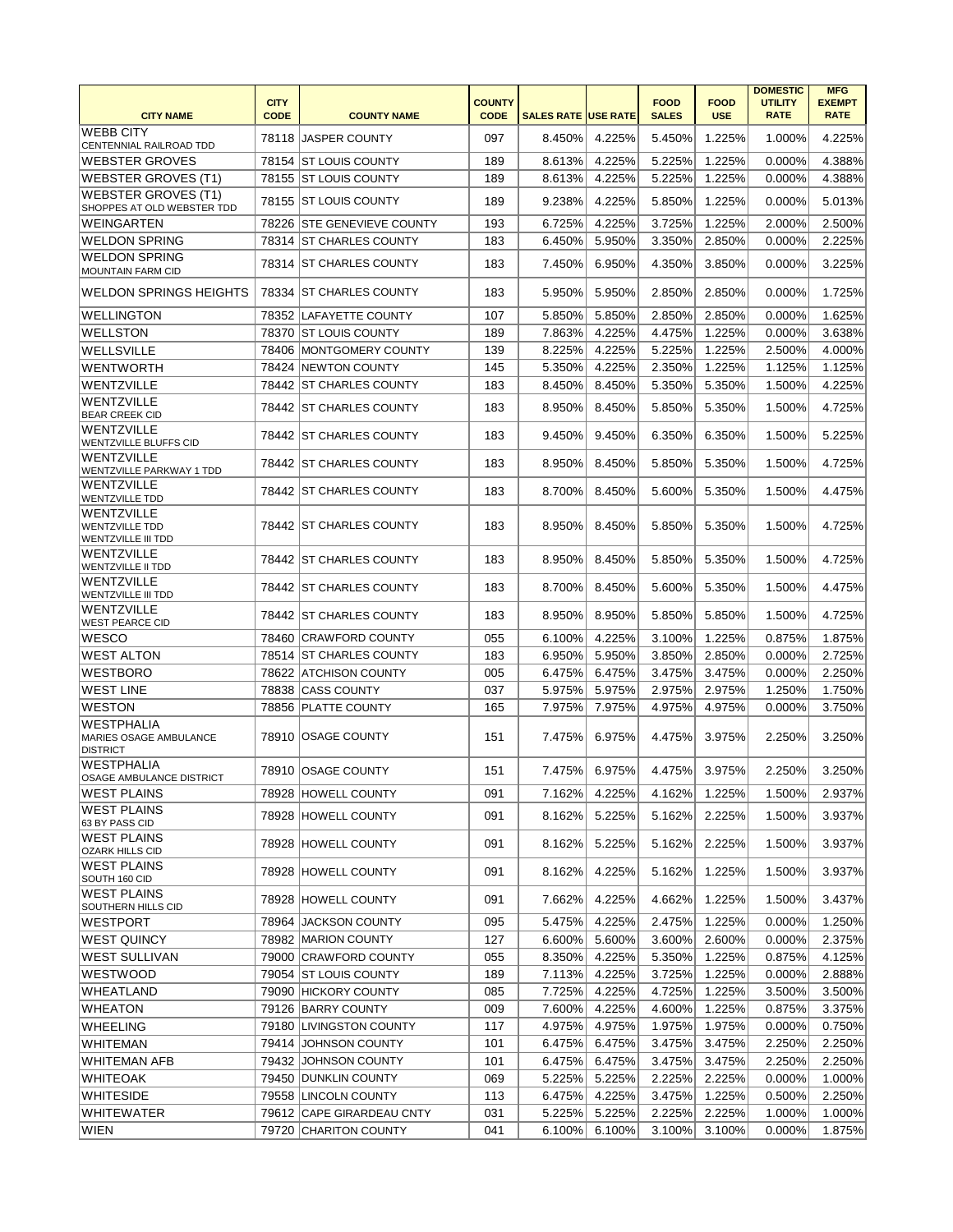| CITY NAME | CITY CODE | COUNTY NAME | COUNTY CODE | SALES RATE | USE RATE | FOOD SALES | FOOD USE | DOMESTIC UTILITY RATE | MFG EXEMPT RATE |
|---|---|---|---|---|---|---|---|---|---|
| WEBB CITY<br>CENTENNIAL RAILROAD TDD | 78118 | JASPER COUNTY | 097 | 8.450% | 4.225% | 5.450% | 1.225% | 1.000% | 4.225% |
| WEBSTER GROVES | 78154 | ST LOUIS COUNTY | 189 | 8.613% | 4.225% | 5.225% | 1.225% | 0.000% | 4.388% |
| WEBSTER GROVES (T1) | 78155 | ST LOUIS COUNTY | 189 | 8.613% | 4.225% | 5.225% | 1.225% | 0.000% | 4.388% |
| WEBSTER GROVES (T1)<br>SHOPPES AT OLD WEBSTER TDD | 78155 | ST LOUIS COUNTY | 189 | 9.238% | 4.225% | 5.850% | 1.225% | 0.000% | 5.013% |
| WEINGARTEN | 78226 | STE GENEVIEVE COUNTY | 193 | 6.725% | 4.225% | 3.725% | 1.225% | 2.000% | 2.500% |
| WELDON SPRING | 78314 | ST CHARLES COUNTY | 183 | 6.450% | 5.950% | 3.350% | 2.850% | 0.000% | 2.225% |
| WELDON SPRING<br>MOUNTAIN FARM CID | 78314 | ST CHARLES COUNTY | 183 | 7.450% | 6.950% | 4.350% | 3.850% | 0.000% | 3.225% |
| WELDON SPRINGS HEIGHTS | 78334 | ST CHARLES COUNTY | 183 | 5.950% | 5.950% | 2.850% | 2.850% | 0.000% | 1.725% |
| WELLINGTON | 78352 | LAFAYETTE COUNTY | 107 | 5.850% | 5.850% | 2.850% | 2.850% | 0.000% | 1.625% |
| WELLSTON | 78370 | ST LOUIS COUNTY | 189 | 7.863% | 4.225% | 4.475% | 1.225% | 0.000% | 3.638% |
| WELLSVILLE | 78406 | MONTGOMERY COUNTY | 139 | 8.225% | 4.225% | 5.225% | 1.225% | 2.500% | 4.000% |
| WENTWORTH | 78424 | NEWTON COUNTY | 145 | 5.350% | 4.225% | 2.350% | 1.225% | 1.125% | 1.125% |
| WENTZVILLE | 78442 | ST CHARLES COUNTY | 183 | 8.450% | 8.450% | 5.350% | 5.350% | 1.500% | 4.225% |
| WENTZVILLE<br>BEAR CREEK CID | 78442 | ST CHARLES COUNTY | 183 | 8.950% | 8.450% | 5.850% | 5.350% | 1.500% | 4.725% |
| WENTZVILLE<br>WENTZVILLE BLUFFS CID | 78442 | ST CHARLES COUNTY | 183 | 9.450% | 9.450% | 6.350% | 6.350% | 1.500% | 5.225% |
| WENTZVILLE<br>WENTZVILLE PARKWAY 1 TDD | 78442 | ST CHARLES COUNTY | 183 | 8.950% | 8.450% | 5.850% | 5.350% | 1.500% | 4.725% |
| WENTZVILLE<br>WENTZVILLE TDD | 78442 | ST CHARLES COUNTY | 183 | 8.700% | 8.450% | 5.600% | 5.350% | 1.500% | 4.475% |
| WENTZVILLE<br>WENTZVILLE TDD<br>WENTZVILLE III TDD | 78442 | ST CHARLES COUNTY | 183 | 8.950% | 8.450% | 5.850% | 5.350% | 1.500% | 4.725% |
| WENTZVILLE<br>WENTZVILLE II TDD | 78442 | ST CHARLES COUNTY | 183 | 8.950% | 8.450% | 5.850% | 5.350% | 1.500% | 4.725% |
| WENTZVILLE<br>WENTZVILLE III TDD | 78442 | ST CHARLES COUNTY | 183 | 8.700% | 8.450% | 5.600% | 5.350% | 1.500% | 4.475% |
| WENTZVILLE<br>WEST PEARCE CID | 78442 | ST CHARLES COUNTY | 183 | 8.950% | 8.950% | 5.850% | 5.850% | 1.500% | 4.725% |
| WESCO | 78460 | CRAWFORD COUNTY | 055 | 6.100% | 4.225% | 3.100% | 1.225% | 0.875% | 1.875% |
| WEST ALTON | 78514 | ST CHARLES COUNTY | 183 | 6.950% | 5.950% | 3.850% | 2.850% | 0.000% | 2.725% |
| WESTBORO | 78622 | ATCHISON COUNTY | 005 | 6.475% | 6.475% | 3.475% | 3.475% | 0.000% | 2.250% |
| WEST LINE | 78838 | CASS COUNTY | 037 | 5.975% | 5.975% | 2.975% | 2.975% | 1.250% | 1.750% |
| WESTON | 78856 | PLATTE COUNTY | 165 | 7.975% | 7.975% | 4.975% | 4.975% | 0.000% | 3.750% |
| WESTPHALIA<br>MARIES OSAGE AMBULANCE DISTRICT | 78910 | OSAGE COUNTY | 151 | 7.475% | 6.975% | 4.475% | 3.975% | 2.250% | 3.250% |
| WESTPHALIA<br>OSAGE AMBULANCE DISTRICT | 78910 | OSAGE COUNTY | 151 | 7.475% | 6.975% | 4.475% | 3.975% | 2.250% | 3.250% |
| WEST PLAINS | 78928 | HOWELL COUNTY | 091 | 7.162% | 4.225% | 4.162% | 1.225% | 1.500% | 2.937% |
| WEST PLAINS<br>63 BY PASS CID | 78928 | HOWELL COUNTY | 091 | 8.162% | 5.225% | 5.162% | 2.225% | 1.500% | 3.937% |
| WEST PLAINS<br>OZARK HILLS CID | 78928 | HOWELL COUNTY | 091 | 8.162% | 5.225% | 5.162% | 2.225% | 1.500% | 3.937% |
| WEST PLAINS<br>SOUTH 160 CID | 78928 | HOWELL COUNTY | 091 | 8.162% | 4.225% | 5.162% | 1.225% | 1.500% | 3.937% |
| WEST PLAINS<br>SOUTHERN HILLS CID | 78928 | HOWELL COUNTY | 091 | 7.662% | 4.225% | 4.662% | 1.225% | 1.500% | 3.437% |
| WESTPORT | 78964 | JACKSON COUNTY | 095 | 5.475% | 4.225% | 2.475% | 1.225% | 0.000% | 1.250% |
| WEST QUINCY | 78982 | MARION COUNTY | 127 | 6.600% | 5.600% | 3.600% | 2.600% | 0.000% | 2.375% |
| WEST SULLIVAN | 79000 | CRAWFORD COUNTY | 055 | 8.350% | 4.225% | 5.350% | 1.225% | 0.875% | 4.125% |
| WESTWOOD | 79054 | ST LOUIS COUNTY | 189 | 7.113% | 4.225% | 3.725% | 1.225% | 0.000% | 2.888% |
| WHEATLAND | 79090 | HICKORY COUNTY | 085 | 7.725% | 4.225% | 4.725% | 1.225% | 3.500% | 3.500% |
| WHEATON | 79126 | BARRY COUNTY | 009 | 7.600% | 4.225% | 4.600% | 1.225% | 0.875% | 3.375% |
| WHEELING | 79180 | LIVINGSTON COUNTY | 117 | 4.975% | 4.975% | 1.975% | 1.975% | 0.000% | 0.750% |
| WHITEMAN | 79414 | JOHNSON COUNTY | 101 | 6.475% | 6.475% | 3.475% | 3.475% | 2.250% | 2.250% |
| WHITEMAN AFB | 79432 | JOHNSON COUNTY | 101 | 6.475% | 6.475% | 3.475% | 3.475% | 2.250% | 2.250% |
| WHITEOAK | 79450 | DUNKLIN COUNTY | 069 | 5.225% | 5.225% | 2.225% | 2.225% | 0.000% | 1.000% |
| WHITESIDE | 79558 | LINCOLN COUNTY | 113 | 6.475% | 4.225% | 3.475% | 1.225% | 0.500% | 2.250% |
| WHITEWATER | 79612 | CAPE GIRARDEAU CNTY | 031 | 5.225% | 5.225% | 2.225% | 2.225% | 1.000% | 1.000% |
| WIEN | 79720 | CHARITON COUNTY | 041 | 6.100% | 6.100% | 3.100% | 3.100% | 0.000% | 1.875% |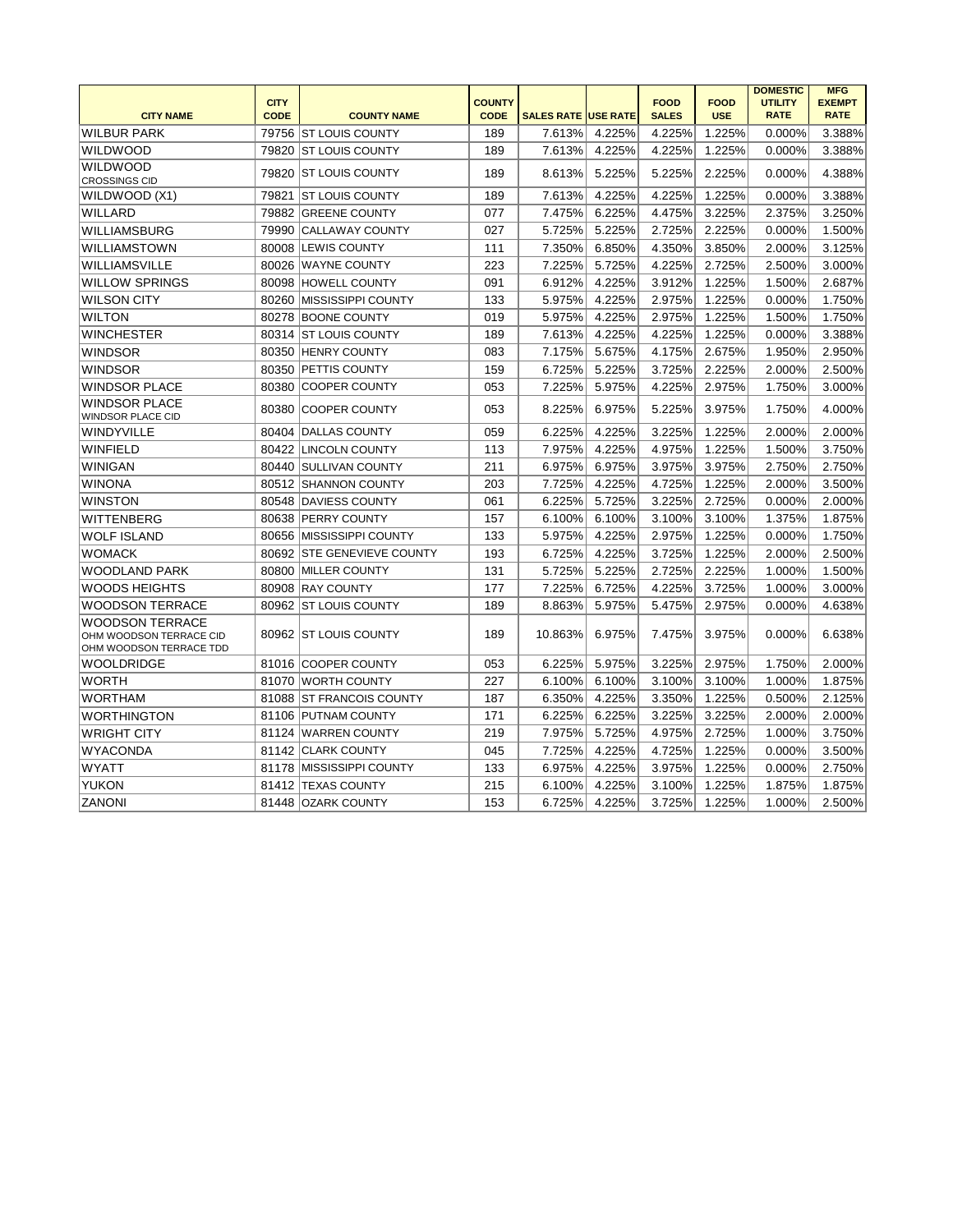| CITY NAME | CITY CODE | COUNTY NAME | COUNTY CODE | SALES RATE | USE RATE | FOOD SALES | FOOD USE | DOMESTIC UTILITY RATE | MFG EXEMPT RATE |
|---|---|---|---|---|---|---|---|---|---|
| WILBUR PARK | 79756 | ST LOUIS COUNTY | 189 | 7.613% | 4.225% | 4.225% | 1.225% | 0.000% | 3.388% |
| WILDWOOD | 79820 | ST LOUIS COUNTY | 189 | 7.613% | 4.225% | 4.225% | 1.225% | 0.000% | 3.388% |
| WILDWOOD CROSSINGS CID | 79820 | ST LOUIS COUNTY | 189 | 8.613% | 5.225% | 5.225% | 2.225% | 0.000% | 4.388% |
| WILDWOOD (X1) | 79821 | ST LOUIS COUNTY | 189 | 7.613% | 4.225% | 4.225% | 1.225% | 0.000% | 3.388% |
| WILLARD | 79882 | GREENE COUNTY | 077 | 7.475% | 6.225% | 4.475% | 3.225% | 2.375% | 3.250% |
| WILLIAMSBURG | 79990 | CALLAWAY COUNTY | 027 | 5.725% | 5.225% | 2.725% | 2.225% | 0.000% | 1.500% |
| WILLIAMSTOWN | 80008 | LEWIS COUNTY | 111 | 7.350% | 6.850% | 4.350% | 3.850% | 2.000% | 3.125% |
| WILLIAMSVILLE | 80026 | WAYNE COUNTY | 223 | 7.225% | 5.725% | 4.225% | 2.725% | 2.500% | 3.000% |
| WILLOW SPRINGS | 80098 | HOWELL COUNTY | 091 | 6.912% | 4.225% | 3.912% | 1.225% | 1.500% | 2.687% |
| WILSON CITY | 80260 | MISSISSIPPI COUNTY | 133 | 5.975% | 4.225% | 2.975% | 1.225% | 0.000% | 1.750% |
| WILTON | 80278 | BOONE COUNTY | 019 | 5.975% | 4.225% | 2.975% | 1.225% | 1.500% | 1.750% |
| WINCHESTER | 80314 | ST LOUIS COUNTY | 189 | 7.613% | 4.225% | 4.225% | 1.225% | 0.000% | 3.388% |
| WINDSOR | 80350 | HENRY COUNTY | 083 | 7.175% | 5.675% | 4.175% | 2.675% | 1.950% | 2.950% |
| WINDSOR | 80350 | PETTIS COUNTY | 159 | 6.725% | 5.225% | 3.725% | 2.225% | 2.000% | 2.500% |
| WINDSOR PLACE | 80380 | COOPER COUNTY | 053 | 7.225% | 5.975% | 4.225% | 2.975% | 1.750% | 3.000% |
| WINDSOR PLACE WINDSOR PLACE CID | 80380 | COOPER COUNTY | 053 | 8.225% | 6.975% | 5.225% | 3.975% | 1.750% | 4.000% |
| WINDYVILLE | 80404 | DALLAS COUNTY | 059 | 6.225% | 4.225% | 3.225% | 1.225% | 2.000% | 2.000% |
| WINFIELD | 80422 | LINCOLN COUNTY | 113 | 7.975% | 4.225% | 4.975% | 1.225% | 1.500% | 3.750% |
| WINIGAN | 80440 | SULLIVAN COUNTY | 211 | 6.975% | 6.975% | 3.975% | 3.975% | 2.750% | 2.750% |
| WINONA | 80512 | SHANNON COUNTY | 203 | 7.725% | 4.225% | 4.725% | 1.225% | 2.000% | 3.500% |
| WINSTON | 80548 | DAVIESS COUNTY | 061 | 6.225% | 5.725% | 3.225% | 2.725% | 0.000% | 2.000% |
| WITTENBERG | 80638 | PERRY COUNTY | 157 | 6.100% | 6.100% | 3.100% | 3.100% | 1.375% | 1.875% |
| WOLF ISLAND | 80656 | MISSISSIPPI COUNTY | 133 | 5.975% | 4.225% | 2.975% | 1.225% | 0.000% | 1.750% |
| WOMACK | 80692 | STE GENEVIEVE COUNTY | 193 | 6.725% | 4.225% | 3.725% | 1.225% | 2.000% | 2.500% |
| WOODLAND PARK | 80800 | MILLER COUNTY | 131 | 5.725% | 5.225% | 2.725% | 2.225% | 1.000% | 1.500% |
| WOODS HEIGHTS | 80908 | RAY COUNTY | 177 | 7.225% | 6.725% | 4.225% | 3.725% | 1.000% | 3.000% |
| WOODSON TERRACE | 80962 | ST LOUIS COUNTY | 189 | 8.863% | 5.975% | 5.475% | 2.975% | 0.000% | 4.638% |
| WOODSON TERRACE OHM WOODSON TERRACE CID OHM WOODSON TERRACE TDD | 80962 | ST LOUIS COUNTY | 189 | 10.863% | 6.975% | 7.475% | 3.975% | 0.000% | 6.638% |
| WOOLDRIDGE | 81016 | COOPER COUNTY | 053 | 6.225% | 5.975% | 3.225% | 2.975% | 1.750% | 2.000% |
| WORTH | 81070 | WORTH COUNTY | 227 | 6.100% | 6.100% | 3.100% | 3.100% | 1.000% | 1.875% |
| WORTHAM | 81088 | ST FRANCOIS COUNTY | 187 | 6.350% | 4.225% | 3.350% | 1.225% | 0.500% | 2.125% |
| WORTHINGTON | 81106 | PUTNAM COUNTY | 171 | 6.225% | 6.225% | 3.225% | 3.225% | 2.000% | 2.000% |
| WRIGHT CITY | 81124 | WARREN COUNTY | 219 | 7.975% | 5.725% | 4.975% | 2.725% | 1.000% | 3.750% |
| WYACONDA | 81142 | CLARK COUNTY | 045 | 7.725% | 4.225% | 4.725% | 1.225% | 0.000% | 3.500% |
| WYATT | 81178 | MISSISSIPPI COUNTY | 133 | 6.975% | 4.225% | 3.975% | 1.225% | 0.000% | 2.750% |
| YUKON | 81412 | TEXAS COUNTY | 215 | 6.100% | 4.225% | 3.100% | 1.225% | 1.875% | 1.875% |
| ZANONI | 81448 | OZARK COUNTY | 153 | 6.725% | 4.225% | 3.725% | 1.225% | 1.000% | 2.500% |